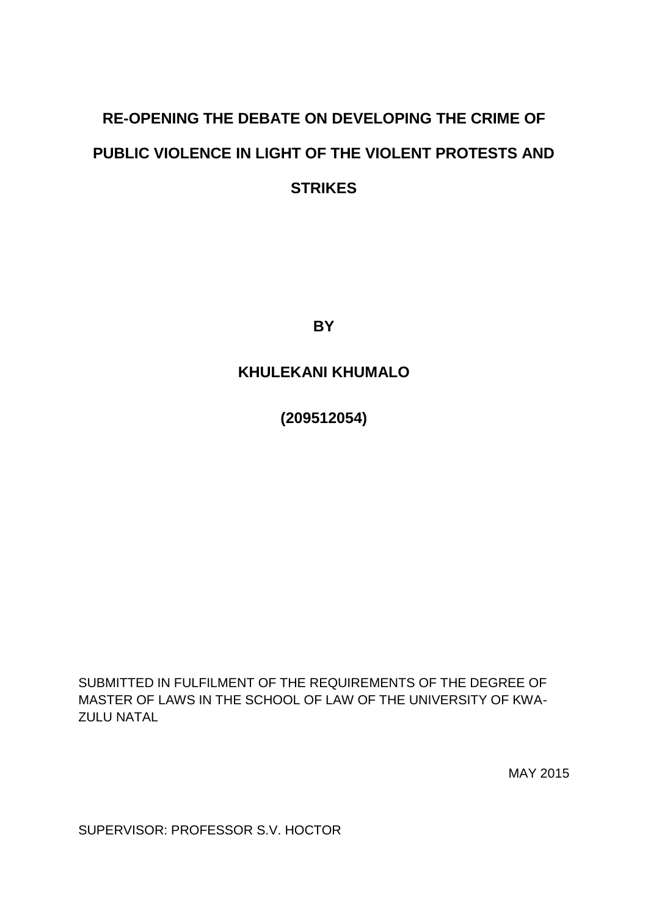# RE-OPENING THE DEBATE ON DEVELOPING THE CRIME OF PUBLIC VIOLENCE IN LIGHT OF THE VIOLENT PROTESTS AND STRIKES

**BY**

**KHULEKANI KHUMALO**

**(209512054)**

SUBMITTED IN FULFILMENT OF THE REQUIREMENTS OF THE DEGREE OF MASTER OF LAWS IN THE SCHOOL OF LAW OF THE UNIVERSITY OF KWA-ZULU NATAL

MAY 2015

SUPERVISOR: PROFESSOR S.V. HOCTOR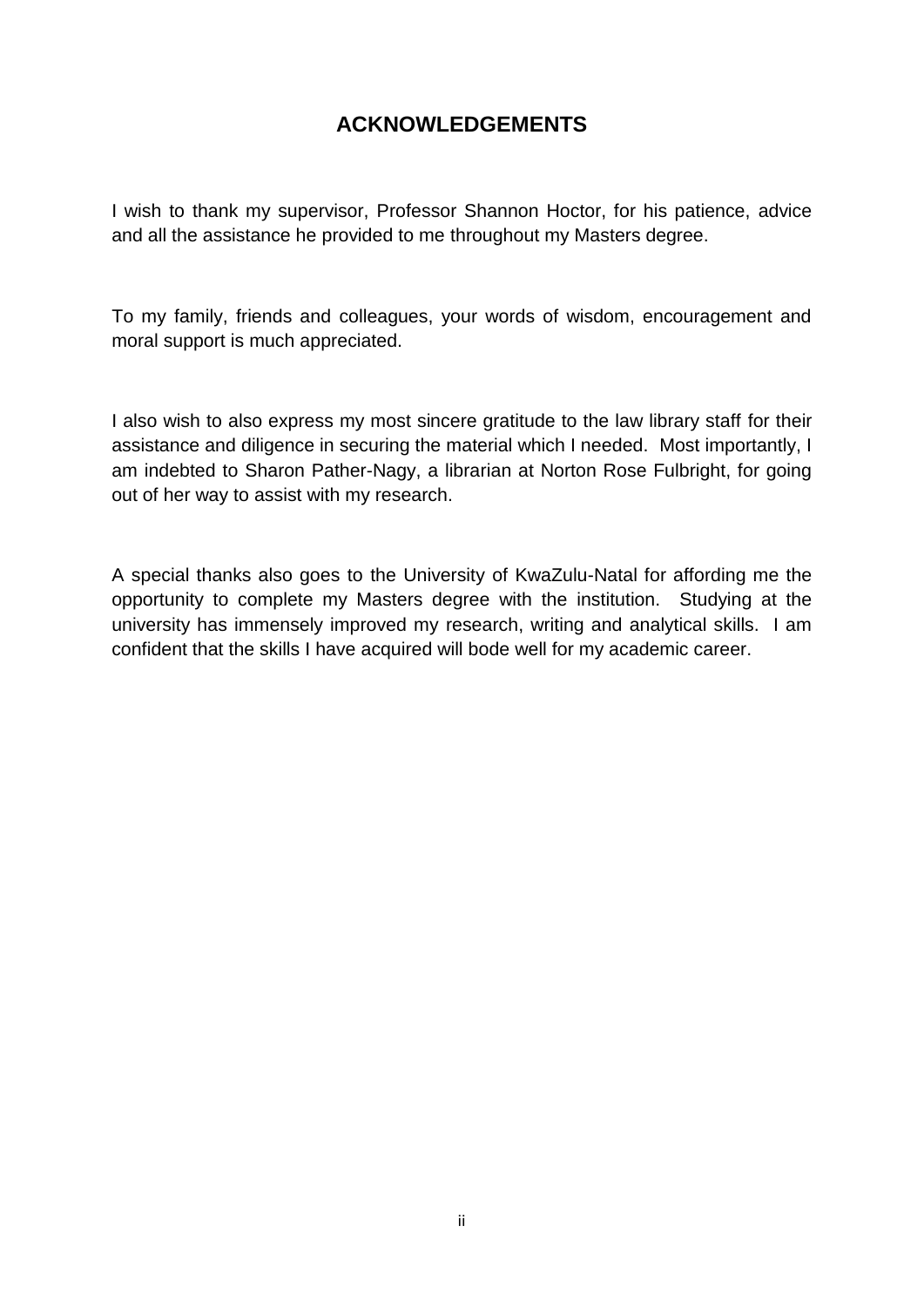# ACKNOWLEDGEMENTS

I wish to thank my supervisor, Professor Shannon Hoctor, for his patience, advice and all the assistance he provided to me throughout my Masters degree.

To my family, friends and colleagues, your words of wisdom, encouragement and moral support is much appreciated.

I also wish to also express my most sincere gratitude to the law library staff for their assistance and diligence in securing the material which I needed. Most importantly, I am indebted to Sharon Pather-Nagy, a librarian at Norton Rose Fulbright, for going out of her way to assist with my research.

A special thanks also goes to the University of KwaZulu-Natal for affording me the opportunity to complete my Masters degree with the institution. Studying at the university has immensely improved my research, writing and analytical skills. I am confident that the skills I have acquired will bode well for my academic career.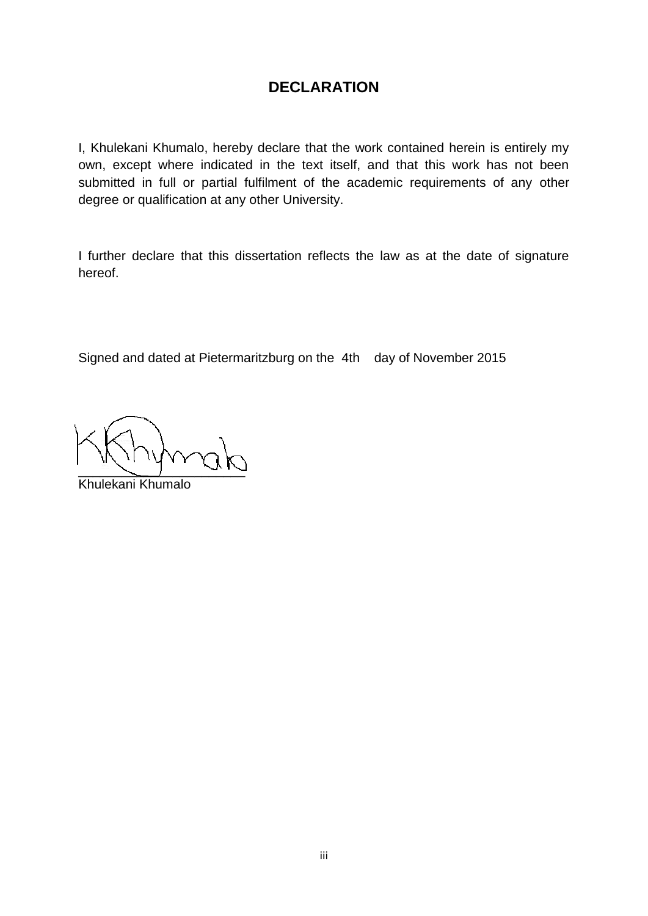# DECLARATION

I, Khulekani Khumalo, hereby declare that the work contained herein is entirely my own, except where indicated in the text itself, and that this work has not been submitted in full or partial fulfilment of the academic requirements of any other degree or qualification at any other University.

I further declare that this dissertation reflects the law as at the date of signature hereof.

Signed and dated at Pietermaritzburg on the 4th day of November 2015

\_\_\_\_\_\_\_\_\_\_\_\_\_\_\_\_\_\_\_\_\_\_\_\_\_\_

Khulekani Khumalo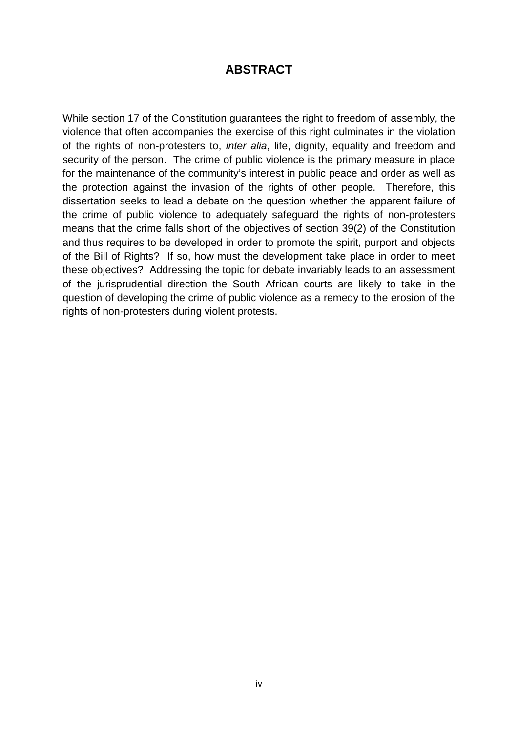# ABSTRACT

While section 17 of the Constitution guarantees the right to freedom of assembly, the violence that often accompanies the exercise of this right culminates in the violation of the rights of non-protesters to, *inter alia*, life, dignity, equality and freedom and security of the person. The crime of public violence is the primary measure in place for the maintenance of the community's interest in public peace and order as well as the protection against the invasion of the rights of other people. Therefore, this dissertation seeks to lead a debate on the question whether the apparent failure of the crime of public violence to adequately safeguard the rights of non-protesters means that the crime falls short of the objectives of section 39(2) of the Constitution and thus requires to be developed in order to promote the spirit, purport and objects of the Bill of Rights? If so, how must the development take place in order to meet these objectives? Addressing the topic for debate invariably leads to an assessment of the jurisprudential direction the South African courts are likely to take in the question of developing the crime of public violence as a remedy to the erosion of the rights of non-protesters during violent protests.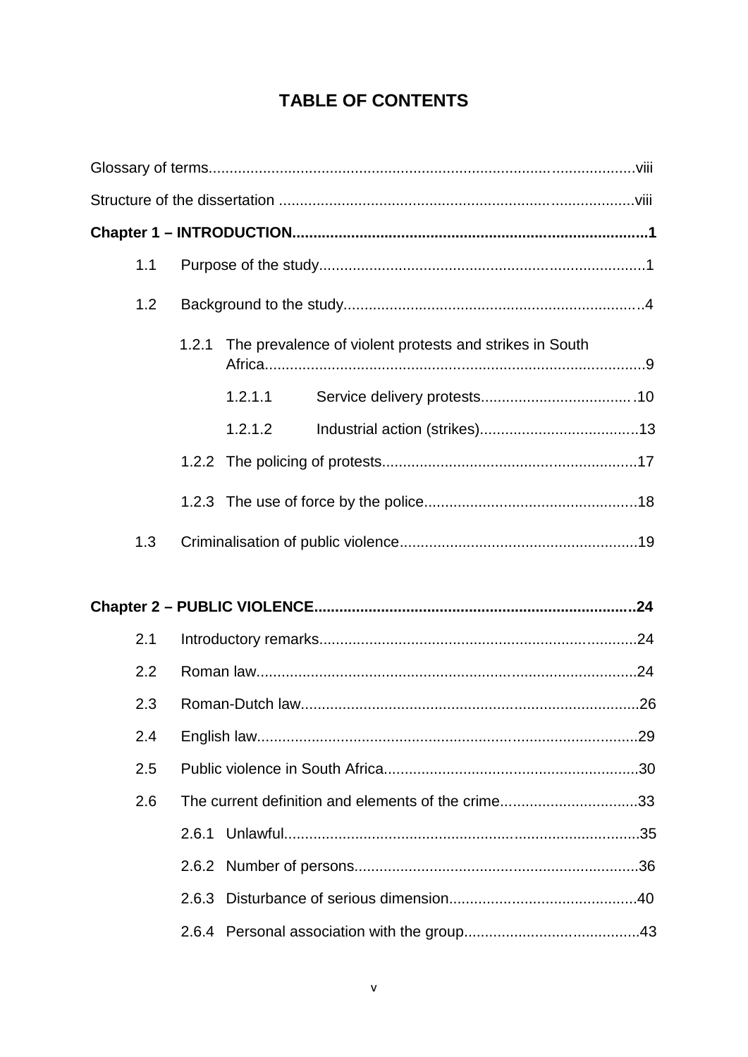# TABLE OF CONTENTS

Glossary of terms....................................................................................................viii

Structure of the dissertation ....................................................................................viii

**Chapter 1 – INTRODUCTION....................................................................................1**

1.1 Purpose of the study.............................................................................1

1.2 Background to the study.......................................................................4

1.2.1 The prevalence of violent protests and strikes in South Africa..........................................................................................9

1.2.1.1 Service delivery protests....................................10

1.2.1.2 Industrial action (strikes)......................................13

1.2.2 The policing of protests............................................................17

1.2.3 The use of force by the police..................................................18

1.3 Criminalisation of public violence.........................................................19

**Chapter 2 – PUBLIC VIOLENCE.............................................................................24**

2.1 Introductory remarks............................................................................24

2.2 Roman law...........................................................................................24

2.3 Roman-Dutch law.................................................................................26

2.4 English law...........................................................................................29

2.5 Public violence in South Africa.............................................................30

2.6 The current definition and elements of the crime.................................33

2.6.1 Unlawful....................................................................................35

2.6.2 Number of persons...................................................................36

2.6.3 Disturbance of serious dimension............................................40

2.6.4 Personal association with the group.........................................43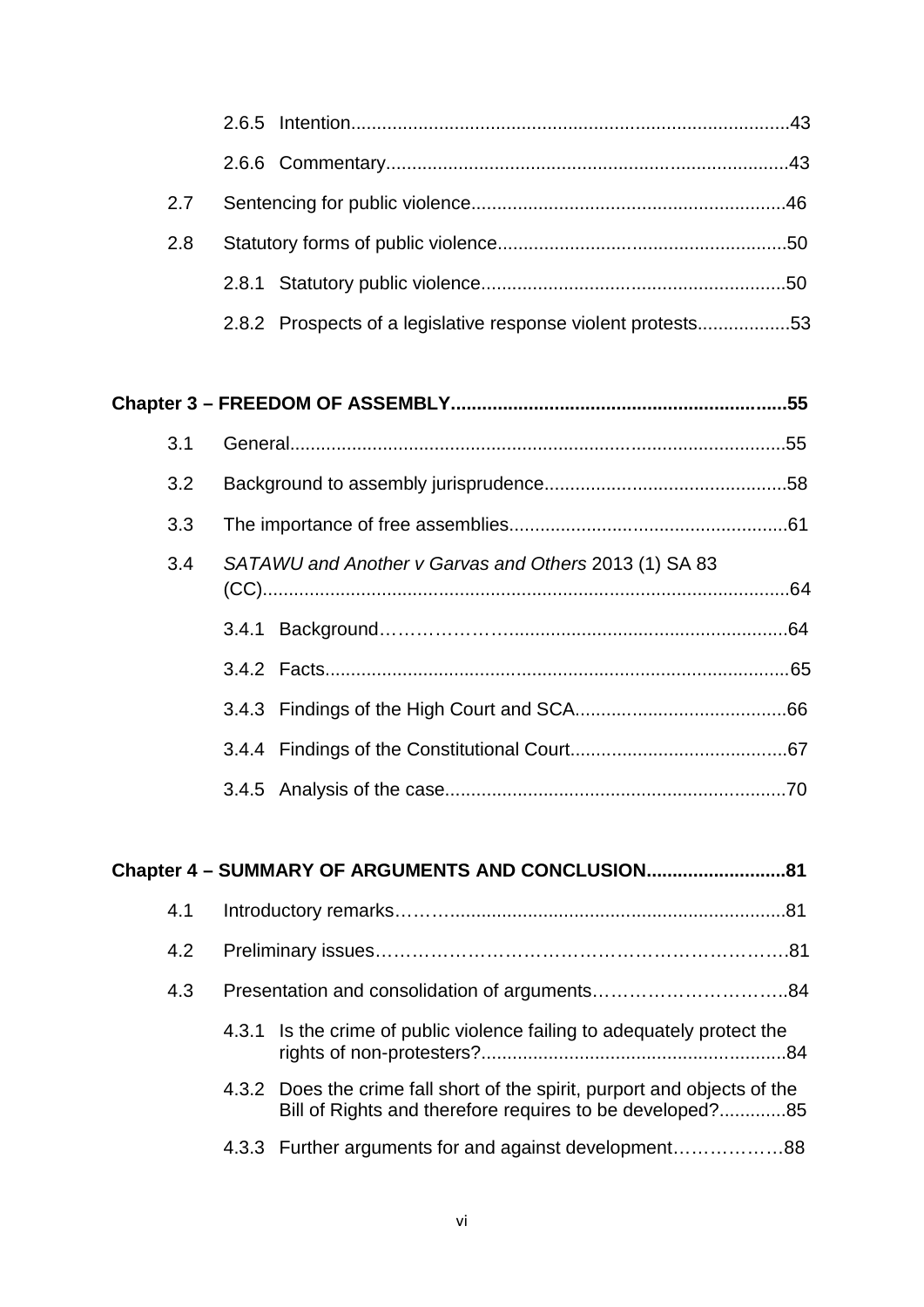2.6.5 Intention....................................................................................43

2.6.6 Commentary.............................................................................43

2.7 Sentencing for public violence............................................................46

2.8 Statutory forms of public violence.......................................................50

2.8.1 Statutory public violence...........................................................50

2.8.2 Prospects of a legislative response violent protests..................53

**Chapter 3 – FREEDOM OF ASSEMBLY................................................................55**

3.1 General...............................................................................................55

3.2 Background to assembly jurisprudence..............................................58

3.3 The importance of free assemblies.....................................................61

3.4 *SATAWU and Another v Garvas and Others* 2013 (1) SA 83 (CC).....................................................................................................64

3.4.1 Background……………………......................................................64

3.4.2 Facts.........................................................................................65

3.4.3 Findings of the High Court and SCA.........................................66

3.4.4 Findings of the Constitutional Court..........................................67

3.4.5 Analysis of the case.................................................................70

**Chapter 4 – SUMMARY OF ARGUMENTS AND CONCLUSION...........................81**

4.1 Introductory remarks………................................................................81

4.2 Preliminary issues……………………………………………………………81

4.3 Presentation and consolidation of arguments…………………………..84

4.3.1 Is the crime of public violence failing to adequately protect the rights of non-protesters?...........................................................84

4.3.2 Does the crime fall short of the spirit, purport and objects of the Bill of Rights and therefore requires to be developed?.............85

4.3.3 Further arguments for and against development…………….88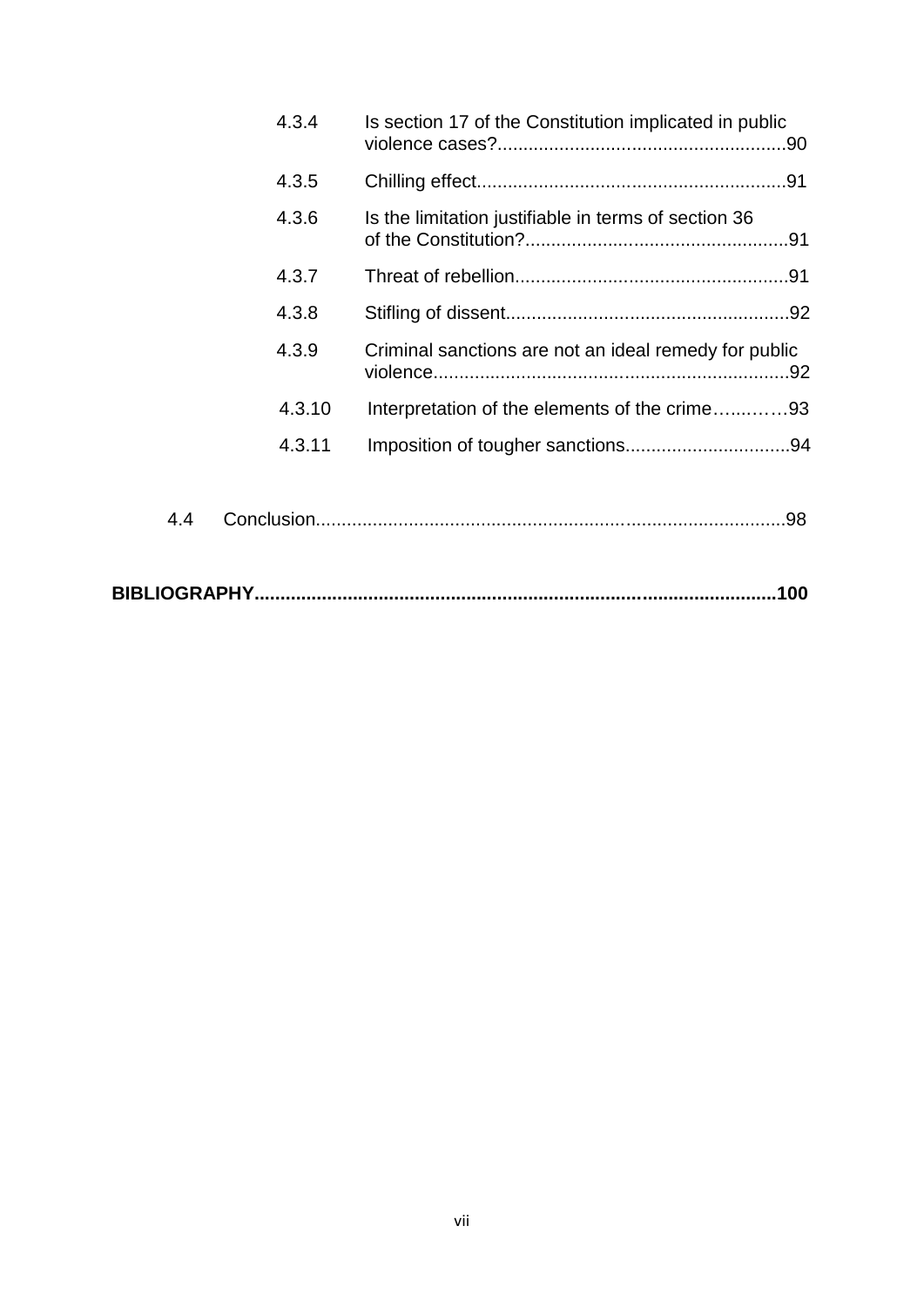4.3.4 Is section 17 of the Constitution implicated in public violence cases?.......................................................90

4.3.5 Chilling effect...........................................................91

4.3.6 Is the limitation justifiable in terms of section 36 of the Constitution?..................................................91

4.3.7 Threat of rebellion....................................................91

4.3.8 Stifling of dissent......................................................92

4.3.9 Criminal sanctions are not an ideal remedy for public violence....................................................................92

4.3.10 Interpretation of the elements of the crime…...……93

4.3.11 Imposition of tougher sanctions................................94

4.4 Conclusion..........................................................................................98

**BIBLIOGRAPHY...................................................................................................100**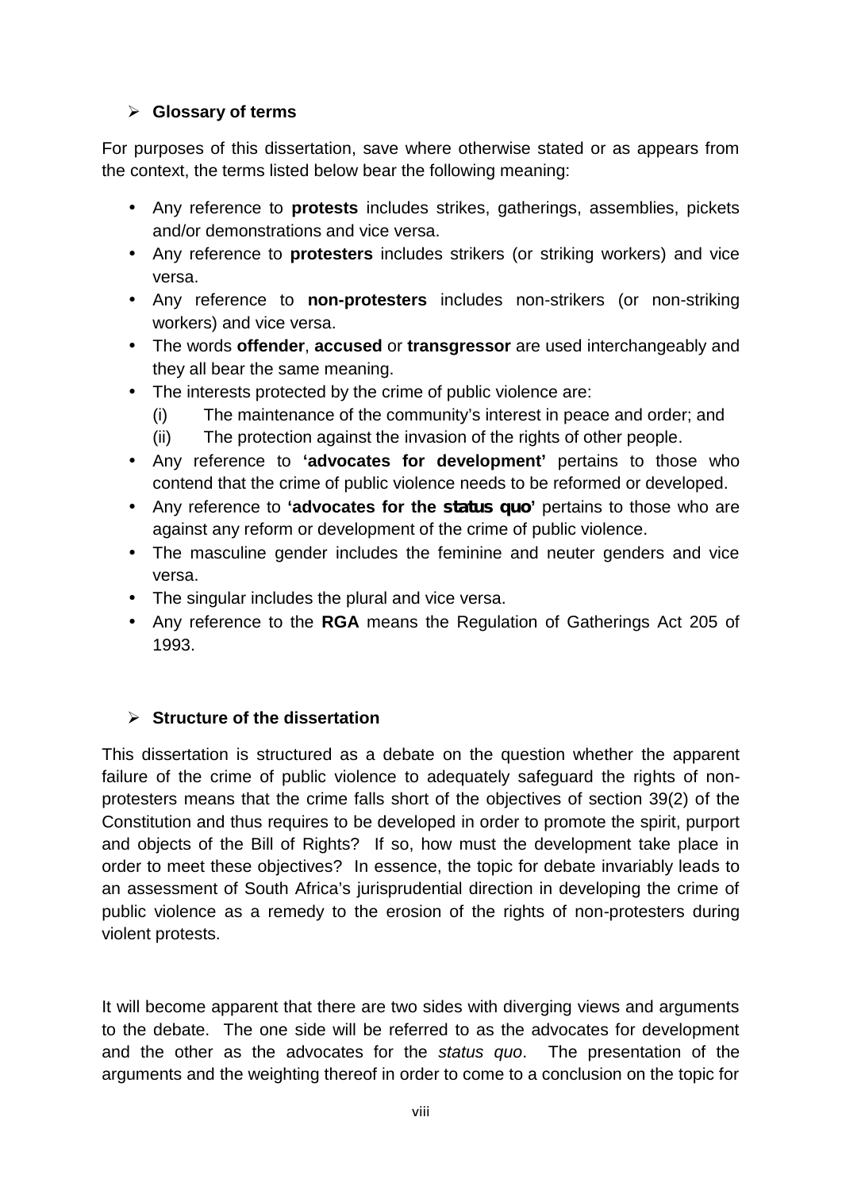- **Glossary of terms**

For purposes of this dissertation, save where otherwise stated or as appears from the context, the terms listed below bear the following meaning:

- Any reference to **protests** includes strikes, gatherings, assemblies, pickets and/or demonstrations and vice versa.
- Any reference to **protesters** includes strikers (or striking workers) and vice versa.
- Any reference to **non-protesters** includes non-strikers (or non-striking workers) and vice versa.
- The words **offender**, **accused** or **transgressor** are used interchangeably and they all bear the same meaning.
- The interests protected by the crime of public violence are:
  - (i) The maintenance of the community's interest in peace and order; and
  - (ii) The protection against the invasion of the rights of other people.
- Any reference to **'advocates for development'** pertains to those who contend that the crime of public violence needs to be reformed or developed.
- Any reference to **'advocates for the *status quo*'** pertains to those who are against any reform or development of the crime of public violence.
- The masculine gender includes the feminine and neuter genders and vice versa.
- The singular includes the plural and vice versa.
- Any reference to the **RGA** means the Regulation of Gatherings Act 205 of 1993.

- **Structure of the dissertation**

This dissertation is structured as a debate on the question whether the apparent failure of the crime of public violence to adequately safeguard the rights of non-protesters means that the crime falls short of the objectives of section 39(2) of the Constitution and thus requires to be developed in order to promote the spirit, purport and objects of the Bill of Rights? If so, how must the development take place in order to meet these objectives? In essence, the topic for debate invariably leads to an assessment of South Africa's jurisprudential direction in developing the crime of public violence as a remedy to the erosion of the rights of non-protesters during violent protests.

It will become apparent that there are two sides with diverging views and arguments to the debate. The one side will be referred to as the advocates for development and the other as the advocates for the *status quo*. The presentation of the arguments and the weighting thereof in order to come to a conclusion on the topic for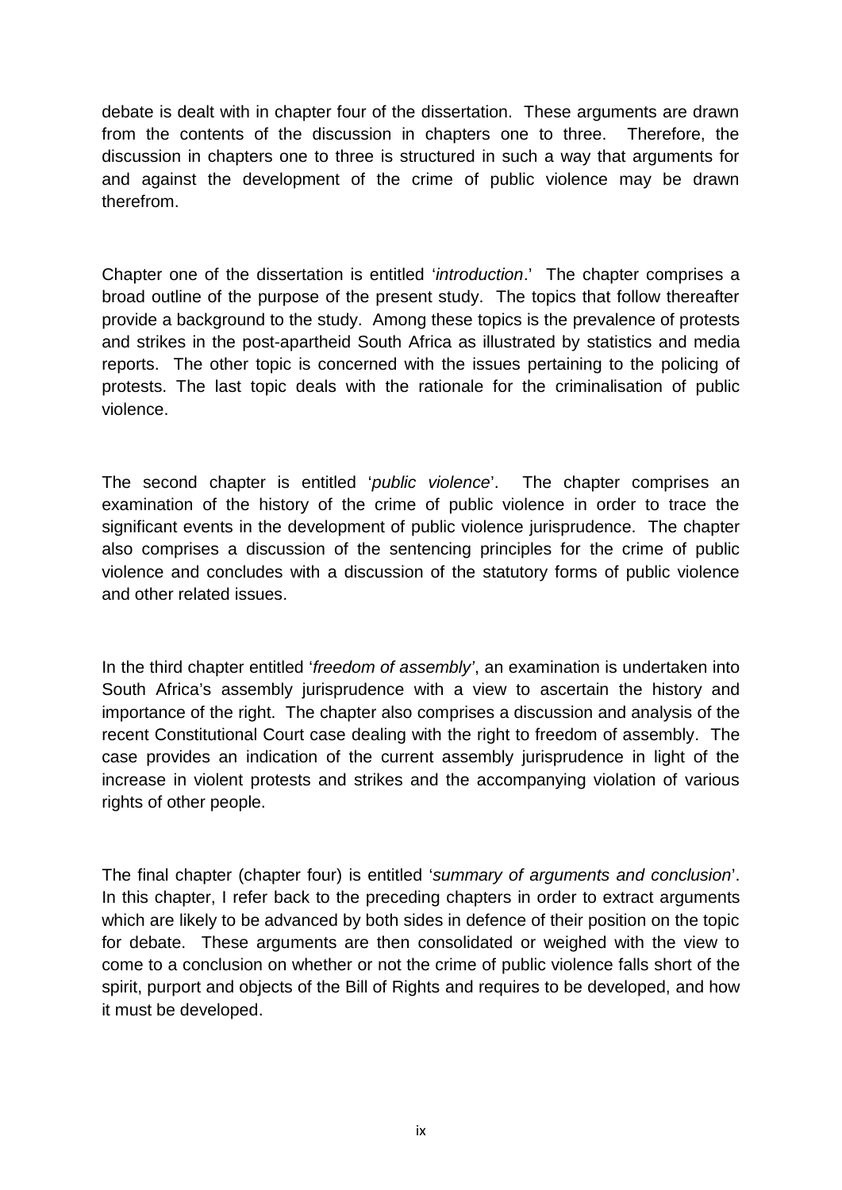debate is dealt with in chapter four of the dissertation. These arguments are drawn from the contents of the discussion in chapters one to three. Therefore, the discussion in chapters one to three is structured in such a way that arguments for and against the development of the crime of public violence may be drawn therefrom.

Chapter one of the dissertation is entitled '*introduction*.' The chapter comprises a broad outline of the purpose of the present study. The topics that follow thereafter provide a background to the study. Among these topics is the prevalence of protests and strikes in the post-apartheid South Africa as illustrated by statistics and media reports. The other topic is concerned with the issues pertaining to the policing of protests. The last topic deals with the rationale for the criminalisation of public violence.

The second chapter is entitled '*public violence*'. The chapter comprises an examination of the history of the crime of public violence in order to trace the significant events in the development of public violence jurisprudence. The chapter also comprises a discussion of the sentencing principles for the crime of public violence and concludes with a discussion of the statutory forms of public violence and other related issues.

In the third chapter entitled '*freedom of assembly'*, an examination is undertaken into South Africa's assembly jurisprudence with a view to ascertain the history and importance of the right. The chapter also comprises a discussion and analysis of the recent Constitutional Court case dealing with the right to freedom of assembly. The case provides an indication of the current assembly jurisprudence in light of the increase in violent protests and strikes and the accompanying violation of various rights of other people.

The final chapter (chapter four) is entitled '*summary of arguments and conclusion*'. In this chapter, I refer back to the preceding chapters in order to extract arguments which are likely to be advanced by both sides in defence of their position on the topic for debate. These arguments are then consolidated or weighed with the view to come to a conclusion on whether or not the crime of public violence falls short of the spirit, purport and objects of the Bill of Rights and requires to be developed, and how it must be developed.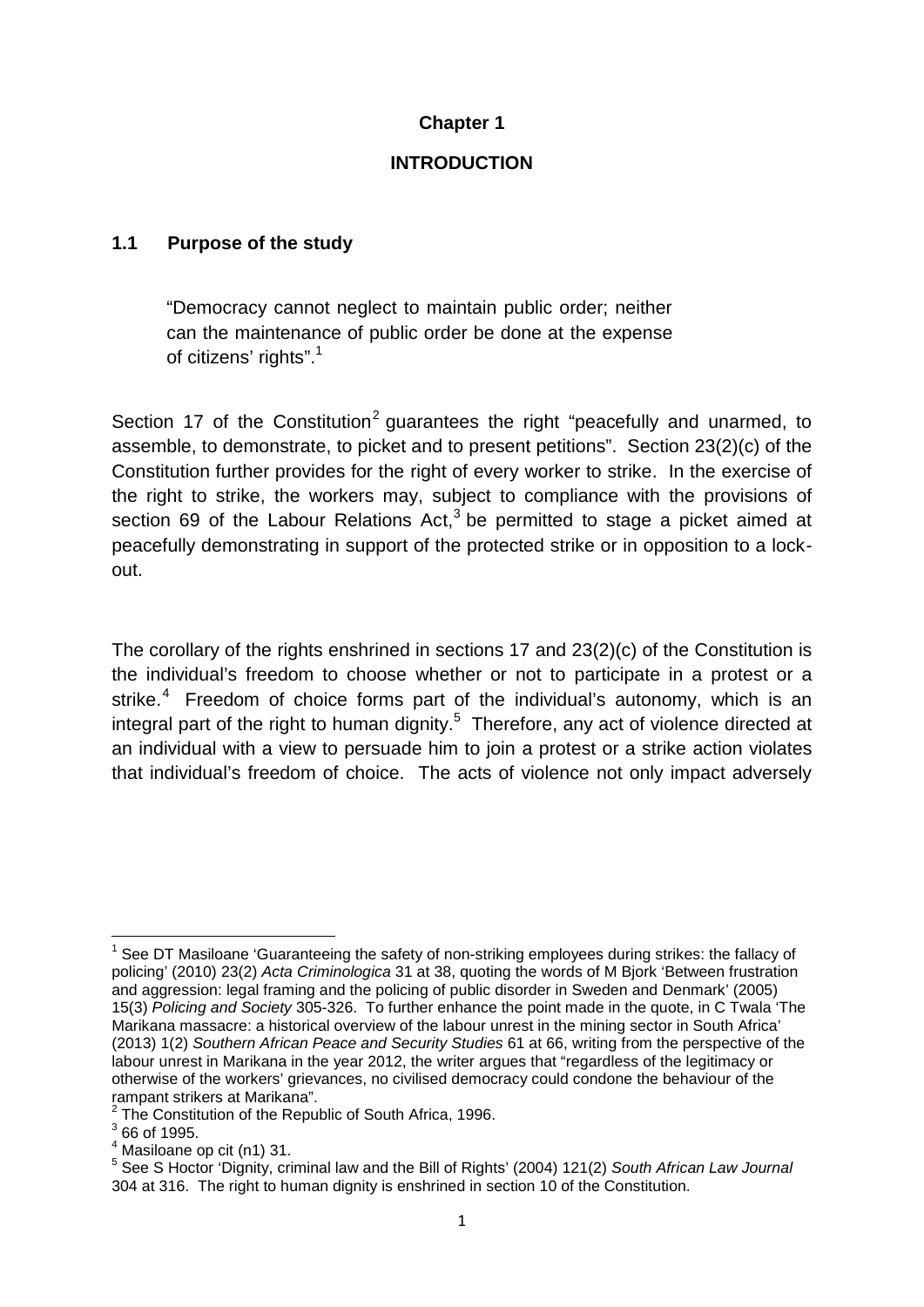# Chapter 1

## INTRODUCTION

### 1.1 Purpose of the study

> "Democracy cannot neglect to maintain public order; neither can the maintenance of public order be done at the expense of citizens' rights".[1]

Section 17 of the Constitution[2] guarantees the right "peacefully and unarmed, to assemble, to demonstrate, to picket and to present petitions". Section 23(2)(c) of the Constitution further provides for the right of every worker to strike. In the exercise of the right to strike, the workers may, subject to compliance with the provisions of section 69 of the Labour Relations Act,[3] be permitted to stage a picket aimed at peacefully demonstrating in support of the protected strike or in opposition to a lock-out.

The corollary of the rights enshrined in sections 17 and 23(2)(c) of the Constitution is the individual's freedom to choose whether or not to participate in a protest or a strike.[4] Freedom of choice forms part of the individual's autonomy, which is an integral part of the right to human dignity.[5] Therefore, any act of violence directed at an individual with a view to persuade him to join a protest or a strike action violates that individual's freedom of choice. The acts of violence not only impact adversely

---

[1] See DT Masiloane 'Guaranteeing the safety of non-striking employees during strikes: the fallacy of policing' (2010) 23(2) *Acta Criminologica* 31 at 38, quoting the words of M Bjork 'Between frustration and aggression: legal framing and the policing of public disorder in Sweden and Denmark' (2005) 15(3) *Policing and Society* 305-326. To further enhance the point made in the quote, in C Twala 'The Marikana massacre: a historical overview of the labour unrest in the mining sector in South Africa' (2013) 1(2) *Southern African Peace and Security Studies* 61 at 66, writing from the perspective of the labour unrest in Marikana in the year 2012, the writer argues that "regardless of the legitimacy or otherwise of the workers' grievances, no civilised democracy could condone the behaviour of the rampant strikers at Marikana".

[2] The Constitution of the Republic of South Africa, 1996.

[3] 66 of 1995.

[4] Masiloane op cit (n1) 31.

[5] See S Hoctor 'Dignity, criminal law and the Bill of Rights' (2004) 121(2) *South African Law Journal* 304 at 316. The right to human dignity is enshrined in section 10 of the Constitution.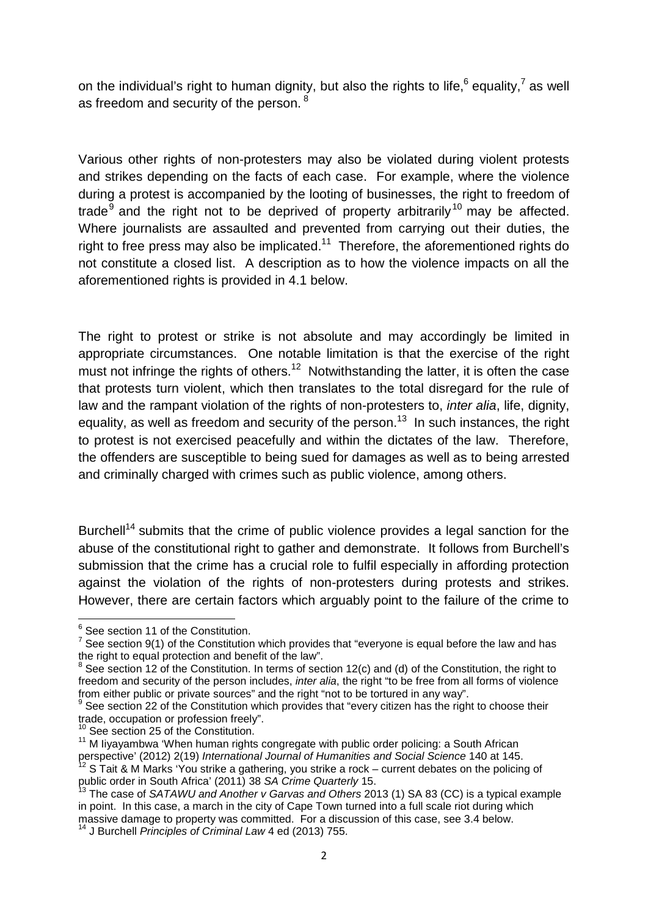on the individual's right to human dignity, but also the rights to life,[6] equality,[7] as well as freedom and security of the person.[8]

Various other rights of non-protesters may also be violated during violent protests and strikes depending on the facts of each case. For example, where the violence during a protest is accompanied by the looting of businesses, the right to freedom of trade[9] and the right not to be deprived of property arbitrarily[10] may be affected. Where journalists are assaulted and prevented from carrying out their duties, the right to free press may also be implicated.[11] Therefore, the aforementioned rights do not constitute a closed list. A description as to how the violence impacts on all the aforementioned rights is provided in 4.1 below.

The right to protest or strike is not absolute and may accordingly be limited in appropriate circumstances. One notable limitation is that the exercise of the right must not infringe the rights of others.[12] Notwithstanding the latter, it is often the case that protests turn violent, which then translates to the total disregard for the rule of law and the rampant violation of the rights of non-protesters to, *inter alia*, life, dignity, equality, as well as freedom and security of the person.[13] In such instances, the right to protest is not exercised peacefully and within the dictates of the law. Therefore, the offenders are susceptible to being sued for damages as well as to being arrested and criminally charged with crimes such as public violence, among others.

Burchell[14] submits that the crime of public violence provides a legal sanction for the abuse of the constitutional right to gather and demonstrate. It follows from Burchell's submission that the crime has a crucial role to fulfil especially in affording protection against the violation of the rights of non-protesters during protests and strikes. However, there are certain factors which arguably point to the failure of the crime to

---

[6] See section 11 of the Constitution.

[7] See section 9(1) of the Constitution which provides that "everyone is equal before the law and has the right to equal protection and benefit of the law".

[8] See section 12 of the Constitution. In terms of section 12(c) and (d) of the Constitution, the right to freedom and security of the person includes, *inter alia*, the right "to be free from all forms of violence from either public or private sources" and the right "not to be tortured in any way".

[9] See section 22 of the Constitution which provides that "every citizen has the right to choose their trade, occupation or profession freely".

[10] See section 25 of the Constitution.

[11] M Iiyayambwa 'When human rights congregate with public order policing: a South African perspective' (2012) 2(19) *International Journal of Humanities and Social Science* 140 at 145.

[12] S Tait & M Marks 'You strike a gathering, you strike a rock – current debates on the policing of public order in South Africa' (2011) 38 *SA Crime Quarterly* 15.

[13] The case of *SATAWU and Another v Garvas and Others* 2013 (1) SA 83 (CC) is a typical example in point. In this case, a march in the city of Cape Town turned into a full scale riot during which massive damage to property was committed. For a discussion of this case, see 3.4 below.

[14] J Burchell *Principles of Criminal Law* 4 ed (2013) 755.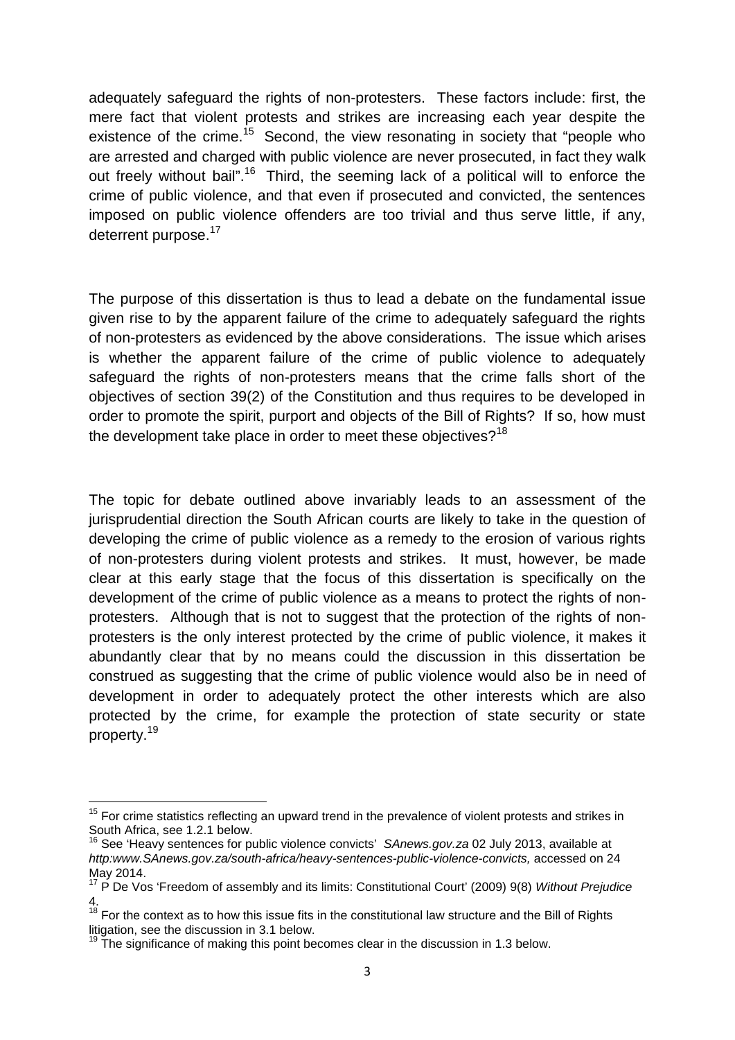adequately safeguard the rights of non-protesters. These factors include: first, the mere fact that violent protests and strikes are increasing each year despite the existence of the crime.[15] Second, the view resonating in society that "people who are arrested and charged with public violence are never prosecuted, in fact they walk out freely without bail".[16] Third, the seeming lack of a political will to enforce the crime of public violence, and that even if prosecuted and convicted, the sentences imposed on public violence offenders are too trivial and thus serve little, if any, deterrent purpose.[17]

The purpose of this dissertation is thus to lead a debate on the fundamental issue given rise to by the apparent failure of the crime to adequately safeguard the rights of non-protesters as evidenced by the above considerations. The issue which arises is whether the apparent failure of the crime of public violence to adequately safeguard the rights of non-protesters means that the crime falls short of the objectives of section 39(2) of the Constitution and thus requires to be developed in order to promote the spirit, purport and objects of the Bill of Rights? If so, how must the development take place in order to meet these objectives?[18]

The topic for debate outlined above invariably leads to an assessment of the jurisprudential direction the South African courts are likely to take in the question of developing the crime of public violence as a remedy to the erosion of various rights of non-protesters during violent protests and strikes. It must, however, be made clear at this early stage that the focus of this dissertation is specifically on the development of the crime of public violence as a means to protect the rights of non-protesters. Although that is not to suggest that the protection of the rights of non-protesters is the only interest protected by the crime of public violence, it makes it abundantly clear that by no means could the discussion in this dissertation be construed as suggesting that the crime of public violence would also be in need of development in order to adequately protect the other interests which are also protected by the crime, for example the protection of state security or state property.[19]

---

[15] For crime statistics reflecting an upward trend in the prevalence of violent protests and strikes in South Africa, see 1.2.1 below.

[16] See 'Heavy sentences for public violence convicts' *SAnews.gov.za* 02 July 2013, available at *http:www.SAnews.gov.za/south-africa/heavy-sentences-public-violence-convicts,* accessed on 24 May 2014.

[17] P De Vos 'Freedom of assembly and its limits: Constitutional Court' (2009) 9(8) *Without Prejudice* 4.

[18] For the context as to how this issue fits in the constitutional law structure and the Bill of Rights litigation, see the discussion in 3.1 below.

[19] The significance of making this point becomes clear in the discussion in 1.3 below.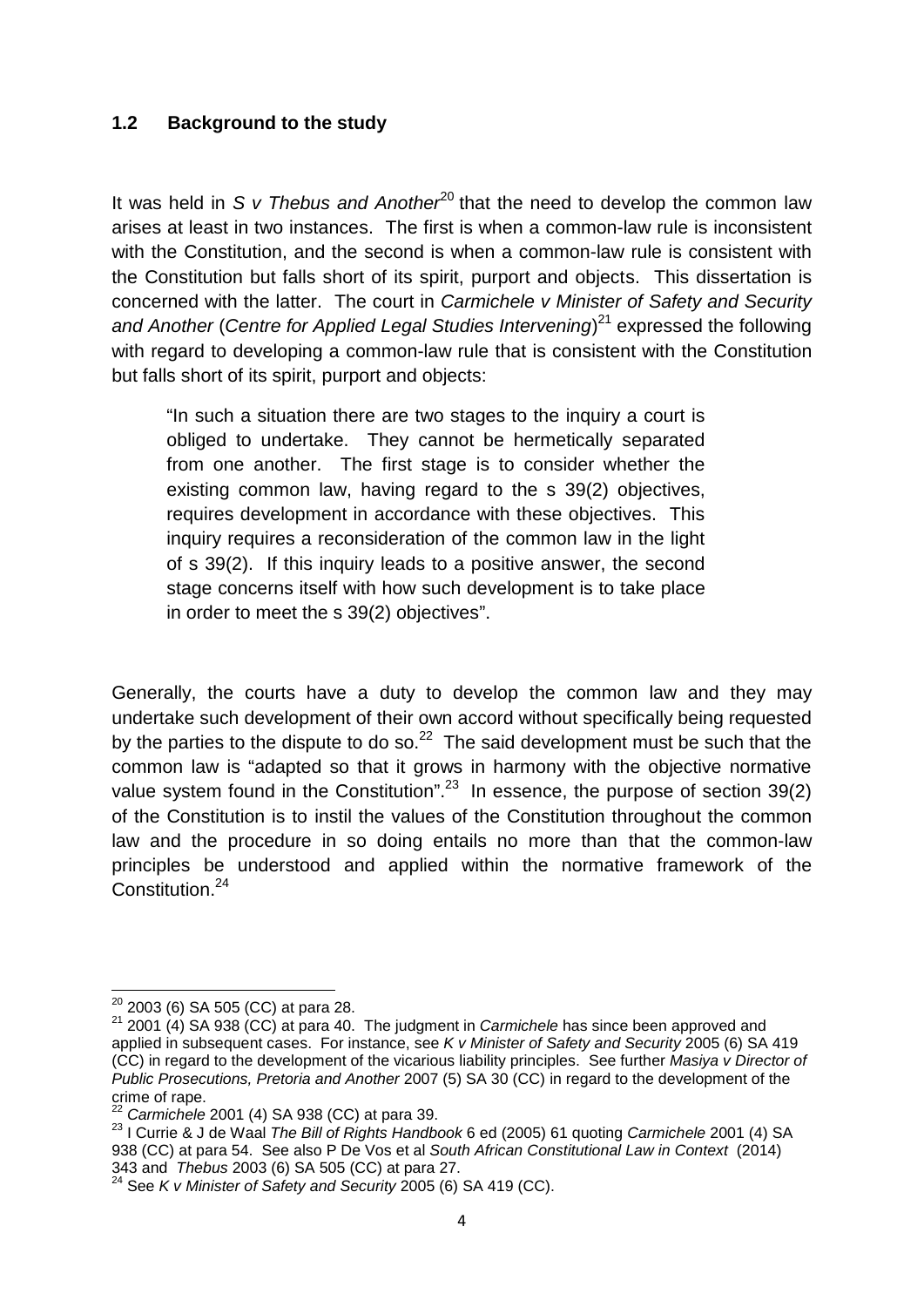### 1.2 Background to the study

It was held in *S v Thebus and Another*[20] that the need to develop the common law arises at least in two instances. The first is when a common-law rule is inconsistent with the Constitution, and the second is when a common-law rule is consistent with the Constitution but falls short of its spirit, purport and objects. This dissertation is concerned with the latter. The court in *Carmichele v Minister of Safety and Security and Another* (*Centre for Applied Legal Studies Intervening*)[21] expressed the following with regard to developing a common-law rule that is consistent with the Constitution but falls short of its spirit, purport and objects:

> "In such a situation there are two stages to the inquiry a court is obliged to undertake. They cannot be hermetically separated from one another. The first stage is to consider whether the existing common law, having regard to the s 39(2) objectives, requires development in accordance with these objectives. This inquiry requires a reconsideration of the common law in the light of s 39(2). If this inquiry leads to a positive answer, the second stage concerns itself with how such development is to take place in order to meet the s 39(2) objectives".

Generally, the courts have a duty to develop the common law and they may undertake such development of their own accord without specifically being requested by the parties to the dispute to do so.[22] The said development must be such that the common law is "adapted so that it grows in harmony with the objective normative value system found in the Constitution".[23] In essence, the purpose of section 39(2) of the Constitution is to instil the values of the Constitution throughout the common law and the procedure in so doing entails no more than that the common-law principles be understood and applied within the normative framework of the Constitution.[24]

---

[20] 2003 (6) SA 505 (CC) at para 28.

[21] 2001 (4) SA 938 (CC) at para 40. The judgment in *Carmichele* has since been approved and applied in subsequent cases. For instance, see *K v Minister of Safety and Security* 2005 (6) SA 419 (CC) in regard to the development of the vicarious liability principles. See further *Masiya v Director of Public Prosecutions, Pretoria and Another* 2007 (5) SA 30 (CC) in regard to the development of the crime of rape.

[22] *Carmichele* 2001 (4) SA 938 (CC) at para 39.

[23] I Currie & J de Waal *The Bill of Rights Handbook* 6 ed (2005) 61 quoting *Carmichele* 2001 (4) SA 938 (CC) at para 54. See also P De Vos et al *South African Constitutional Law in Context* (2014) 343 and *Thebus* 2003 (6) SA 505 (CC) at para 27.

[24] See *K v Minister of Safety and Security* 2005 (6) SA 419 (CC).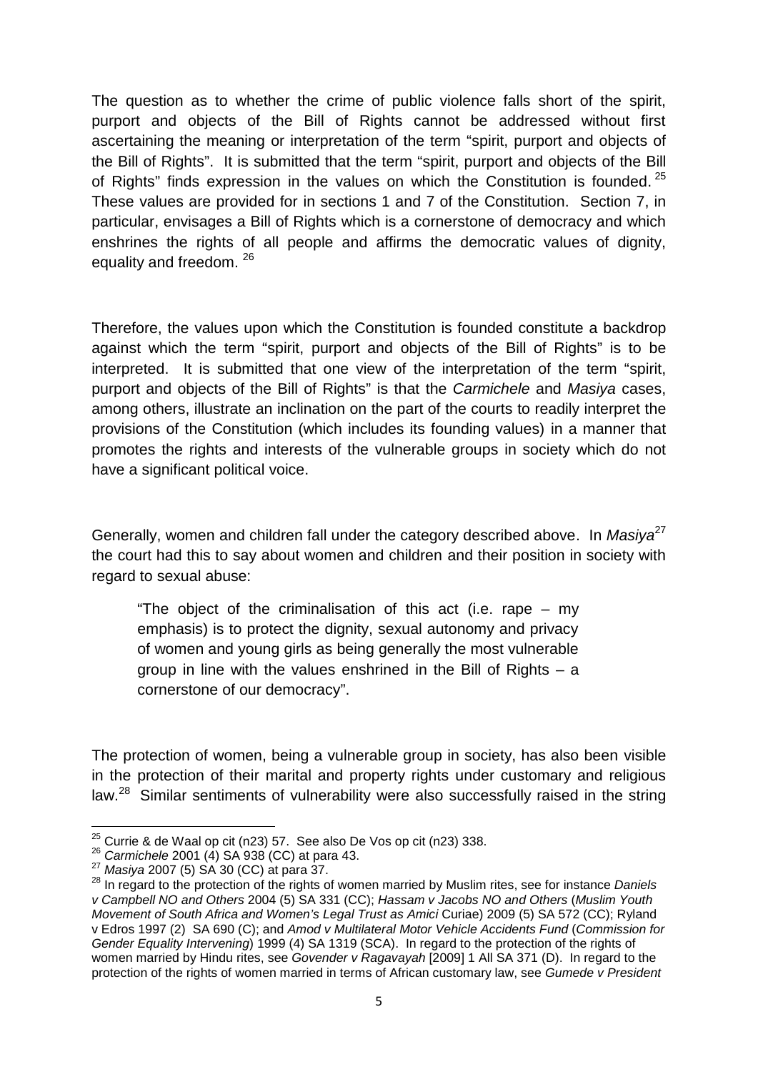The question as to whether the crime of public violence falls short of the spirit, purport and objects of the Bill of Rights cannot be addressed without first ascertaining the meaning or interpretation of the term "spirit, purport and objects of the Bill of Rights". It is submitted that the term "spirit, purport and objects of the Bill of Rights" finds expression in the values on which the Constitution is founded.[25] These values are provided for in sections 1 and 7 of the Constitution. Section 7, in particular, envisages a Bill of Rights which is a cornerstone of democracy and which enshrines the rights of all people and affirms the democratic values of dignity, equality and freedom.[26]

Therefore, the values upon which the Constitution is founded constitute a backdrop against which the term "spirit, purport and objects of the Bill of Rights" is to be interpreted. It is submitted that one view of the interpretation of the term "spirit, purport and objects of the Bill of Rights" is that the *Carmichele* and *Masiya* cases, among others, illustrate an inclination on the part of the courts to readily interpret the provisions of the Constitution (which includes its founding values) in a manner that promotes the rights and interests of the vulnerable groups in society which do not have a significant political voice.

Generally, women and children fall under the category described above. In *Masiya*[27] the court had this to say about women and children and their position in society with regard to sexual abuse:

> "The object of the criminalisation of this act (i.e. rape – my emphasis) is to protect the dignity, sexual autonomy and privacy of women and young girls as being generally the most vulnerable group in line with the values enshrined in the Bill of Rights – a cornerstone of our democracy".

The protection of women, being a vulnerable group in society, has also been visible in the protection of their marital and property rights under customary and religious law.[28] Similar sentiments of vulnerability were also successfully raised in the string

---

[25] Currie & de Waal op cit (n23) 57. See also De Vos op cit (n23) 338.

[26] *Carmichele* 2001 (4) SA 938 (CC) at para 43.

[27] *Masiya* 2007 (5) SA 30 (CC) at para 37.

[28] In regard to the protection of the rights of women married by Muslim rites, see for instance *Daniels v Campbell NO and Others* 2004 (5) SA 331 (CC); *Hassam v Jacobs NO and Others* (*Muslim Youth Movement of South Africa and Women's Legal Trust as Amici* Curiae) 2009 (5) SA 572 (CC); Ryland v Edros 1997 (2) SA 690 (C); and *Amod v Multilateral Motor Vehicle Accidents Fund* (*Commission for Gender Equality Intervening*) 1999 (4) SA 1319 (SCA). In regard to the protection of the rights of women married by Hindu rites, see *Govender v Ragavayah* [2009] 1 All SA 371 (D). In regard to the protection of the rights of women married in terms of African customary law, see *Gumede v President*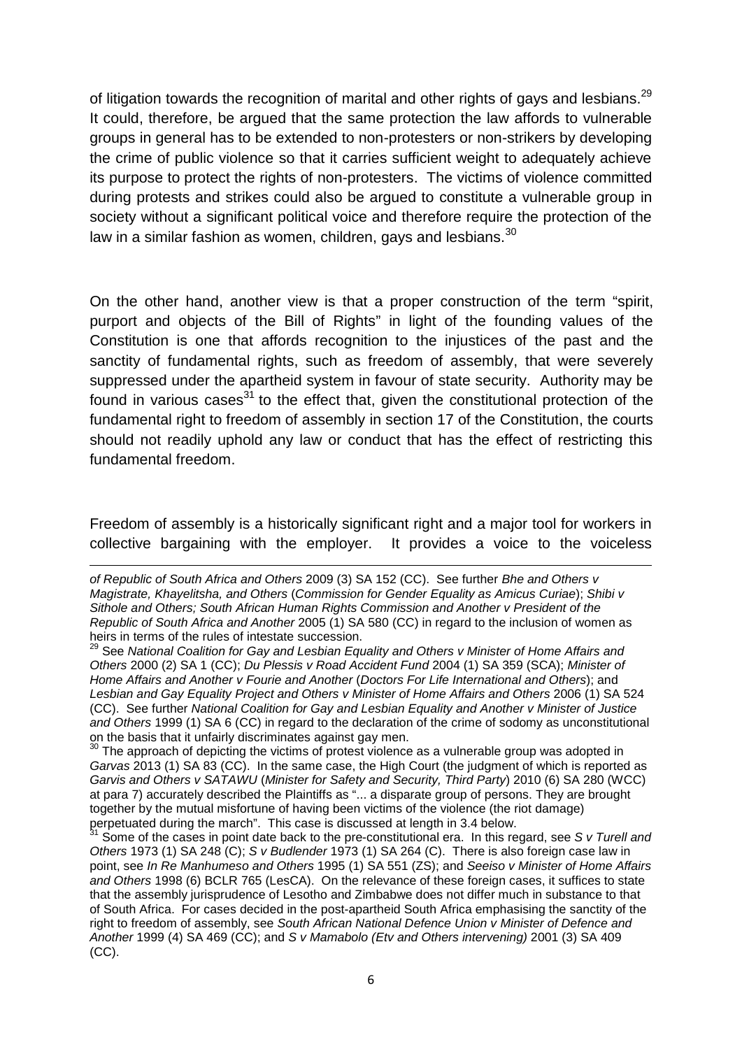of litigation towards the recognition of marital and other rights of gays and lesbians.[29] It could, therefore, be argued that the same protection the law affords to vulnerable groups in general has to be extended to non-protesters or non-strikers by developing the crime of public violence so that it carries sufficient weight to adequately achieve its purpose to protect the rights of non-protesters. The victims of violence committed during protests and strikes could also be argued to constitute a vulnerable group in society without a significant political voice and therefore require the protection of the law in a similar fashion as women, children, gays and lesbians.[30]

On the other hand, another view is that a proper construction of the term "spirit, purport and objects of the Bill of Rights" in light of the founding values of the Constitution is one that affords recognition to the injustices of the past and the sanctity of fundamental rights, such as freedom of assembly, that were severely suppressed under the apartheid system in favour of state security. Authority may be found in various cases[31] to the effect that, given the constitutional protection of the fundamental right to freedom of assembly in section 17 of the Constitution, the courts should not readily uphold any law or conduct that has the effect of restricting this fundamental freedom.

Freedom of assembly is a historically significant right and a major tool for workers in collective bargaining with the employer. It provides a voice to the voiceless

---

*of Republic of South Africa and Others* 2009 (3) SA 152 (CC). See further *Bhe and Others v Magistrate, Khayelitsha, and Others* (*Commission for Gender Equality as Amicus Curiae*); *Shibi v Sithole and Others; South African Human Rights Commission and Another v President of the Republic of South Africa and Another* 2005 (1) SA 580 (CC) in regard to the inclusion of women as heirs in terms of the rules of intestate succession.

[29] See *National Coalition for Gay and Lesbian Equality and Others v Minister of Home Affairs and Others* 2000 (2) SA 1 (CC); *Du Plessis v Road Accident Fund* 2004 (1) SA 359 (SCA); *Minister of Home Affairs and Another v Fourie and Another* (*Doctors For Life International and Others*); and *Lesbian and Gay Equality Project and Others v Minister of Home Affairs and Others* 2006 (1) SA 524 (CC). See further *National Coalition for Gay and Lesbian Equality and Another v Minister of Justice and Others* 1999 (1) SA 6 (CC) in regard to the declaration of the crime of sodomy as unconstitutional on the basis that it unfairly discriminates against gay men.

[30] The approach of depicting the victims of protest violence as a vulnerable group was adopted in *Garvas* 2013 (1) SA 83 (CC). In the same case, the High Court (the judgment of which is reported as *Garvis and Others v SATAWU* (*Minister for Safety and Security, Third Party*) 2010 (6) SA 280 (WCC) at para 7) accurately described the Plaintiffs as "... a disparate group of persons. They are brought together by the mutual misfortune of having been victims of the violence (the riot damage) perpetuated during the march". This case is discussed at length in 3.4 below.

[31] Some of the cases in point date back to the pre-constitutional era. In this regard, see *S v Turell and Others* 1973 (1) SA 248 (C); *S v Budlender* 1973 (1) SA 264 (C). There is also foreign case law in point, see *In Re Manhumeso and Others* 1995 (1) SA 551 (ZS); and *Seeiso v Minister of Home Affairs and Others* 1998 (6) BCLR 765 (LesCA). On the relevance of these foreign cases, it suffices to state that the assembly jurisprudence of Lesotho and Zimbabwe does not differ much in substance to that of South Africa. For cases decided in the post-apartheid South Africa emphasising the sanctity of the right to freedom of assembly, see *South African National Defence Union v Minister of Defence and Another* 1999 (4) SA 469 (CC); and *S v Mamabolo (Etv and Others intervening)* 2001 (3) SA 409 (CC).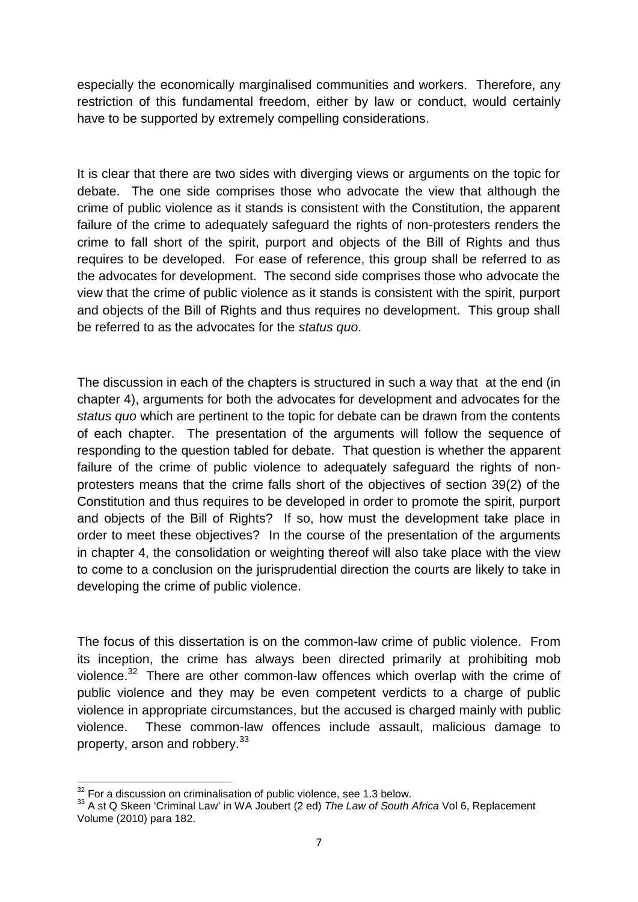especially the economically marginalised communities and workers. Therefore, any restriction of this fundamental freedom, either by law or conduct, would certainly have to be supported by extremely compelling considerations.

It is clear that there are two sides with diverging views or arguments on the topic for debate. The one side comprises those who advocate the view that although the crime of public violence as it stands is consistent with the Constitution, the apparent failure of the crime to adequately safeguard the rights of non-protesters renders the crime to fall short of the spirit, purport and objects of the Bill of Rights and thus requires to be developed. For ease of reference, this group shall be referred to as the advocates for development. The second side comprises those who advocate the view that the crime of public violence as it stands is consistent with the spirit, purport and objects of the Bill of Rights and thus requires no development. This group shall be referred to as the advocates for the *status quo*.

The discussion in each of the chapters is structured in such a way that at the end (in chapter 4), arguments for both the advocates for development and advocates for the *status quo* which are pertinent to the topic for debate can be drawn from the contents of each chapter. The presentation of the arguments will follow the sequence of responding to the question tabled for debate. That question is whether the apparent failure of the crime of public violence to adequately safeguard the rights of non-protesters means that the crime falls short of the objectives of section 39(2) of the Constitution and thus requires to be developed in order to promote the spirit, purport and objects of the Bill of Rights? If so, how must the development take place in order to meet these objectives? In the course of the presentation of the arguments in chapter 4, the consolidation or weighting thereof will also take place with the view to come to a conclusion on the jurisprudential direction the courts are likely to take in developing the crime of public violence.

The focus of this dissertation is on the common-law crime of public violence. From its inception, the crime has always been directed primarily at prohibiting mob violence.[32] There are other common-law offences which overlap with the crime of public violence and they may be even competent verdicts to a charge of public violence in appropriate circumstances, but the accused is charged mainly with public violence. These common-law offences include assault, malicious damage to property, arson and robbery.[33]

---

[32] For a discussion on criminalisation of public violence, see 1.3 below.

[33] A st Q Skeen 'Criminal Law' in WA Joubert (2 ed) *The Law of South Africa* Vol 6, Replacement Volume (2010) para 182.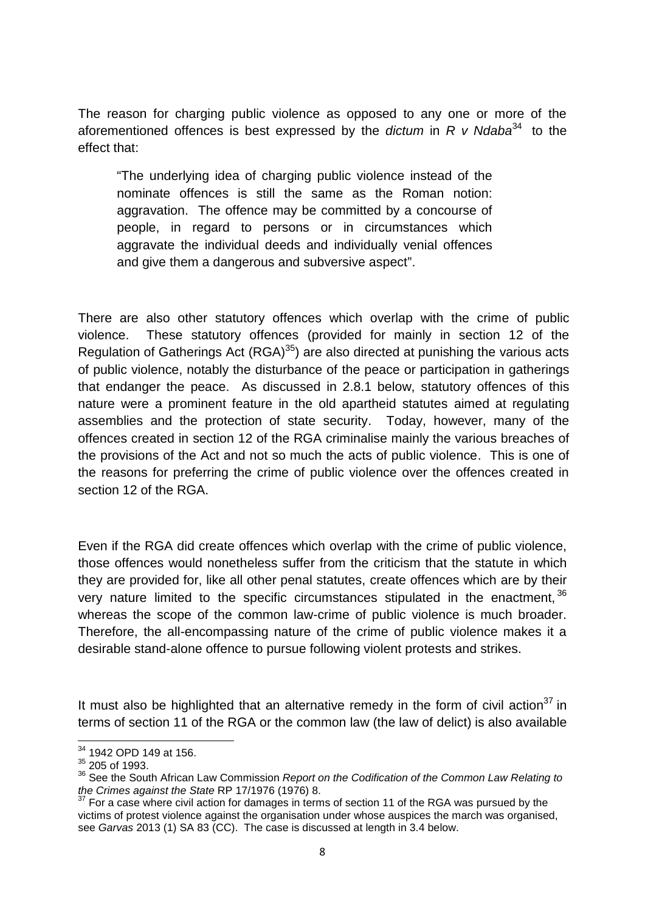The reason for charging public violence as opposed to any one or more of the aforementioned offences is best expressed by the *dictum* in *R v Ndaba*[34] to the effect that:

> "The underlying idea of charging public violence instead of the nominate offences is still the same as the Roman notion: aggravation. The offence may be committed by a concourse of people, in regard to persons or in circumstances which aggravate the individual deeds and individually venial offences and give them a dangerous and subversive aspect".

There are also other statutory offences which overlap with the crime of public violence. These statutory offences (provided for mainly in section 12 of the Regulation of Gatherings Act (RGA)[35]) are also directed at punishing the various acts of public violence, notably the disturbance of the peace or participation in gatherings that endanger the peace. As discussed in 2.8.1 below, statutory offences of this nature were a prominent feature in the old apartheid statutes aimed at regulating assemblies and the protection of state security. Today, however, many of the offences created in section 12 of the RGA criminalise mainly the various breaches of the provisions of the Act and not so much the acts of public violence. This is one of the reasons for preferring the crime of public violence over the offences created in section 12 of the RGA.

Even if the RGA did create offences which overlap with the crime of public violence, those offences would nonetheless suffer from the criticism that the statute in which they are provided for, like all other penal statutes, create offences which are by their very nature limited to the specific circumstances stipulated in the enactment,[36] whereas the scope of the common law-crime of public violence is much broader. Therefore, the all-encompassing nature of the crime of public violence makes it a desirable stand-alone offence to pursue following violent protests and strikes.

It must also be highlighted that an alternative remedy in the form of civil action[37] in terms of section 11 of the RGA or the common law (the law of delict) is also available

---

[34] 1942 OPD 149 at 156.

[35] 205 of 1993.

[36] See the South African Law Commission *Report on the Codification of the Common Law Relating to the Crimes against the State* RP 17/1976 (1976) 8.

[37] For a case where civil action for damages in terms of section 11 of the RGA was pursued by the victims of protest violence against the organisation under whose auspices the march was organised, see *Garvas* 2013 (1) SA 83 (CC). The case is discussed at length in 3.4 below.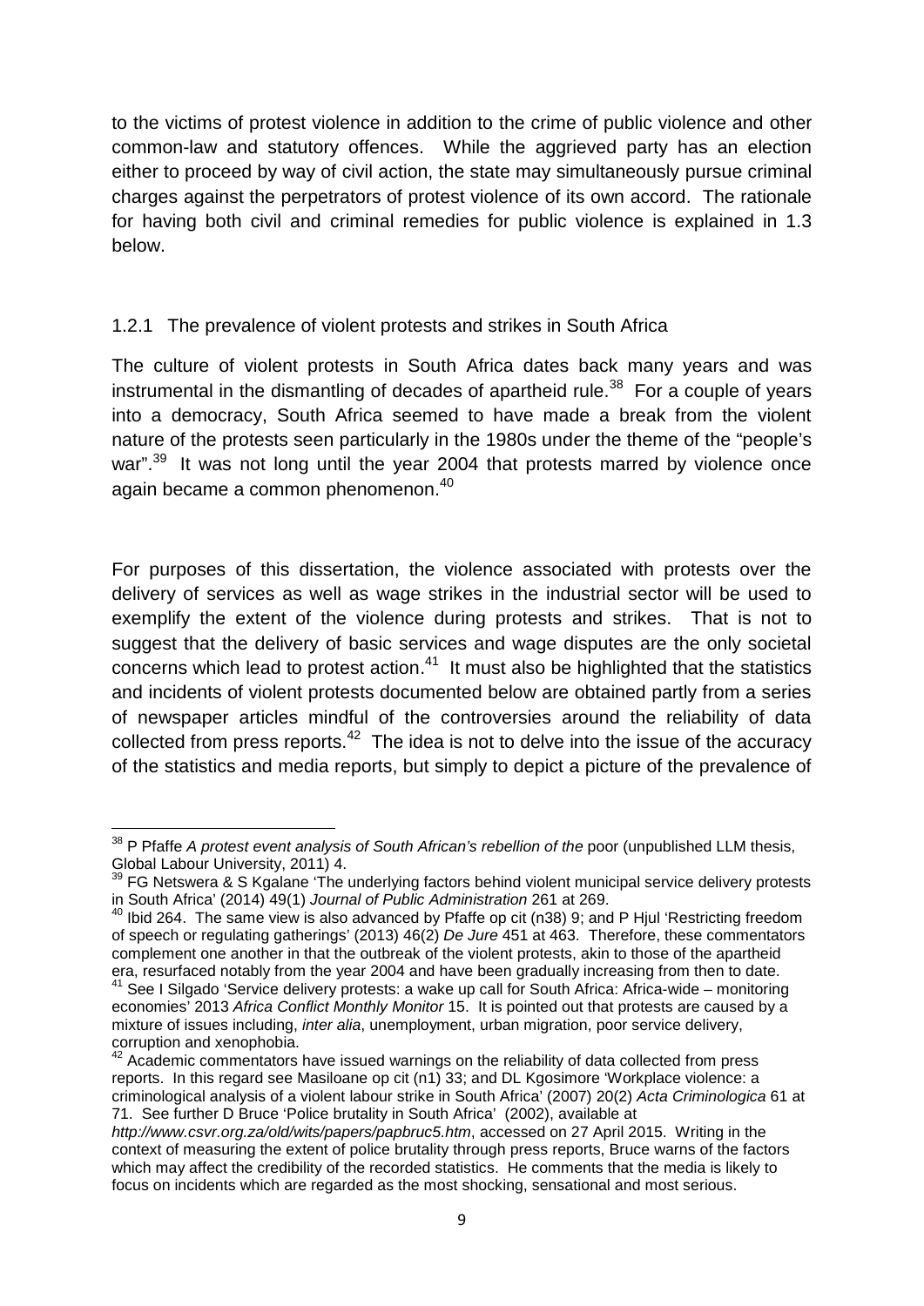to the victims of protest violence in addition to the crime of public violence and other common-law and statutory offences. While the aggrieved party has an election either to proceed by way of civil action, the state may simultaneously pursue criminal charges against the perpetrators of protest violence of its own accord. The rationale for having both civil and criminal remedies for public violence is explained in 1.3 below.

### 1.2.1 The prevalence of violent protests and strikes in South Africa

The culture of violent protests in South Africa dates back many years and was instrumental in the dismantling of decades of apartheid rule.[38] For a couple of years into a democracy, South Africa seemed to have made a break from the violent nature of the protests seen particularly in the 1980s under the theme of the "people's war".[39] It was not long until the year 2004 that protests marred by violence once again became a common phenomenon.[40]

For purposes of this dissertation, the violence associated with protests over the delivery of services as well as wage strikes in the industrial sector will be used to exemplify the extent of the violence during protests and strikes. That is not to suggest that the delivery of basic services and wage disputes are the only societal concerns which lead to protest action.[41] It must also be highlighted that the statistics and incidents of violent protests documented below are obtained partly from a series of newspaper articles mindful of the controversies around the reliability of data collected from press reports.[42] The idea is not to delve into the issue of the accuracy of the statistics and media reports, but simply to depict a picture of the prevalence of

---

[38] P Pfaffe *A protest event analysis of South African's rebellion of the* poor (unpublished LLM thesis, Global Labour University, 2011) 4.

[39] FG Netswera & S Kgalane 'The underlying factors behind violent municipal service delivery protests in South Africa' (2014) 49(1) *Journal of Public Administration* 261 at 269.

[40] Ibid 264. The same view is also advanced by Pfaffe op cit (n38) 9; and P Hjul 'Restricting freedom of speech or regulating gatherings' (2013) 46(2) *De Jure* 451 at 463. Therefore, these commentators complement one another in that the outbreak of the violent protests, akin to those of the apartheid era, resurfaced notably from the year 2004 and have been gradually increasing from then to date.

[41] See I Silgado 'Service delivery protests: a wake up call for South Africa: Africa-wide – monitoring economies' 2013 *Africa Conflict Monthly Monitor* 15. It is pointed out that protests are caused by a mixture of issues including, *inter alia*, unemployment, urban migration, poor service delivery, corruption and xenophobia.

[42] Academic commentators have issued warnings on the reliability of data collected from press reports. In this regard see Masiloane op cit (n1) 33; and DL Kgosimore 'Workplace violence: a criminological analysis of a violent labour strike in South Africa' (2007) 20(2) *Acta Criminologica* 61 at 71. See further D Bruce 'Police brutality in South Africa' (2002), available at *http://www.csvr.org.za/old/wits/papers/papbruc5.htm*, accessed on 27 April 2015. Writing in the context of measuring the extent of police brutality through press reports, Bruce warns of the factors which may affect the credibility of the recorded statistics. He comments that the media is likely to focus on incidents which are regarded as the most shocking, sensational and most serious.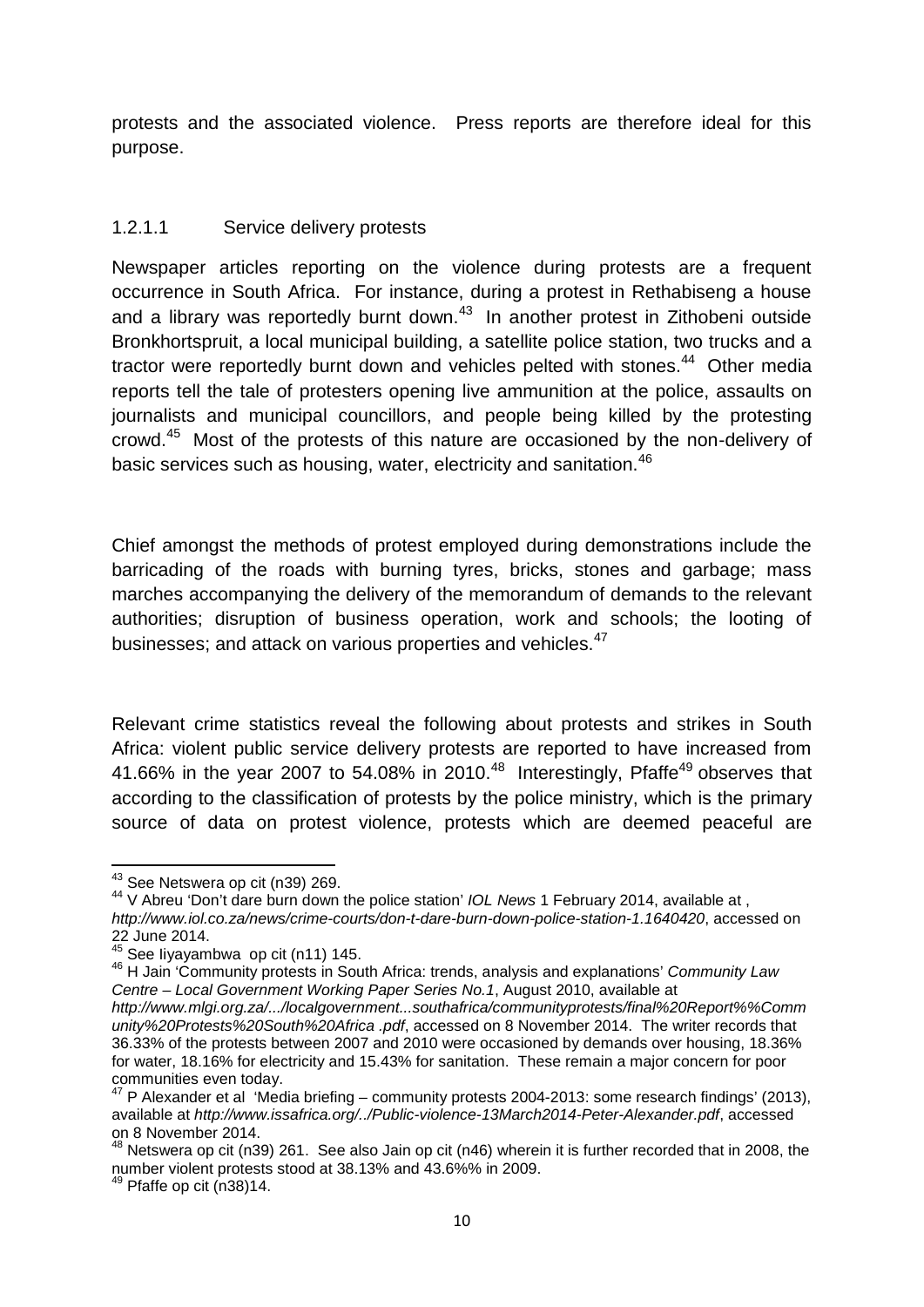protests and the associated violence. Press reports are therefore ideal for this purpose.

#### 1.2.1.1 Service delivery protests

Newspaper articles reporting on the violence during protests are a frequent occurrence in South Africa. For instance, during a protest in Rethabiseng a house and a library was reportedly burnt down.[43] In another protest in Zithobeni outside Bronkhortspruit, a local municipal building, a satellite police station, two trucks and a tractor were reportedly burnt down and vehicles pelted with stones.[44] Other media reports tell the tale of protesters opening live ammunition at the police, assaults on journalists and municipal councillors, and people being killed by the protesting crowd.[45] Most of the protests of this nature are occasioned by the non-delivery of basic services such as housing, water, electricity and sanitation.[46]

Chief amongst the methods of protest employed during demonstrations include the barricading of the roads with burning tyres, bricks, stones and garbage; mass marches accompanying the delivery of the memorandum of demands to the relevant authorities; disruption of business operation, work and schools; the looting of businesses; and attack on various properties and vehicles.[47]

Relevant crime statistics reveal the following about protests and strikes in South Africa: violent public service delivery protests are reported to have increased from 41.66% in the year 2007 to 54.08% in 2010.[48] Interestingly, Pfaffe[49] observes that according to the classification of protests by the police ministry, which is the primary source of data on protest violence, protests which are deemed peaceful are

---

[43] See Netswera op cit (n39) 269.

[44] V Abreu 'Don't dare burn down the police station' *IOL News* 1 February 2014, available at , *http://www.iol.co.za/news/crime-courts/don-t-dare-burn-down-police-station-1.1640420*, accessed on 22 June 2014.

[45] See Iiyayambwa op cit (n11) 145.

[46] H Jain 'Community protests in South Africa: trends, analysis and explanations' *Community Law Centre – Local Government Working Paper Series No.1*, August 2010, available at *http://www.mlgi.org.za/.../localgovernment...southafrica/communityprotests/final%20Report%%Community%20Protests%20South%20Africa .pdf*, accessed on 8 November 2014. The writer records that 36.33% of the protests between 2007 and 2010 were occasioned by demands over housing, 18.36% for water, 18.16% for electricity and 15.43% for sanitation. These remain a major concern for poor communities even today.

[47] P Alexander et al 'Media briefing – community protests 2004-2013: some research findings' (2013), available at *http://www.issafrica.org/../Public-violence-13March2014-Peter-Alexander.pdf*, accessed on 8 November 2014.

[48] Netswera op cit (n39) 261. See also Jain op cit (n46) wherein it is further recorded that in 2008, the number violent protests stood at 38.13% and 43.6%% in 2009.

[49] Pfaffe op cit (n38)14.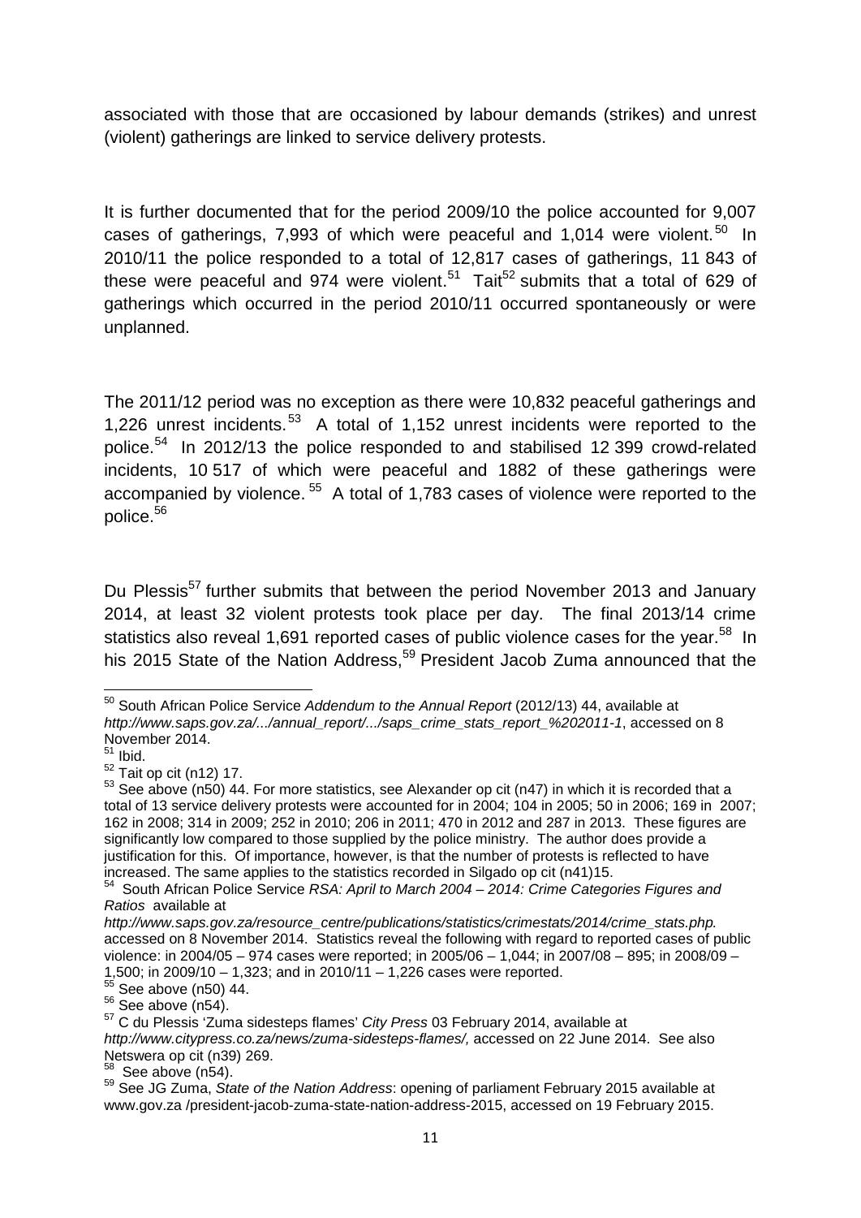associated with those that are occasioned by labour demands (strikes) and unrest (violent) gatherings are linked to service delivery protests.

It is further documented that for the period 2009/10 the police accounted for 9,007 cases of gatherings, 7,993 of which were peaceful and 1,014 were violent.[50] In 2010/11 the police responded to a total of 12,817 cases of gatherings, 11 843 of these were peaceful and 974 were violent.[51] Tait[52] submits that a total of 629 of gatherings which occurred in the period 2010/11 occurred spontaneously or were unplanned.

The 2011/12 period was no exception as there were 10,832 peaceful gatherings and 1,226 unrest incidents.[53] A total of 1,152 unrest incidents were reported to the police.[54] In 2012/13 the police responded to and stabilised 12 399 crowd-related incidents, 10 517 of which were peaceful and 1882 of these gatherings were accompanied by violence.[55] A total of 1,783 cases of violence were reported to the police.[56]

Du Plessis[57] further submits that between the period November 2013 and January 2014, at least 32 violent protests took place per day. The final 2013/14 crime statistics also reveal 1,691 reported cases of public violence cases for the year.[58] In his 2015 State of the Nation Address,[59] President Jacob Zuma announced that the

---

[50] South African Police Service *Addendum to the Annual Report* (2012/13) 44, available at *http://www.saps.gov.za/.../annual_report/.../saps_crime_stats_report_%202011-1*, accessed on 8 November 2014.

[51] Ibid.

[52] Tait op cit (n12) 17.

[53] See above (n50) 44. For more statistics, see Alexander op cit (n47) in which it is recorded that a total of 13 service delivery protests were accounted for in 2004; 104 in 2005; 50 in 2006; 169 in 2007; 162 in 2008; 314 in 2009; 252 in 2010; 206 in 2011; 470 in 2012 and 287 in 2013. These figures are significantly low compared to those supplied by the police ministry. The author does provide a justification for this. Of importance, however, is that the number of protests is reflected to have increased. The same applies to the statistics recorded in Silgado op cit (n41)15.

[54] South African Police Service *RSA: April to March 2004 – 2014: Crime Categories Figures and Ratios* available at *http://www.saps.gov.za/resource_centre/publications/statistics/crimestats/2014/crime_stats.php.* accessed on 8 November 2014. Statistics reveal the following with regard to reported cases of public violence: in 2004/05 – 974 cases were reported; in 2005/06 – 1,044; in 2007/08 – 895; in 2008/09 – 1,500; in 2009/10 – 1,323; and in 2010/11 – 1,226 cases were reported.

[55] See above (n50) 44.

[56] See above (n54).

[57] C du Plessis 'Zuma sidesteps flames' *City Press* 03 February 2014, available at *http://www.citypress.co.za/news/zuma-sidesteps-flames/,* accessed on 22 June 2014. See also Netswera op cit (n39) 269.

[58] See above (n54).

[59] See JG Zuma, *State of the Nation Address*: opening of parliament February 2015 available at www.gov.za /president-jacob-zuma-state-nation-address-2015, accessed on 19 February 2015.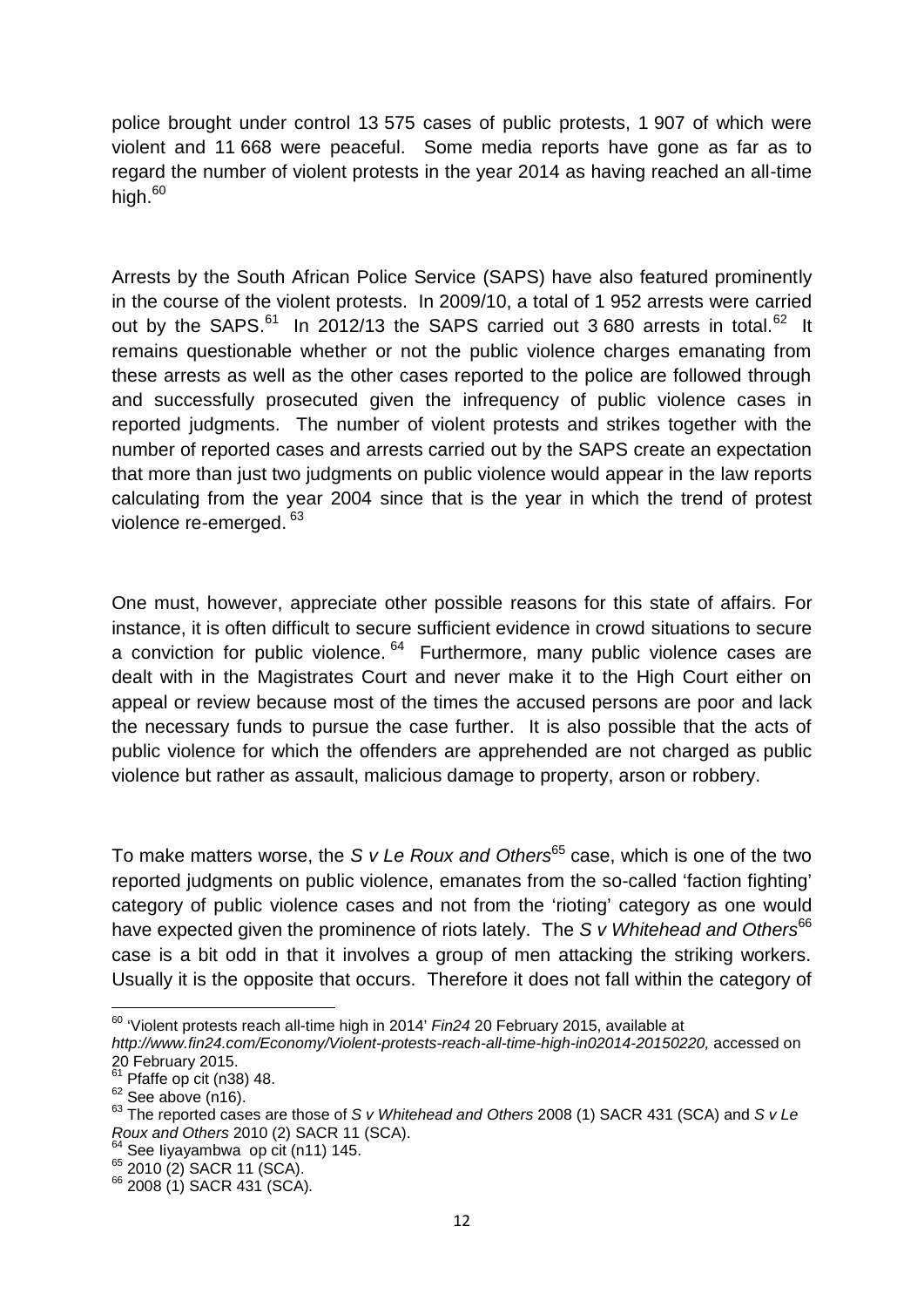police brought under control 13 575 cases of public protests, 1 907 of which were violent and 11 668 were peaceful. Some media reports have gone as far as to regard the number of violent protests in the year 2014 as having reached an all-time high.[60]

Arrests by the South African Police Service (SAPS) have also featured prominently in the course of the violent protests. In 2009/10, a total of 1 952 arrests were carried out by the SAPS.[61] In 2012/13 the SAPS carried out 3 680 arrests in total.[62] It remains questionable whether or not the public violence charges emanating from these arrests as well as the other cases reported to the police are followed through and successfully prosecuted given the infrequency of public violence cases in reported judgments. The number of violent protests and strikes together with the number of reported cases and arrests carried out by the SAPS create an expectation that more than just two judgments on public violence would appear in the law reports calculating from the year 2004 since that is the year in which the trend of protest violence re-emerged.[63]

One must, however, appreciate other possible reasons for this state of affairs. For instance, it is often difficult to secure sufficient evidence in crowd situations to secure a conviction for public violence.[64] Furthermore, many public violence cases are dealt with in the Magistrates Court and never make it to the High Court either on appeal or review because most of the times the accused persons are poor and lack the necessary funds to pursue the case further. It is also possible that the acts of public violence for which the offenders are apprehended are not charged as public violence but rather as assault, malicious damage to property, arson or robbery.

To make matters worse, the *S v Le Roux and Others*[65] case, which is one of the two reported judgments on public violence, emanates from the so-called 'faction fighting' category of public violence cases and not from the 'rioting' category as one would have expected given the prominence of riots lately. The *S v Whitehead and Others*[66] case is a bit odd in that it involves a group of men attacking the striking workers. Usually it is the opposite that occurs. Therefore it does not fall within the category of

---

[60] 'Violent protests reach all-time high in 2014' *Fin24* 20 February 2015, available at *http://www.fin24.com/Economy/Violent-protests-reach-all-time-high-in02014-20150220,* accessed on 20 February 2015.

[61] Pfaffe op cit (n38) 48.

[62] See above (n16).

[63] The reported cases are those of *S v Whitehead and Others* 2008 (1) SACR 431 (SCA) and *S v Le Roux and Others* 2010 (2) SACR 11 (SCA).

[64] See Iiyayambwa op cit (n11) 145.

[65] 2010 (2) SACR 11 (SCA).

[66] 2008 (1) SACR 431 (SCA).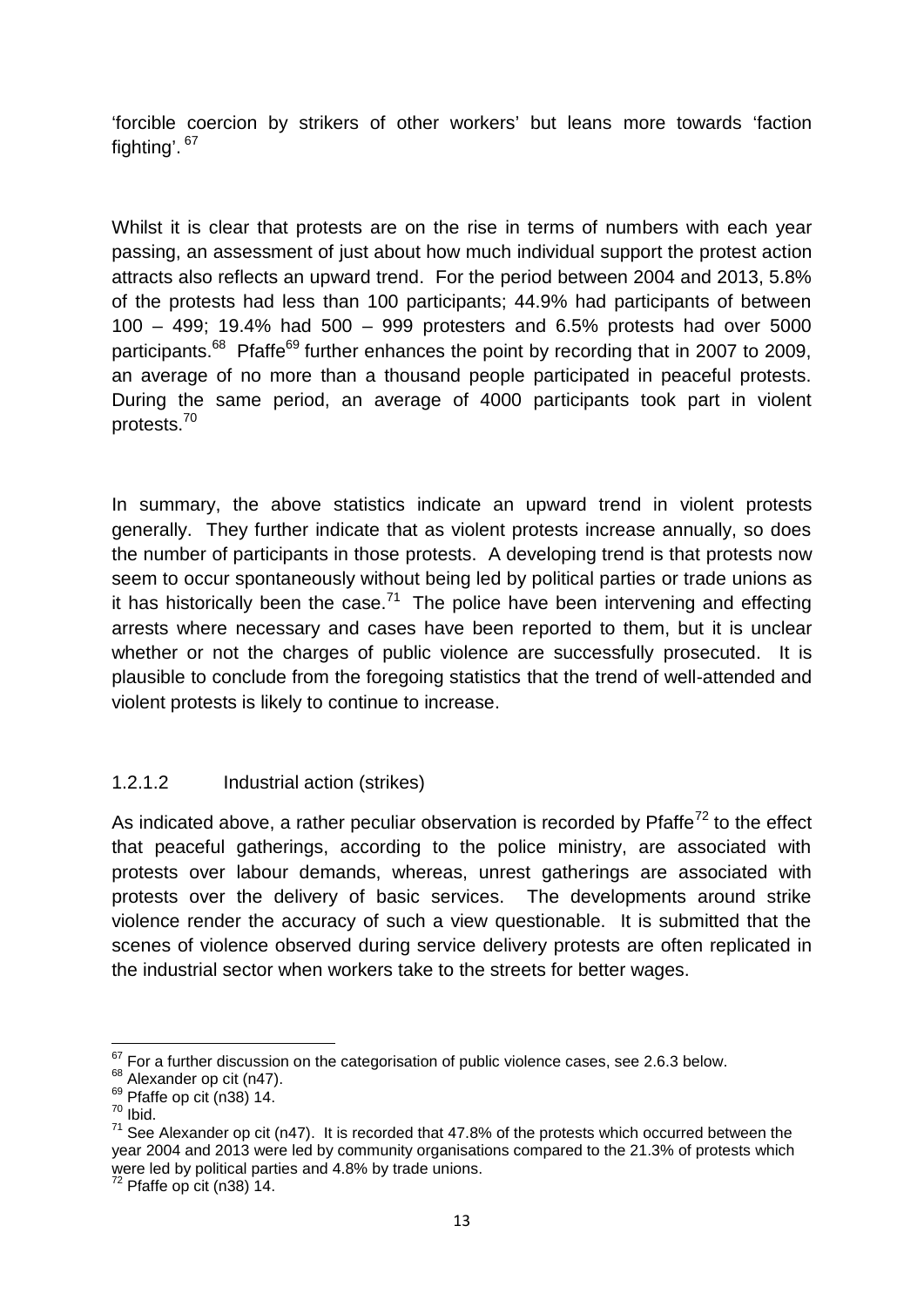'forcible coercion by strikers of other workers' but leans more towards 'faction fighting'. [67]

Whilst it is clear that protests are on the rise in terms of numbers with each year passing, an assessment of just about how much individual support the protest action attracts also reflects an upward trend. For the period between 2004 and 2013, 5.8% of the protests had less than 100 participants; 44.9% had participants of between 100 – 499; 19.4% had 500 – 999 protesters and 6.5% protests had over 5000 participants.[68] Pfaffe[69] further enhances the point by recording that in 2007 to 2009, an average of no more than a thousand people participated in peaceful protests. During the same period, an average of 4000 participants took part in violent protests.[70]

In summary, the above statistics indicate an upward trend in violent protests generally. They further indicate that as violent protests increase annually, so does the number of participants in those protests. A developing trend is that protests now seem to occur spontaneously without being led by political parties or trade unions as it has historically been the case.[71] The police have been intervening and effecting arrests where necessary and cases have been reported to them, but it is unclear whether or not the charges of public violence are successfully prosecuted. It is plausible to conclude from the foregoing statistics that the trend of well-attended and violent protests is likely to continue to increase.

#### 1.2.1.2 Industrial action (strikes)

As indicated above, a rather peculiar observation is recorded by Pfaffe[72] to the effect that peaceful gatherings, according to the police ministry, are associated with protests over labour demands, whereas, unrest gatherings are associated with protests over the delivery of basic services. The developments around strike violence render the accuracy of such a view questionable. It is submitted that the scenes of violence observed during service delivery protests are often replicated in the industrial sector when workers take to the streets for better wages.

---

[67] For a further discussion on the categorisation of public violence cases, see 2.6.3 below.

[68] Alexander op cit (n47).

[69] Pfaffe op cit (n38) 14.

[70] Ibid.

[71] See Alexander op cit (n47). It is recorded that 47.8% of the protests which occurred between the year 2004 and 2013 were led by community organisations compared to the 21.3% of protests which were led by political parties and 4.8% by trade unions.

[72] Pfaffe op cit (n38) 14.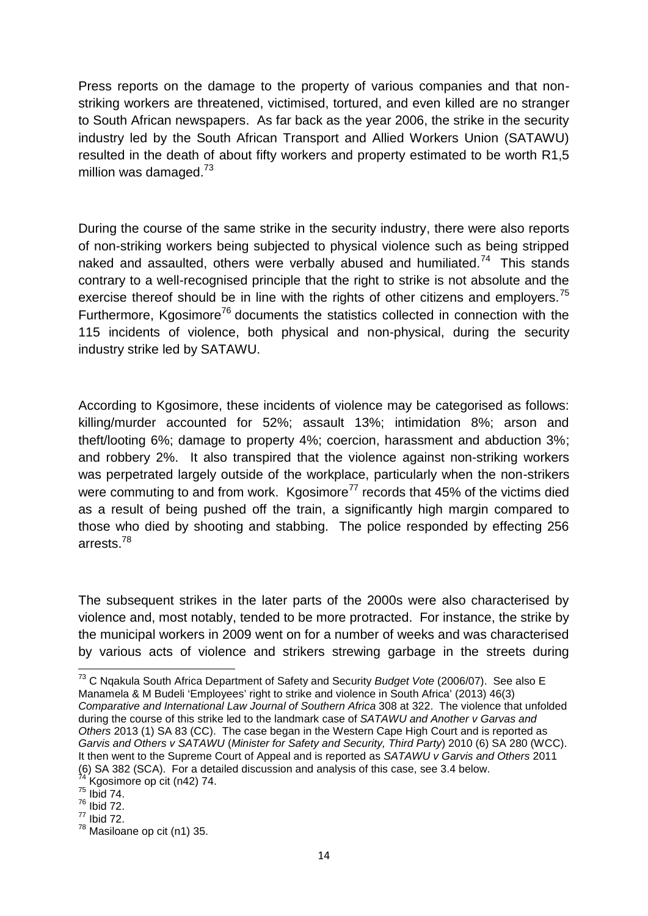Press reports on the damage to the property of various companies and that non-striking workers are threatened, victimised, tortured, and even killed are no stranger to South African newspapers. As far back as the year 2006, the strike in the security industry led by the South African Transport and Allied Workers Union (SATAWU) resulted in the death of about fifty workers and property estimated to be worth R1,5 million was damaged.[73]

During the course of the same strike in the security industry, there were also reports of non-striking workers being subjected to physical violence such as being stripped naked and assaulted, others were verbally abused and humiliated.[74] This stands contrary to a well-recognised principle that the right to strike is not absolute and the exercise thereof should be in line with the rights of other citizens and employers.[75] Furthermore, Kgosimore[76] documents the statistics collected in connection with the 115 incidents of violence, both physical and non-physical, during the security industry strike led by SATAWU.

According to Kgosimore, these incidents of violence may be categorised as follows: killing/murder accounted for 52%; assault 13%; intimidation 8%; arson and theft/looting 6%; damage to property 4%; coercion, harassment and abduction 3%; and robbery 2%. It also transpired that the violence against non-striking workers was perpetrated largely outside of the workplace, particularly when the non-strikers were commuting to and from work. Kgosimore[77] records that 45% of the victims died as a result of being pushed off the train, a significantly high margin compared to those who died by shooting and stabbing. The police responded by effecting 256 arrests.[78]

The subsequent strikes in the later parts of the 2000s were also characterised by violence and, most notably, tended to be more protracted. For instance, the strike by the municipal workers in 2009 went on for a number of weeks and was characterised by various acts of violence and strikers strewing garbage in the streets during

---

[73] C Nqakula South Africa Department of Safety and Security *Budget Vote* (2006/07). See also E Manamela & M Budeli 'Employees' right to strike and violence in South Africa' (2013) 46(3) *Comparative and International Law Journal of Southern Africa* 308 at 322. The violence that unfolded during the course of this strike led to the landmark case of *SATAWU and Another v Garvas and Others* 2013 (1) SA 83 (CC). The case began in the Western Cape High Court and is reported as *Garvis and Others v SATAWU* (*Minister for Safety and Security, Third Party*) 2010 (6) SA 280 (WCC). It then went to the Supreme Court of Appeal and is reported as *SATAWU v Garvis and Others* 2011 (6) SA 382 (SCA). For a detailed discussion and analysis of this case, see 3.4 below.

[74] Kgosimore op cit (n42) 74.

[75] Ibid 74.

[76] Ibid 72.

[77] Ibid 72.

[78] Masiloane op cit (n1) 35.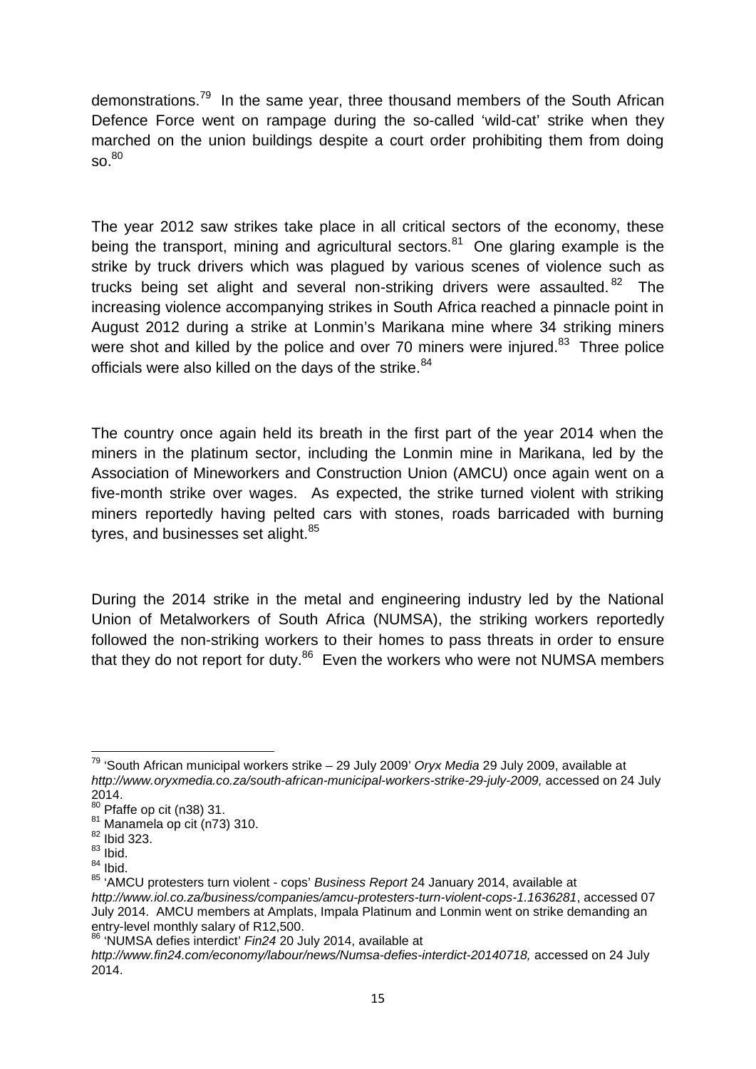demonstrations.[79] In the same year, three thousand members of the South African Defence Force went on rampage during the so-called 'wild-cat' strike when they marched on the union buildings despite a court order prohibiting them from doing so.[80]

The year 2012 saw strikes take place in all critical sectors of the economy, these being the transport, mining and agricultural sectors.[81] One glaring example is the strike by truck drivers which was plagued by various scenes of violence such as trucks being set alight and several non-striking drivers were assaulted.[82] The increasing violence accompanying strikes in South Africa reached a pinnacle point in August 2012 during a strike at Lonmin's Marikana mine where 34 striking miners were shot and killed by the police and over 70 miners were injured.[83] Three police officials were also killed on the days of the strike.[84]

The country once again held its breath in the first part of the year 2014 when the miners in the platinum sector, including the Lonmin mine in Marikana, led by the Association of Mineworkers and Construction Union (AMCU) once again went on a five-month strike over wages. As expected, the strike turned violent with striking miners reportedly having pelted cars with stones, roads barricaded with burning tyres, and businesses set alight.[85]

During the 2014 strike in the metal and engineering industry led by the National Union of Metalworkers of South Africa (NUMSA), the striking workers reportedly followed the non-striking workers to their homes to pass threats in order to ensure that they do not report for duty.[86] Even the workers who were not NUMSA members

---

[79] 'South African municipal workers strike – 29 July 2009' *Oryx Media* 29 July 2009, available at *http://www.oryxmedia.co.za/south-african-municipal-workers-strike-29-july-2009,* accessed on 24 July 2014.

[80] Pfaffe op cit (n38) 31.

[81] Manamela op cit (n73) 310.

[82] Ibid 323.

[83] Ibid.

[84] Ibid.

[85] 'AMCU protesters turn violent - cops' *Business Report* 24 January 2014, available at *http://www.iol.co.za/business/companies/amcu-protesters-turn-violent-cops-1.1636281*, accessed 07 July 2014. AMCU members at Amplats, Impala Platinum and Lonmin went on strike demanding an entry-level monthly salary of R12,500.

[86] 'NUMSA defies interdict' *Fin24* 20 July 2014, available at *http://www.fin24.com/economy/labour/news/Numsa-defies-interdict-20140718,* accessed on 24 July 2014.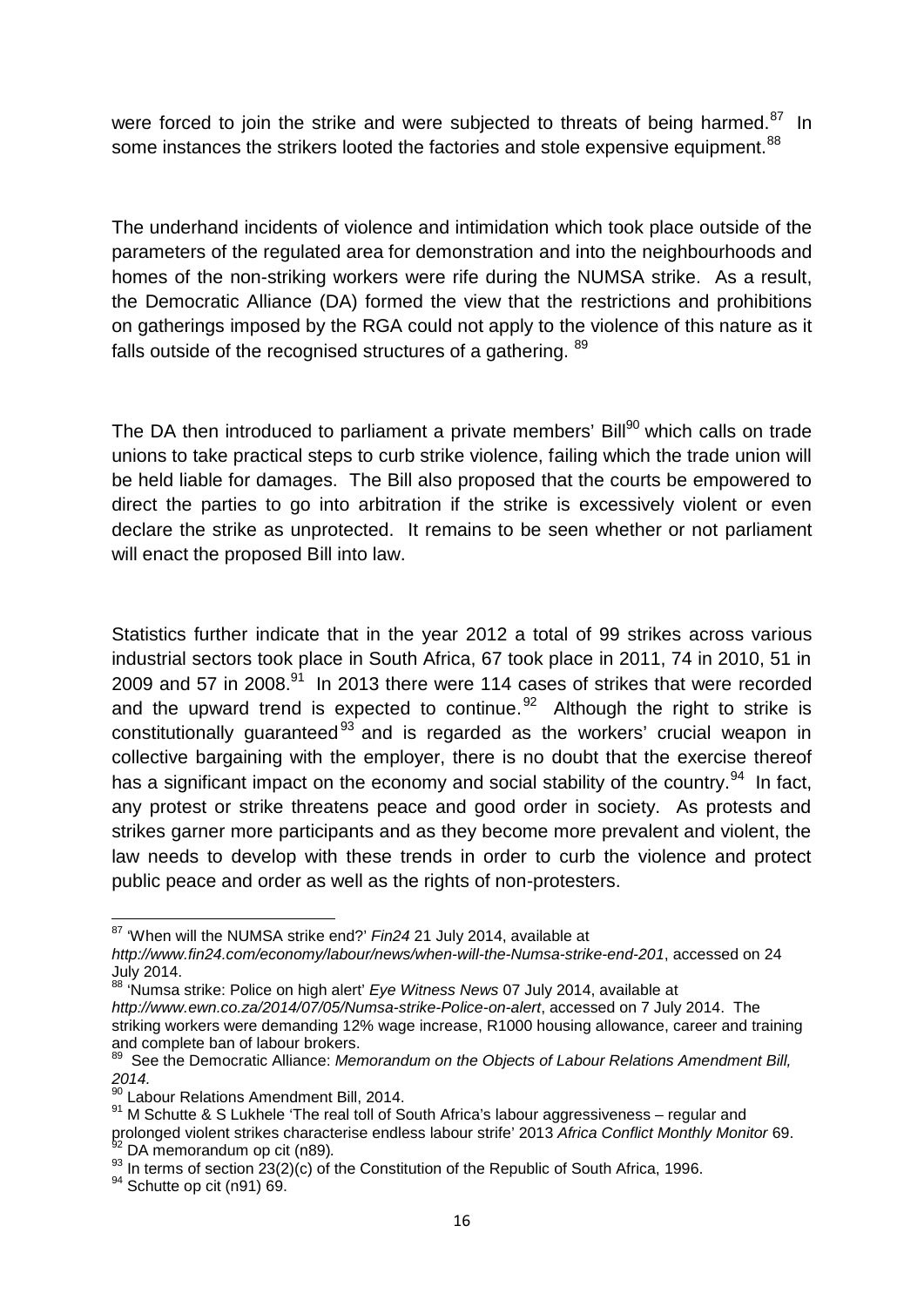were forced to join the strike and were subjected to threats of being harmed.[87] In some instances the strikers looted the factories and stole expensive equipment.[88]

The underhand incidents of violence and intimidation which took place outside of the parameters of the regulated area for demonstration and into the neighbourhoods and homes of the non-striking workers were rife during the NUMSA strike. As a result, the Democratic Alliance (DA) formed the view that the restrictions and prohibitions on gatherings imposed by the RGA could not apply to the violence of this nature as it falls outside of the recognised structures of a gathering. [89]

The DA then introduced to parliament a private members' Bill[90] which calls on trade unions to take practical steps to curb strike violence, failing which the trade union will be held liable for damages. The Bill also proposed that the courts be empowered to direct the parties to go into arbitration if the strike is excessively violent or even declare the strike as unprotected. It remains to be seen whether or not parliament will enact the proposed Bill into law.

Statistics further indicate that in the year 2012 a total of 99 strikes across various industrial sectors took place in South Africa, 67 took place in 2011, 74 in 2010, 51 in 2009 and 57 in 2008.[91] In 2013 there were 114 cases of strikes that were recorded and the upward trend is expected to continue.[92] Although the right to strike is constitutionally guaranteed[93] and is regarded as the workers' crucial weapon in collective bargaining with the employer, there is no doubt that the exercise thereof has a significant impact on the economy and social stability of the country.[94] In fact, any protest or strike threatens peace and good order in society. As protests and strikes garner more participants and as they become more prevalent and violent, the law needs to develop with these trends in order to curb the violence and protect public peace and order as well as the rights of non-protesters.

---

[87] 'When will the NUMSA strike end?' *Fin24* 21 July 2014, available at *http://www.fin24.com/economy/labour/news/when-will-the-Numsa-strike-end-201*, accessed on 24 July 2014.

[88] 'Numsa strike: Police on high alert' *Eye Witness News* 07 July 2014, available at *http://www.ewn.co.za/2014/07/05/Numsa-strike-Police-on-alert*, accessed on 7 July 2014. The striking workers were demanding 12% wage increase, R1000 housing allowance, career and training and complete ban of labour brokers.

[89] See the Democratic Alliance: *Memorandum on the Objects of Labour Relations Amendment Bill, 2014.*

[90] Labour Relations Amendment Bill, 2014.

[91] M Schutte & S Lukhele 'The real toll of South Africa's labour aggressiveness – regular and prolonged violent strikes characterise endless labour strife' 2013 *Africa Conflict Monthly Monitor* 69.

[92] DA memorandum op cit (n89).

[93] In terms of section 23(2)(c) of the Constitution of the Republic of South Africa, 1996.

[94] Schutte op cit (n91) 69.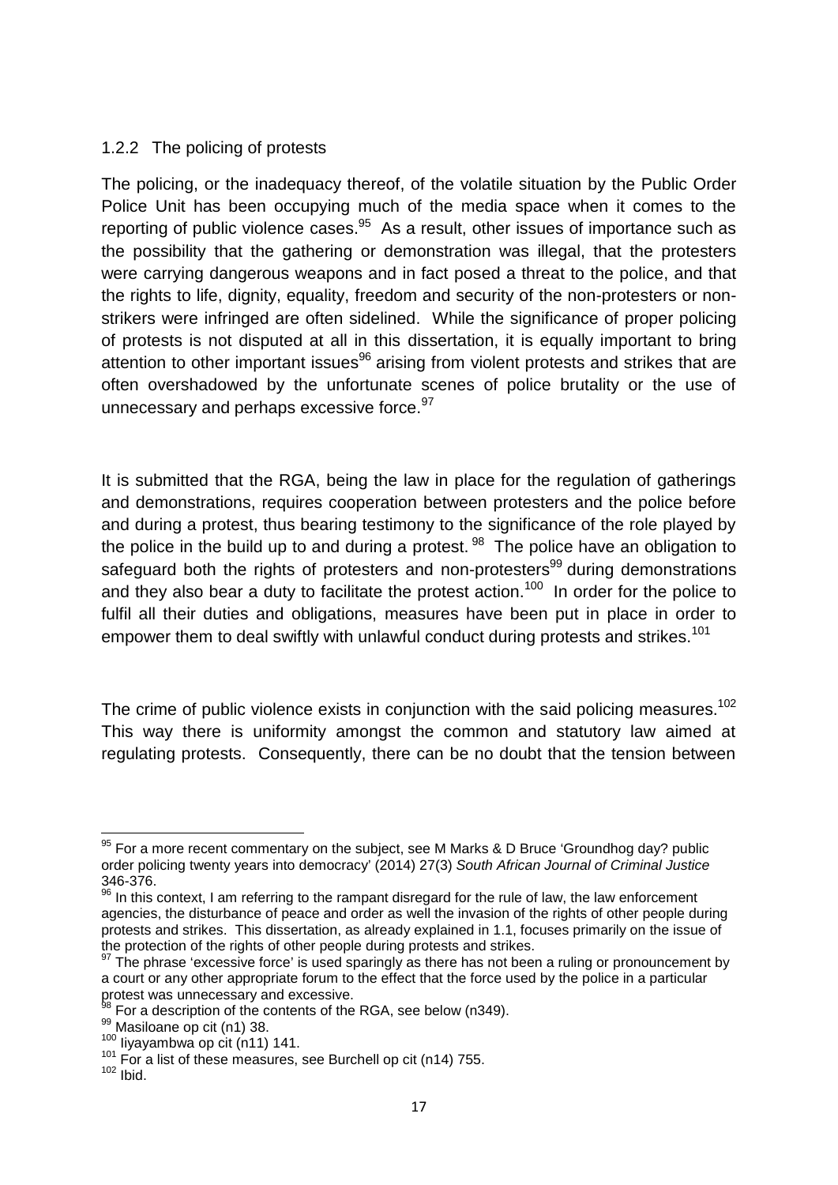### 1.2.2 The policing of protests

The policing, or the inadequacy thereof, of the volatile situation by the Public Order Police Unit has been occupying much of the media space when it comes to the reporting of public violence cases.[95] As a result, other issues of importance such as the possibility that the gathering or demonstration was illegal, that the protesters were carrying dangerous weapons and in fact posed a threat to the police, and that the rights to life, dignity, equality, freedom and security of the non-protesters or non-strikers were infringed are often sidelined. While the significance of proper policing of protests is not disputed at all in this dissertation, it is equally important to bring attention to other important issues[96] arising from violent protests and strikes that are often overshadowed by the unfortunate scenes of police brutality or the use of unnecessary and perhaps excessive force.[97]

It is submitted that the RGA, being the law in place for the regulation of gatherings and demonstrations, requires cooperation between protesters and the police before and during a protest, thus bearing testimony to the significance of the role played by the police in the build up to and during a protest.[98] The police have an obligation to safeguard both the rights of protesters and non-protesters[99] during demonstrations and they also bear a duty to facilitate the protest action.[100] In order for the police to fulfil all their duties and obligations, measures have been put in place in order to empower them to deal swiftly with unlawful conduct during protests and strikes.[101]

The crime of public violence exists in conjunction with the said policing measures.[102] This way there is uniformity amongst the common and statutory law aimed at regulating protests. Consequently, there can be no doubt that the tension between

---

[95] For a more recent commentary on the subject, see M Marks & D Bruce 'Groundhog day? public order policing twenty years into democracy' (2014) 27(3) *South African Journal of Criminal Justice* 346-376.

[96] In this context, I am referring to the rampant disregard for the rule of law, the law enforcement agencies, the disturbance of peace and order as well the invasion of the rights of other people during protests and strikes. This dissertation, as already explained in 1.1, focuses primarily on the issue of the protection of the rights of other people during protests and strikes.

[97] The phrase 'excessive force' is used sparingly as there has not been a ruling or pronouncement by a court or any other appropriate forum to the effect that the force used by the police in a particular protest was unnecessary and excessive.

[98] For a description of the contents of the RGA, see below (n349).

[99] Masiloane op cit (n1) 38.

[100] Iiyayambwa op cit (n11) 141.

[101] For a list of these measures, see Burchell op cit (n14) 755.

[102] Ibid.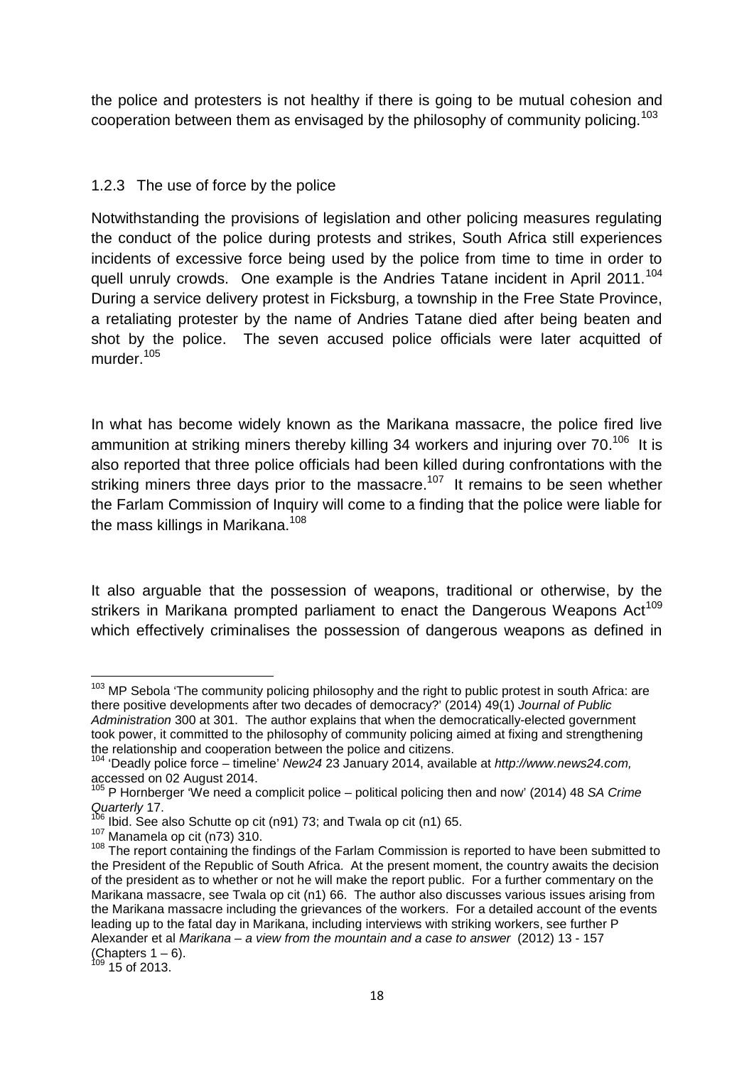the police and protesters is not healthy if there is going to be mutual cohesion and cooperation between them as envisaged by the philosophy of community policing.[103]

### 1.2.3 The use of force by the police

Notwithstanding the provisions of legislation and other policing measures regulating the conduct of the police during protests and strikes, South Africa still experiences incidents of excessive force being used by the police from time to time in order to quell unruly crowds. One example is the Andries Tatane incident in April 2011.[104] During a service delivery protest in Ficksburg, a township in the Free State Province, a retaliating protester by the name of Andries Tatane died after being beaten and shot by the police. The seven accused police officials were later acquitted of murder.[105]

In what has become widely known as the Marikana massacre, the police fired live ammunition at striking miners thereby killing 34 workers and injuring over 70.[106] It is also reported that three police officials had been killed during confrontations with the striking miners three days prior to the massacre.[107] It remains to be seen whether the Farlam Commission of Inquiry will come to a finding that the police were liable for the mass killings in Marikana.[108]

It also arguable that the possession of weapons, traditional or otherwise, by the strikers in Marikana prompted parliament to enact the Dangerous Weapons Act[109] which effectively criminalises the possession of dangerous weapons as defined in

---

[103] MP Sebola 'The community policing philosophy and the right to public protest in south Africa: are there positive developments after two decades of democracy?' (2014) 49(1) *Journal of Public Administration* 300 at 301. The author explains that when the democratically-elected government took power, it committed to the philosophy of community policing aimed at fixing and strengthening the relationship and cooperation between the police and citizens.

[104] 'Deadly police force – timeline' *New24* 23 January 2014, available at *http://www.news24.com,* accessed on 02 August 2014.

[105] P Hornberger 'We need a complicit police – political policing then and now' (2014) 48 *SA Crime Quarterly* 17.

[106] Ibid. See also Schutte op cit (n91) 73; and Twala op cit (n1) 65.

[107] Manamela op cit (n73) 310.

[108] The report containing the findings of the Farlam Commission is reported to have been submitted to the President of the Republic of South Africa. At the present moment, the country awaits the decision of the president as to whether or not he will make the report public. For a further commentary on the Marikana massacre, see Twala op cit (n1) 66. The author also discusses various issues arising from the Marikana massacre including the grievances of the workers. For a detailed account of the events leading up to the fatal day in Marikana, including interviews with striking workers, see further P Alexander et al *Marikana – a view from the mountain and a case to answer* (2012) 13 - 157 (Chapters 1 – 6).

[109] 15 of 2013.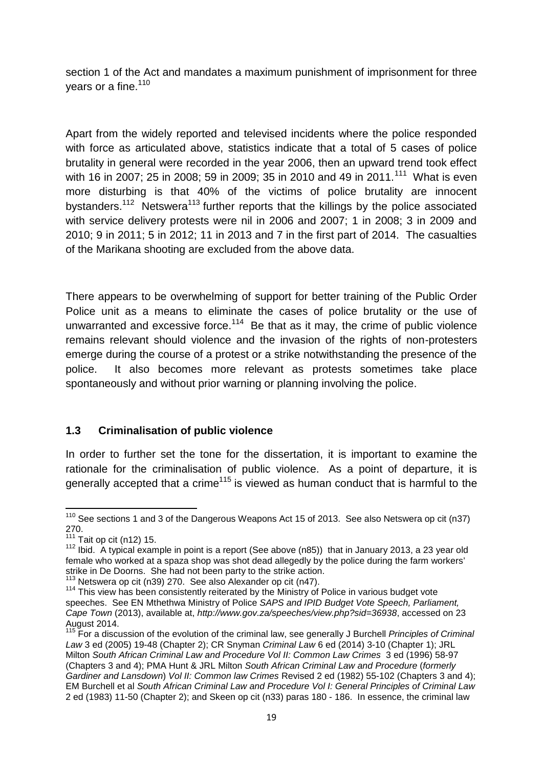section 1 of the Act and mandates a maximum punishment of imprisonment for three years or a fine.[110]

Apart from the widely reported and televised incidents where the police responded with force as articulated above, statistics indicate that a total of 5 cases of police brutality in general were recorded in the year 2006, then an upward trend took effect with 16 in 2007; 25 in 2008; 59 in 2009; 35 in 2010 and 49 in 2011.[111] What is even more disturbing is that 40% of the victims of police brutality are innocent bystanders.[112] Netswera[113] further reports that the killings by the police associated with service delivery protests were nil in 2006 and 2007; 1 in 2008; 3 in 2009 and 2010; 9 in 2011; 5 in 2012; 11 in 2013 and 7 in the first part of 2014. The casualties of the Marikana shooting are excluded from the above data.

There appears to be overwhelming of support for better training of the Public Order Police unit as a means to eliminate the cases of police brutality or the use of unwarranted and excessive force.[114] Be that as it may, the crime of public violence remains relevant should violence and the invasion of the rights of non-protesters emerge during the course of a protest or a strike notwithstanding the presence of the police. It also becomes more relevant as protests sometimes take place spontaneously and without prior warning or planning involving the police.

### 1.3 Criminalisation of public violence

In order to further set the tone for the dissertation, it is important to examine the rationale for the criminalisation of public violence. As a point of departure, it is generally accepted that a crime[115] is viewed as human conduct that is harmful to the

---

[110] See sections 1 and 3 of the Dangerous Weapons Act 15 of 2013. See also Netswera op cit (n37) 270.

[111] Tait op cit (n12) 15.

[112] Ibid. A typical example in point is a report (See above (n85)) that in January 2013, a 23 year old female who worked at a spaza shop was shot dead allegedly by the police during the farm workers' strike in De Doorns. She had not been party to the strike action.

[113] Netswera op cit (n39) 270. See also Alexander op cit (n47).

[114] This view has been consistently reiterated by the Ministry of Police in various budget vote speeches. See EN Mthethwa Ministry of Police *SAPS and IPID Budget Vote Speech, Parliament, Cape Town* (2013), available at, *http://www.gov.za/speeches/view.php?sid=36938*, accessed on 23 August 2014.

[115] For a discussion of the evolution of the criminal law, see generally J Burchell *Principles of Criminal Law* 3 ed (2005) 19-48 (Chapter 2); CR Snyman *Criminal Law* 6 ed (2014) 3-10 (Chapter 1); JRL Milton *South African Criminal Law and Procedure Vol II: Common Law Crimes* 3 ed (1996) 58-97 (Chapters 3 and 4); PMA Hunt & JRL Milton *South African Criminal Law and Procedure* (*formerly Gardiner and Lansdown*) *Vol II: Common law Crimes* Revised 2 ed (1982) 55-102 (Chapters 3 and 4); EM Burchell et al *South African Criminal Law and Procedure Vol I: General Principles of Criminal Law* 2 ed (1983) 11-50 (Chapter 2); and Skeen op cit (n33) paras 180 - 186. In essence, the criminal law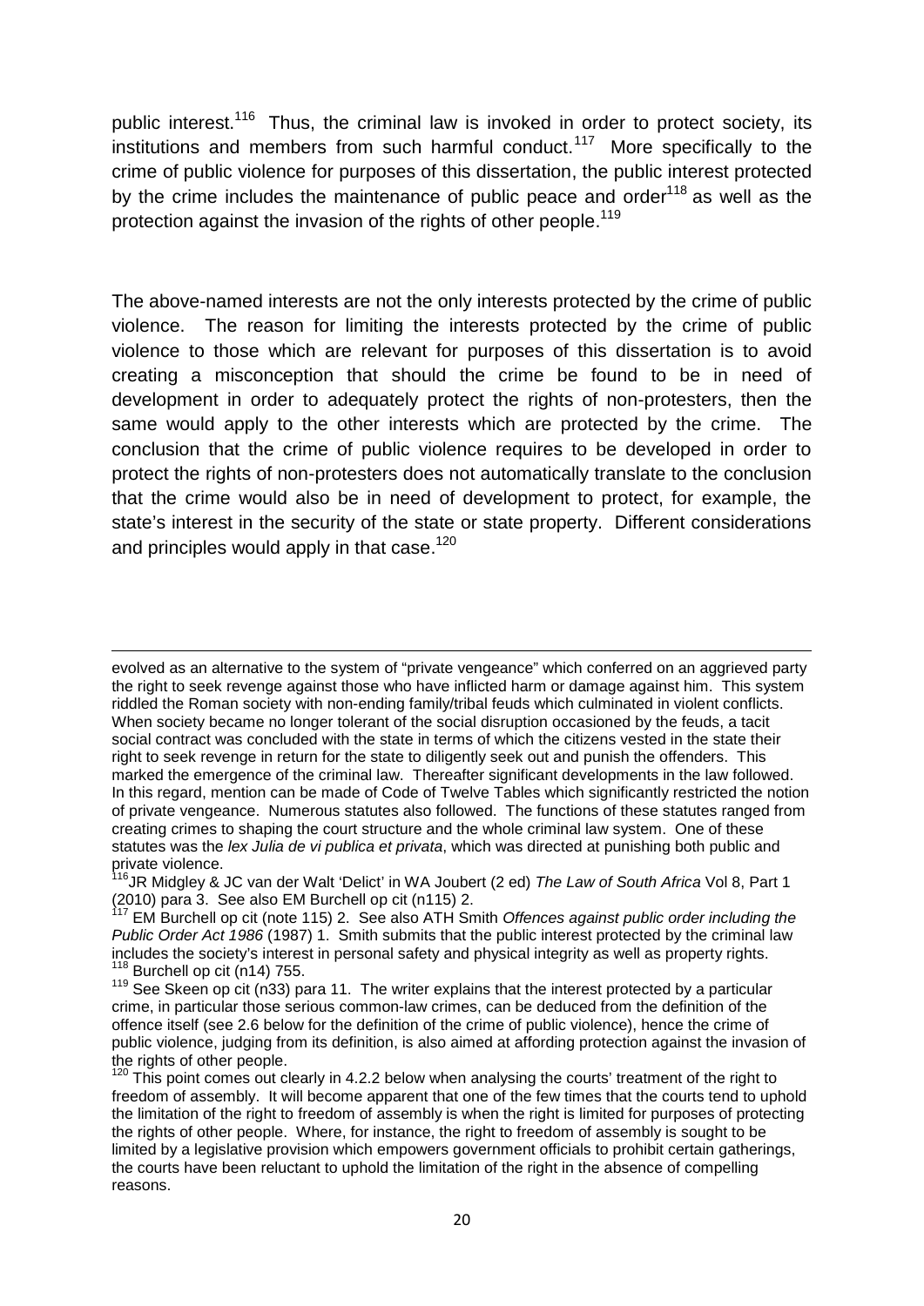public interest.[116] Thus, the criminal law is invoked in order to protect society, its institutions and members from such harmful conduct.[117] More specifically to the crime of public violence for purposes of this dissertation, the public interest protected by the crime includes the maintenance of public peace and order[118] as well as the protection against the invasion of the rights of other people.[119]

The above-named interests are not the only interests protected by the crime of public violence. The reason for limiting the interests protected by the crime of public violence to those which are relevant for purposes of this dissertation is to avoid creating a misconception that should the crime be found to be in need of development in order to adequately protect the rights of non-protesters, then the same would apply to the other interests which are protected by the crime. The conclusion that the crime of public violence requires to be developed in order to protect the rights of non-protesters does not automatically translate to the conclusion that the crime would also be in need of development to protect, for example, the state's interest in the security of the state or state property. Different considerations and principles would apply in that case.[120]

---

evolved as an alternative to the system of "private vengeance" which conferred on an aggrieved party the right to seek revenge against those who have inflicted harm or damage against him. This system riddled the Roman society with non-ending family/tribal feuds which culminated in violent conflicts. When society became no longer tolerant of the social disruption occasioned by the feuds, a tacit social contract was concluded with the state in terms of which the citizens vested in the state their right to seek revenge in return for the state to diligently seek out and punish the offenders. This marked the emergence of the criminal law. Thereafter significant developments in the law followed. In this regard, mention can be made of Code of Twelve Tables which significantly restricted the notion of private vengeance. Numerous statutes also followed. The functions of these statutes ranged from creating crimes to shaping the court structure and the whole criminal law system. One of these statutes was the *lex Julia de vi publica et privata*, which was directed at punishing both public and private violence.

[116] JR Midgley & JC van der Walt 'Delict' in WA Joubert (2 ed) *The Law of South Africa* Vol 8, Part 1 (2010) para 3. See also EM Burchell op cit (n115) 2.

[117] EM Burchell op cit (note 115) 2. See also ATH Smith *Offences against public order including the Public Order Act 1986* (1987) 1. Smith submits that the public interest protected by the criminal law includes the society's interest in personal safety and physical integrity as well as property rights.

[118] Burchell op cit (n14) 755.

[119] See Skeen op cit (n33) para 11. The writer explains that the interest protected by a particular crime, in particular those serious common-law crimes, can be deduced from the definition of the offence itself (see 2.6 below for the definition of the crime of public violence), hence the crime of public violence, judging from its definition, is also aimed at affording protection against the invasion of the rights of other people.

[120] This point comes out clearly in 4.2.2 below when analysing the courts' treatment of the right to freedom of assembly. It will become apparent that one of the few times that the courts tend to uphold the limitation of the right to freedom of assembly is when the right is limited for purposes of protecting the rights of other people. Where, for instance, the right to freedom of assembly is sought to be limited by a legislative provision which empowers government officials to prohibit certain gatherings, the courts have been reluctant to uphold the limitation of the right in the absence of compelling reasons.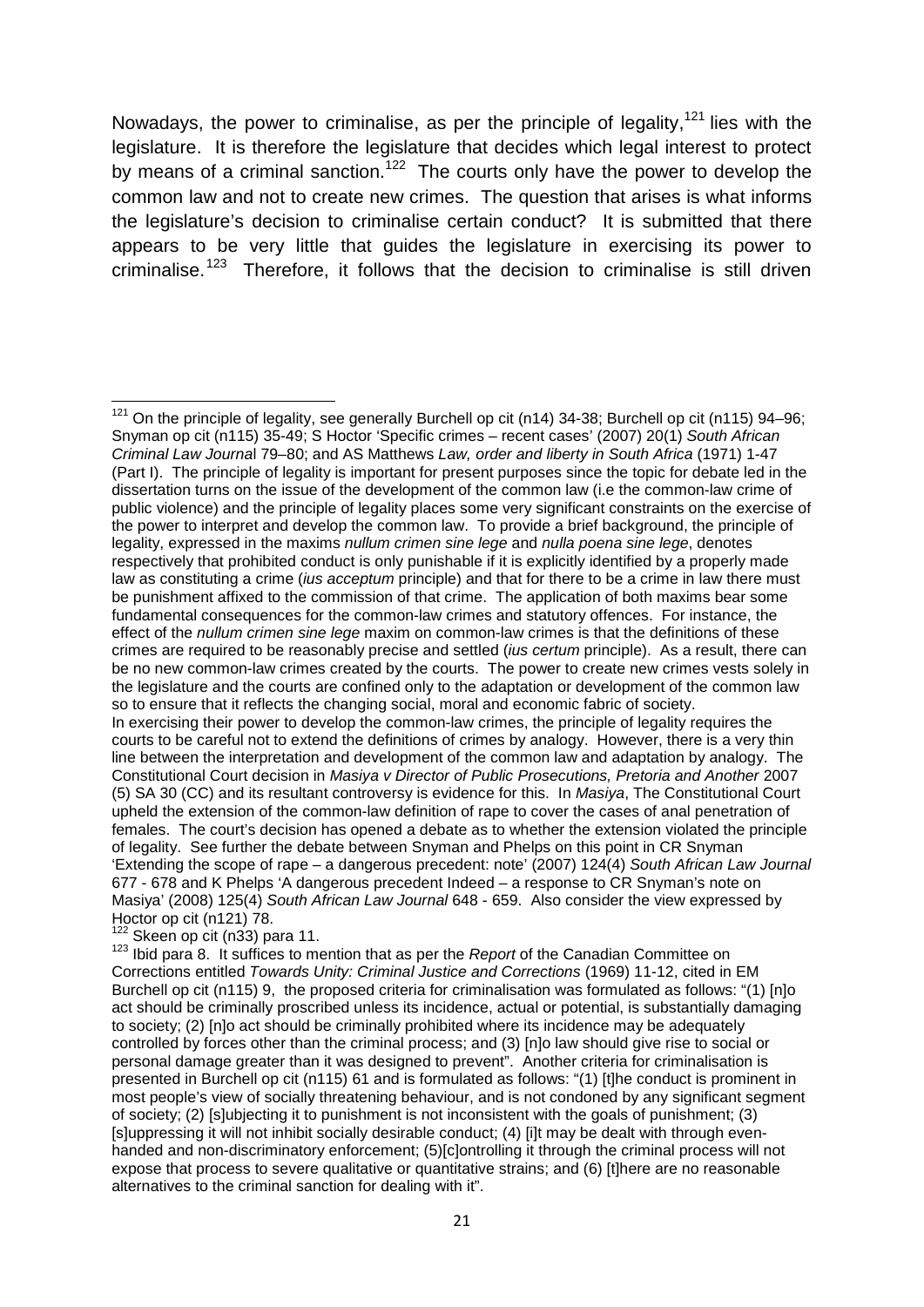Nowadays, the power to criminalise, as per the principle of legality,[121] lies with the legislature. It is therefore the legislature that decides which legal interest to protect by means of a criminal sanction.[122] The courts only have the power to develop the common law and not to create new crimes. The question that arises is what informs the legislature's decision to criminalise certain conduct? It is submitted that there appears to be very little that guides the legislature in exercising its power to criminalise.[123] Therefore, it follows that the decision to criminalise is still driven

---

[121] On the principle of legality, see generally Burchell op cit (n14) 34-38; Burchell op cit (n115) 94–96; Snyman op cit (n115) 35-49; S Hoctor 'Specific crimes – recent cases' (2007) 20(1) *South African Criminal Law Journal* 79–80; and AS Matthews *Law, order and liberty in South Africa* (1971) 1-47 (Part I). The principle of legality is important for present purposes since the topic for debate led in the dissertation turns on the issue of the development of the common law (i.e the common-law crime of public violence) and the principle of legality places some very significant constraints on the exercise of the power to interpret and develop the common law. To provide a brief background, the principle of legality, expressed in the maxims *nullum crimen sine lege* and *nulla poena sine lege*, denotes respectively that prohibited conduct is only punishable if it is explicitly identified by a properly made law as constituting a crime (*ius acceptum* principle) and that for there to be a crime in law there must be punishment affixed to the commission of that crime. The application of both maxims bear some fundamental consequences for the common-law crimes and statutory offences. For instance, the effect of the *nullum crimen sine lege* maxim on common-law crimes is that the definitions of these crimes are required to be reasonably precise and settled (*ius certum* principle). As a result, there can be no new common-law crimes created by the courts. The power to create new crimes vests solely in the legislature and the courts are confined only to the adaptation or development of the common law so to ensure that it reflects the changing social, moral and economic fabric of society.
In exercising their power to develop the common-law crimes, the principle of legality requires the courts to be careful not to extend the definitions of crimes by analogy. However, there is a very thin line between the interpretation and development of the common law and adaptation by analogy. The Constitutional Court decision in *Masiya v Director of Public Prosecutions, Pretoria and Another* 2007 (5) SA 30 (CC) and its resultant controversy is evidence for this. In *Masiya*, The Constitutional Court upheld the extension of the common-law definition of rape to cover the cases of anal penetration of females. The court's decision has opened a debate as to whether the extension violated the principle of legality. See further the debate between Snyman and Phelps on this point in CR Snyman 'Extending the scope of rape – a dangerous precedent: note' (2007) 124(4) *South African Law Journal* 677 - 678 and K Phelps 'A dangerous precedent Indeed – a response to CR Snyman's note on Masiya' (2008) 125(4) *South African Law Journal* 648 - 659. Also consider the view expressed by Hoctor op cit (n121) 78.

[122] Skeen op cit (n33) para 11.

[123] Ibid para 8. It suffices to mention that as per the *Report* of the Canadian Committee on Corrections entitled *Towards Unity: Criminal Justice and Corrections* (1969) 11-12, cited in EM Burchell op cit (n115) 9, the proposed criteria for criminalisation was formulated as follows: "(1) [n]o act should be criminally proscribed unless its incidence, actual or potential, is substantially damaging to society; (2) [n]o act should be criminally prohibited where its incidence may be adequately controlled by forces other than the criminal process; and (3) [n]o law should give rise to social or personal damage greater than it was designed to prevent". Another criteria for criminalisation is presented in Burchell op cit (n115) 61 and is formulated as follows: "(1) [t]he conduct is prominent in most people's view of socially threatening behaviour, and is not condoned by any significant segment of society; (2) [s]ubjecting it to punishment is not inconsistent with the goals of punishment; (3) [s]uppressing it will not inhibit socially desirable conduct; (4) [i]t may be dealt with through even-handed and non-discriminatory enforcement; (5)[c]ontrolling it through the criminal process will not expose that process to severe qualitative or quantitative strains; and (6) [t]here are no reasonable alternatives to the criminal sanction for dealing with it".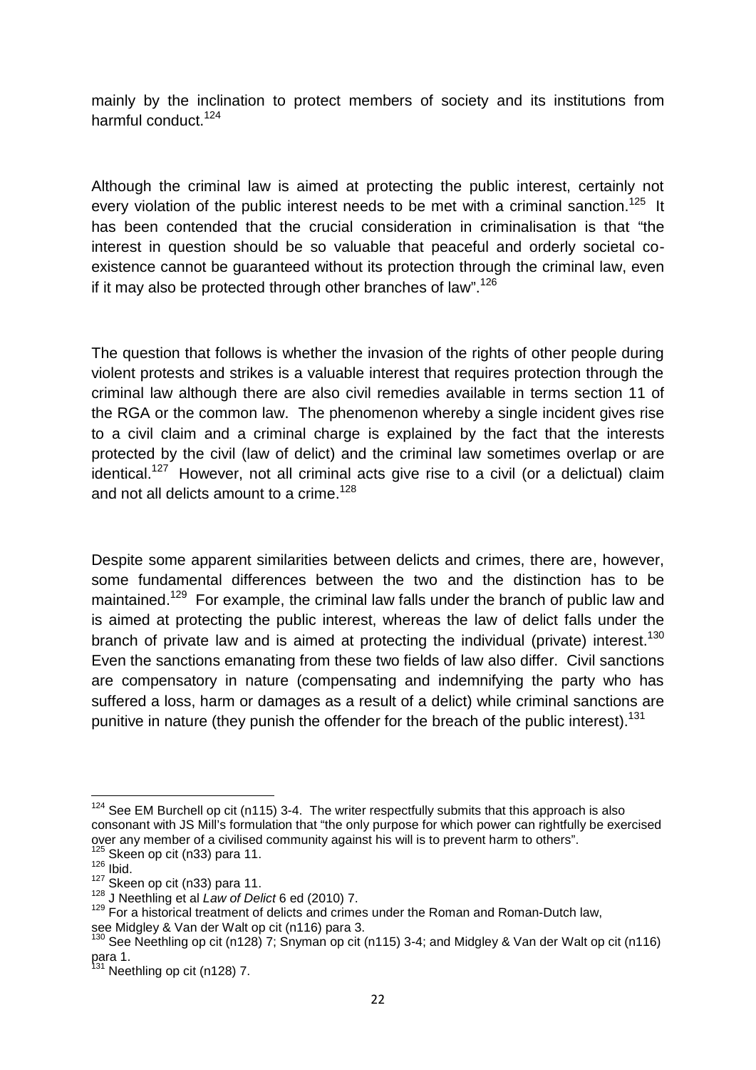mainly by the inclination to protect members of society and its institutions from harmful conduct.[124]

Although the criminal law is aimed at protecting the public interest, certainly not every violation of the public interest needs to be met with a criminal sanction.[125] It has been contended that the crucial consideration in criminalisation is that "the interest in question should be so valuable that peaceful and orderly societal co-existence cannot be guaranteed without its protection through the criminal law, even if it may also be protected through other branches of law".[126]

The question that follows is whether the invasion of the rights of other people during violent protests and strikes is a valuable interest that requires protection through the criminal law although there are also civil remedies available in terms section 11 of the RGA or the common law. The phenomenon whereby a single incident gives rise to a civil claim and a criminal charge is explained by the fact that the interests protected by the civil (law of delict) and the criminal law sometimes overlap or are identical.[127] However, not all criminal acts give rise to a civil (or a delictual) claim and not all delicts amount to a crime.[128]

Despite some apparent similarities between delicts and crimes, there are, however, some fundamental differences between the two and the distinction has to be maintained.[129] For example, the criminal law falls under the branch of public law and is aimed at protecting the public interest, whereas the law of delict falls under the branch of private law and is aimed at protecting the individual (private) interest.[130] Even the sanctions emanating from these two fields of law also differ. Civil sanctions are compensatory in nature (compensating and indemnifying the party who has suffered a loss, harm or damages as a result of a delict) while criminal sanctions are punitive in nature (they punish the offender for the breach of the public interest).[131]

---

[124] See EM Burchell op cit (n115) 3-4. The writer respectfully submits that this approach is also consonant with JS Mill's formulation that "the only purpose for which power can rightfully be exercised over any member of a civilised community against his will is to prevent harm to others".

[125] Skeen op cit (n33) para 11.

[126] Ibid.

[127] Skeen op cit (n33) para 11.

[128] J Neethling et al *Law of Delict* 6 ed (2010) 7.

[129] For a historical treatment of delicts and crimes under the Roman and Roman-Dutch law, see Midgley & Van der Walt op cit (n116) para 3.

[130] See Neethling op cit (n128) 7; Snyman op cit (n115) 3-4; and Midgley & Van der Walt op cit (n116) para 1.

[131] Neethling op cit (n128) 7.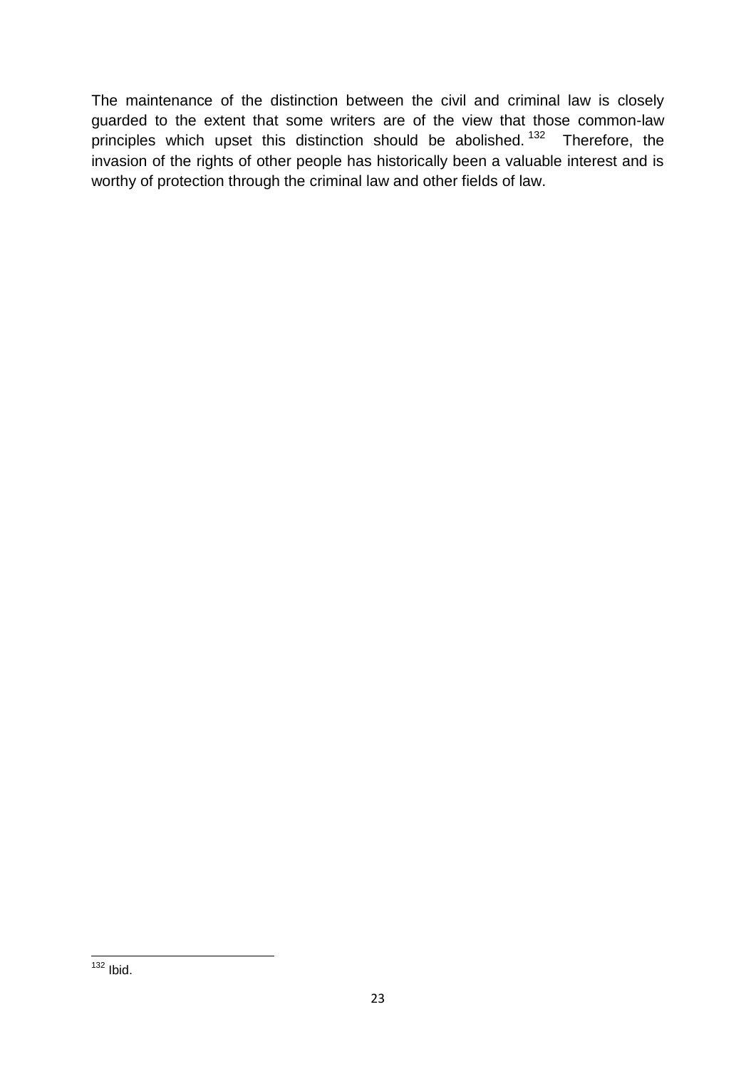The maintenance of the distinction between the civil and criminal law is closely guarded to the extent that some writers are of the view that those common-law principles which upset this distinction should be abolished.[132] Therefore, the invasion of the rights of other people has historically been a valuable interest and is worthy of protection through the criminal law and other fields of law.

---

[132] Ibid.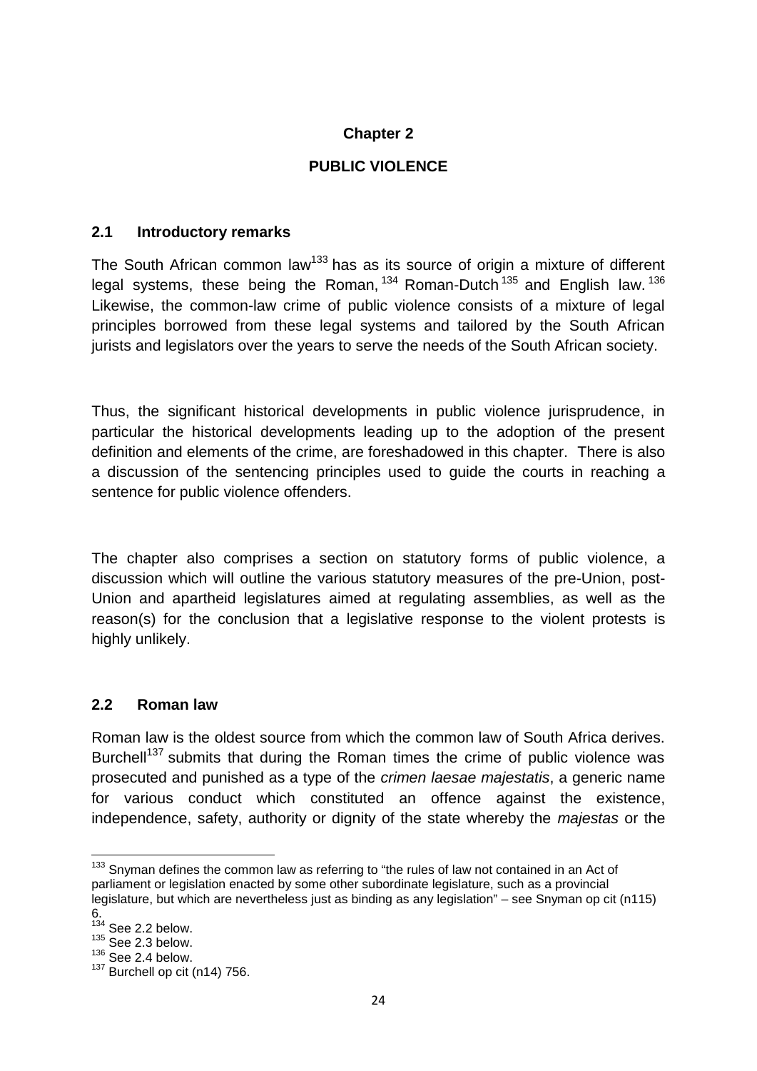# Chapter 2

# PUBLIC VIOLENCE

## 2.1 Introductory remarks

The South African common law[133] has as its source of origin a mixture of different legal systems, these being the Roman,[134] Roman-Dutch[135] and English law.[136] Likewise, the common-law crime of public violence consists of a mixture of legal principles borrowed from these legal systems and tailored by the South African jurists and legislators over the years to serve the needs of the South African society.

Thus, the significant historical developments in public violence jurisprudence, in particular the historical developments leading up to the adoption of the present definition and elements of the crime, are foreshadowed in this chapter. There is also a discussion of the sentencing principles used to guide the courts in reaching a sentence for public violence offenders.

The chapter also comprises a section on statutory forms of public violence, a discussion which will outline the various statutory measures of the pre-Union, post-Union and apartheid legislatures aimed at regulating assemblies, as well as the reason(s) for the conclusion that a legislative response to the violent protests is highly unlikely.

## 2.2 Roman law

Roman law is the oldest source from which the common law of South Africa derives. Burchell[137] submits that during the Roman times the crime of public violence was prosecuted and punished as a type of the *crimen laesae majestatis*, a generic name for various conduct which constituted an offence against the existence, independence, safety, authority or dignity of the state whereby the *majestas* or the

---

[133] Snyman defines the common law as referring to "the rules of law not contained in an Act of parliament or legislation enacted by some other subordinate legislature, such as a provincial legislature, but which are nevertheless just as binding as any legislation" – see Snyman op cit (n115) 6.

[134] See 2.2 below.

[135] See 2.3 below.

[136] See 2.4 below.

[137] Burchell op cit (n14) 756.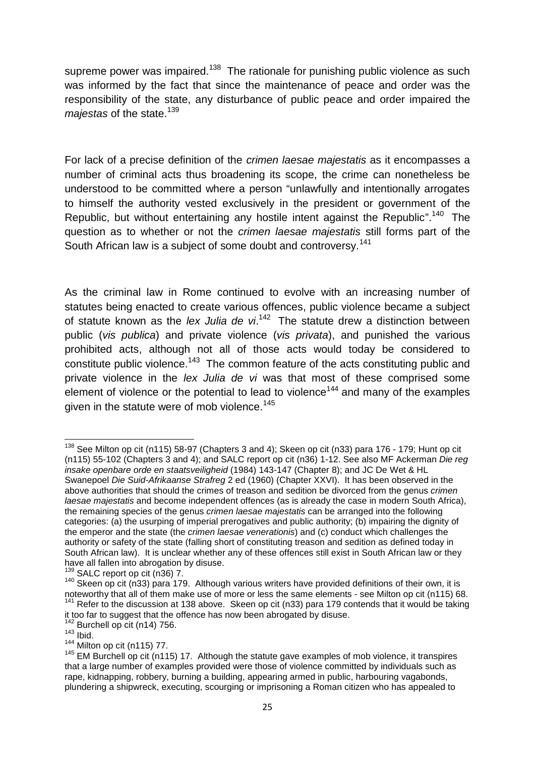supreme power was impaired.[138] The rationale for punishing public violence as such was informed by the fact that since the maintenance of peace and order was the responsibility of the state, any disturbance of public peace and order impaired the *majestas* of the state.[139]

For lack of a precise definition of the *crimen laesae majestatis* as it encompasses a number of criminal acts thus broadening its scope, the crime can nonetheless be understood to be committed where a person "unlawfully and intentionally arrogates to himself the authority vested exclusively in the president or government of the Republic, but without entertaining any hostile intent against the Republic".[140] The question as to whether or not the *crimen laesae majestatis* still forms part of the South African law is a subject of some doubt and controversy.[141]

As the criminal law in Rome continued to evolve with an increasing number of statutes being enacted to create various offences, public violence became a subject of statute known as the *lex Julia de vi*.[142] The statute drew a distinction between public (*vis publica*) and private violence (*vis privata*), and punished the various prohibited acts, although not all of those acts would today be considered to constitute public violence.[143] The common feature of the acts constituting public and private violence in the *lex Julia de vi* was that most of these comprised some element of violence or the potential to lead to violence[144] and many of the examples given in the statute were of mob violence.[145]

---

[138] See Milton op cit (n115) 58-97 (Chapters 3 and 4); Skeen op cit (n33) para 176 - 179; Hunt op cit (n115) 55-102 (Chapters 3 and 4); and SALC report op cit (n36) 1-12. See also MF Ackerman *Die reg insake openbare orde en staatsveiligheid* (1984) 143-147 (Chapter 8); and JC De Wet & HL Swanepoel *Die Suid-Afrikaanse Strafreg* 2 ed (1960) (Chapter XXVI). It has been observed in the above authorities that should the crimes of treason and sedition be divorced from the genus *crimen laesae majestatis* and become independent offences (as is already the case in modern South Africa), the remaining species of the genus *crimen laesae majestatis* can be arranged into the following categories: (a) the usurping of imperial prerogatives and public authority; (b) impairing the dignity of the emperor and the state (the *crimen laesae venerationis*) and (c) conduct which challenges the authority or safety of the state (falling short of constituting treason and sedition as defined today in South African law). It is unclear whether any of these offences still exist in South African law or they have all fallen into abrogation by disuse.

[139] SALC report op cit (n36) 7.

[140] Skeen op cit (n33) para 179. Although various writers have provided definitions of their own, it is noteworthy that all of them make use of more or less the same elements - see Milton op cit (n115) 68.

[141] Refer to the discussion at 138 above. Skeen op cit (n33) para 179 contends that it would be taking it too far to suggest that the offence has now been abrogated by disuse.

[142] Burchell op cit (n14) 756.

[143] Ibid.

[144] Milton op cit (n115) 77.

[145] EM Burchell op cit (n115) 17. Although the statute gave examples of mob violence, it transpires that a large number of examples provided were those of violence committed by individuals such as rape, kidnapping, robbery, burning a building, appearing armed in public, harbouring vagabonds, plundering a shipwreck, executing, scourging or imprisoning a Roman citizen who has appealed to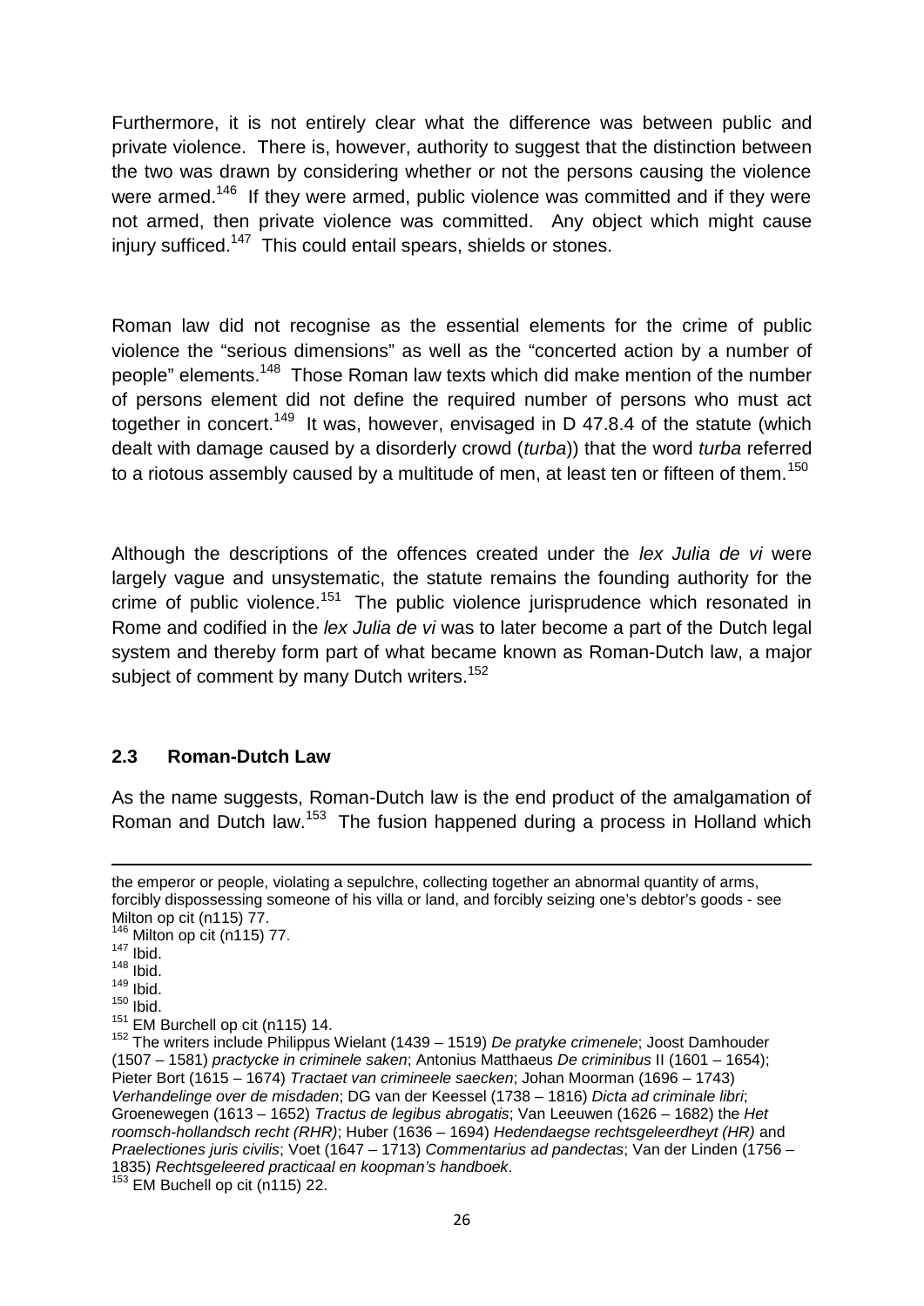Furthermore, it is not entirely clear what the difference was between public and private violence. There is, however, authority to suggest that the distinction between the two was drawn by considering whether or not the persons causing the violence were armed.[146] If they were armed, public violence was committed and if they were not armed, then private violence was committed. Any object which might cause injury sufficed.[147] This could entail spears, shields or stones.

Roman law did not recognise as the essential elements for the crime of public violence the "serious dimensions" as well as the "concerted action by a number of people" elements.[148] Those Roman law texts which did make mention of the number of persons element did not define the required number of persons who must act together in concert.[149] It was, however, envisaged in D 47.8.4 of the statute (which dealt with damage caused by a disorderly crowd (*turba*)) that the word *turba* referred to a riotous assembly caused by a multitude of men, at least ten or fifteen of them.[150]

Although the descriptions of the offences created under the *lex Julia de vi* were largely vague and unsystematic, the statute remains the founding authority for the crime of public violence.[151] The public violence jurisprudence which resonated in Rome and codified in the *lex Julia de vi* was to later become a part of the Dutch legal system and thereby form part of what became known as Roman-Dutch law, a major subject of comment by many Dutch writers.[152]

## 2.3 Roman-Dutch Law

As the name suggests, Roman-Dutch law is the end product of the amalgamation of Roman and Dutch law.[153] The fusion happened during a process in Holland which

---

the emperor or people, violating a sepulchre, collecting together an abnormal quantity of arms, forcibly dispossessing someone of his villa or land, and forcibly seizing one's debtor's goods - see Milton op cit (n115) 77.

[146] Milton op cit (n115) 77.

[147] Ibid.

[148] Ibid.

[149] Ibid.

[150] Ibid.

[151] EM Burchell op cit (n115) 14.

[152] The writers include Philippus Wielant (1439 – 1519) *De pratyke crimenele*; Joost Damhouder (1507 – 1581) *practycke in criminele saken*; Antonius Matthaeus *De criminibus* II (1601 – 1654); Pieter Bort (1615 – 1674) *Tractaet van crimineele saecken*; Johan Moorman (1696 – 1743) *Verhandelinge over de misdaden*; DG van der Keessel (1738 – 1816) *Dicta ad criminale libri*; Groenewegen (1613 – 1652) *Tractus de legibus abrogatis*; Van Leeuwen (1626 – 1682) the *Het roomsch-hollandsch recht (RHR)*; Huber (1636 – 1694) *Hedendaegse rechtsgeleerdheyt (HR)* and *Praelectiones juris civilis*; Voet (1647 – 1713) *Commentarius ad pandectas*; Van der Linden (1756 – 1835) *Rechtsgeleered practicaal en koopman's handboek*.

[153] EM Buchell op cit (n115) 22.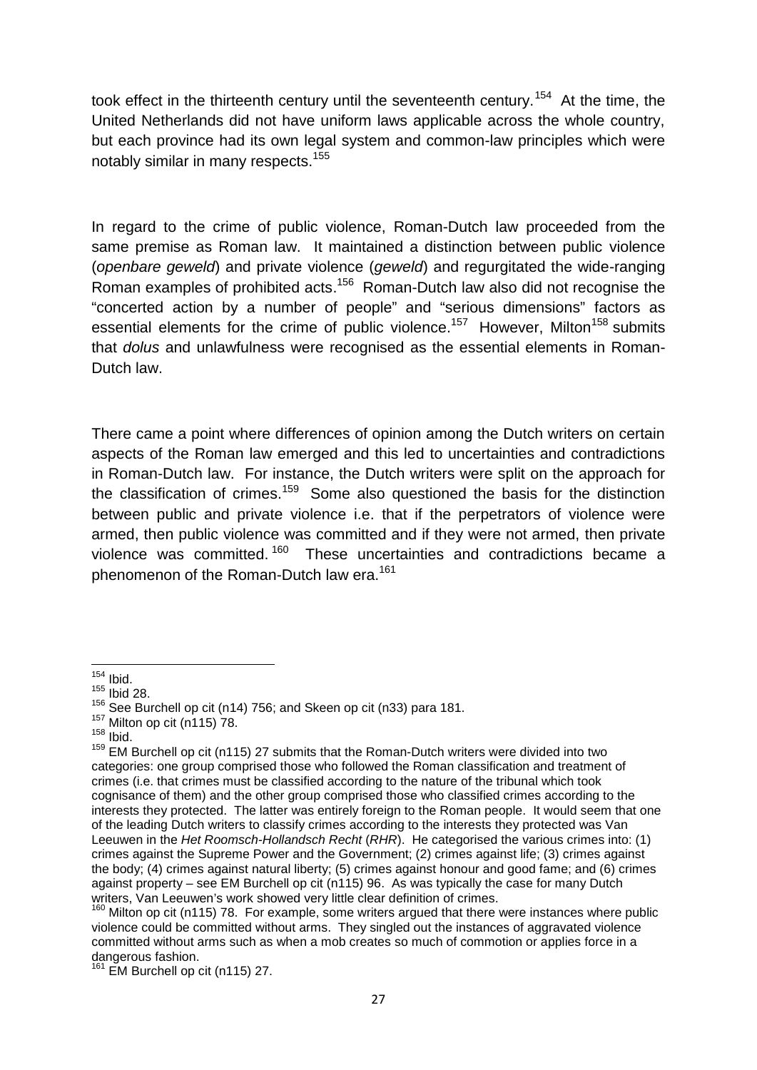took effect in the thirteenth century until the seventeenth century.[154] At the time, the United Netherlands did not have uniform laws applicable across the whole country, but each province had its own legal system and common-law principles which were notably similar in many respects.[155]

In regard to the crime of public violence, Roman-Dutch law proceeded from the same premise as Roman law. It maintained a distinction between public violence (*openbare geweld*) and private violence (*geweld*) and regurgitated the wide-ranging Roman examples of prohibited acts.[156] Roman-Dutch law also did not recognise the "concerted action by a number of people" and "serious dimensions" factors as essential elements for the crime of public violence.[157] However, Milton[158] submits that *dolus* and unlawfulness were recognised as the essential elements in Roman-Dutch law.

There came a point where differences of opinion among the Dutch writers on certain aspects of the Roman law emerged and this led to uncertainties and contradictions in Roman-Dutch law. For instance, the Dutch writers were split on the approach for the classification of crimes.[159] Some also questioned the basis for the distinction between public and private violence i.e. that if the perpetrators of violence were armed, then public violence was committed and if they were not armed, then private violence was committed.[160] These uncertainties and contradictions became a phenomenon of the Roman-Dutch law era.[161]

---

[154] Ibid.

[155] Ibid 28.

[156] See Burchell op cit (n14) 756; and Skeen op cit (n33) para 181.

[157] Milton op cit (n115) 78.

[158] Ibid.

[159] EM Burchell op cit (n115) 27 submits that the Roman-Dutch writers were divided into two categories: one group comprised those who followed the Roman classification and treatment of crimes (i.e. that crimes must be classified according to the nature of the tribunal which took cognisance of them) and the other group comprised those who classified crimes according to the interests they protected. The latter was entirely foreign to the Roman people. It would seem that one of the leading Dutch writers to classify crimes according to the interests they protected was Van Leeuwen in the *Het Roomsch-Hollandsch Recht* (*RHR*). He categorised the various crimes into: (1) crimes against the Supreme Power and the Government; (2) crimes against life; (3) crimes against the body; (4) crimes against natural liberty; (5) crimes against honour and good fame; and (6) crimes against property – see EM Burchell op cit (n115) 96. As was typically the case for many Dutch writers, Van Leeuwen's work showed very little clear definition of crimes.

[160] Milton op cit (n115) 78. For example, some writers argued that there were instances where public violence could be committed without arms. They singled out the instances of aggravated violence committed without arms such as when a mob creates so much of commotion or applies force in a dangerous fashion.

[161] EM Burchell op cit (n115) 27.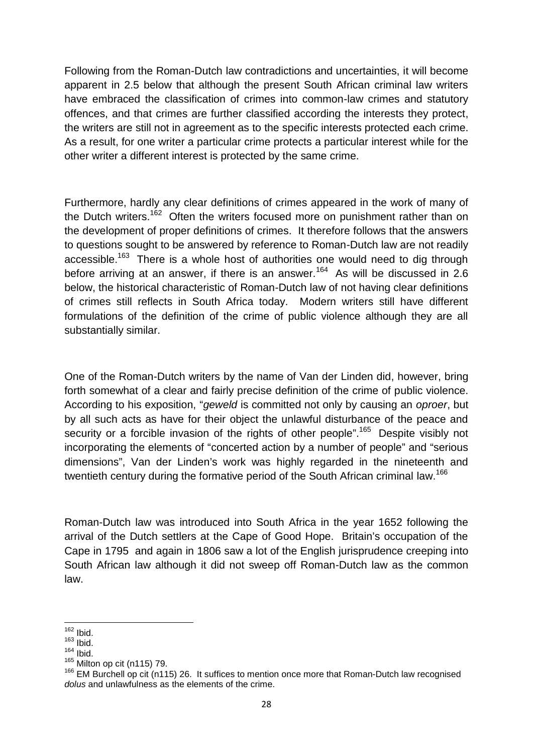Following from the Roman-Dutch law contradictions and uncertainties, it will become apparent in 2.5 below that although the present South African criminal law writers have embraced the classification of crimes into common-law crimes and statutory offences, and that crimes are further classified according the interests they protect, the writers are still not in agreement as to the specific interests protected each crime. As a result, for one writer a particular crime protects a particular interest while for the other writer a different interest is protected by the same crime.

Furthermore, hardly any clear definitions of crimes appeared in the work of many of the Dutch writers.[162] Often the writers focused more on punishment rather than on the development of proper definitions of crimes. It therefore follows that the answers to questions sought to be answered by reference to Roman-Dutch law are not readily accessible.[163] There is a whole host of authorities one would need to dig through before arriving at an answer, if there is an answer.[164] As will be discussed in 2.6 below, the historical characteristic of Roman-Dutch law of not having clear definitions of crimes still reflects in South Africa today. Modern writers still have different formulations of the definition of the crime of public violence although they are all substantially similar.

One of the Roman-Dutch writers by the name of Van der Linden did, however, bring forth somewhat of a clear and fairly precise definition of the crime of public violence. According to his exposition, "*geweld* is committed not only by causing an *oproer*, but by all such acts as have for their object the unlawful disturbance of the peace and security or a forcible invasion of the rights of other people".[165] Despite visibly not incorporating the elements of "concerted action by a number of people" and "serious dimensions", Van der Linden's work was highly regarded in the nineteenth and twentieth century during the formative period of the South African criminal law.[166]

Roman-Dutch law was introduced into South Africa in the year 1652 following the arrival of the Dutch settlers at the Cape of Good Hope. Britain's occupation of the Cape in 1795 and again in 1806 saw a lot of the English jurisprudence creeping into South African law although it did not sweep off Roman-Dutch law as the common law.

---

[162] Ibid.
[163] Ibid.
[164] Ibid.
[165] Milton op cit (n115) 79.
[166] EM Burchell op cit (n115) 26. It suffices to mention once more that Roman-Dutch law recognised *dolus* and unlawfulness as the elements of the crime.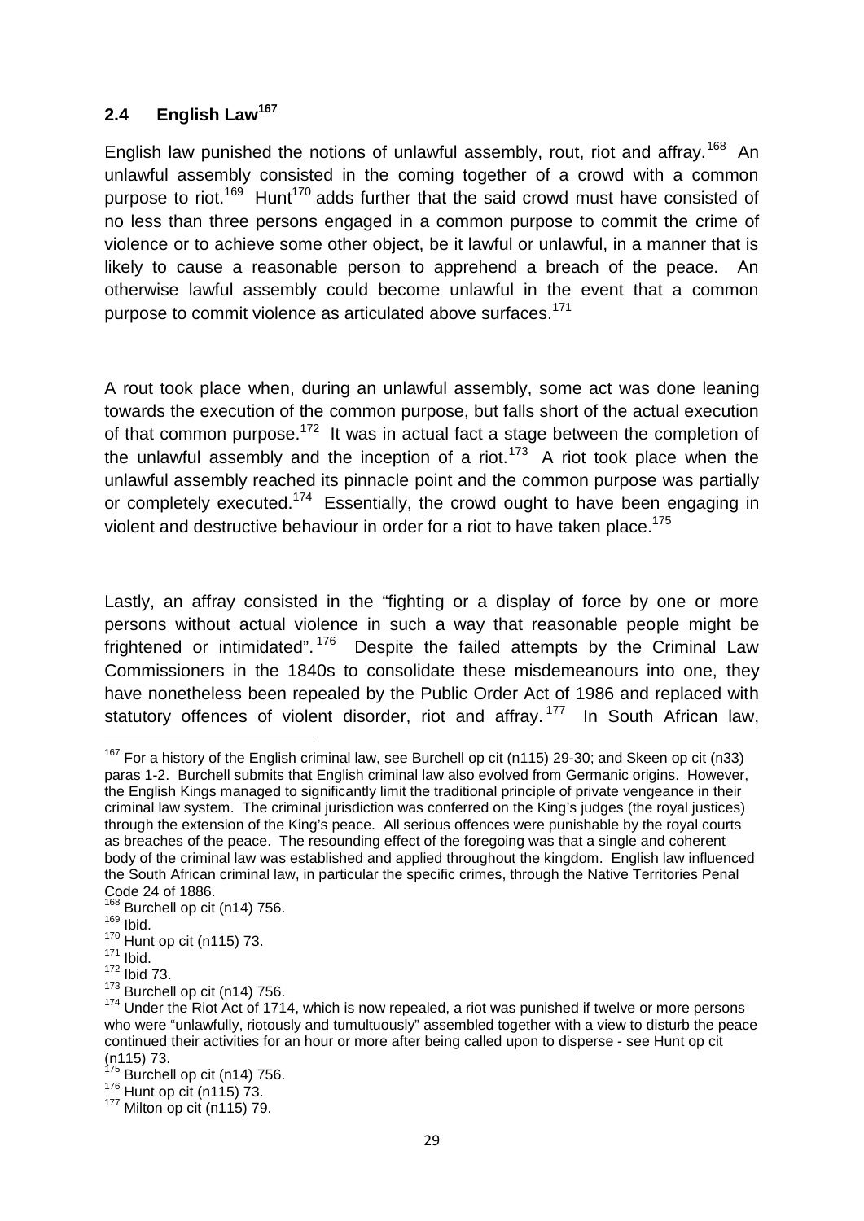## 2.4 English Law[167]

English law punished the notions of unlawful assembly, rout, riot and affray.[168] An unlawful assembly consisted in the coming together of a crowd with a common purpose to riot.[169] Hunt[170] adds further that the said crowd must have consisted of no less than three persons engaged in a common purpose to commit the crime of violence or to achieve some other object, be it lawful or unlawful, in a manner that is likely to cause a reasonable person to apprehend a breach of the peace. An otherwise lawful assembly could become unlawful in the event that a common purpose to commit violence as articulated above surfaces.[171]

A rout took place when, during an unlawful assembly, some act was done leaning towards the execution of the common purpose, but falls short of the actual execution of that common purpose.[172] It was in actual fact a stage between the completion of the unlawful assembly and the inception of a riot.[173] A riot took place when the unlawful assembly reached its pinnacle point and the common purpose was partially or completely executed.[174] Essentially, the crowd ought to have been engaging in violent and destructive behaviour in order for a riot to have taken place.[175]

Lastly, an affray consisted in the "fighting or a display of force by one or more persons without actual violence in such a way that reasonable people might be frightened or intimidated".[176] Despite the failed attempts by the Criminal Law Commissioners in the 1840s to consolidate these misdemeanours into one, they have nonetheless been repealed by the Public Order Act of 1986 and replaced with statutory offences of violent disorder, riot and affray.[177] In South African law,

---

[167] For a history of the English criminal law, see Burchell op cit (n115) 29-30; and Skeen op cit (n33) paras 1-2. Burchell submits that English criminal law also evolved from Germanic origins. However, the English Kings managed to significantly limit the traditional principle of private vengeance in their criminal law system. The criminal jurisdiction was conferred on the King's judges (the royal justices) through the extension of the King's peace. All serious offences were punishable by the royal courts as breaches of the peace. The resounding effect of the foregoing was that a single and coherent body of the criminal law was established and applied throughout the kingdom. English law influenced the South African criminal law, in particular the specific crimes, through the Native Territories Penal Code 24 of 1886.

[168] Burchell op cit (n14) 756.

[169] Ibid.

[170] Hunt op cit (n115) 73.

[171] Ibid.

[172] Ibid 73.

[173] Burchell op cit (n14) 756.

[174] Under the Riot Act of 1714, which is now repealed, a riot was punished if twelve or more persons who were "unlawfully, riotously and tumultuously" assembled together with a view to disturb the peace continued their activities for an hour or more after being called upon to disperse - see Hunt op cit (n115) 73.

[175] Burchell op cit (n14) 756.

[176] Hunt op cit (n115) 73.

[177] Milton op cit (n115) 79.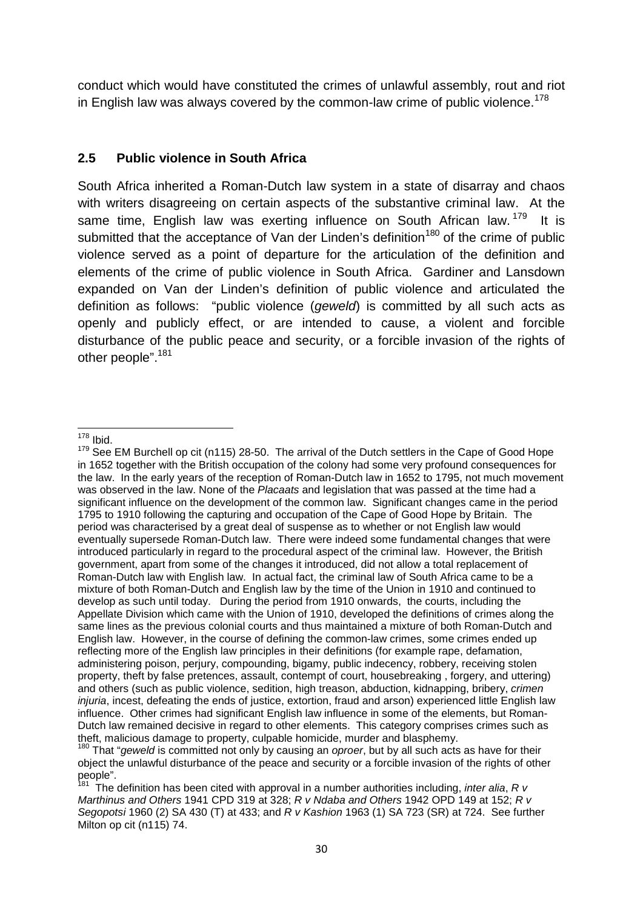conduct which would have constituted the crimes of unlawful assembly, rout and riot in English law was always covered by the common-law crime of public violence.[178]

## 2.5 Public violence in South Africa

South Africa inherited a Roman-Dutch law system in a state of disarray and chaos with writers disagreeing on certain aspects of the substantive criminal law. At the same time, English law was exerting influence on South African law.[179] It is submitted that the acceptance of Van der Linden's definition[180] of the crime of public violence served as a point of departure for the articulation of the definition and elements of the crime of public violence in South Africa. Gardiner and Lansdown expanded on Van der Linden's definition of public violence and articulated the definition as follows: "public violence (*geweld*) is committed by all such acts as openly and publicly effect, or are intended to cause, a violent and forcible disturbance of the public peace and security, or a forcible invasion of the rights of other people".[181]

---

[178] Ibid.

[179] See EM Burchell op cit (n115) 28-50. The arrival of the Dutch settlers in the Cape of Good Hope in 1652 together with the British occupation of the colony had some very profound consequences for the law. In the early years of the reception of Roman-Dutch law in 1652 to 1795, not much movement was observed in the law. None of the *Placaats* and legislation that was passed at the time had a significant influence on the development of the common law. Significant changes came in the period 1795 to 1910 following the capturing and occupation of the Cape of Good Hope by Britain. The period was characterised by a great deal of suspense as to whether or not English law would eventually supersede Roman-Dutch law. There were indeed some fundamental changes that were introduced particularly in regard to the procedural aspect of the criminal law. However, the British government, apart from some of the changes it introduced, did not allow a total replacement of Roman-Dutch law with English law. In actual fact, the criminal law of South Africa came to be a mixture of both Roman-Dutch and English law by the time of the Union in 1910 and continued to develop as such until today. During the period from 1910 onwards, the courts, including the Appellate Division which came with the Union of 1910, developed the definitions of crimes along the same lines as the previous colonial courts and thus maintained a mixture of both Roman-Dutch and English law. However, in the course of defining the common-law crimes, some crimes ended up reflecting more of the English law principles in their definitions (for example rape, defamation, administering poison, perjury, compounding, bigamy, public indecency, robbery, receiving stolen property, theft by false pretences, assault, contempt of court, housebreaking , forgery, and uttering) and others (such as public violence, sedition, high treason, abduction, kidnapping, bribery, *crimen injuria*, incest, defeating the ends of justice, extortion, fraud and arson) experienced little English law influence. Other crimes had significant English law influence in some of the elements, but Roman-Dutch law remained decisive in regard to other elements. This category comprises crimes such as theft, malicious damage to property, culpable homicide, murder and blasphemy.

[180] That "*geweld* is committed not only by causing an *oproer*, but by all such acts as have for their object the unlawful disturbance of the peace and security or a forcible invasion of the rights of other people".

[181] The definition has been cited with approval in a number authorities including, *inter alia*, *R v Marthinus and Others* 1941 CPD 319 at 328; *R v Ndaba and Others* 1942 OPD 149 at 152; *R v Segopotsi* 1960 (2) SA 430 (T) at 433; and *R v Kashion* 1963 (1) SA 723 (SR) at 724. See further Milton op cit (n115) 74.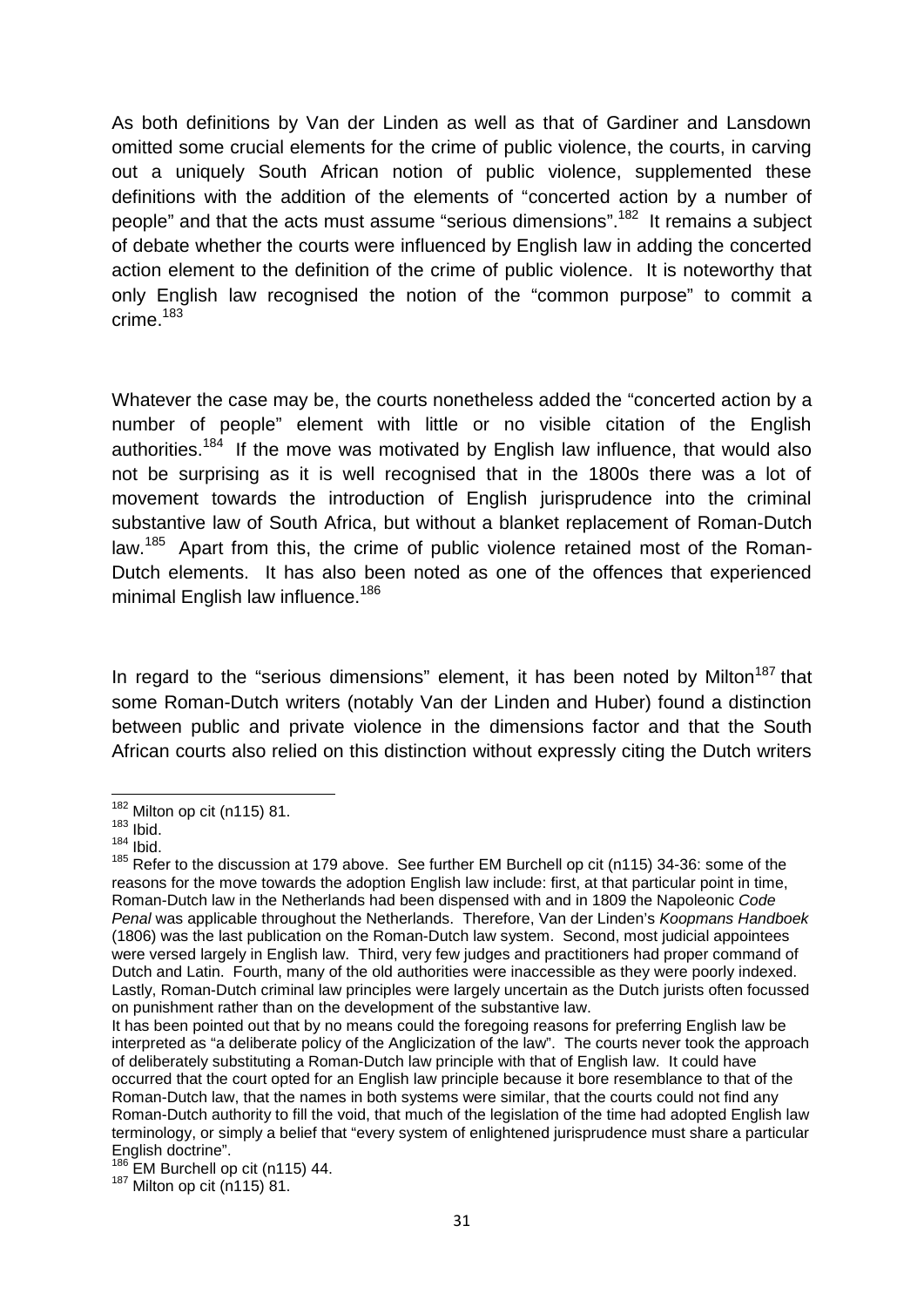As both definitions by Van der Linden as well as that of Gardiner and Lansdown omitted some crucial elements for the crime of public violence, the courts, in carving out a uniquely South African notion of public violence, supplemented these definitions with the addition of the elements of "concerted action by a number of people" and that the acts must assume "serious dimensions".[182] It remains a subject of debate whether the courts were influenced by English law in adding the concerted action element to the definition of the crime of public violence. It is noteworthy that only English law recognised the notion of the "common purpose" to commit a crime.[183]

Whatever the case may be, the courts nonetheless added the "concerted action by a number of people" element with little or no visible citation of the English authorities.[184] If the move was motivated by English law influence, that would also not be surprising as it is well recognised that in the 1800s there was a lot of movement towards the introduction of English jurisprudence into the criminal substantive law of South Africa, but without a blanket replacement of Roman-Dutch law.[185] Apart from this, the crime of public violence retained most of the Roman-Dutch elements. It has also been noted as one of the offences that experienced minimal English law influence.[186]

In regard to the "serious dimensions" element, it has been noted by Milton[187] that some Roman-Dutch writers (notably Van der Linden and Huber) found a distinction between public and private violence in the dimensions factor and that the South African courts also relied on this distinction without expressly citing the Dutch writers

---

[182] Milton op cit (n115) 81.

[183] Ibid.

[184] Ibid.

[185] Refer to the discussion at 179 above. See further EM Burchell op cit (n115) 34-36: some of the reasons for the move towards the adoption English law include: first, at that particular point in time, Roman-Dutch law in the Netherlands had been dispensed with and in 1809 the Napoleonic *Code Penal* was applicable throughout the Netherlands. Therefore, Van der Linden's *Koopmans Handboek* (1806) was the last publication on the Roman-Dutch law system. Second, most judicial appointees were versed largely in English law. Third, very few judges and practitioners had proper command of Dutch and Latin. Fourth, many of the old authorities were inaccessible as they were poorly indexed. Lastly, Roman-Dutch criminal law principles were largely uncertain as the Dutch jurists often focussed on punishment rather than on the development of the substantive law.

It has been pointed out that by no means could the foregoing reasons for preferring English law be interpreted as "a deliberate policy of the Anglicization of the law". The courts never took the approach of deliberately substituting a Roman-Dutch law principle with that of English law. It could have occurred that the court opted for an English law principle because it bore resemblance to that of the Roman-Dutch law, that the names in both systems were similar, that the courts could not find any Roman-Dutch authority to fill the void, that much of the legislation of the time had adopted English law terminology, or simply a belief that "every system of enlightened jurisprudence must share a particular English doctrine".

[186] EM Burchell op cit (n115) 44.

[187] Milton op cit (n115) 81.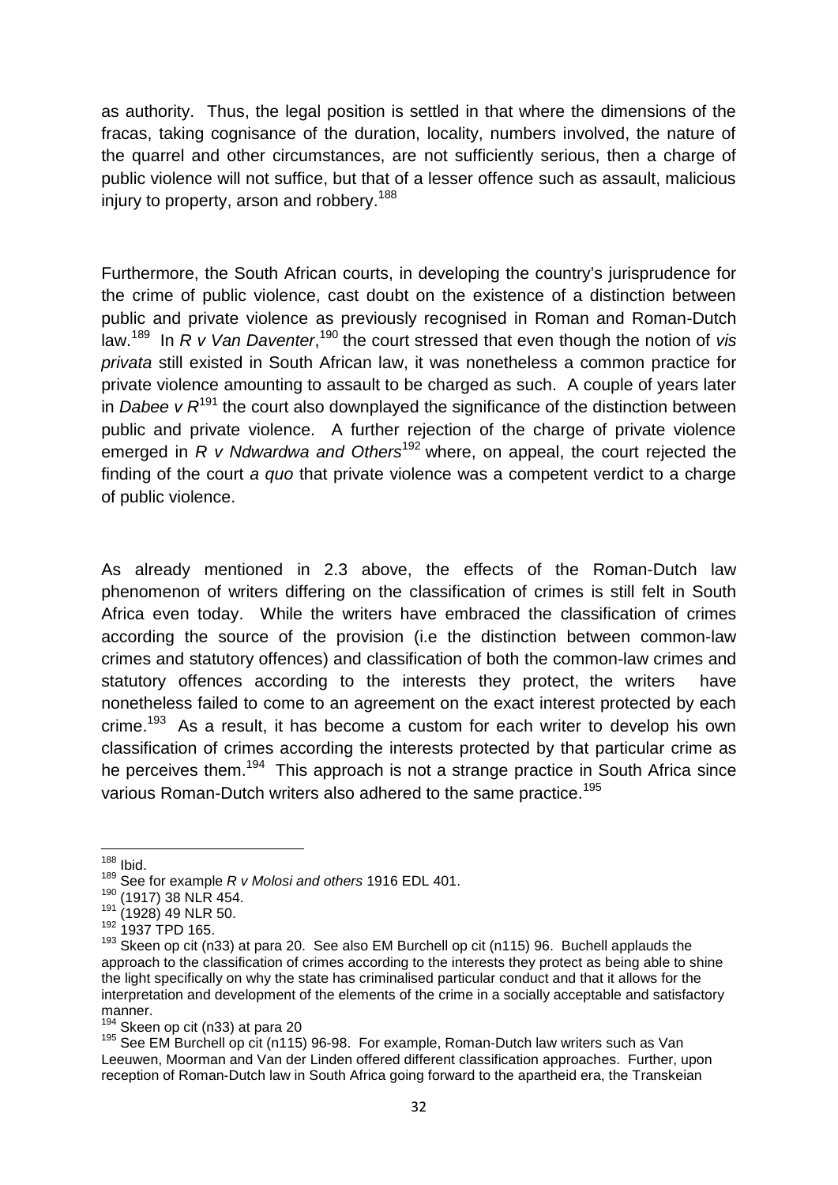as authority. Thus, the legal position is settled in that where the dimensions of the fracas, taking cognisance of the duration, locality, numbers involved, the nature of the quarrel and other circumstances, are not sufficiently serious, then a charge of public violence will not suffice, but that of a lesser offence such as assault, malicious injury to property, arson and robbery.[188]

Furthermore, the South African courts, in developing the country's jurisprudence for the crime of public violence, cast doubt on the existence of a distinction between public and private violence as previously recognised in Roman and Roman-Dutch law.[189] In *R v Van Daventer*,[190] the court stressed that even though the notion of *vis privata* still existed in South African law, it was nonetheless a common practice for private violence amounting to assault to be charged as such. A couple of years later in *Dabee v R*[191] the court also downplayed the significance of the distinction between public and private violence. A further rejection of the charge of private violence emerged in *R v Ndwardwa and Others*[192] where, on appeal, the court rejected the finding of the court *a quo* that private violence was a competent verdict to a charge of public violence.

As already mentioned in 2.3 above, the effects of the Roman-Dutch law phenomenon of writers differing on the classification of crimes is still felt in South Africa even today. While the writers have embraced the classification of crimes according the source of the provision (i.e the distinction between common-law crimes and statutory offences) and classification of both the common-law crimes and statutory offences according to the interests they protect, the writers have nonetheless failed to come to an agreement on the exact interest protected by each crime.[193] As a result, it has become a custom for each writer to develop his own classification of crimes according the interests protected by that particular crime as he perceives them.[194] This approach is not a strange practice in South Africa since various Roman-Dutch writers also adhered to the same practice.[195]

---

[188] Ibid.

[189] See for example *R v Molosi and others* 1916 EDL 401.

[190] (1917) 38 NLR 454.

[191] (1928) 49 NLR 50.

[192] 1937 TPD 165.

[193] Skeen op cit (n33) at para 20. See also EM Burchell op cit (n115) 96. Buchell applauds the approach to the classification of crimes according to the interests they protect as being able to shine the light specifically on why the state has criminalised particular conduct and that it allows for the interpretation and development of the elements of the crime in a socially acceptable and satisfactory manner.

[194] Skeen op cit (n33) at para 20

[195] See EM Burchell op cit (n115) 96-98. For example, Roman-Dutch law writers such as Van Leeuwen, Moorman and Van der Linden offered different classification approaches. Further, upon reception of Roman-Dutch law in South Africa going forward to the apartheid era, the Transkeian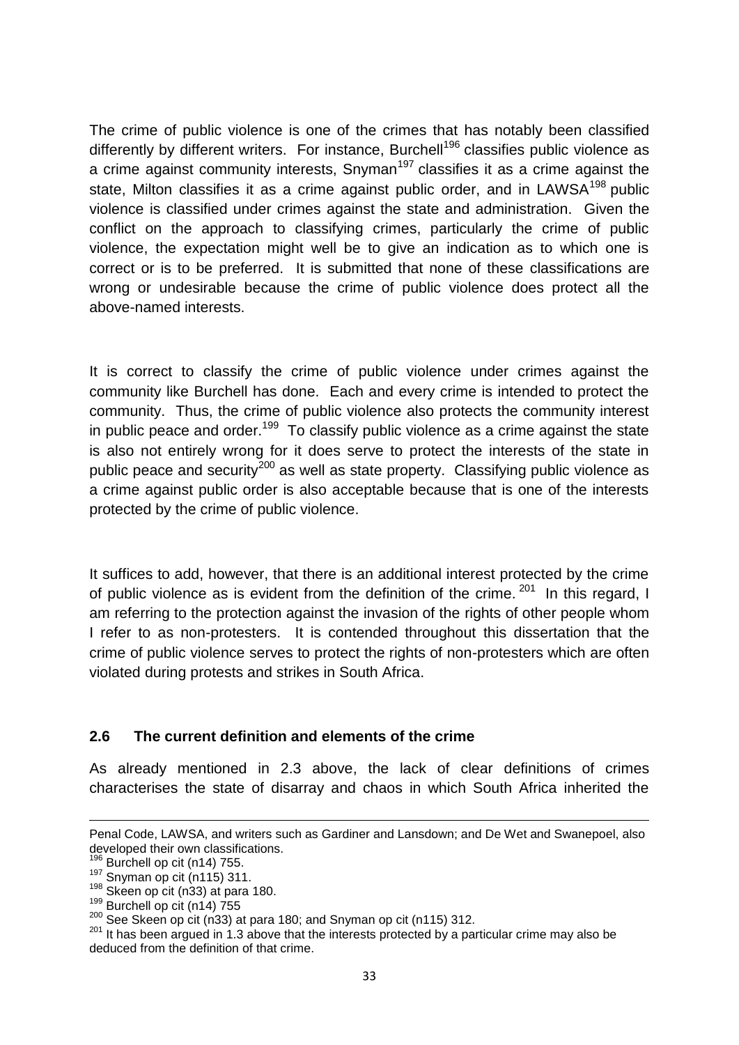The crime of public violence is one of the crimes that has notably been classified differently by different writers. For instance, Burchell[196] classifies public violence as a crime against community interests, Snyman[197] classifies it as a crime against the state, Milton classifies it as a crime against public order, and in LAWSA[198] public violence is classified under crimes against the state and administration. Given the conflict on the approach to classifying crimes, particularly the crime of public violence, the expectation might well be to give an indication as to which one is correct or is to be preferred. It is submitted that none of these classifications are wrong or undesirable because the crime of public violence does protect all the above-named interests.

It is correct to classify the crime of public violence under crimes against the community like Burchell has done. Each and every crime is intended to protect the community. Thus, the crime of public violence also protects the community interest in public peace and order.[199] To classify public violence as a crime against the state is also not entirely wrong for it does serve to protect the interests of the state in public peace and security[200] as well as state property. Classifying public violence as a crime against public order is also acceptable because that is one of the interests protected by the crime of public violence.

It suffices to add, however, that there is an additional interest protected by the crime of public violence as is evident from the definition of the crime.[201] In this regard, I am referring to the protection against the invasion of the rights of other people whom I refer to as non-protesters. It is contended throughout this dissertation that the crime of public violence serves to protect the rights of non-protesters which are often violated during protests and strikes in South Africa.

### 2.6 The current definition and elements of the crime

As already mentioned in 2.3 above, the lack of clear definitions of crimes characterises the state of disarray and chaos in which South Africa inherited the

---

Penal Code, LAWSA, and writers such as Gardiner and Lansdown; and De Wet and Swanepoel, also developed their own classifications.

[196] Burchell op cit (n14) 755.

[197] Snyman op cit (n115) 311.

[198] Skeen op cit (n33) at para 180.

[199] Burchell op cit (n14) 755

[200] See Skeen op cit (n33) at para 180; and Snyman op cit (n115) 312.

[201] It has been argued in 1.3 above that the interests protected by a particular crime may also be deduced from the definition of that crime.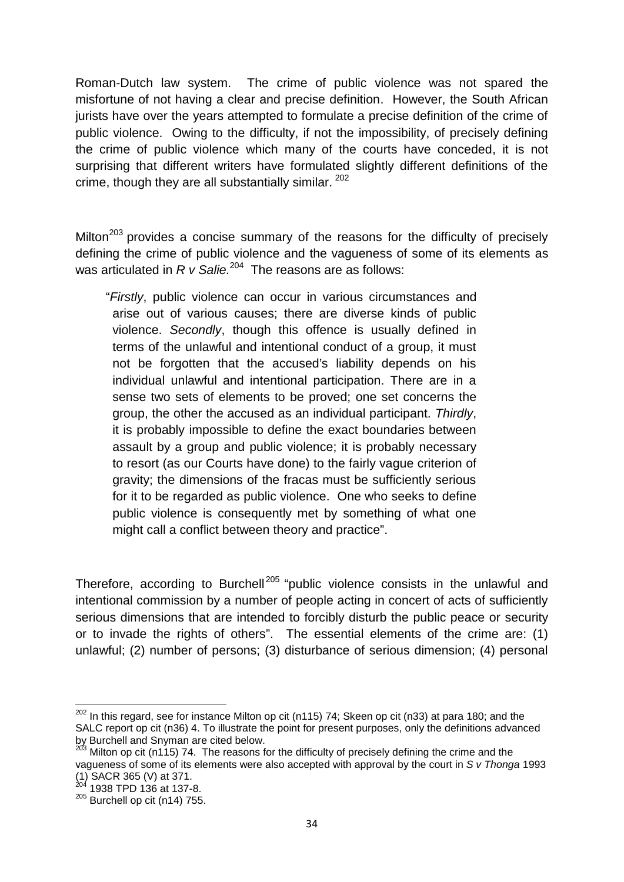Roman-Dutch law system. The crime of public violence was not spared the misfortune of not having a clear and precise definition. However, the South African jurists have over the years attempted to formulate a precise definition of the crime of public violence. Owing to the difficulty, if not the impossibility, of precisely defining the crime of public violence which many of the courts have conceded, it is not surprising that different writers have formulated slightly different definitions of the crime, though they are all substantially similar. [202]

Milton[203] provides a concise summary of the reasons for the difficulty of precisely defining the crime of public violence and the vagueness of some of its elements as was articulated in *R v Salie.*[204] The reasons are as follows:

> "*Firstly*, public violence can occur in various circumstances and arise out of various causes; there are diverse kinds of public violence. *Secondly*, though this offence is usually defined in terms of the unlawful and intentional conduct of a group, it must not be forgotten that the accused's liability depends on his individual unlawful and intentional participation. There are in a sense two sets of elements to be proved; one set concerns the group, the other the accused as an individual participant. *Thirdly*, it is probably impossible to define the exact boundaries between assault by a group and public violence; it is probably necessary to resort (as our Courts have done) to the fairly vague criterion of gravity; the dimensions of the fracas must be sufficiently serious for it to be regarded as public violence. One who seeks to define public violence is consequently met by something of what one might call a conflict between theory and practice".

Therefore, according to Burchell[205] "public violence consists in the unlawful and intentional commission by a number of people acting in concert of acts of sufficiently serious dimensions that are intended to forcibly disturb the public peace or security or to invade the rights of others". The essential elements of the crime are: (1) unlawful; (2) number of persons; (3) disturbance of serious dimension; (4) personal

---

[202] In this regard, see for instance Milton op cit (n115) 74; Skeen op cit (n33) at para 180; and the SALC report op cit (n36) 4. To illustrate the point for present purposes, only the definitions advanced by Burchell and Snyman are cited below.

[203] Milton op cit (n115) 74. The reasons for the difficulty of precisely defining the crime and the vagueness of some of its elements were also accepted with approval by the court in *S v Thonga* 1993 (1) SACR 365 (V) at 371.

[204] 1938 TPD 136 at 137-8.

[205] Burchell op cit (n14) 755.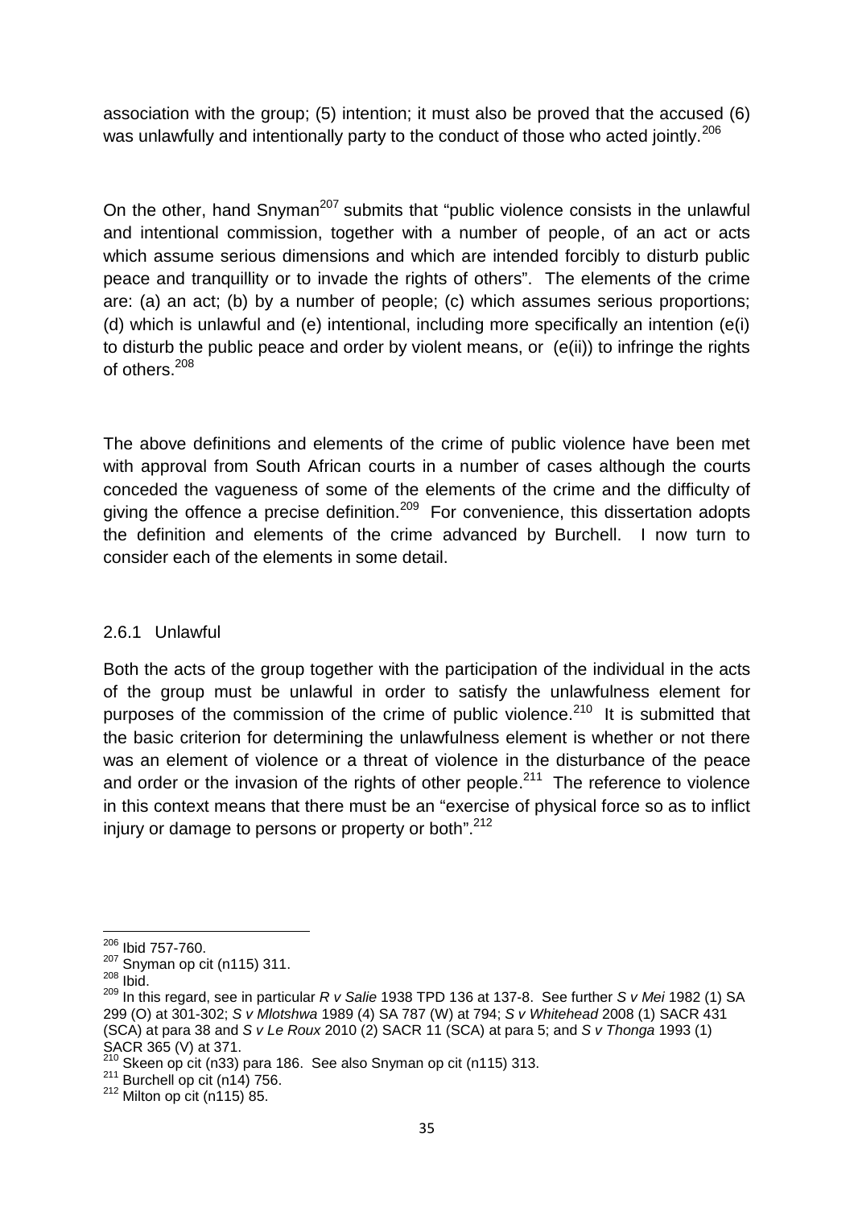association with the group; (5) intention; it must also be proved that the accused (6) was unlawfully and intentionally party to the conduct of those who acted jointly.[206]

On the other, hand Snyman[207] submits that "public violence consists in the unlawful and intentional commission, together with a number of people, of an act or acts which assume serious dimensions and which are intended forcibly to disturb public peace and tranquillity or to invade the rights of others". The elements of the crime are: (a) an act; (b) by a number of people; (c) which assumes serious proportions; (d) which is unlawful and (e) intentional, including more specifically an intention (e(i) to disturb the public peace and order by violent means, or (e(ii)) to infringe the rights of others.[208]

The above definitions and elements of the crime of public violence have been met with approval from South African courts in a number of cases although the courts conceded the vagueness of some of the elements of the crime and the difficulty of giving the offence a precise definition.[209] For convenience, this dissertation adopts the definition and elements of the crime advanced by Burchell. I now turn to consider each of the elements in some detail.

### 2.6.1 Unlawful

Both the acts of the group together with the participation of the individual in the acts of the group must be unlawful in order to satisfy the unlawfulness element for purposes of the commission of the crime of public violence.[210] It is submitted that the basic criterion for determining the unlawfulness element is whether or not there was an element of violence or a threat of violence in the disturbance of the peace and order or the invasion of the rights of other people.[211] The reference to violence in this context means that there must be an "exercise of physical force so as to inflict injury or damage to persons or property or both".[212]

---

[206] Ibid 757-760.

[207] Snyman op cit (n115) 311.

[208] Ibid.

[209] In this regard, see in particular *R v Salie* 1938 TPD 136 at 137-8. See further *S v Mei* 1982 (1) SA 299 (O) at 301-302; *S v Mlotshwa* 1989 (4) SA 787 (W) at 794; *S v Whitehead* 2008 (1) SACR 431 (SCA) at para 38 and *S v Le Roux* 2010 (2) SACR 11 (SCA) at para 5; and *S v Thonga* 1993 (1) SACR 365 (V) at 371.

[210] Skeen op cit (n33) para 186. See also Snyman op cit (n115) 313.

[211] Burchell op cit (n14) 756.

[212] Milton op cit (n115) 85.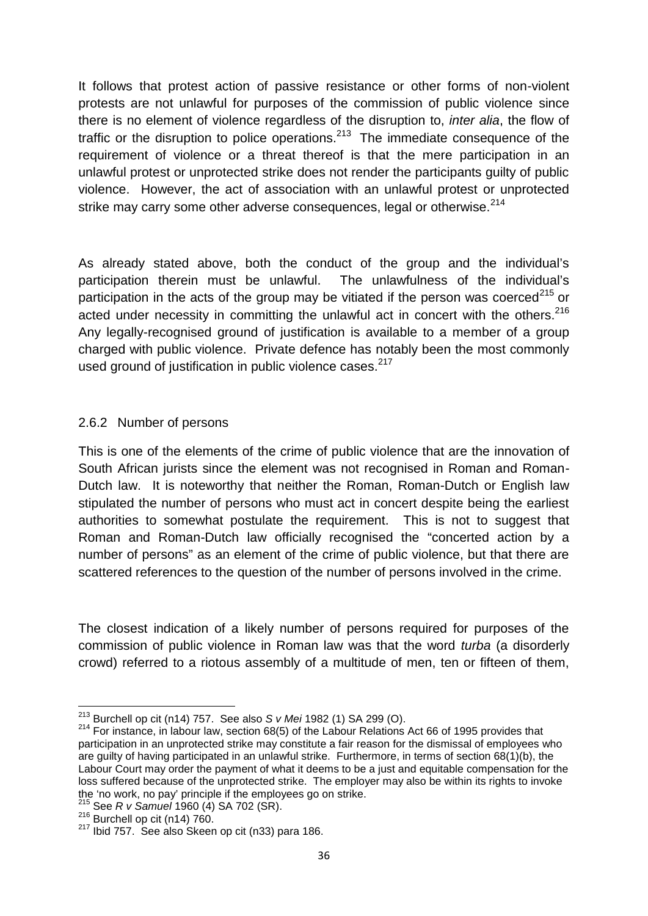It follows that protest action of passive resistance or other forms of non-violent protests are not unlawful for purposes of the commission of public violence since there is no element of violence regardless of the disruption to, *inter alia*, the flow of traffic or the disruption to police operations.[213] The immediate consequence of the requirement of violence or a threat thereof is that the mere participation in an unlawful protest or unprotected strike does not render the participants guilty of public violence. However, the act of association with an unlawful protest or unprotected strike may carry some other adverse consequences, legal or otherwise.[214]

As already stated above, both the conduct of the group and the individual's participation therein must be unlawful. The unlawfulness of the individual's participation in the acts of the group may be vitiated if the person was coerced[215] or acted under necessity in committing the unlawful act in concert with the others.[216] Any legally-recognised ground of justification is available to a member of a group charged with public violence. Private defence has notably been the most commonly used ground of justification in public violence cases.[217]

### 2.6.2 Number of persons

This is one of the elements of the crime of public violence that are the innovation of South African jurists since the element was not recognised in Roman and Roman-Dutch law. It is noteworthy that neither the Roman, Roman-Dutch or English law stipulated the number of persons who must act in concert despite being the earliest authorities to somewhat postulate the requirement. This is not to suggest that Roman and Roman-Dutch law officially recognised the "concerted action by a number of persons" as an element of the crime of public violence, but that there are scattered references to the question of the number of persons involved in the crime.

The closest indication of a likely number of persons required for purposes of the commission of public violence in Roman law was that the word *turba* (a disorderly crowd) referred to a riotous assembly of a multitude of men, ten or fifteen of them,

---

[213] Burchell op cit (n14) 757. See also *S v Mei* 1982 (1) SA 299 (O).

[214] For instance, in labour law, section 68(5) of the Labour Relations Act 66 of 1995 provides that participation in an unprotected strike may constitute a fair reason for the dismissal of employees who are guilty of having participated in an unlawful strike. Furthermore, in terms of section 68(1)(b), the Labour Court may order the payment of what it deems to be a just and equitable compensation for the loss suffered because of the unprotected strike. The employer may also be within its rights to invoke the 'no work, no pay' principle if the employees go on strike.

[215] See *R v Samuel* 1960 (4) SA 702 (SR).

[216] Burchell op cit (n14) 760.

[217] Ibid 757. See also Skeen op cit (n33) para 186.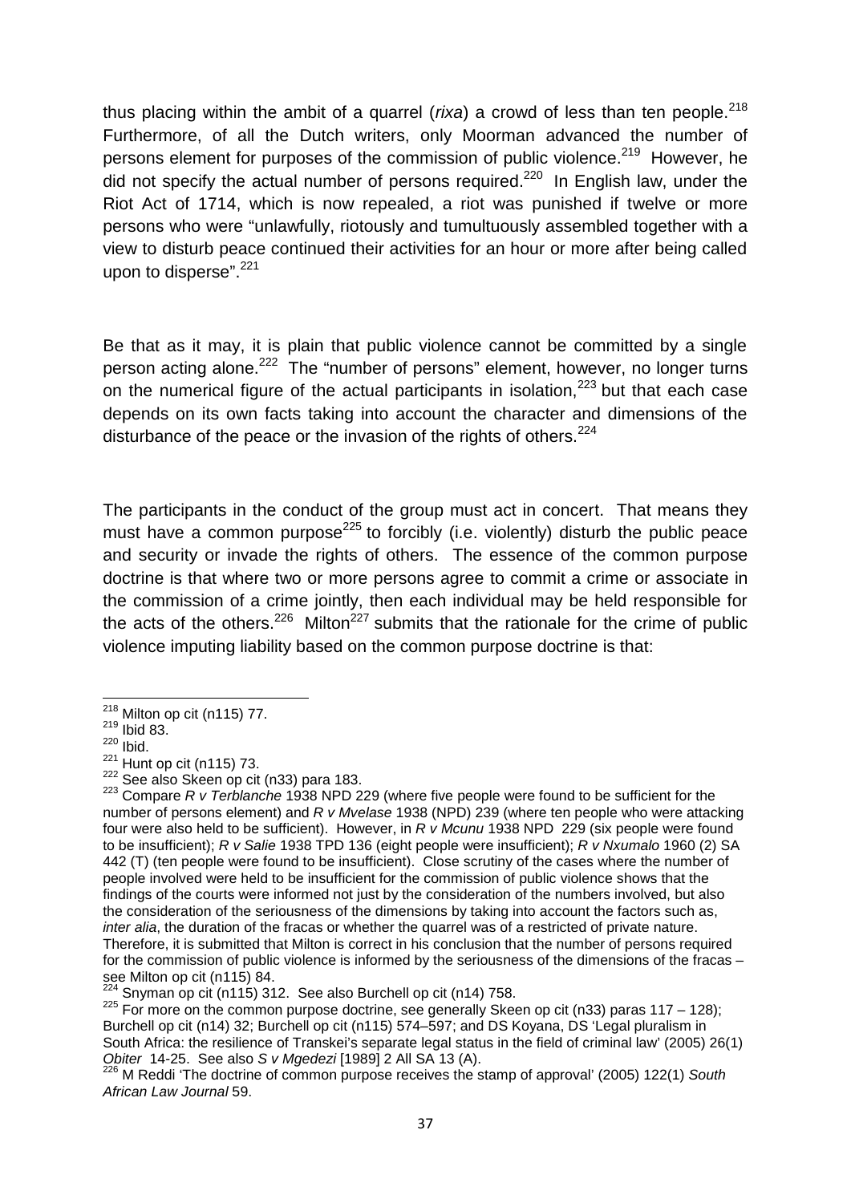thus placing within the ambit of a quarrel (*rixa*) a crowd of less than ten people.[218] Furthermore, of all the Dutch writers, only Moorman advanced the number of persons element for purposes of the commission of public violence.[219] However, he did not specify the actual number of persons required.[220] In English law, under the Riot Act of 1714, which is now repealed, a riot was punished if twelve or more persons who were "unlawfully, riotously and tumultuously assembled together with a view to disturb peace continued their activities for an hour or more after being called upon to disperse".[221]

Be that as it may, it is plain that public violence cannot be committed by a single person acting alone.[222] The "number of persons" element, however, no longer turns on the numerical figure of the actual participants in isolation,[223] but that each case depends on its own facts taking into account the character and dimensions of the disturbance of the peace or the invasion of the rights of others.[224]

The participants in the conduct of the group must act in concert. That means they must have a common purpose[225] to forcibly (i.e. violently) disturb the public peace and security or invade the rights of others. The essence of the common purpose doctrine is that where two or more persons agree to commit a crime or associate in the commission of a crime jointly, then each individual may be held responsible for the acts of the others.[226] Milton[227] submits that the rationale for the crime of public violence imputing liability based on the common purpose doctrine is that:

---

[218] Milton op cit (n115) 77.

[219] Ibid 83.

[220] Ibid.

[221] Hunt op cit (n115) 73.

[222] See also Skeen op cit (n33) para 183.

[223] Compare *R v Terblanche* 1938 NPD 229 (where five people were found to be sufficient for the number of persons element) and *R v Mvelase* 1938 (NPD) 239 (where ten people who were attacking four were also held to be sufficient). However, in *R v Mcunu* 1938 NPD 229 (six people were found to be insufficient); *R v Salie* 1938 TPD 136 (eight people were insufficient); *R v Nxumalo* 1960 (2) SA 442 (T) (ten people were found to be insufficient). Close scrutiny of the cases where the number of people involved were held to be insufficient for the commission of public violence shows that the findings of the courts were informed not just by the consideration of the numbers involved, but also the consideration of the seriousness of the dimensions by taking into account the factors such as, *inter alia*, the duration of the fracas or whether the quarrel was of a restricted of private nature. Therefore, it is submitted that Milton is correct in his conclusion that the number of persons required for the commission of public violence is informed by the seriousness of the dimensions of the fracas – see Milton op cit (n115) 84.

[224] Snyman op cit (n115) 312. See also Burchell op cit (n14) 758.

[225] For more on the common purpose doctrine, see generally Skeen op cit (n33) paras 117 – 128); Burchell op cit (n14) 32; Burchell op cit (n115) 574–597; and DS Koyana, DS 'Legal pluralism in South Africa: the resilience of Transkei's separate legal status in the field of criminal law' (2005) 26(1) *Obiter* 14-25. See also *S v Mgedezi* [1989] 2 All SA 13 (A).

[226] M Reddi 'The doctrine of common purpose receives the stamp of approval' (2005) 122(1) *South African Law Journal* 59.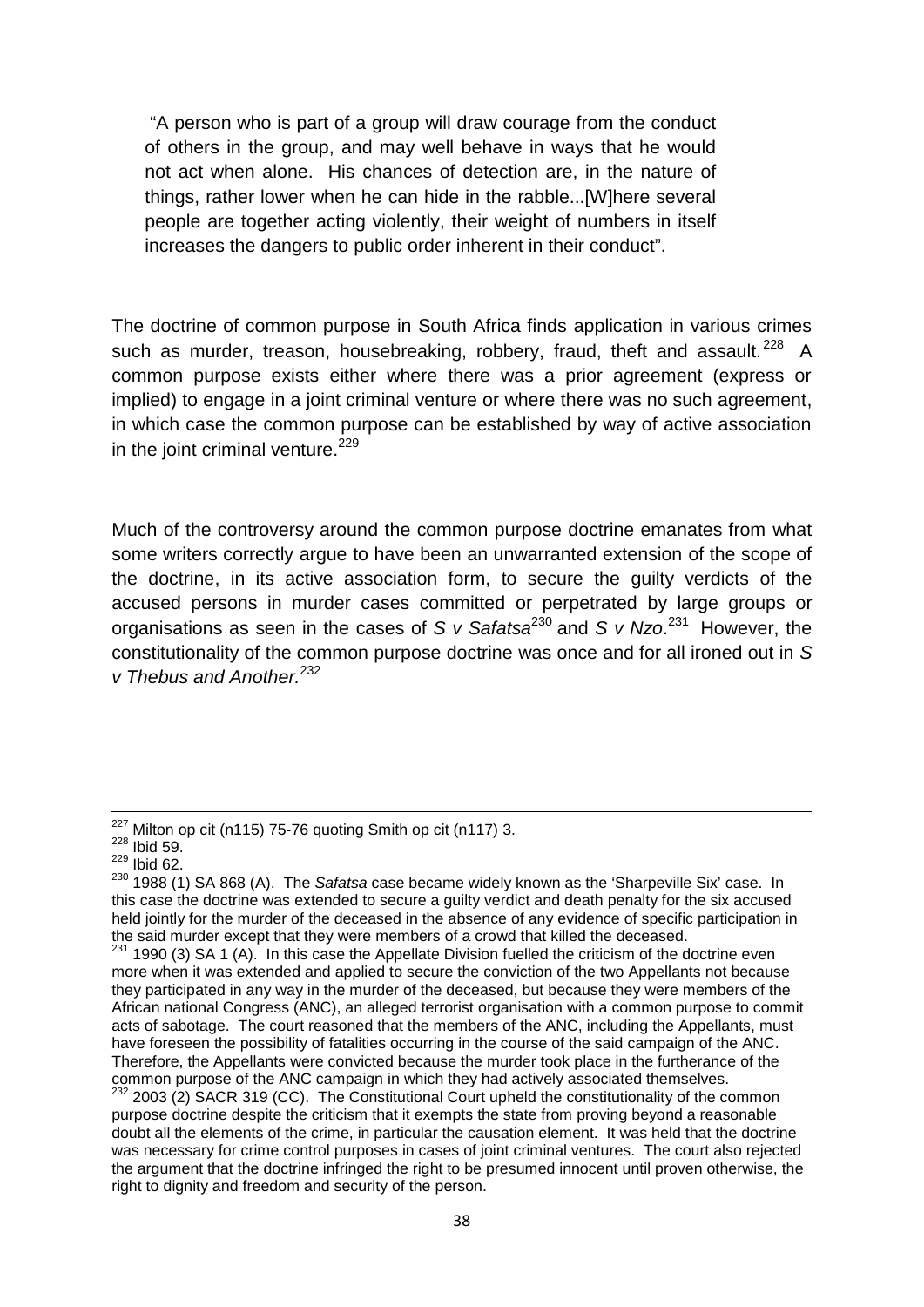> "A person who is part of a group will draw courage from the conduct of others in the group, and may well behave in ways that he would not act when alone. His chances of detection are, in the nature of things, rather lower when he can hide in the rabble...[W]here several people are together acting violently, their weight of numbers in itself increases the dangers to public order inherent in their conduct".

The doctrine of common purpose in South Africa finds application in various crimes such as murder, treason, housebreaking, robbery, fraud, theft and assault.[228] A common purpose exists either where there was a prior agreement (express or implied) to engage in a joint criminal venture or where there was no such agreement, in which case the common purpose can be established by way of active association in the joint criminal venture.[229]

Much of the controversy around the common purpose doctrine emanates from what some writers correctly argue to have been an unwarranted extension of the scope of the doctrine, in its active association form, to secure the guilty verdicts of the accused persons in murder cases committed or perpetrated by large groups or organisations as seen in the cases of *S v Safatsa*[230] and *S v Nzo*.[231] However, the constitutionality of the common purpose doctrine was once and for all ironed out in *S v Thebus and Another.*[232]

---

[227] Milton op cit (n115) 75-76 quoting Smith op cit (n117) 3.

[228] Ibid 59.

[229] Ibid 62.

[230] 1988 (1) SA 868 (A). The *Safatsa* case became widely known as the 'Sharpeville Six' case. In this case the doctrine was extended to secure a guilty verdict and death penalty for the six accused held jointly for the murder of the deceased in the absence of any evidence of specific participation in the said murder except that they were members of a crowd that killed the deceased.

[231] 1990 (3) SA 1 (A). In this case the Appellate Division fuelled the criticism of the doctrine even more when it was extended and applied to secure the conviction of the two Appellants not because they participated in any way in the murder of the deceased, but because they were members of the African national Congress (ANC), an alleged terrorist organisation with a common purpose to commit acts of sabotage. The court reasoned that the members of the ANC, including the Appellants, must have foreseen the possibility of fatalities occurring in the course of the said campaign of the ANC. Therefore, the Appellants were convicted because the murder took place in the furtherance of the common purpose of the ANC campaign in which they had actively associated themselves.

[232] 2003 (2) SACR 319 (CC). The Constitutional Court upheld the constitutionality of the common purpose doctrine despite the criticism that it exempts the state from proving beyond a reasonable doubt all the elements of the crime, in particular the causation element. It was held that the doctrine was necessary for crime control purposes in cases of joint criminal ventures. The court also rejected the argument that the doctrine infringed the right to be presumed innocent until proven otherwise, the right to dignity and freedom and security of the person.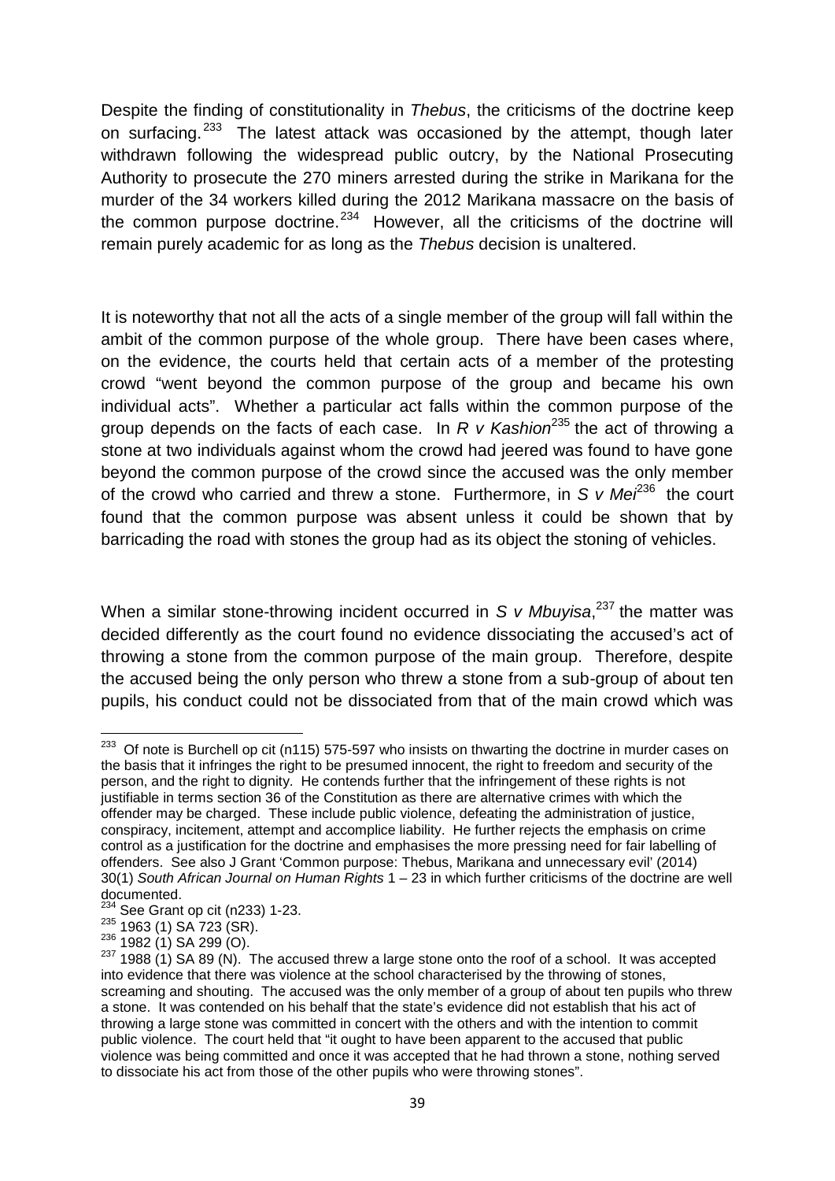Despite the finding of constitutionality in *Thebus*, the criticisms of the doctrine keep on surfacing.[233] The latest attack was occasioned by the attempt, though later withdrawn following the widespread public outcry, by the National Prosecuting Authority to prosecute the 270 miners arrested during the strike in Marikana for the murder of the 34 workers killed during the 2012 Marikana massacre on the basis of the common purpose doctrine.[234] However, all the criticisms of the doctrine will remain purely academic for as long as the *Thebus* decision is unaltered.

It is noteworthy that not all the acts of a single member of the group will fall within the ambit of the common purpose of the whole group. There have been cases where, on the evidence, the courts held that certain acts of a member of the protesting crowd "went beyond the common purpose of the group and became his own individual acts". Whether a particular act falls within the common purpose of the group depends on the facts of each case. In *R v Kashion*[235] the act of throwing a stone at two individuals against whom the crowd had jeered was found to have gone beyond the common purpose of the crowd since the accused was the only member of the crowd who carried and threw a stone. Furthermore, in *S v Mei*[236] the court found that the common purpose was absent unless it could be shown that by barricading the road with stones the group had as its object the stoning of vehicles.

When a similar stone-throwing incident occurred in *S v Mbuyisa*,[237] the matter was decided differently as the court found no evidence dissociating the accused's act of throwing a stone from the common purpose of the main group. Therefore, despite the accused being the only person who threw a stone from a sub-group of about ten pupils, his conduct could not be dissociated from that of the main crowd which was

---

[233] Of note is Burchell op cit (n115) 575-597 who insists on thwarting the doctrine in murder cases on the basis that it infringes the right to be presumed innocent, the right to freedom and security of the person, and the right to dignity. He contends further that the infringement of these rights is not justifiable in terms section 36 of the Constitution as there are alternative crimes with which the offender may be charged. These include public violence, defeating the administration of justice, conspiracy, incitement, attempt and accomplice liability. He further rejects the emphasis on crime control as a justification for the doctrine and emphasises the more pressing need for fair labelling of offenders. See also J Grant 'Common purpose: Thebus, Marikana and unnecessary evil' (2014) 30(1) *South African Journal on Human Rights* 1 – 23 in which further criticisms of the doctrine are well documented.

[234] See Grant op cit (n233) 1-23.

[235] 1963 (1) SA 723 (SR).

[236] 1982 (1) SA 299 (O).

[237] 1988 (1) SA 89 (N). The accused threw a large stone onto the roof of a school. It was accepted into evidence that there was violence at the school characterised by the throwing of stones, screaming and shouting. The accused was the only member of a group of about ten pupils who threw a stone. It was contended on his behalf that the state's evidence did not establish that his act of throwing a large stone was committed in concert with the others and with the intention to commit public violence. The court held that "it ought to have been apparent to the accused that public violence was being committed and once it was accepted that he had thrown a stone, nothing served to dissociate his act from those of the other pupils who were throwing stones".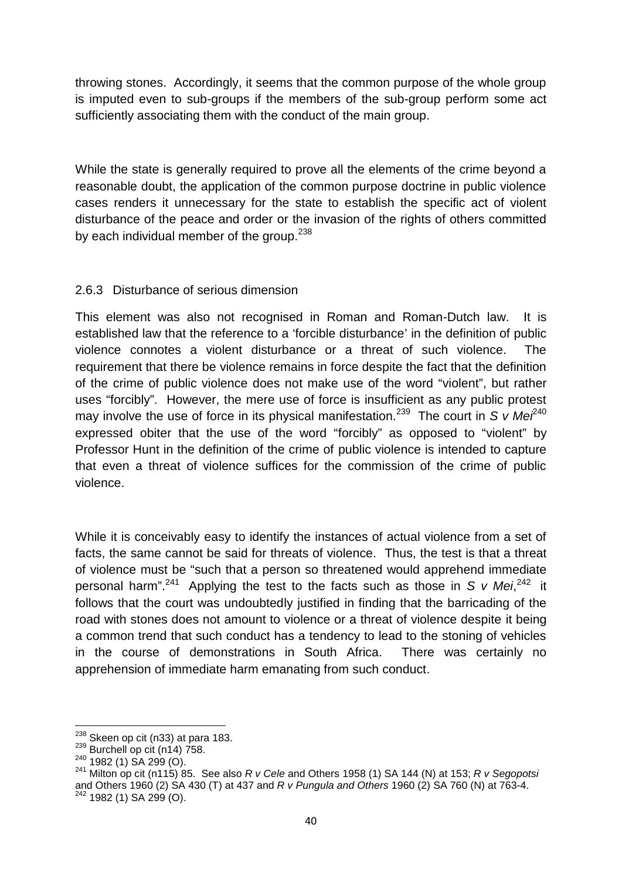throwing stones. Accordingly, it seems that the common purpose of the whole group is imputed even to sub-groups if the members of the sub-group perform some act sufficiently associating them with the conduct of the main group.

While the state is generally required to prove all the elements of the crime beyond a reasonable doubt, the application of the common purpose doctrine in public violence cases renders it unnecessary for the state to establish the specific act of violent disturbance of the peace and order or the invasion of the rights of others committed by each individual member of the group.[238]

### 2.6.3 Disturbance of serious dimension

This element was also not recognised in Roman and Roman-Dutch law. It is established law that the reference to a 'forcible disturbance' in the definition of public violence connotes a violent disturbance or a threat of such violence. The requirement that there be violence remains in force despite the fact that the definition of the crime of public violence does not make use of the word "violent", but rather uses "forcibly". However, the mere use of force is insufficient as any public protest may involve the use of force in its physical manifestation.[239] The court in *S v Mei*[240] expressed obiter that the use of the word "forcibly" as opposed to "violent" by Professor Hunt in the definition of the crime of public violence is intended to capture that even a threat of violence suffices for the commission of the crime of public violence.

While it is conceivably easy to identify the instances of actual violence from a set of facts, the same cannot be said for threats of violence. Thus, the test is that a threat of violence must be "such that a person so threatened would apprehend immediate personal harm".[241] Applying the test to the facts such as those in *S v Mei*,[242] it follows that the court was undoubtedly justified in finding that the barricading of the road with stones does not amount to violence or a threat of violence despite it being a common trend that such conduct has a tendency to lead to the stoning of vehicles in the course of demonstrations in South Africa. There was certainly no apprehension of immediate harm emanating from such conduct.

---

[238] Skeen op cit (n33) at para 183.

[239] Burchell op cit (n14) 758.

[240] 1982 (1) SA 299 (O).

[241] Milton op cit (n115) 85. See also *R v Cele* and Others 1958 (1) SA 144 (N) at 153; *R v Segopotsi* and Others 1960 (2) SA 430 (T) at 437 and *R v Pungula and Others* 1960 (2) SA 760 (N) at 763-4.

[242] 1982 (1) SA 299 (O).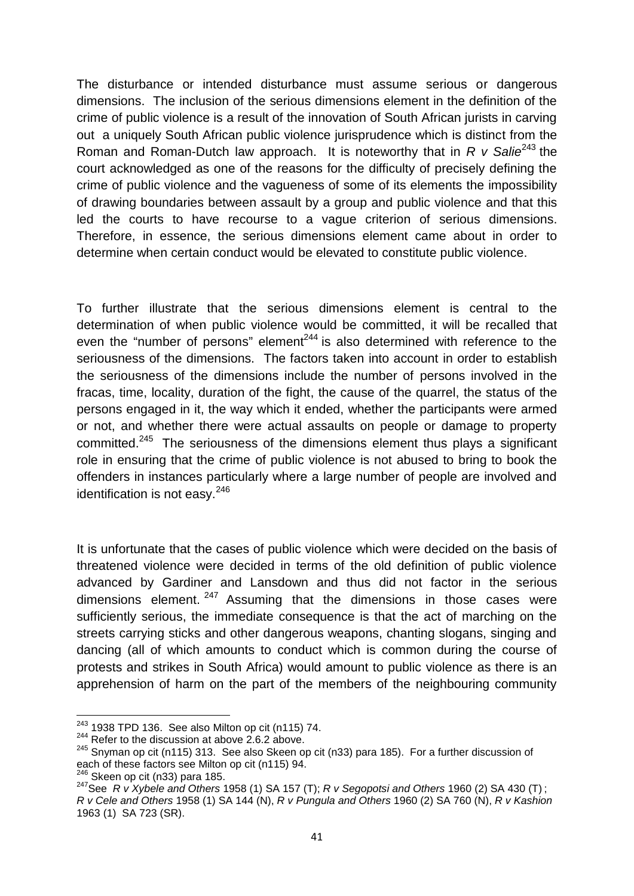The disturbance or intended disturbance must assume serious or dangerous dimensions. The inclusion of the serious dimensions element in the definition of the crime of public violence is a result of the innovation of South African jurists in carving out a uniquely South African public violence jurisprudence which is distinct from the Roman and Roman-Dutch law approach. It is noteworthy that in *R v Salie*[243] the court acknowledged as one of the reasons for the difficulty of precisely defining the crime of public violence and the vagueness of some of its elements the impossibility of drawing boundaries between assault by a group and public violence and that this led the courts to have recourse to a vague criterion of serious dimensions. Therefore, in essence, the serious dimensions element came about in order to determine when certain conduct would be elevated to constitute public violence.

To further illustrate that the serious dimensions element is central to the determination of when public violence would be committed, it will be recalled that even the "number of persons" element[244] is also determined with reference to the seriousness of the dimensions. The factors taken into account in order to establish the seriousness of the dimensions include the number of persons involved in the fracas, time, locality, duration of the fight, the cause of the quarrel, the status of the persons engaged in it, the way which it ended, whether the participants were armed or not, and whether there were actual assaults on people or damage to property committed.[245] The seriousness of the dimensions element thus plays a significant role in ensuring that the crime of public violence is not abused to bring to book the offenders in instances particularly where a large number of people are involved and identification is not easy.[246]

It is unfortunate that the cases of public violence which were decided on the basis of threatened violence were decided in terms of the old definition of public violence advanced by Gardiner and Lansdown and thus did not factor in the serious dimensions element.[247] Assuming that the dimensions in those cases were sufficiently serious, the immediate consequence is that the act of marching on the streets carrying sticks and other dangerous weapons, chanting slogans, singing and dancing (all of which amounts to conduct which is common during the course of protests and strikes in South Africa) would amount to public violence as there is an apprehension of harm on the part of the members of the neighbouring community

---

[243] 1938 TPD 136. See also Milton op cit (n115) 74.

[244] Refer to the discussion at above 2.6.2 above.

[245] Snyman op cit (n115) 313. See also Skeen op cit (n33) para 185). For a further discussion of each of these factors see Milton op cit (n115) 94.

[246] Skeen op cit (n33) para 185.

[247] See *R v Xybele and Others* 1958 (1) SA 157 (T); *R v Segopotsi and Others* 1960 (2) SA 430 (T) ; *R v Cele and Others* 1958 (1) SA 144 (N), *R v Pungula and Others* 1960 (2) SA 760 (N), *R v Kashion* 1963 (1) SA 723 (SR).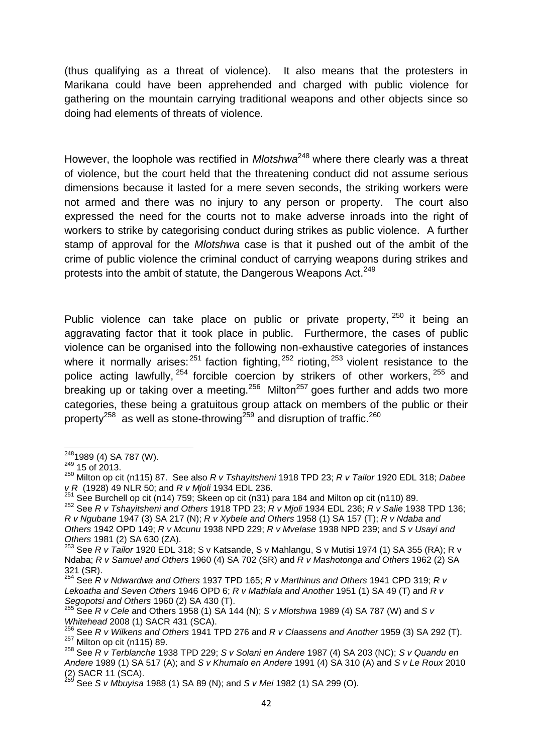(thus qualifying as a threat of violence). It also means that the protesters in Marikana could have been apprehended and charged with public violence for gathering on the mountain carrying traditional weapons and other objects since so doing had elements of threats of violence.

However, the loophole was rectified in *Mlotshwa*[248] where there clearly was a threat of violence, but the court held that the threatening conduct did not assume serious dimensions because it lasted for a mere seven seconds, the striking workers were not armed and there was no injury to any person or property. The court also expressed the need for the courts not to make adverse inroads into the right of workers to strike by categorising conduct during strikes as public violence. A further stamp of approval for the *Mlotshwa* case is that it pushed out of the ambit of the crime of public violence the criminal conduct of carrying weapons during strikes and protests into the ambit of statute, the Dangerous Weapons Act.[249]

Public violence can take place on public or private property,[250] it being an aggravating factor that it took place in public. Furthermore, the cases of public violence can be organised into the following non-exhaustive categories of instances where it normally arises:[251] faction fighting,[252] rioting,[253] violent resistance to the police acting lawfully,[254] forcible coercion by strikers of other workers,[255] and breaking up or taking over a meeting.[256] Milton[257] goes further and adds two more categories, these being a gratuitous group attack on members of the public or their property[258] as well as stone-throwing[259] and disruption of traffic.[260]

---

[248] 1989 (4) SA 787 (W).

[249] 15 of 2013.

[250] Milton op cit (n115) 87. See also *R v Tshayitsheni* 1918 TPD 23; *R v Tailor* 1920 EDL 318; *Dabee v R* (1928) 49 NLR 50; and *R v Mjoli* 1934 EDL 236.

[251] See Burchell op cit (n14) 759; Skeen op cit (n31) para 184 and Milton op cit (n110) 89.

[252] See *R v Tshayitsheni and Others* 1918 TPD 23; *R v Mjoli* 1934 EDL 236; *R v Salie* 1938 TPD 136; *R v Ngubane* 1947 (3) SA 217 (N); *R v Xybele and Others* 1958 (1) SA 157 (T); *R v Ndaba and Others* 1942 OPD 149; *R v Mcunu* 1938 NPD 229; *R v Mvelase* 1938 NPD 239; and *S v Usayi and Others* 1981 (2) SA 630 (ZA).

[253] See *R v Tailor* 1920 EDL 318; S v Katsande, S v Mahlangu, S v Mutisi 1974 (1) SA 355 (RA); R v Ndaba; *R v Samuel and Others* 1960 (4) SA 702 (SR) and *R v Mashotonga and Others* 1962 (2) SA 321 (SR).

[254] See *R v Ndwardwa and Others* 1937 TPD 165; *R v Marthinus and Others* 1941 CPD 319; *R v Lekoatha and Seven Others* 1946 OPD 6; *R v Mathlala and Another* 1951 (1) SA 49 (T) and *R v Segopotsi and Others* 1960 (2) SA 430 (T).

[255] See *R v Cele* and Others 1958 (1) SA 144 (N); *S v Mlotshwa* 1989 (4) SA 787 (W) and *S v Whitehead* 2008 (1) SACR 431 (SCA).

[256] See *R v Wilkens and Others* 1941 TPD 276 and *R v Claassens and Another* 1959 (3) SA 292 (T).

[257] Milton op cit (n115) 89.

[258] See *R v Terblanche* 1938 TPD 229; *S v Solani en Andere* 1987 (4) SA 203 (NC); *S v Quandu en Andere* 1989 (1) SA 517 (A); and *S v Khumalo en Andere* 1991 (4) SA 310 (A) and *S v Le Roux* 2010 (2) SACR 11 (SCA).

[259] See *S v Mbuyisa* 1988 (1) SA 89 (N); and *S v Mei* 1982 (1) SA 299 (O).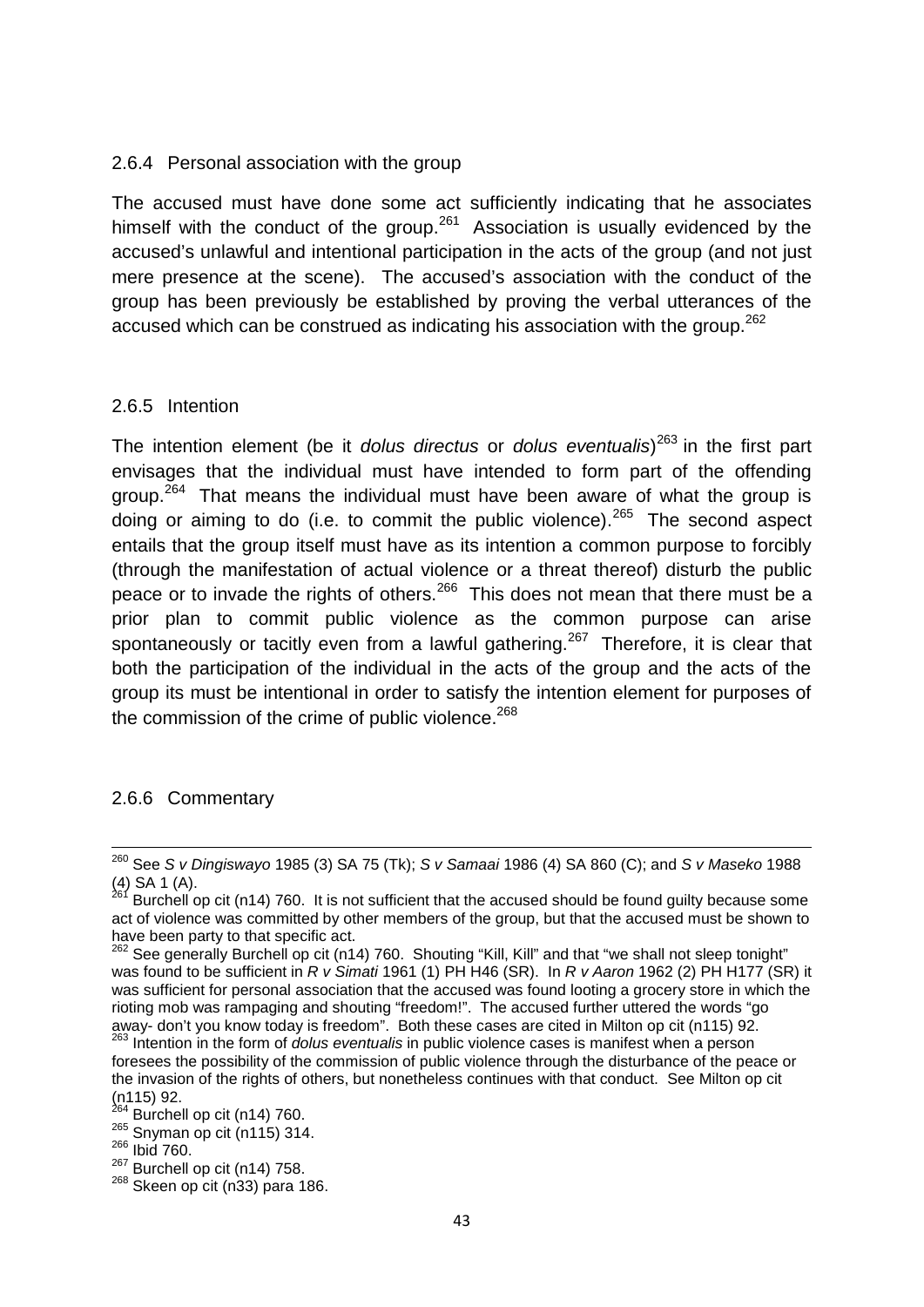### 2.6.4 Personal association with the group

The accused must have done some act sufficiently indicating that he associates himself with the conduct of the group.[261] Association is usually evidenced by the accused's unlawful and intentional participation in the acts of the group (and not just mere presence at the scene). The accused's association with the conduct of the group has been previously be established by proving the verbal utterances of the accused which can be construed as indicating his association with the group.[262]

### 2.6.5 Intention

The intention element (be it *dolus directus* or *dolus eventualis*)[263] in the first part envisages that the individual must have intended to form part of the offending group.[264] That means the individual must have been aware of what the group is doing or aiming to do (i.e. to commit the public violence).[265] The second aspect entails that the group itself must have as its intention a common purpose to forcibly (through the manifestation of actual violence or a threat thereof) disturb the public peace or to invade the rights of others.[266] This does not mean that there must be a prior plan to commit public violence as the common purpose can arise spontaneously or tacitly even from a lawful gathering.[267] Therefore, it is clear that both the participation of the individual in the acts of the group and the acts of the group its must be intentional in order to satisfy the intention element for purposes of the commission of the crime of public violence.[268]

### 2.6.6 Commentary

---

[260] See *S v Dingiswayo* 1985 (3) SA 75 (Tk); *S v Samaai* 1986 (4) SA 860 (C); and *S v Maseko* 1988 (4) SA 1 (A).

[261] Burchell op cit (n14) 760. It is not sufficient that the accused should be found guilty because some act of violence was committed by other members of the group, but that the accused must be shown to have been party to that specific act.

[262] See generally Burchell op cit (n14) 760. Shouting "Kill, Kill" and that "we shall not sleep tonight" was found to be sufficient in *R v Simati* 1961 (1) PH H46 (SR). In *R v Aaron* 1962 (2) PH H177 (SR) it was sufficient for personal association that the accused was found looting a grocery store in which the rioting mob was rampaging and shouting "freedom!". The accused further uttered the words "go away- don't you know today is freedom". Both these cases are cited in Milton op cit (n115) 92.

[263] Intention in the form of *dolus eventualis* in public violence cases is manifest when a person foresees the possibility of the commission of public violence through the disturbance of the peace or the invasion of the rights of others, but nonetheless continues with that conduct. See Milton op cit (n115) 92.

[264] Burchell op cit (n14) 760.

[265] Snyman op cit (n115) 314.

[266] Ibid 760.

[267] Burchell op cit (n14) 758.

[268] Skeen op cit (n33) para 186.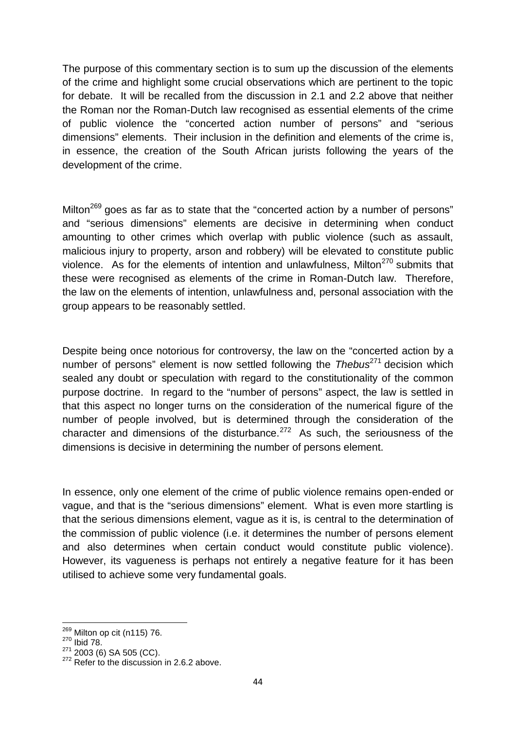The purpose of this commentary section is to sum up the discussion of the elements of the crime and highlight some crucial observations which are pertinent to the topic for debate. It will be recalled from the discussion in 2.1 and 2.2 above that neither the Roman nor the Roman-Dutch law recognised as essential elements of the crime of public violence the "concerted action number of persons" and "serious dimensions" elements. Their inclusion in the definition and elements of the crime is, in essence, the creation of the South African jurists following the years of the development of the crime.

Milton[269] goes as far as to state that the "concerted action by a number of persons" and "serious dimensions" elements are decisive in determining when conduct amounting to other crimes which overlap with public violence (such as assault, malicious injury to property, arson and robbery) will be elevated to constitute public violence. As for the elements of intention and unlawfulness, Milton[270] submits that these were recognised as elements of the crime in Roman-Dutch law. Therefore, the law on the elements of intention, unlawfulness and, personal association with the group appears to be reasonably settled.

Despite being once notorious for controversy, the law on the "concerted action by a number of persons" element is now settled following the *Thebus*[271] decision which sealed any doubt or speculation with regard to the constitutionality of the common purpose doctrine. In regard to the "number of persons" aspect, the law is settled in that this aspect no longer turns on the consideration of the numerical figure of the number of people involved, but is determined through the consideration of the character and dimensions of the disturbance.[272] As such, the seriousness of the dimensions is decisive in determining the number of persons element.

In essence, only one element of the crime of public violence remains open-ended or vague, and that is the "serious dimensions" element. What is even more startling is that the serious dimensions element, vague as it is, is central to the determination of the commission of public violence (i.e. it determines the number of persons element and also determines when certain conduct would constitute public violence). However, its vagueness is perhaps not entirely a negative feature for it has been utilised to achieve some very fundamental goals.

---

[269] Milton op cit (n115) 76.
[270] Ibid 78.
[271] 2003 (6) SA 505 (CC).
[272] Refer to the discussion in 2.6.2 above.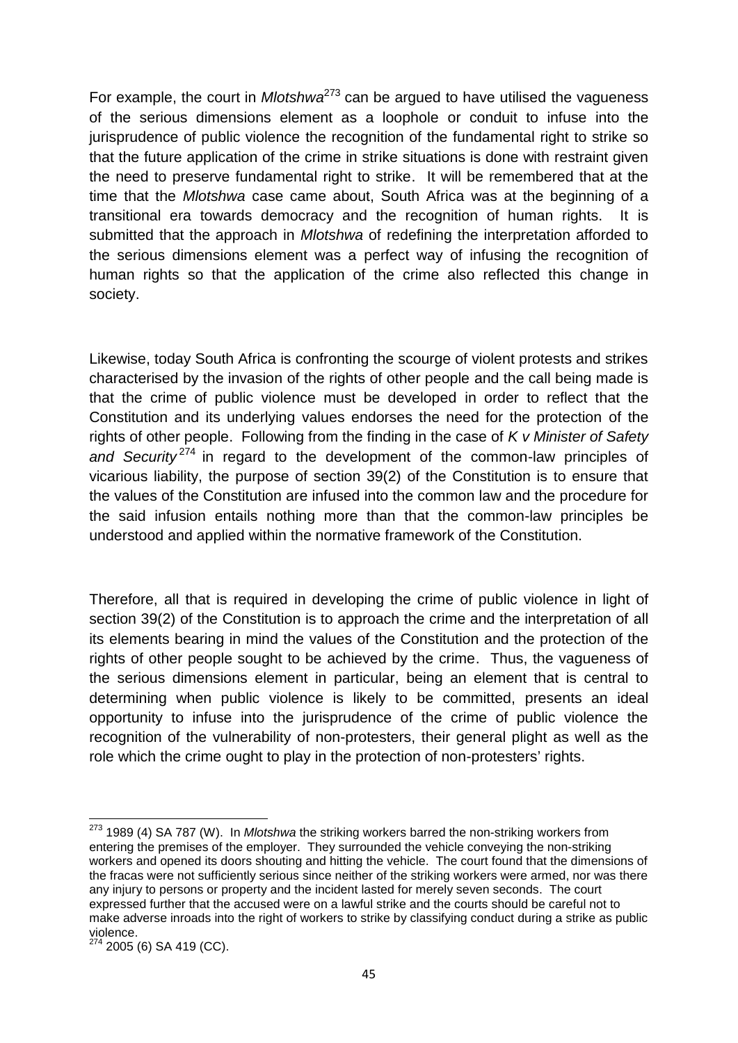For example, the court in *Mlotshwa*[273] can be argued to have utilised the vagueness of the serious dimensions element as a loophole or conduit to infuse into the jurisprudence of public violence the recognition of the fundamental right to strike so that the future application of the crime in strike situations is done with restraint given the need to preserve fundamental right to strike. It will be remembered that at the time that the *Mlotshwa* case came about, South Africa was at the beginning of a transitional era towards democracy and the recognition of human rights. It is submitted that the approach in *Mlotshwa* of redefining the interpretation afforded to the serious dimensions element was a perfect way of infusing the recognition of human rights so that the application of the crime also reflected this change in society.

Likewise, today South Africa is confronting the scourge of violent protests and strikes characterised by the invasion of the rights of other people and the call being made is that the crime of public violence must be developed in order to reflect that the Constitution and its underlying values endorses the need for the protection of the rights of other people. Following from the finding in the case of *K v Minister of Safety and Security*[274] in regard to the development of the common-law principles of vicarious liability, the purpose of section 39(2) of the Constitution is to ensure that the values of the Constitution are infused into the common law and the procedure for the said infusion entails nothing more than that the common-law principles be understood and applied within the normative framework of the Constitution.

Therefore, all that is required in developing the crime of public violence in light of section 39(2) of the Constitution is to approach the crime and the interpretation of all its elements bearing in mind the values of the Constitution and the protection of the rights of other people sought to be achieved by the crime. Thus, the vagueness of the serious dimensions element in particular, being an element that is central to determining when public violence is likely to be committed, presents an ideal opportunity to infuse into the jurisprudence of the crime of public violence the recognition of the vulnerability of non-protesters, their general plight as well as the role which the crime ought to play in the protection of non-protesters' rights.

---

[273] 1989 (4) SA 787 (W). In *Mlotshwa* the striking workers barred the non-striking workers from entering the premises of the employer. They surrounded the vehicle conveying the non-striking workers and opened its doors shouting and hitting the vehicle. The court found that the dimensions of the fracas were not sufficiently serious since neither of the striking workers were armed, nor was there any injury to persons or property and the incident lasted for merely seven seconds. The court expressed further that the accused were on a lawful strike and the courts should be careful not to make adverse inroads into the right of workers to strike by classifying conduct during a strike as public violence.

[274] 2005 (6) SA 419 (CC).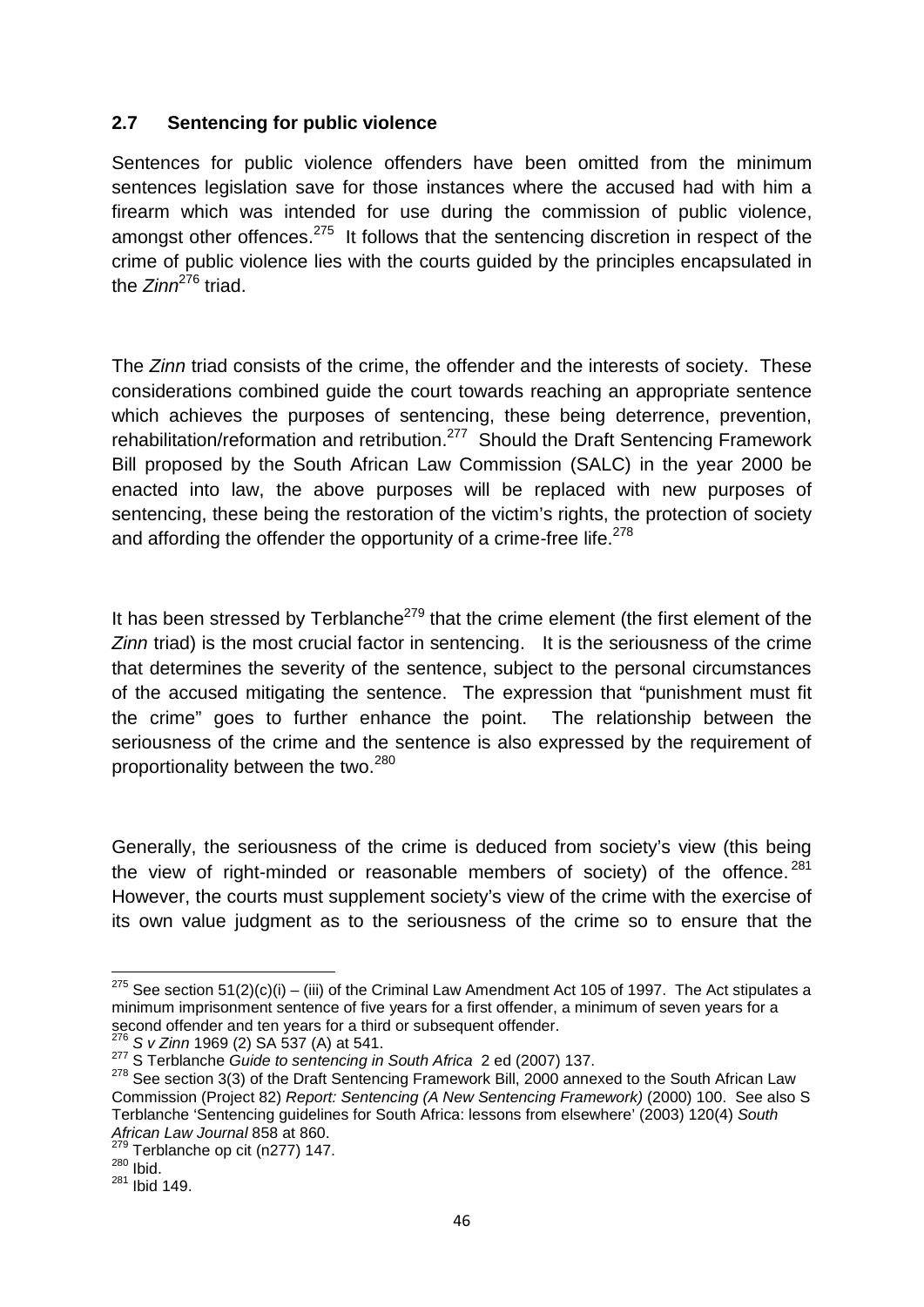## 2.7 Sentencing for public violence

Sentences for public violence offenders have been omitted from the minimum sentences legislation save for those instances where the accused had with him a firearm which was intended for use during the commission of public violence, amongst other offences.[275] It follows that the sentencing discretion in respect of the crime of public violence lies with the courts guided by the principles encapsulated in the *Zinn*[276] triad.

The *Zinn* triad consists of the crime, the offender and the interests of society. These considerations combined guide the court towards reaching an appropriate sentence which achieves the purposes of sentencing, these being deterrence, prevention, rehabilitation/reformation and retribution.[277] Should the Draft Sentencing Framework Bill proposed by the South African Law Commission (SALC) in the year 2000 be enacted into law, the above purposes will be replaced with new purposes of sentencing, these being the restoration of the victim's rights, the protection of society and affording the offender the opportunity of a crime-free life.[278]

It has been stressed by Terblanche[279] that the crime element (the first element of the *Zinn* triad) is the most crucial factor in sentencing. It is the seriousness of the crime that determines the severity of the sentence, subject to the personal circumstances of the accused mitigating the sentence. The expression that "punishment must fit the crime" goes to further enhance the point. The relationship between the seriousness of the crime and the sentence is also expressed by the requirement of proportionality between the two.[280]

Generally, the seriousness of the crime is deduced from society's view (this being the view of right-minded or reasonable members of society) of the offence.[281] However, the courts must supplement society's view of the crime with the exercise of its own value judgment as to the seriousness of the crime so to ensure that the

---

[275] See section 51(2)(c)(i) – (iii) of the Criminal Law Amendment Act 105 of 1997. The Act stipulates a minimum imprisonment sentence of five years for a first offender, a minimum of seven years for a second offender and ten years for a third or subsequent offender.

[276] *S v Zinn* 1969 (2) SA 537 (A) at 541.

[277] S Terblanche *Guide to sentencing in South Africa* 2 ed (2007) 137.

[278] See section 3(3) of the Draft Sentencing Framework Bill, 2000 annexed to the South African Law Commission (Project 82) *Report: Sentencing (A New Sentencing Framework)* (2000) 100. See also S Terblanche 'Sentencing guidelines for South Africa: lessons from elsewhere' (2003) 120(4) *South African Law Journal* 858 at 860.

[279] Terblanche op cit (n277) 147.

[280] Ibid.

[281] Ibid 149.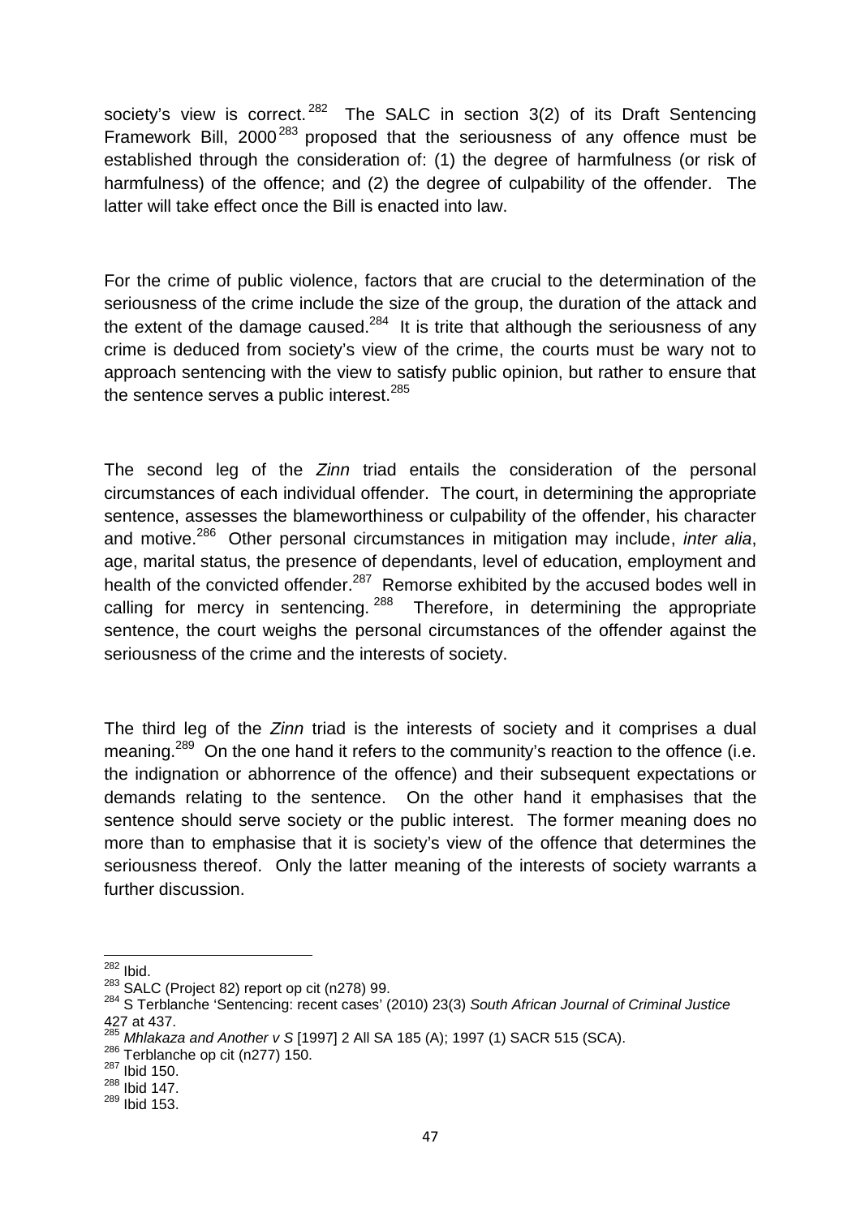society's view is correct.[282] The SALC in section 3(2) of its Draft Sentencing Framework Bill, 2000[283] proposed that the seriousness of any offence must be established through the consideration of: (1) the degree of harmfulness (or risk of harmfulness) of the offence; and (2) the degree of culpability of the offender. The latter will take effect once the Bill is enacted into law.

For the crime of public violence, factors that are crucial to the determination of the seriousness of the crime include the size of the group, the duration of the attack and the extent of the damage caused.[284] It is trite that although the seriousness of any crime is deduced from society's view of the crime, the courts must be wary not to approach sentencing with the view to satisfy public opinion, but rather to ensure that the sentence serves a public interest.[285]

The second leg of the *Zinn* triad entails the consideration of the personal circumstances of each individual offender. The court, in determining the appropriate sentence, assesses the blameworthiness or culpability of the offender, his character and motive.[286] Other personal circumstances in mitigation may include, *inter alia*, age, marital status, the presence of dependants, level of education, employment and health of the convicted offender.[287] Remorse exhibited by the accused bodes well in calling for mercy in sentencing.[288] Therefore, in determining the appropriate sentence, the court weighs the personal circumstances of the offender against the seriousness of the crime and the interests of society.

The third leg of the *Zinn* triad is the interests of society and it comprises a dual meaning.[289] On the one hand it refers to the community's reaction to the offence (i.e. the indignation or abhorrence of the offence) and their subsequent expectations or demands relating to the sentence. On the other hand it emphasises that the sentence should serve society or the public interest. The former meaning does no more than to emphasise that it is society's view of the offence that determines the seriousness thereof. Only the latter meaning of the interests of society warrants a further discussion.

---

[282] Ibid.

[283] SALC (Project 82) report op cit (n278) 99.

[284] S Terblanche 'Sentencing: recent cases' (2010) 23(3) *South African Journal of Criminal Justice* 427 at 437.

[285] *Mhlakaza and Another v S* [1997] 2 All SA 185 (A); 1997 (1) SACR 515 (SCA).

[286] Terblanche op cit (n277) 150.

[287] Ibid 150.

[288] Ibid 147.

[289] Ibid 153.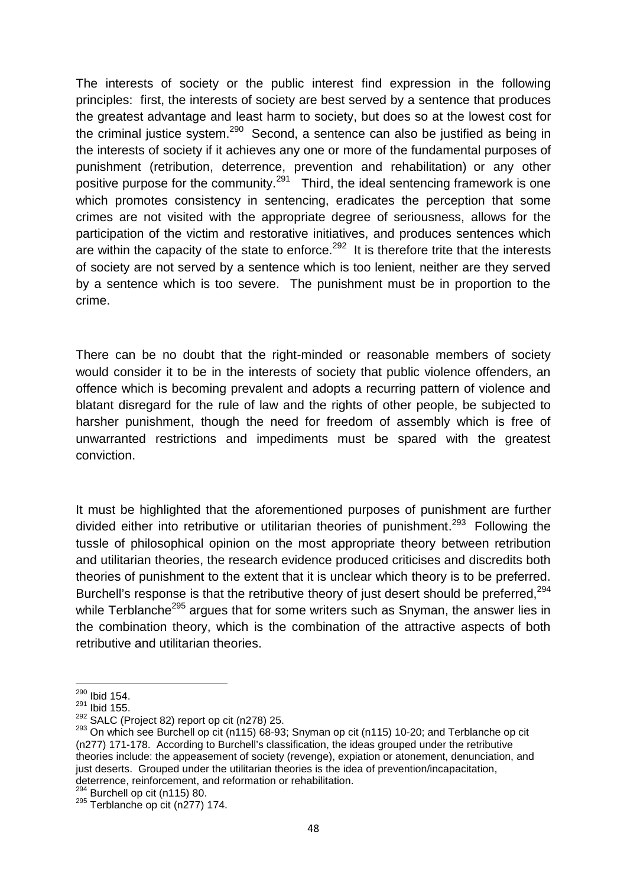The interests of society or the public interest find expression in the following principles: first, the interests of society are best served by a sentence that produces the greatest advantage and least harm to society, but does so at the lowest cost for the criminal justice system.[290] Second, a sentence can also be justified as being in the interests of society if it achieves any one or more of the fundamental purposes of punishment (retribution, deterrence, prevention and rehabilitation) or any other positive purpose for the community.[291] Third, the ideal sentencing framework is one which promotes consistency in sentencing, eradicates the perception that some crimes are not visited with the appropriate degree of seriousness, allows for the participation of the victim and restorative initiatives, and produces sentences which are within the capacity of the state to enforce.[292] It is therefore trite that the interests of society are not served by a sentence which is too lenient, neither are they served by a sentence which is too severe. The punishment must be in proportion to the crime.

There can be no doubt that the right-minded or reasonable members of society would consider it to be in the interests of society that public violence offenders, an offence which is becoming prevalent and adopts a recurring pattern of violence and blatant disregard for the rule of law and the rights of other people, be subjected to harsher punishment, though the need for freedom of assembly which is free of unwarranted restrictions and impediments must be spared with the greatest conviction.

It must be highlighted that the aforementioned purposes of punishment are further divided either into retributive or utilitarian theories of punishment.[293] Following the tussle of philosophical opinion on the most appropriate theory between retribution and utilitarian theories, the research evidence produced criticises and discredits both theories of punishment to the extent that it is unclear which theory is to be preferred. Burchell's response is that the retributive theory of just desert should be preferred,[294] while Terblanche[295] argues that for some writers such as Snyman, the answer lies in the combination theory, which is the combination of the attractive aspects of both retributive and utilitarian theories.

---

[290] Ibid 154.

[291] Ibid 155.

[292] SALC (Project 82) report op cit (n278) 25.

[293] On which see Burchell op cit (n115) 68-93; Snyman op cit (n115) 10-20; and Terblanche op cit (n277) 171-178. According to Burchell's classification, the ideas grouped under the retributive theories include: the appeasement of society (revenge), expiation or atonement, denunciation, and just deserts. Grouped under the utilitarian theories is the idea of prevention/incapacitation, deterrence, reinforcement, and reformation or rehabilitation.

[294] Burchell op cit (n115) 80.

[295] Terblanche op cit (n277) 174.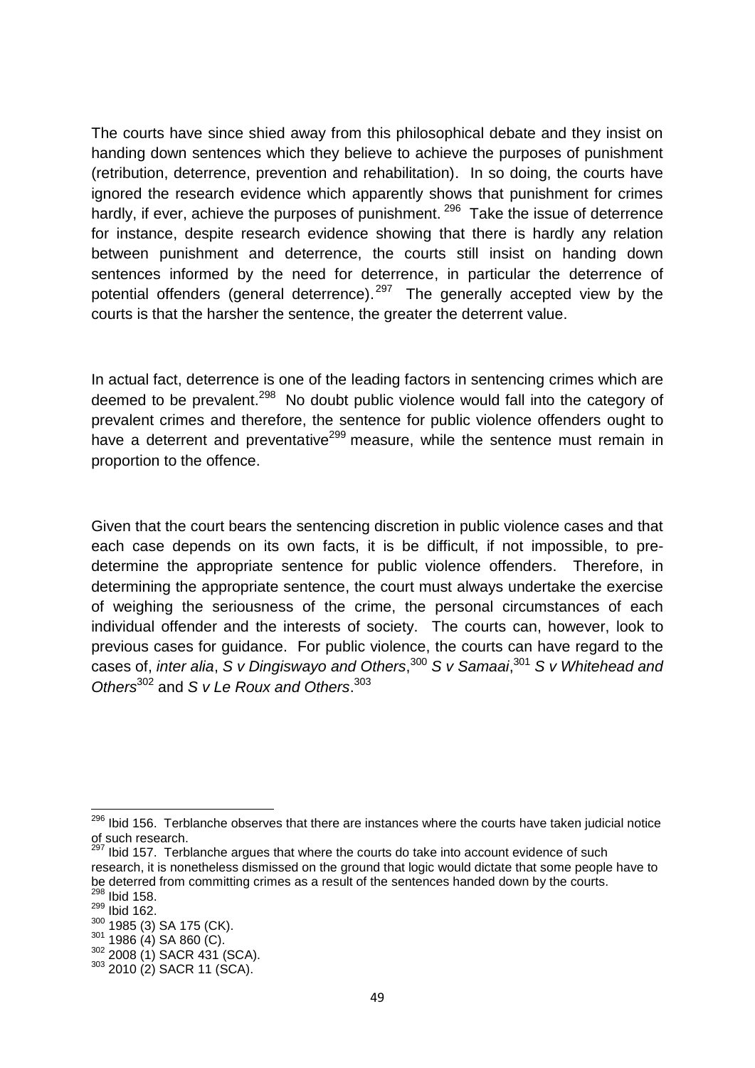The courts have since shied away from this philosophical debate and they insist on handing down sentences which they believe to achieve the purposes of punishment (retribution, deterrence, prevention and rehabilitation). In so doing, the courts have ignored the research evidence which apparently shows that punishment for crimes hardly, if ever, achieve the purposes of punishment.[296] Take the issue of deterrence for instance, despite research evidence showing that there is hardly any relation between punishment and deterrence, the courts still insist on handing down sentences informed by the need for deterrence, in particular the deterrence of potential offenders (general deterrence).[297] The generally accepted view by the courts is that the harsher the sentence, the greater the deterrent value.

In actual fact, deterrence is one of the leading factors in sentencing crimes which are deemed to be prevalent.[298] No doubt public violence would fall into the category of prevalent crimes and therefore, the sentence for public violence offenders ought to have a deterrent and preventative[299] measure, while the sentence must remain in proportion to the offence.

Given that the court bears the sentencing discretion in public violence cases and that each case depends on its own facts, it is be difficult, if not impossible, to pre-determine the appropriate sentence for public violence offenders. Therefore, in determining the appropriate sentence, the court must always undertake the exercise of weighing the seriousness of the crime, the personal circumstances of each individual offender and the interests of society. The courts can, however, look to previous cases for guidance. For public violence, the courts can have regard to the cases of, *inter alia*, *S v Dingiswayo and Others*,[300] *S v Samaai*,[301] *S v Whitehead and Others*[302] and *S v Le Roux and Others*.[303]

---

[296] Ibid 156. Terblanche observes that there are instances where the courts have taken judicial notice of such research.

[297] Ibid 157. Terblanche argues that where the courts do take into account evidence of such research, it is nonetheless dismissed on the ground that logic would dictate that some people have to be deterred from committing crimes as a result of the sentences handed down by the courts.

[298] Ibid 158.

[299] Ibid 162.

[300] 1985 (3) SA 175 (CK).

[301] 1986 (4) SA 860 (C).

[302] 2008 (1) SACR 431 (SCA).

[303] 2010 (2) SACR 11 (SCA).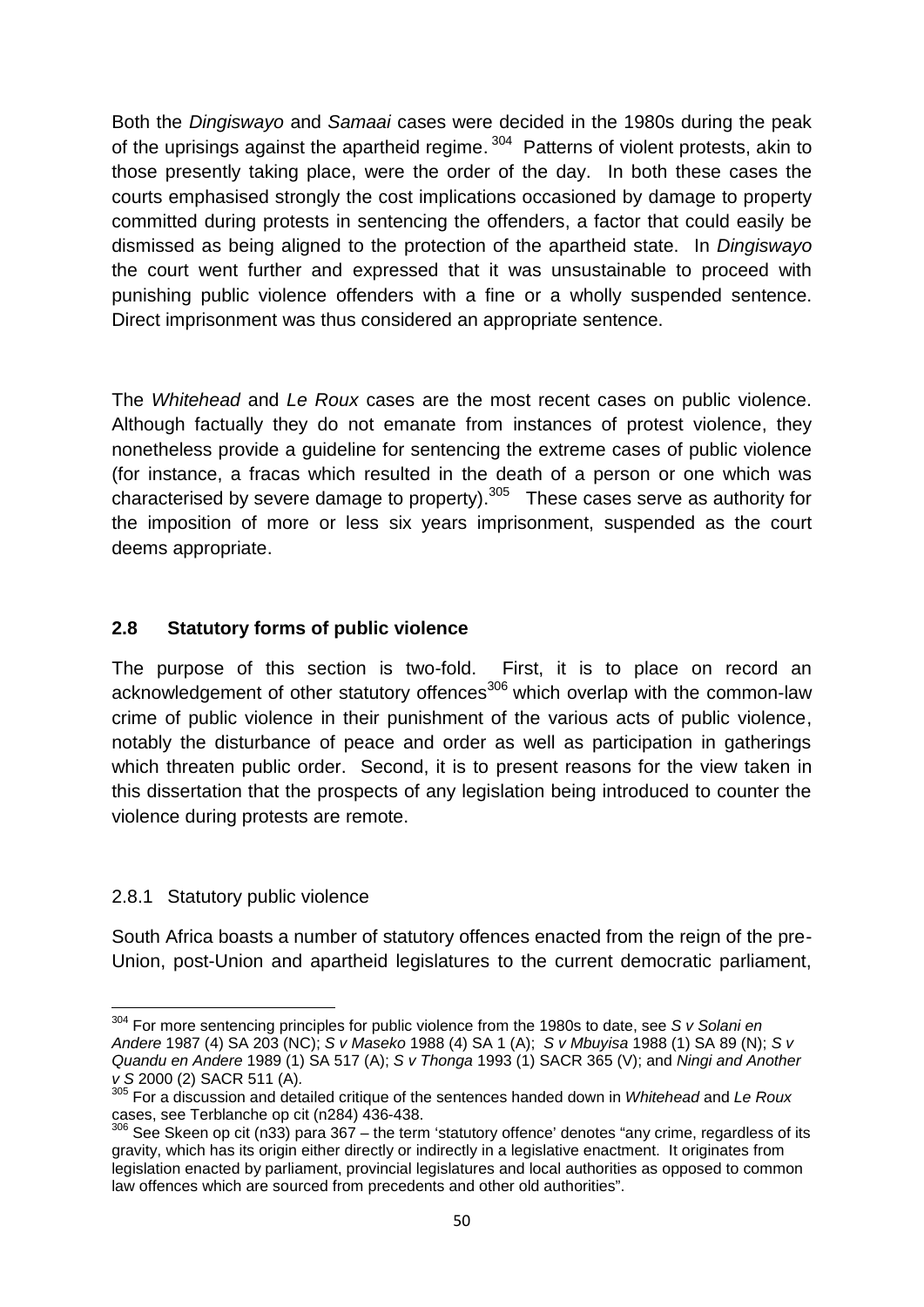Both the *Dingiswayo* and *Samaai* cases were decided in the 1980s during the peak of the uprisings against the apartheid regime.[304] Patterns of violent protests, akin to those presently taking place, were the order of the day. In both these cases the courts emphasised strongly the cost implications occasioned by damage to property committed during protests in sentencing the offenders, a factor that could easily be dismissed as being aligned to the protection of the apartheid state. In *Dingiswayo* the court went further and expressed that it was unsustainable to proceed with punishing public violence offenders with a fine or a wholly suspended sentence. Direct imprisonment was thus considered an appropriate sentence.

The *Whitehead* and *Le Roux* cases are the most recent cases on public violence. Although factually they do not emanate from instances of protest violence, they nonetheless provide a guideline for sentencing the extreme cases of public violence (for instance, a fracas which resulted in the death of a person or one which was characterised by severe damage to property).[305] These cases serve as authority for the imposition of more or less six years imprisonment, suspended as the court deems appropriate.

## 2.8 Statutory forms of public violence

The purpose of this section is two-fold. First, it is to place on record an acknowledgement of other statutory offences[306] which overlap with the common-law crime of public violence in their punishment of the various acts of public violence, notably the disturbance of peace and order as well as participation in gatherings which threaten public order. Second, it is to present reasons for the view taken in this dissertation that the prospects of any legislation being introduced to counter the violence during protests are remote.

### 2.8.1 Statutory public violence

South Africa boasts a number of statutory offences enacted from the reign of the pre-Union, post-Union and apartheid legislatures to the current democratic parliament,

---

[304] For more sentencing principles for public violence from the 1980s to date, see *S v Solani en Andere* 1987 (4) SA 203 (NC); *S v Maseko* 1988 (4) SA 1 (A); *S v Mbuyisa* 1988 (1) SA 89 (N); *S v Quandu en Andere* 1989 (1) SA 517 (A); *S v Thonga* 1993 (1) SACR 365 (V); and *Ningi and Another v S* 2000 (2) SACR 511 (A).

[305] For a discussion and detailed critique of the sentences handed down in *Whitehead* and *Le Roux* cases, see Terblanche op cit (n284) 436-438.

[306] See Skeen op cit (n33) para 367 – the term 'statutory offence' denotes "any crime, regardless of its gravity, which has its origin either directly or indirectly in a legislative enactment. It originates from legislation enacted by parliament, provincial legislatures and local authorities as opposed to common law offences which are sourced from precedents and other old authorities".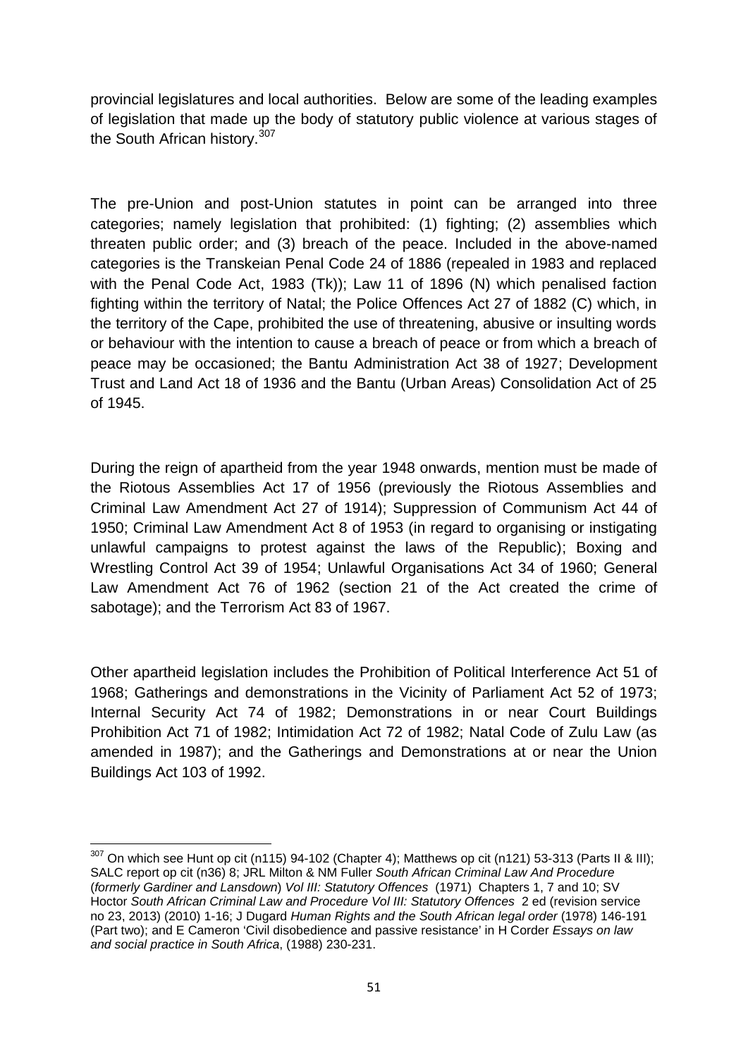provincial legislatures and local authorities. Below are some of the leading examples of legislation that made up the body of statutory public violence at various stages of the South African history.[307]

The pre-Union and post-Union statutes in point can be arranged into three categories; namely legislation that prohibited: (1) fighting; (2) assemblies which threaten public order; and (3) breach of the peace. Included in the above-named categories is the Transkeian Penal Code 24 of 1886 (repealed in 1983 and replaced with the Penal Code Act, 1983 (Tk)); Law 11 of 1896 (N) which penalised faction fighting within the territory of Natal; the Police Offences Act 27 of 1882 (C) which, in the territory of the Cape, prohibited the use of threatening, abusive or insulting words or behaviour with the intention to cause a breach of peace or from which a breach of peace may be occasioned; the Bantu Administration Act 38 of 1927; Development Trust and Land Act 18 of 1936 and the Bantu (Urban Areas) Consolidation Act of 25 of 1945.

During the reign of apartheid from the year 1948 onwards, mention must be made of the Riotous Assemblies Act 17 of 1956 (previously the Riotous Assemblies and Criminal Law Amendment Act 27 of 1914); Suppression of Communism Act 44 of 1950; Criminal Law Amendment Act 8 of 1953 (in regard to organising or instigating unlawful campaigns to protest against the laws of the Republic); Boxing and Wrestling Control Act 39 of 1954; Unlawful Organisations Act 34 of 1960; General Law Amendment Act 76 of 1962 (section 21 of the Act created the crime of sabotage); and the Terrorism Act 83 of 1967.

Other apartheid legislation includes the Prohibition of Political Interference Act 51 of 1968; Gatherings and demonstrations in the Vicinity of Parliament Act 52 of 1973; Internal Security Act 74 of 1982; Demonstrations in or near Court Buildings Prohibition Act 71 of 1982; Intimidation Act 72 of 1982; Natal Code of Zulu Law (as amended in 1987); and the Gatherings and Demonstrations at or near the Union Buildings Act 103 of 1992.

---

[307] On which see Hunt op cit (n115) 94-102 (Chapter 4); Matthews op cit (n121) 53-313 (Parts II & III); SALC report op cit (n36) 8; JRL Milton & NM Fuller *South African Criminal Law And Procedure* (*formerly Gardiner and Lansdown*) *Vol III: Statutory Offences* (1971) Chapters 1, 7 and 10; SV Hoctor *South African Criminal Law and Procedure Vol III: Statutory Offences* 2 ed (revision service no 23, 2013) (2010) 1-16; J Dugard *Human Rights and the South African legal order* (1978) 146-191 (Part two); and E Cameron 'Civil disobedience and passive resistance' in H Corder *Essays on law and social practice in South Africa*, (1988) 230-231.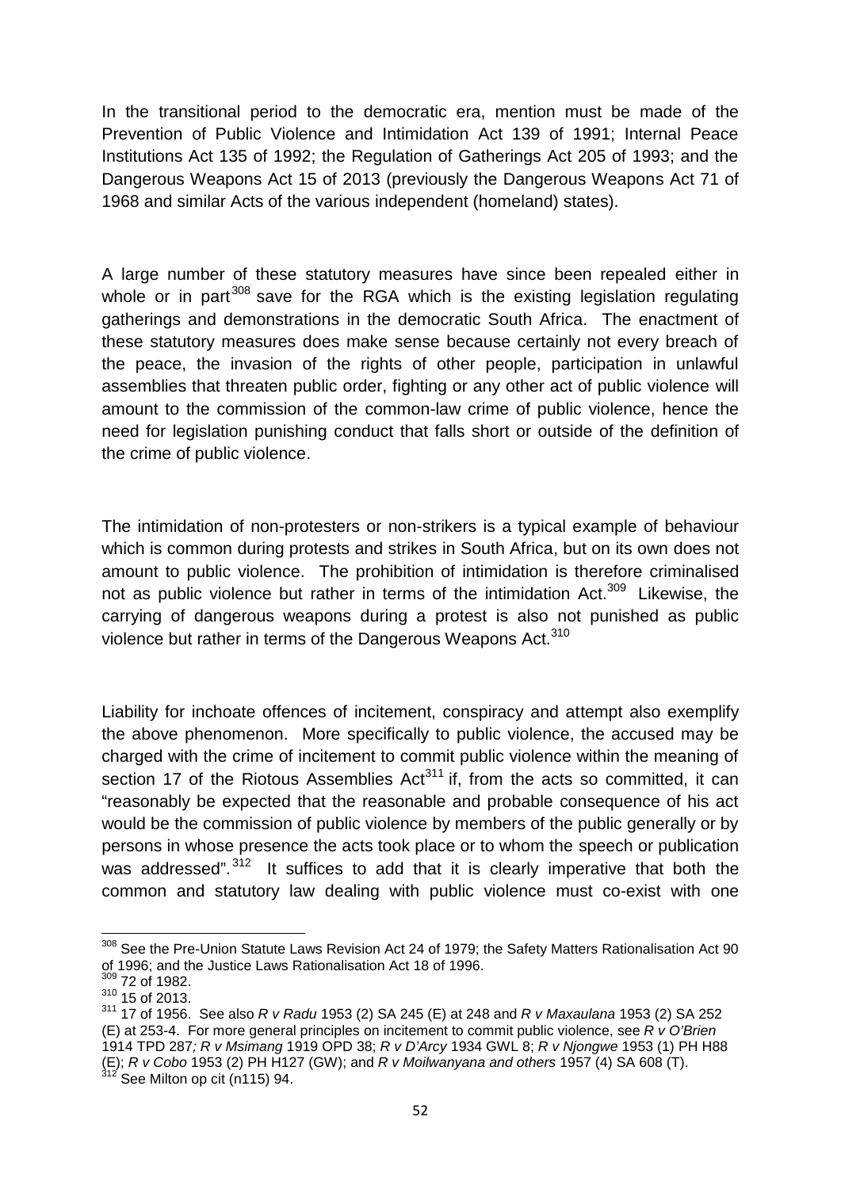In the transitional period to the democratic era, mention must be made of the Prevention of Public Violence and Intimidation Act 139 of 1991; Internal Peace Institutions Act 135 of 1992; the Regulation of Gatherings Act 205 of 1993; and the Dangerous Weapons Act 15 of 2013 (previously the Dangerous Weapons Act 71 of 1968 and similar Acts of the various independent (homeland) states).

A large number of these statutory measures have since been repealed either in whole or in part[308] save for the RGA which is the existing legislation regulating gatherings and demonstrations in the democratic South Africa. The enactment of these statutory measures does make sense because certainly not every breach of the peace, the invasion of the rights of other people, participation in unlawful assemblies that threaten public order, fighting or any other act of public violence will amount to the commission of the common-law crime of public violence, hence the need for legislation punishing conduct that falls short or outside of the definition of the crime of public violence.

The intimidation of non-protesters or non-strikers is a typical example of behaviour which is common during protests and strikes in South Africa, but on its own does not amount to public violence. The prohibition of intimidation is therefore criminalised not as public violence but rather in terms of the intimidation Act.[309] Likewise, the carrying of dangerous weapons during a protest is also not punished as public violence but rather in terms of the Dangerous Weapons Act.[310]

Liability for inchoate offences of incitement, conspiracy and attempt also exemplify the above phenomenon. More specifically to public violence, the accused may be charged with the crime of incitement to commit public violence within the meaning of section 17 of the Riotous Assemblies Act[311] if, from the acts so committed, it can "reasonably be expected that the reasonable and probable consequence of his act would be the commission of public violence by members of the public generally or by persons in whose presence the acts took place or to whom the speech or publication was addressed".[312] It suffices to add that it is clearly imperative that both the common and statutory law dealing with public violence must co-exist with one

---

[308] See the Pre-Union Statute Laws Revision Act 24 of 1979; the Safety Matters Rationalisation Act 90 of 1996; and the Justice Laws Rationalisation Act 18 of 1996.

[309] 72 of 1982.

[310] 15 of 2013.

[311] 17 of 1956. See also *R v Radu* 1953 (2) SA 245 (E) at 248 and *R v Maxaulana* 1953 (2) SA 252 (E) at 253-4. For more general principles on incitement to commit public violence, see *R v O'Brien* 1914 TPD 287*; R v Msimang* 1919 OPD 38; *R v D'Arcy* 1934 GWL 8; *R v Njongwe* 1953 (1) PH H88 (E); *R v Cobo* 1953 (2) PH H127 (GW); and *R v Moilwanyana and others* 1957 (4) SA 608 (T).

[312] See Milton op cit (n115) 94.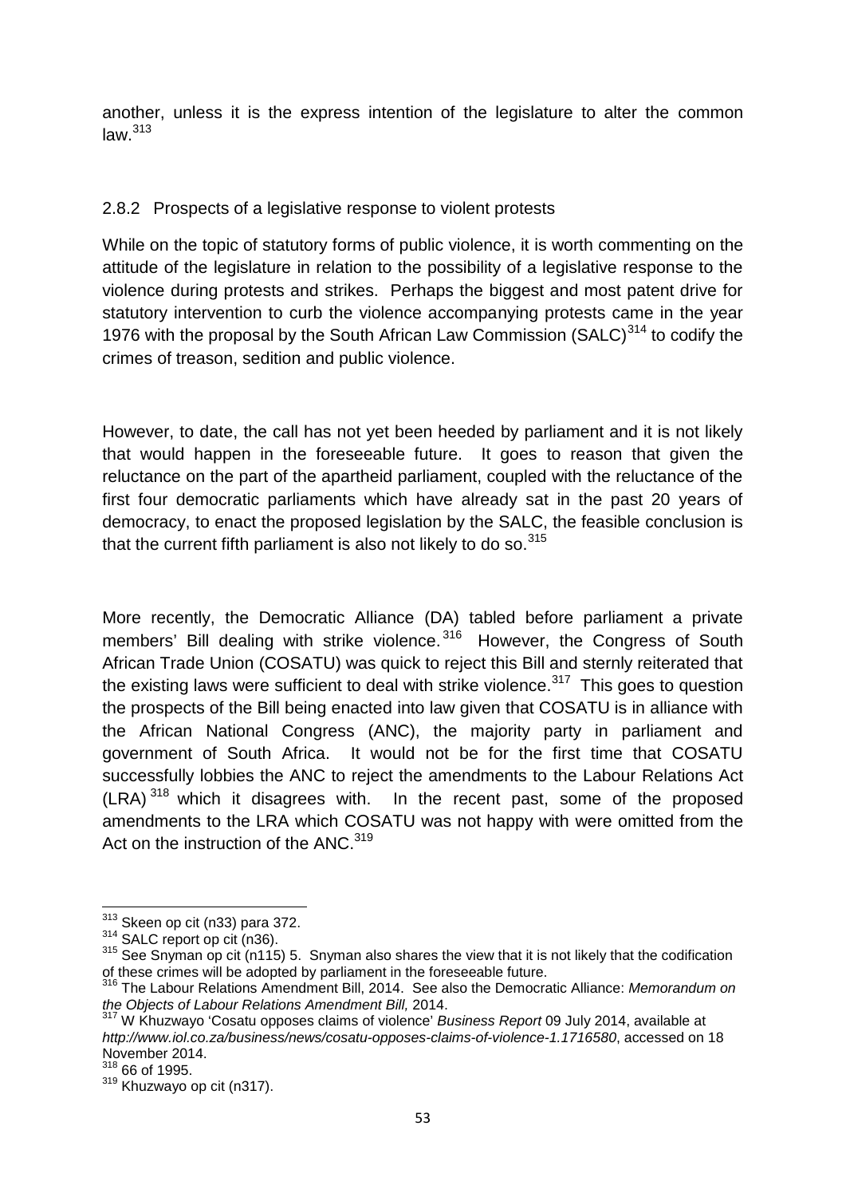another, unless it is the express intention of the legislature to alter the common law.[313]

### 2.8.2 Prospects of a legislative response to violent protests

While on the topic of statutory forms of public violence, it is worth commenting on the attitude of the legislature in relation to the possibility of a legislative response to the violence during protests and strikes. Perhaps the biggest and most patent drive for statutory intervention to curb the violence accompanying protests came in the year 1976 with the proposal by the South African Law Commission (SALC)[314] to codify the crimes of treason, sedition and public violence.

However, to date, the call has not yet been heeded by parliament and it is not likely that would happen in the foreseeable future. It goes to reason that given the reluctance on the part of the apartheid parliament, coupled with the reluctance of the first four democratic parliaments which have already sat in the past 20 years of democracy, to enact the proposed legislation by the SALC, the feasible conclusion is that the current fifth parliament is also not likely to do so.[315]

More recently, the Democratic Alliance (DA) tabled before parliament a private members' Bill dealing with strike violence.[316] However, the Congress of South African Trade Union (COSATU) was quick to reject this Bill and sternly reiterated that the existing laws were sufficient to deal with strike violence.[317] This goes to question the prospects of the Bill being enacted into law given that COSATU is in alliance with the African National Congress (ANC), the majority party in parliament and government of South Africa. It would not be for the first time that COSATU successfully lobbies the ANC to reject the amendments to the Labour Relations Act (LRA)[318] which it disagrees with. In the recent past, some of the proposed amendments to the LRA which COSATU was not happy with were omitted from the Act on the instruction of the ANC.[319]

---

[313] Skeen op cit (n33) para 372.

[314] SALC report op cit (n36).

[315] See Snyman op cit (n115) 5. Snyman also shares the view that it is not likely that the codification of these crimes will be adopted by parliament in the foreseeable future.

[316] The Labour Relations Amendment Bill, 2014. See also the Democratic Alliance: *Memorandum on the Objects of Labour Relations Amendment Bill,* 2014.

[317] W Khuzwayo 'Cosatu opposes claims of violence' *Business Report* 09 July 2014, available at *http://www.iol.co.za/business/news/cosatu-opposes-claims-of-violence-1.1716580*, accessed on 18 November 2014.

[318] 66 of 1995.

[319] Khuzwayo op cit (n317).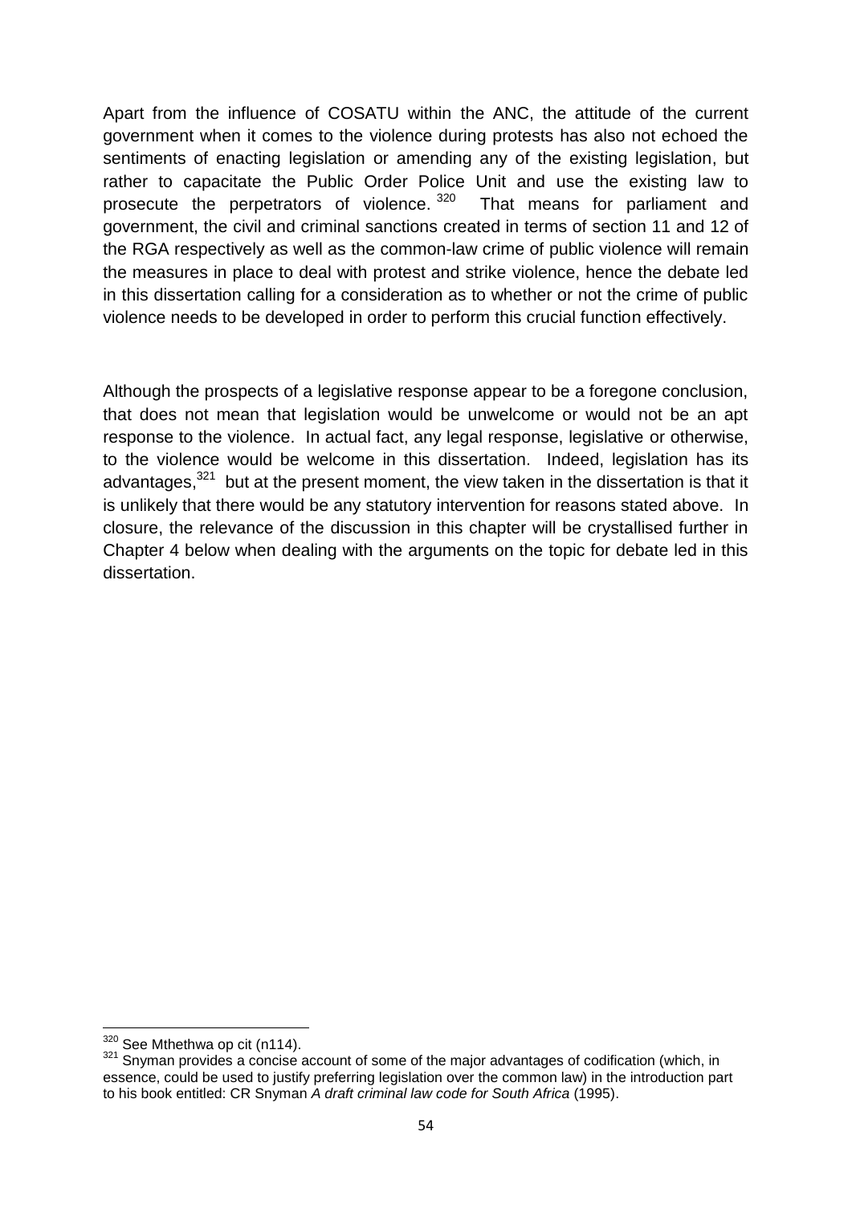Apart from the influence of COSATU within the ANC, the attitude of the current government when it comes to the violence during protests has also not echoed the sentiments of enacting legislation or amending any of the existing legislation, but rather to capacitate the Public Order Police Unit and use the existing law to prosecute the perpetrators of violence.[320] That means for parliament and government, the civil and criminal sanctions created in terms of section 11 and 12 of the RGA respectively as well as the common-law crime of public violence will remain the measures in place to deal with protest and strike violence, hence the debate led in this dissertation calling for a consideration as to whether or not the crime of public violence needs to be developed in order to perform this crucial function effectively.

Although the prospects of a legislative response appear to be a foregone conclusion, that does not mean that legislation would be unwelcome or would not be an apt response to the violence. In actual fact, any legal response, legislative or otherwise, to the violence would be welcome in this dissertation. Indeed, legislation has its advantages,[321] but at the present moment, the view taken in the dissertation is that it is unlikely that there would be any statutory intervention for reasons stated above. In closure, the relevance of the discussion in this chapter will be crystallised further in Chapter 4 below when dealing with the arguments on the topic for debate led in this dissertation.

---

[320] See Mthethwa op cit (n114).

[321] Snyman provides a concise account of some of the major advantages of codification (which, in essence, could be used to justify preferring legislation over the common law) in the introduction part to his book entitled: CR Snyman *A draft criminal law code for South Africa* (1995).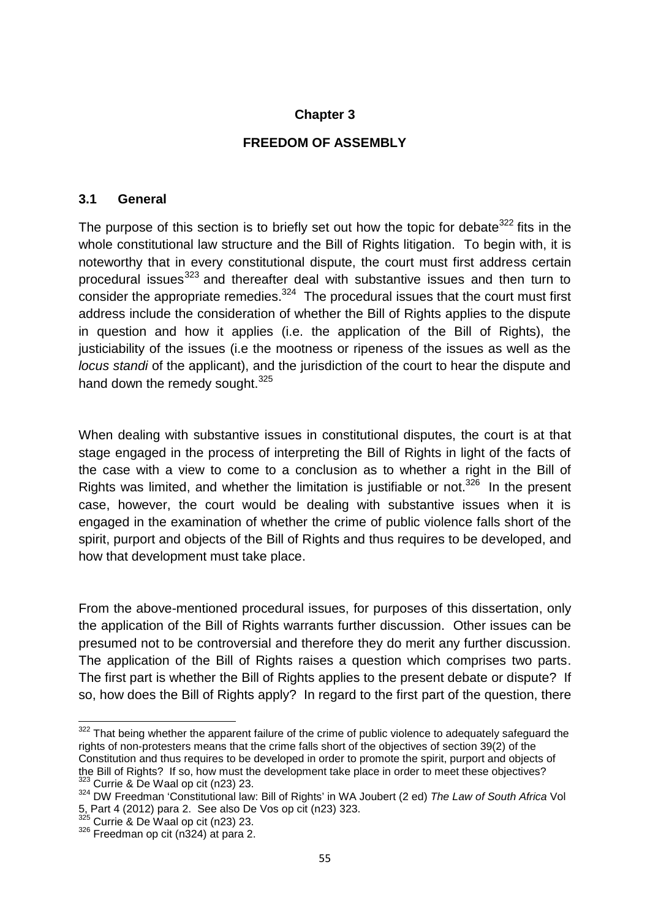# Chapter 3

## FREEDOM OF ASSEMBLY

### 3.1 General

The purpose of this section is to briefly set out how the topic for debate[322] fits in the whole constitutional law structure and the Bill of Rights litigation. To begin with, it is noteworthy that in every constitutional dispute, the court must first address certain procedural issues[323] and thereafter deal with substantive issues and then turn to consider the appropriate remedies.[324] The procedural issues that the court must first address include the consideration of whether the Bill of Rights applies to the dispute in question and how it applies (i.e. the application of the Bill of Rights), the justiciability of the issues (i.e the mootness or ripeness of the issues as well as the *locus standi* of the applicant), and the jurisdiction of the court to hear the dispute and hand down the remedy sought.[325]

When dealing with substantive issues in constitutional disputes, the court is at that stage engaged in the process of interpreting the Bill of Rights in light of the facts of the case with a view to come to a conclusion as to whether a right in the Bill of Rights was limited, and whether the limitation is justifiable or not.[326] In the present case, however, the court would be dealing with substantive issues when it is engaged in the examination of whether the crime of public violence falls short of the spirit, purport and objects of the Bill of Rights and thus requires to be developed, and how that development must take place.

From the above-mentioned procedural issues, for purposes of this dissertation, only the application of the Bill of Rights warrants further discussion. Other issues can be presumed not to be controversial and therefore they do merit any further discussion. The application of the Bill of Rights raises a question which comprises two parts. The first part is whether the Bill of Rights applies to the present debate or dispute? If so, how does the Bill of Rights apply? In regard to the first part of the question, there

---

[322] That being whether the apparent failure of the crime of public violence to adequately safeguard the rights of non-protesters means that the crime falls short of the objectives of section 39(2) of the Constitution and thus requires to be developed in order to promote the spirit, purport and objects of the Bill of Rights? If so, how must the development take place in order to meet these objectives?

[323] Currie & De Waal op cit (n23) 23.

[324] DW Freedman 'Constitutional law: Bill of Rights' in WA Joubert (2 ed) *The Law of South Africa* Vol 5, Part 4 (2012) para 2. See also De Vos op cit (n23) 323.

[325] Currie & De Waal op cit (n23) 23.

[326] Freedman op cit (n324) at para 2.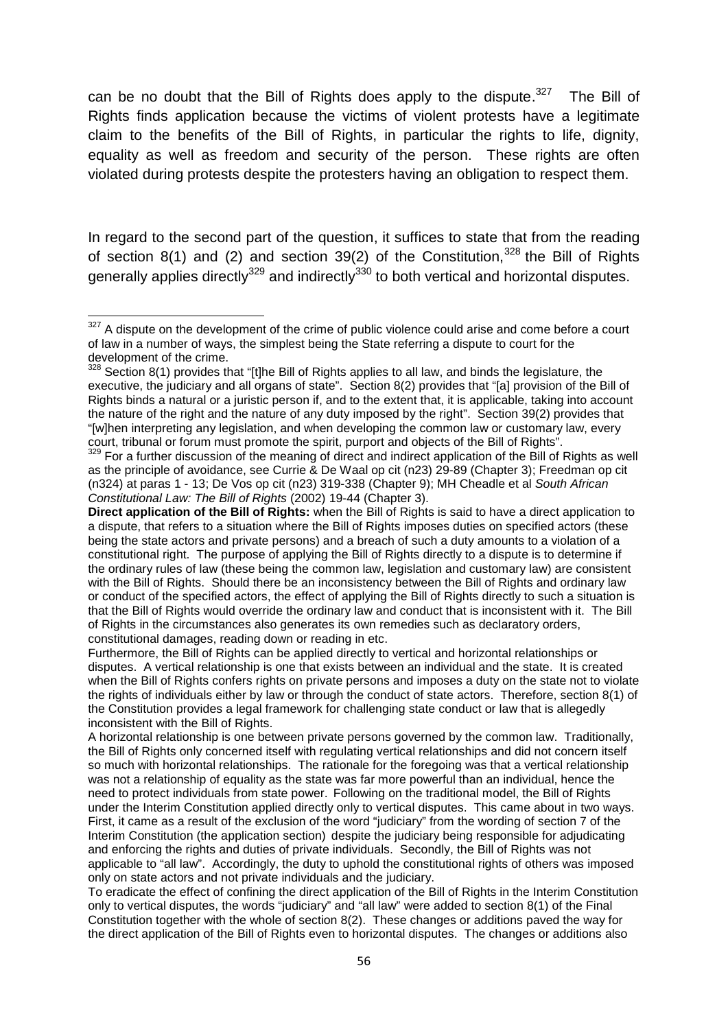can be no doubt that the Bill of Rights does apply to the dispute.[327] The Bill of Rights finds application because the victims of violent protests have a legitimate claim to the benefits of the Bill of Rights, in particular the rights to life, dignity, equality as well as freedom and security of the person. These rights are often violated during protests despite the protesters having an obligation to respect them.

In regard to the second part of the question, it suffices to state that from the reading of section 8(1) and (2) and section 39(2) of the Constitution,[328] the Bill of Rights generally applies directly[329] and indirectly[330] to both vertical and horizontal disputes.

---

[327] A dispute on the development of the crime of public violence could arise and come before a court of law in a number of ways, the simplest being the State referring a dispute to court for the development of the crime.

[328] Section 8(1) provides that "[t]he Bill of Rights applies to all law, and binds the legislature, the executive, the judiciary and all organs of state". Section 8(2) provides that "[a] provision of the Bill of Rights binds a natural or a juristic person if, and to the extent that, it is applicable, taking into account the nature of the right and the nature of any duty imposed by the right". Section 39(2) provides that "[w]hen interpreting any legislation, and when developing the common law or customary law, every court, tribunal or forum must promote the spirit, purport and objects of the Bill of Rights".

[329] For a further discussion of the meaning of direct and indirect application of the Bill of Rights as well as the principle of avoidance, see Currie & De Waal op cit (n23) 29-89 (Chapter 3); Freedman op cit (n324) at paras 1 - 13; De Vos op cit (n23) 319-338 (Chapter 9); MH Cheadle et al *South African Constitutional Law: The Bill of Rights* (2002) 19-44 (Chapter 3).

**Direct application of the Bill of Rights:** when the Bill of Rights is said to have a direct application to a dispute, that refers to a situation where the Bill of Rights imposes duties on specified actors (these being the state actors and private persons) and a breach of such a duty amounts to a violation of a constitutional right. The purpose of applying the Bill of Rights directly to a dispute is to determine if the ordinary rules of law (these being the common law, legislation and customary law) are consistent with the Bill of Rights. Should there be an inconsistency between the Bill of Rights and ordinary law or conduct of the specified actors, the effect of applying the Bill of Rights directly to such a situation is that the Bill of Rights would override the ordinary law and conduct that is inconsistent with it. The Bill of Rights in the circumstances also generates its own remedies such as declaratory orders, constitutional damages, reading down or reading in etc.

Furthermore, the Bill of Rights can be applied directly to vertical and horizontal relationships or disputes. A vertical relationship is one that exists between an individual and the state. It is created when the Bill of Rights confers rights on private persons and imposes a duty on the state not to violate the rights of individuals either by law or through the conduct of state actors. Therefore, section 8(1) of the Constitution provides a legal framework for challenging state conduct or law that is allegedly inconsistent with the Bill of Rights.

A horizontal relationship is one between private persons governed by the common law. Traditionally, the Bill of Rights only concerned itself with regulating vertical relationships and did not concern itself so much with horizontal relationships. The rationale for the foregoing was that a vertical relationship was not a relationship of equality as the state was far more powerful than an individual, hence the need to protect individuals from state power. Following on the traditional model, the Bill of Rights under the Interim Constitution applied directly only to vertical disputes. This came about in two ways. First, it came as a result of the exclusion of the word "judiciary" from the wording of section 7 of the Interim Constitution (the application section) despite the judiciary being responsible for adjudicating and enforcing the rights and duties of private individuals. Secondly, the Bill of Rights was not applicable to "all law". Accordingly, the duty to uphold the constitutional rights of others was imposed only on state actors and not private individuals and the judiciary.

To eradicate the effect of confining the direct application of the Bill of Rights in the Interim Constitution only to vertical disputes, the words "judiciary" and "all law" were added to section 8(1) of the Final Constitution together with the whole of section 8(2). These changes or additions paved the way for the direct application of the Bill of Rights even to horizontal disputes. The changes or additions also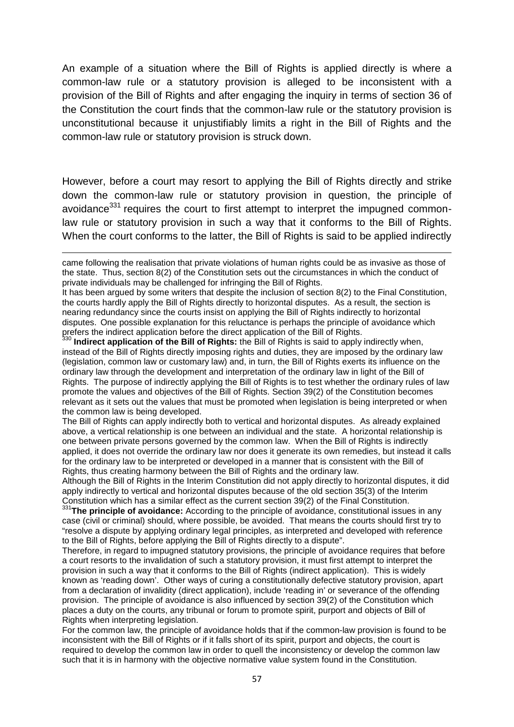An example of a situation where the Bill of Rights is applied directly is where a common-law rule or a statutory provision is alleged to be inconsistent with a provision of the Bill of Rights and after engaging the inquiry in terms of section 36 of the Constitution the court finds that the common-law rule or the statutory provision is unconstitutional because it unjustifiably limits a right in the Bill of Rights and the common-law rule or statutory provision is struck down.

However, before a court may resort to applying the Bill of Rights directly and strike down the common-law rule or statutory provision in question, the principle of avoidance[331] requires the court to first attempt to interpret the impugned common-law rule or statutory provision in such a way that it conforms to the Bill of Rights. When the court conforms to the latter, the Bill of Rights is said to be applied indirectly

---

came following the realisation that private violations of human rights could be as invasive as those of the state. Thus, section 8(2) of the Constitution sets out the circumstances in which the conduct of private individuals may be challenged for infringing the Bill of Rights.

It has been argued by some writers that despite the inclusion of section 8(2) to the Final Constitution, the courts hardly apply the Bill of Rights directly to horizontal disputes. As a result, the section is nearing redundancy since the courts insist on applying the Bill of Rights indirectly to horizontal disputes. One possible explanation for this reluctance is perhaps the principle of avoidance which prefers the indirect application before the direct application of the Bill of Rights.

[330] **Indirect application of the Bill of Rights:** the Bill of Rights is said to apply indirectly when, instead of the Bill of Rights directly imposing rights and duties, they are imposed by the ordinary law (legislation, common law or customary law) and, in turn, the Bill of Rights exerts its influence on the ordinary law through the development and interpretation of the ordinary law in light of the Bill of Rights. The purpose of indirectly applying the Bill of Rights is to test whether the ordinary rules of law promote the values and objectives of the Bill of Rights. Section 39(2) of the Constitution becomes relevant as it sets out the values that must be promoted when legislation is being interpreted or when the common law is being developed.

The Bill of Rights can apply indirectly both to vertical and horizontal disputes. As already explained above, a vertical relationship is one between an individual and the state. A horizontal relationship is one between private persons governed by the common law. When the Bill of Rights is indirectly applied, it does not override the ordinary law nor does it generate its own remedies, but instead it calls for the ordinary law to be interpreted or developed in a manner that is consistent with the Bill of Rights, thus creating harmony between the Bill of Rights and the ordinary law.

Although the Bill of Rights in the Interim Constitution did not apply directly to horizontal disputes, it did apply indirectly to vertical and horizontal disputes because of the old section 35(3) of the Interim Constitution which has a similar effect as the current section 39(2) of the Final Constitution.

[331] **The principle of avoidance:** According to the principle of avoidance, constitutional issues in any case (civil or criminal) should, where possible, be avoided. That means the courts should first try to "resolve a dispute by applying ordinary legal principles, as interpreted and developed with reference to the Bill of Rights, before applying the Bill of Rights directly to a dispute".

Therefore, in regard to impugned statutory provisions, the principle of avoidance requires that before a court resorts to the invalidation of such a statutory provision, it must first attempt to interpret the provision in such a way that it conforms to the Bill of Rights (indirect application). This is widely known as 'reading down'. Other ways of curing a constitutionally defective statutory provision, apart from a declaration of invalidity (direct application), include 'reading in' or severance of the offending provision. The principle of avoidance is also influenced by section 39(2) of the Constitution which places a duty on the courts, any tribunal or forum to promote spirit, purport and objects of Bill of Rights when interpreting legislation.

For the common law, the principle of avoidance holds that if the common-law provision is found to be inconsistent with the Bill of Rights or if it falls short of its spirit, purport and objects, the court is required to develop the common law in order to quell the inconsistency or develop the common law such that it is in harmony with the objective normative value system found in the Constitution.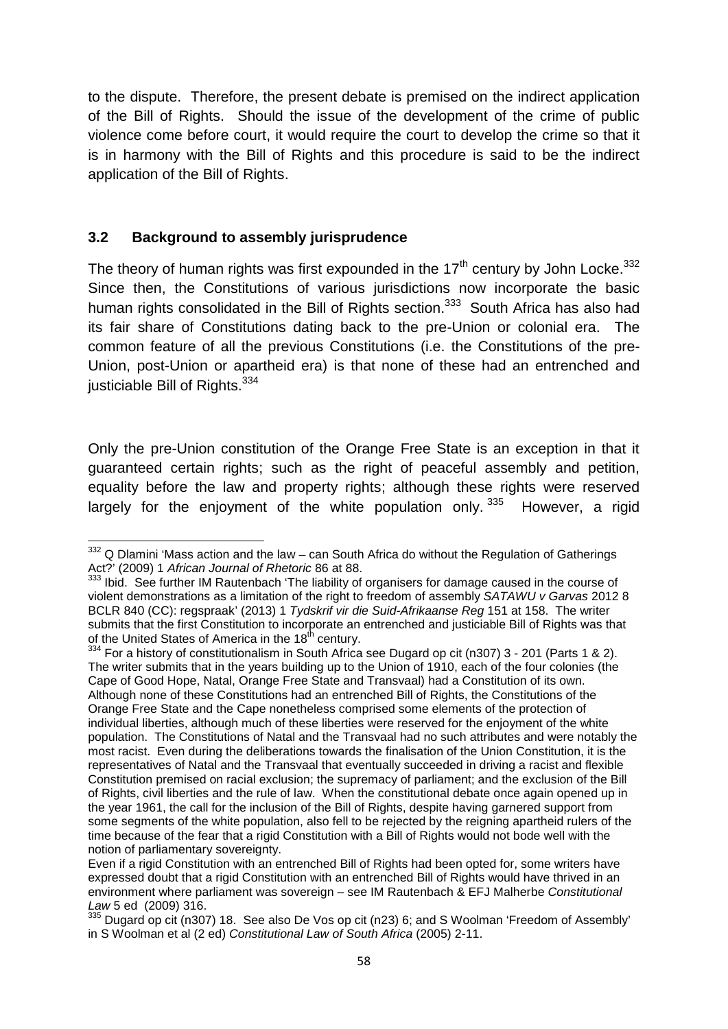to the dispute. Therefore, the present debate is premised on the indirect application of the Bill of Rights. Should the issue of the development of the crime of public violence come before court, it would require the court to develop the crime so that it is in harmony with the Bill of Rights and this procedure is said to be the indirect application of the Bill of Rights.

### 3.2 Background to assembly jurisprudence

The theory of human rights was first expounded in the 17th century by John Locke.[332] Since then, the Constitutions of various jurisdictions now incorporate the basic human rights consolidated in the Bill of Rights section.[333] South Africa has also had its fair share of Constitutions dating back to the pre-Union or colonial era. The common feature of all the previous Constitutions (i.e. the Constitutions of the pre-Union, post-Union or apartheid era) is that none of these had an entrenched and justiciable Bill of Rights.[334]

Only the pre-Union constitution of the Orange Free State is an exception in that it guaranteed certain rights; such as the right of peaceful assembly and petition, equality before the law and property rights; although these rights were reserved largely for the enjoyment of the white population only.[335] However, a rigid

---

[332] Q Dlamini 'Mass action and the law – can South Africa do without the Regulation of Gatherings Act?' (2009) 1 *African Journal of Rhetoric* 86 at 88.

[333] Ibid. See further IM Rautenbach 'The liability of organisers for damage caused in the course of violent demonstrations as a limitation of the right to freedom of assembly *SATAWU v Garvas* 2012 8 BCLR 840 (CC): regspraak' (2013) 1 *Tydskrif vir die Suid-Afrikaanse Reg* 151 at 158. The writer submits that the first Constitution to incorporate an entrenched and justiciable Bill of Rights was that of the United States of America in the 18th century.

[334] For a history of constitutionalism in South Africa see Dugard op cit (n307) 3 - 201 (Parts 1 & 2). The writer submits that in the years building up to the Union of 1910, each of the four colonies (the Cape of Good Hope, Natal, Orange Free State and Transvaal) had a Constitution of its own. Although none of these Constitutions had an entrenched Bill of Rights, the Constitutions of the Orange Free State and the Cape nonetheless comprised some elements of the protection of individual liberties, although much of these liberties were reserved for the enjoyment of the white population. The Constitutions of Natal and the Transvaal had no such attributes and were notably the most racist. Even during the deliberations towards the finalisation of the Union Constitution, it is the representatives of Natal and the Transvaal that eventually succeeded in driving a racist and flexible Constitution premised on racial exclusion; the supremacy of parliament; and the exclusion of the Bill of Rights, civil liberties and the rule of law. When the constitutional debate once again opened up in the year 1961, the call for the inclusion of the Bill of Rights, despite having garnered support from some segments of the white population, also fell to be rejected by the reigning apartheid rulers of the time because of the fear that a rigid Constitution with a Bill of Rights would not bode well with the notion of parliamentary sovereignty.
Even if a rigid Constitution with an entrenched Bill of Rights had been opted for, some writers have expressed doubt that a rigid Constitution with an entrenched Bill of Rights would have thrived in an environment where parliament was sovereign – see IM Rautenbach & EFJ Malherbe *Constitutional Law* 5 ed (2009) 316.

[335] Dugard op cit (n307) 18. See also De Vos op cit (n23) 6; and S Woolman 'Freedom of Assembly' in S Woolman et al (2 ed) *Constitutional Law of South Africa* (2005) 2-11.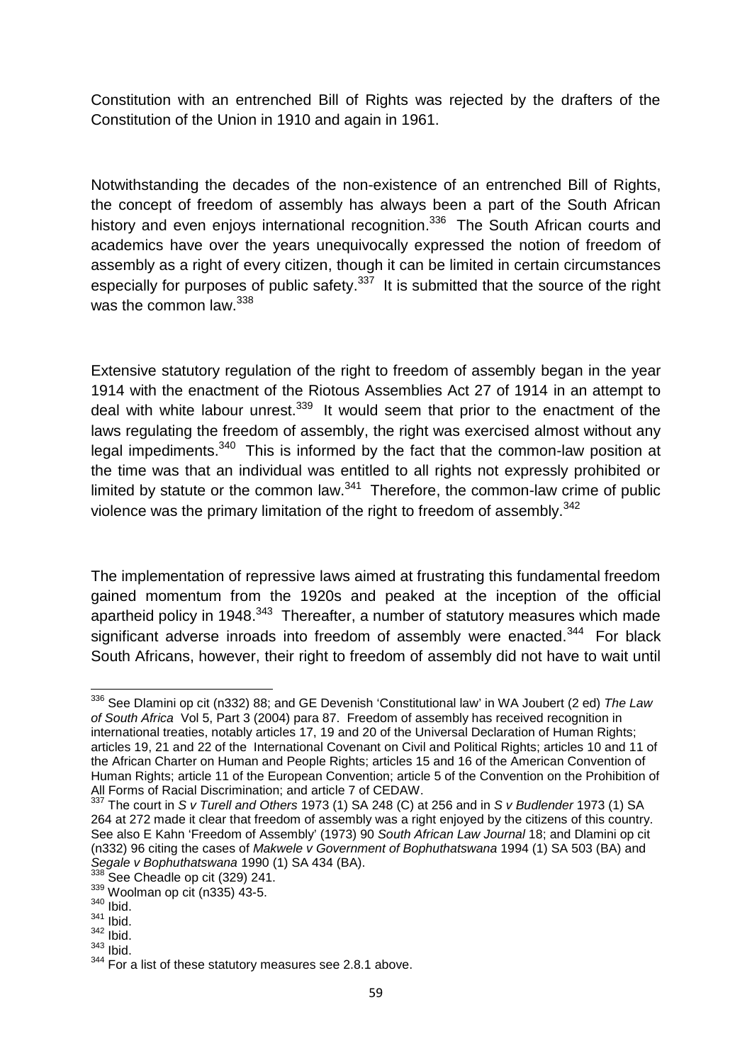Constitution with an entrenched Bill of Rights was rejected by the drafters of the Constitution of the Union in 1910 and again in 1961.

Notwithstanding the decades of the non-existence of an entrenched Bill of Rights, the concept of freedom of assembly has always been a part of the South African history and even enjoys international recognition.[336] The South African courts and academics have over the years unequivocally expressed the notion of freedom of assembly as a right of every citizen, though it can be limited in certain circumstances especially for purposes of public safety.[337] It is submitted that the source of the right was the common law.[338]

Extensive statutory regulation of the right to freedom of assembly began in the year 1914 with the enactment of the Riotous Assemblies Act 27 of 1914 in an attempt to deal with white labour unrest.[339] It would seem that prior to the enactment of the laws regulating the freedom of assembly, the right was exercised almost without any legal impediments.[340] This is informed by the fact that the common-law position at the time was that an individual was entitled to all rights not expressly prohibited or limited by statute or the common law.[341] Therefore, the common-law crime of public violence was the primary limitation of the right to freedom of assembly.[342]

The implementation of repressive laws aimed at frustrating this fundamental freedom gained momentum from the 1920s and peaked at the inception of the official apartheid policy in 1948.[343] Thereafter, a number of statutory measures which made significant adverse inroads into freedom of assembly were enacted.[344] For black South Africans, however, their right to freedom of assembly did not have to wait until

---

[336] See Dlamini op cit (n332) 88; and GE Devenish 'Constitutional law' in WA Joubert (2 ed) *The Law of South Africa* Vol 5, Part 3 (2004) para 87. Freedom of assembly has received recognition in international treaties, notably articles 17, 19 and 20 of the Universal Declaration of Human Rights; articles 19, 21 and 22 of the International Covenant on Civil and Political Rights; articles 10 and 11 of the African Charter on Human and People Rights; articles 15 and 16 of the American Convention of Human Rights; article 11 of the European Convention; article 5 of the Convention on the Prohibition of All Forms of Racial Discrimination; and article 7 of CEDAW.

[337] The court in *S v Turell and Others* 1973 (1) SA 248 (C) at 256 and in *S v Budlender* 1973 (1) SA 264 at 272 made it clear that freedom of assembly was a right enjoyed by the citizens of this country. See also E Kahn 'Freedom of Assembly' (1973) 90 *South African Law Journal* 18; and Dlamini op cit (n332) 96 citing the cases of *Makwele v Government of Bophuthatswana* 1994 (1) SA 503 (BA) and *Segale v Bophuthatswana* 1990 (1) SA 434 (BA).

[338] See Cheadle op cit (329) 241.

[339] Woolman op cit (n335) 43-5.

[340] Ibid.

[341] Ibid.

[342] Ibid.

[343] Ibid.

[344] For a list of these statutory measures see 2.8.1 above.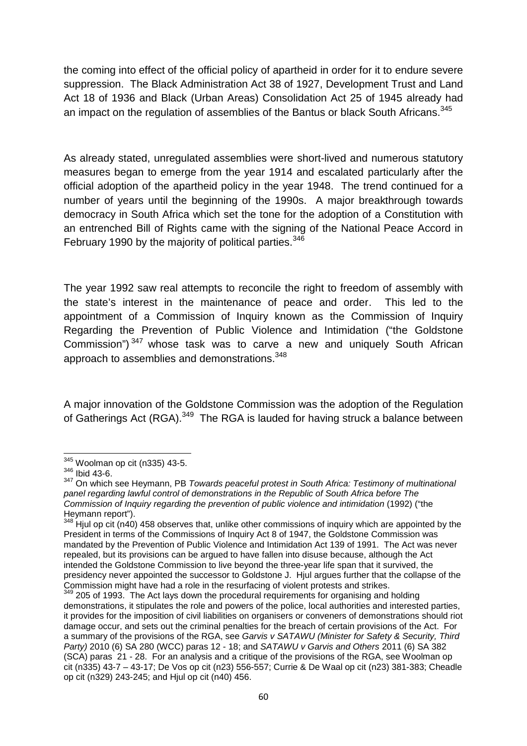the coming into effect of the official policy of apartheid in order for it to endure severe suppression. The Black Administration Act 38 of 1927, Development Trust and Land Act 18 of 1936 and Black (Urban Areas) Consolidation Act 25 of 1945 already had an impact on the regulation of assemblies of the Bantus or black South Africans.[345]

As already stated, unregulated assemblies were short-lived and numerous statutory measures began to emerge from the year 1914 and escalated particularly after the official adoption of the apartheid policy in the year 1948. The trend continued for a number of years until the beginning of the 1990s. A major breakthrough towards democracy in South Africa which set the tone for the adoption of a Constitution with an entrenched Bill of Rights came with the signing of the National Peace Accord in February 1990 by the majority of political parties.[346]

The year 1992 saw real attempts to reconcile the right to freedom of assembly with the state's interest in the maintenance of peace and order. This led to the appointment of a Commission of Inquiry known as the Commission of Inquiry Regarding the Prevention of Public Violence and Intimidation ("the Goldstone Commission")[347] whose task was to carve a new and uniquely South African approach to assemblies and demonstrations.[348]

A major innovation of the Goldstone Commission was the adoption of the Regulation of Gatherings Act (RGA).[349] The RGA is lauded for having struck a balance between

---

[345] Woolman op cit (n335) 43-5.

[346] Ibid 43-6.

[347] On which see Heymann, PB *Towards peaceful protest in South Africa: Testimony of multinational panel regarding lawful control of demonstrations in the Republic of South Africa before The Commission of Inquiry regarding the prevention of public violence and intimidation* (1992) ("the Heymann report").

[348] Hjul op cit (n40) 458 observes that, unlike other commissions of inquiry which are appointed by the President in terms of the Commissions of Inquiry Act 8 of 1947, the Goldstone Commission was mandated by the Prevention of Public Violence and Intimidation Act 139 of 1991. The Act was never repealed, but its provisions can be argued to have fallen into disuse because, although the Act intended the Goldstone Commission to live beyond the three-year life span that it survived, the presidency never appointed the successor to Goldstone J. Hjul argues further that the collapse of the Commission might have had a role in the resurfacing of violent protests and strikes.

[349] 205 of 1993. The Act lays down the procedural requirements for organising and holding demonstrations, it stipulates the role and powers of the police, local authorities and interested parties, it provides for the imposition of civil liabilities on organisers or conveners of demonstrations should riot damage occur, and sets out the criminal penalties for the breach of certain provisions of the Act. For a summary of the provisions of the RGA, see *Garvis v SATAWU (Minister for Safety & Security, Third Party)* 2010 (6) SA 280 (WCC) paras 12 - 18; and *SATAWU v Garvis and Others* 2011 (6) SA 382 (SCA) paras 21 - 28. For an analysis and a critique of the provisions of the RGA, see Woolman op cit (n335) 43-7 – 43-17; De Vos op cit (n23) 556-557; Currie & De Waal op cit (n23) 381-383; Cheadle op cit (n329) 243-245; and Hjul op cit (n40) 456.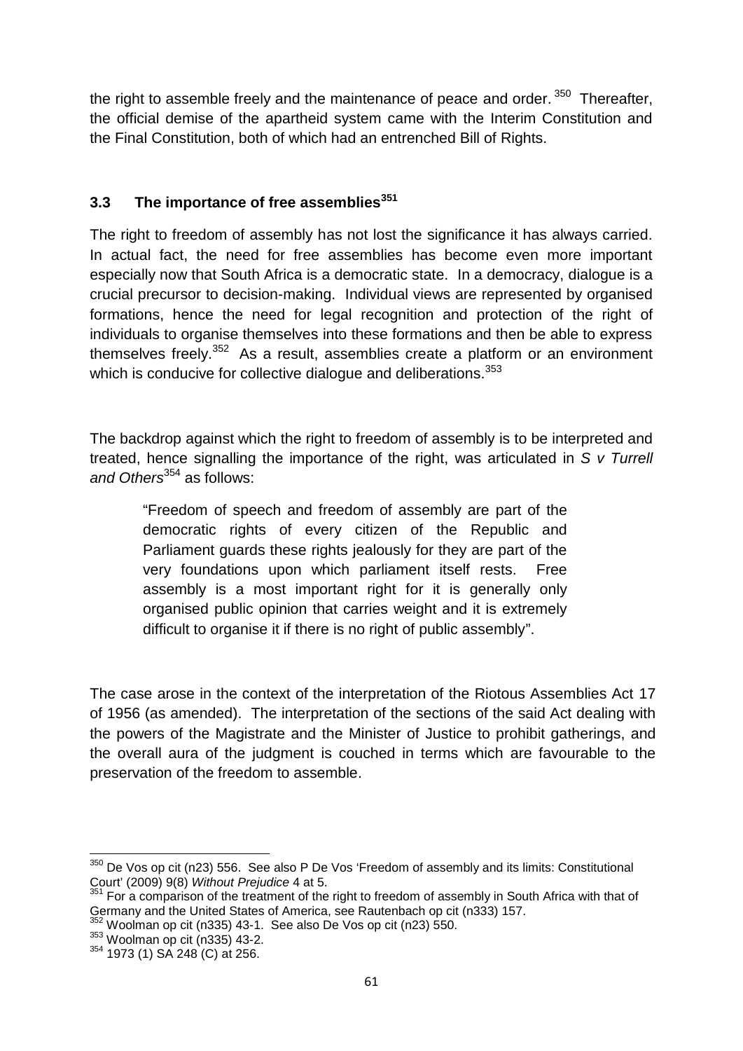the right to assemble freely and the maintenance of peace and order.[350] Thereafter, the official demise of the apartheid system came with the Interim Constitution and the Final Constitution, both of which had an entrenched Bill of Rights.

### 3.3 The importance of free assemblies[351]

The right to freedom of assembly has not lost the significance it has always carried. In actual fact, the need for free assemblies has become even more important especially now that South Africa is a democratic state. In a democracy, dialogue is a crucial precursor to decision-making. Individual views are represented by organised formations, hence the need for legal recognition and protection of the right of individuals to organise themselves into these formations and then be able to express themselves freely.[352] As a result, assemblies create a platform or an environment which is conducive for collective dialogue and deliberations.[353]

The backdrop against which the right to freedom of assembly is to be interpreted and treated, hence signalling the importance of the right, was articulated in *S v Turrell and Others*[354] as follows:

> "Freedom of speech and freedom of assembly are part of the democratic rights of every citizen of the Republic and Parliament guards these rights jealously for they are part of the very foundations upon which parliament itself rests. Free assembly is a most important right for it is generally only organised public opinion that carries weight and it is extremely difficult to organise it if there is no right of public assembly".

The case arose in the context of the interpretation of the Riotous Assemblies Act 17 of 1956 (as amended). The interpretation of the sections of the said Act dealing with the powers of the Magistrate and the Minister of Justice to prohibit gatherings, and the overall aura of the judgment is couched in terms which are favourable to the preservation of the freedom to assemble.

---

[350] De Vos op cit (n23) 556. See also P De Vos 'Freedom of assembly and its limits: Constitutional Court' (2009) 9(8) *Without Prejudice* 4 at 5.

[351] For a comparison of the treatment of the right to freedom of assembly in South Africa with that of Germany and the United States of America, see Rautenbach op cit (n333) 157.

[352] Woolman op cit (n335) 43-1. See also De Vos op cit (n23) 550.

[353] Woolman op cit (n335) 43-2.

[354] 1973 (1) SA 248 (C) at 256.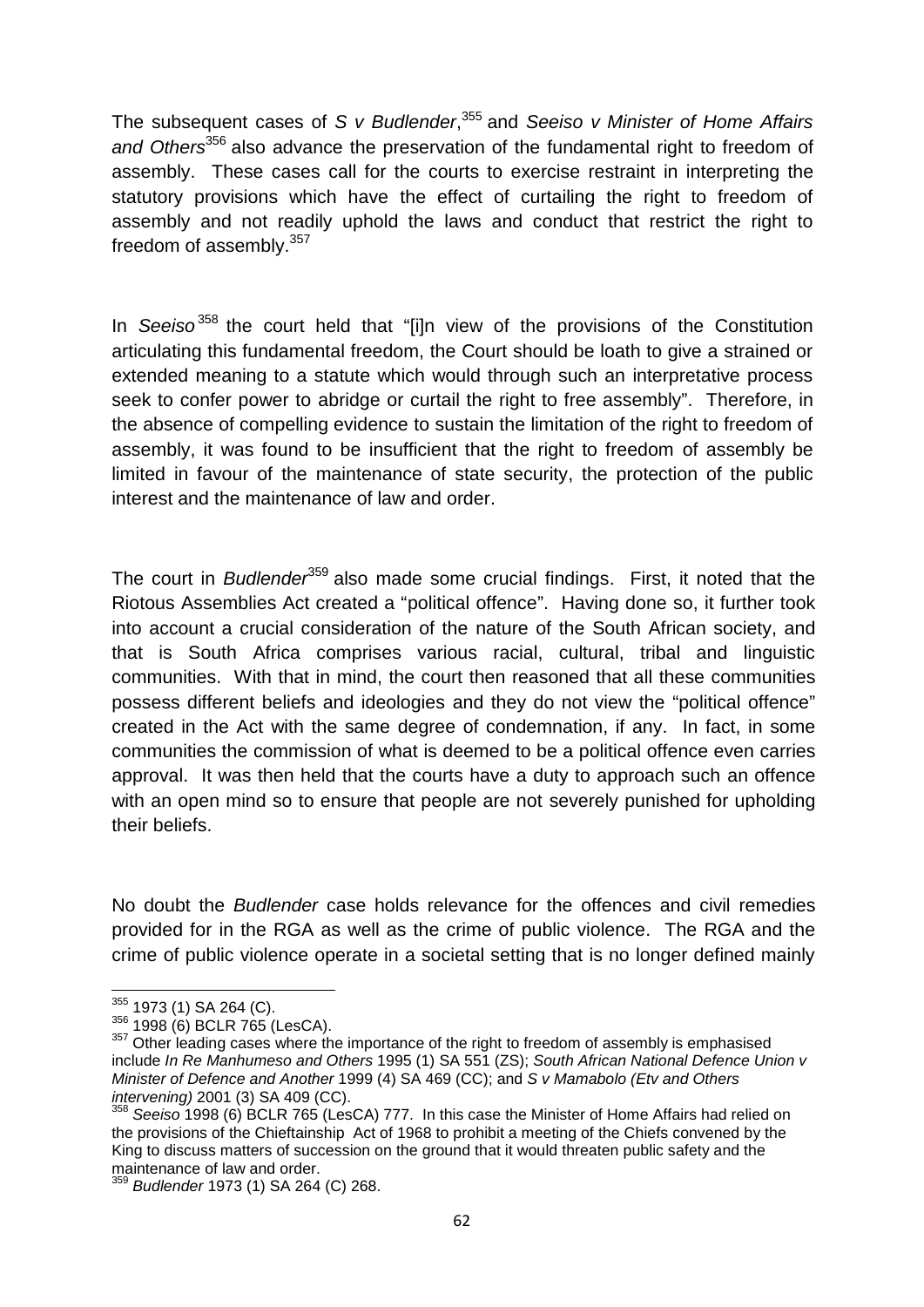The subsequent cases of *S v Budlender*,[355] and *Seeiso v Minister of Home Affairs and Others*[356] also advance the preservation of the fundamental right to freedom of assembly. These cases call for the courts to exercise restraint in interpreting the statutory provisions which have the effect of curtailing the right to freedom of assembly and not readily uphold the laws and conduct that restrict the right to freedom of assembly.[357]

In *Seeiso*[358] the court held that "[i]n view of the provisions of the Constitution articulating this fundamental freedom, the Court should be loath to give a strained or extended meaning to a statute which would through such an interpretative process seek to confer power to abridge or curtail the right to free assembly". Therefore, in the absence of compelling evidence to sustain the limitation of the right to freedom of assembly, it was found to be insufficient that the right to freedom of assembly be limited in favour of the maintenance of state security, the protection of the public interest and the maintenance of law and order.

The court in *Budlender*[359] also made some crucial findings. First, it noted that the Riotous Assemblies Act created a "political offence". Having done so, it further took into account a crucial consideration of the nature of the South African society, and that is South Africa comprises various racial, cultural, tribal and linguistic communities. With that in mind, the court then reasoned that all these communities possess different beliefs and ideologies and they do not view the "political offence" created in the Act with the same degree of condemnation, if any. In fact, in some communities the commission of what is deemed to be a political offence even carries approval. It was then held that the courts have a duty to approach such an offence with an open mind so to ensure that people are not severely punished for upholding their beliefs.

No doubt the *Budlender* case holds relevance for the offences and civil remedies provided for in the RGA as well as the crime of public violence. The RGA and the crime of public violence operate in a societal setting that is no longer defined mainly

---

[355] 1973 (1) SA 264 (C).

[356] 1998 (6) BCLR 765 (LesCA).

[357] Other leading cases where the importance of the right to freedom of assembly is emphasised include *In Re Manhumeso and Others* 1995 (1) SA 551 (ZS); *South African National Defence Union v Minister of Defence and Another* 1999 (4) SA 469 (CC); and *S v Mamabolo (Etv and Others intervening)* 2001 (3) SA 409 (CC).

[358] *Seeiso* 1998 (6) BCLR 765 (LesCA) 777. In this case the Minister of Home Affairs had relied on the provisions of the Chieftainship Act of 1968 to prohibit a meeting of the Chiefs convened by the King to discuss matters of succession on the ground that it would threaten public safety and the maintenance of law and order.

[359] *Budlender* 1973 (1) SA 264 (C) 268.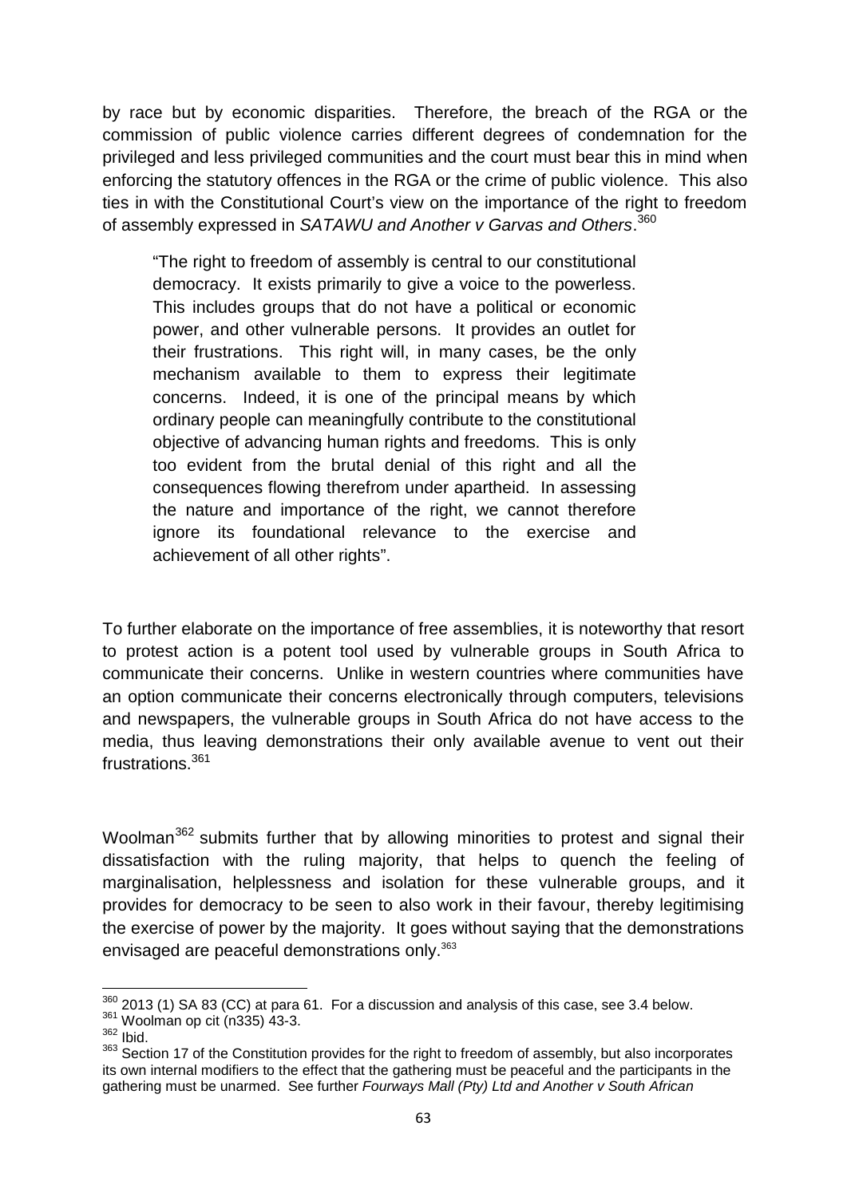by race but by economic disparities. Therefore, the breach of the RGA or the commission of public violence carries different degrees of condemnation for the privileged and less privileged communities and the court must bear this in mind when enforcing the statutory offences in the RGA or the crime of public violence. This also ties in with the Constitutional Court's view on the importance of the right to freedom of assembly expressed in *SATAWU and Another v Garvas and Others*.[360]

> "The right to freedom of assembly is central to our constitutional democracy. It exists primarily to give a voice to the powerless. This includes groups that do not have a political or economic power, and other vulnerable persons. It provides an outlet for their frustrations. This right will, in many cases, be the only mechanism available to them to express their legitimate concerns. Indeed, it is one of the principal means by which ordinary people can meaningfully contribute to the constitutional objective of advancing human rights and freedoms. This is only too evident from the brutal denial of this right and all the consequences flowing therefrom under apartheid. In assessing the nature and importance of the right, we cannot therefore ignore its foundational relevance to the exercise and achievement of all other rights".

To further elaborate on the importance of free assemblies, it is noteworthy that resort to protest action is a potent tool used by vulnerable groups in South Africa to communicate their concerns. Unlike in western countries where communities have an option communicate their concerns electronically through computers, televisions and newspapers, the vulnerable groups in South Africa do not have access to the media, thus leaving demonstrations their only available avenue to vent out their frustrations.[361]

Woolman[362] submits further that by allowing minorities to protest and signal their dissatisfaction with the ruling majority, that helps to quench the feeling of marginalisation, helplessness and isolation for these vulnerable groups, and it provides for democracy to be seen to also work in their favour, thereby legitimising the exercise of power by the majority. It goes without saying that the demonstrations envisaged are peaceful demonstrations only.[363]

---

[360] 2013 (1) SA 83 (CC) at para 61. For a discussion and analysis of this case, see 3.4 below.

[361] Woolman op cit (n335) 43-3.

[362] Ibid.

[363] Section 17 of the Constitution provides for the right to freedom of assembly, but also incorporates its own internal modifiers to the effect that the gathering must be peaceful and the participants in the gathering must be unarmed. See further *Fourways Mall (Pty) Ltd and Another v South African*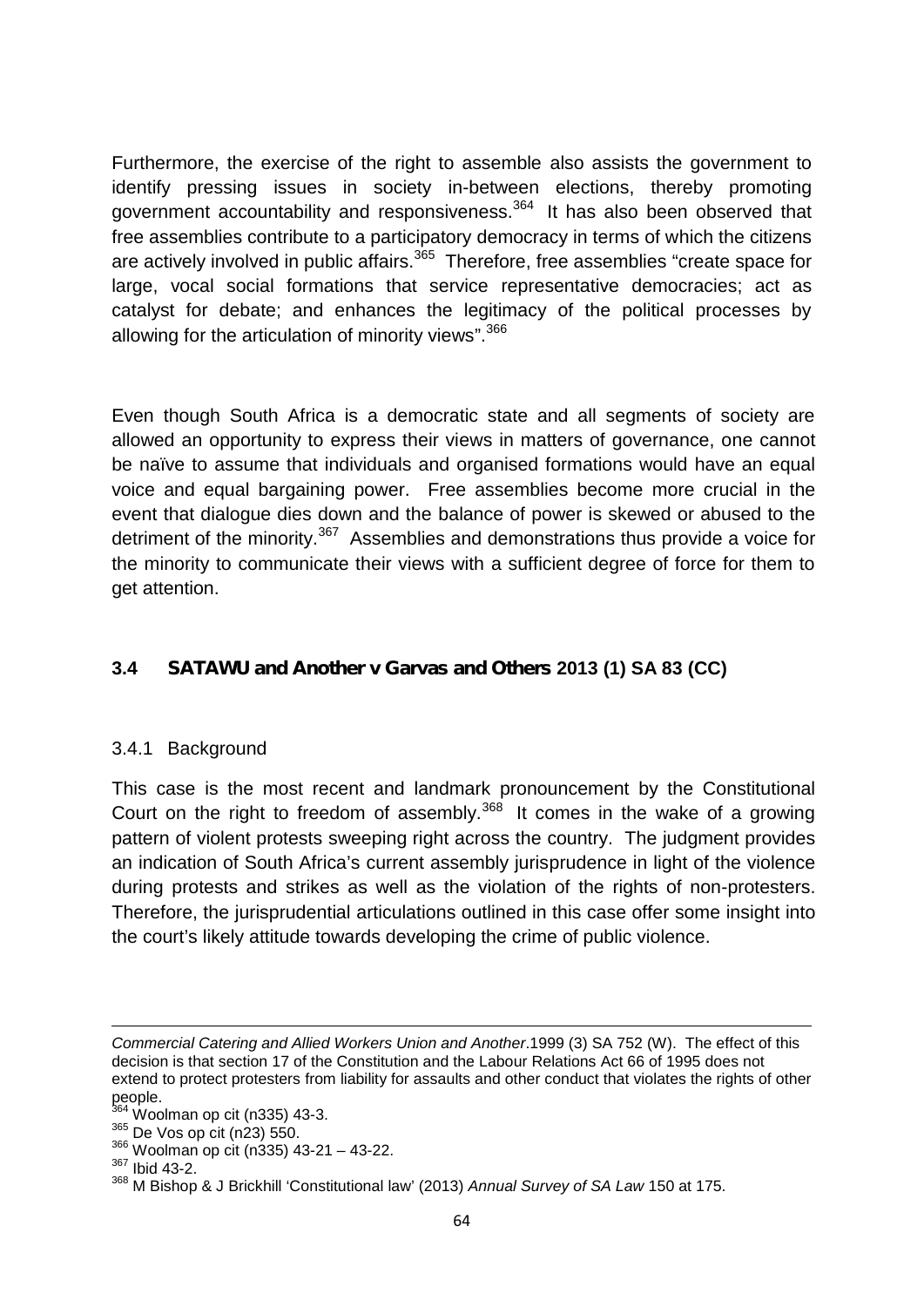Furthermore, the exercise of the right to assemble also assists the government to identify pressing issues in society in-between elections, thereby promoting government accountability and responsiveness.[364] It has also been observed that free assemblies contribute to a participatory democracy in terms of which the citizens are actively involved in public affairs.[365] Therefore, free assemblies "create space for large, vocal social formations that service representative democracies; act as catalyst for debate; and enhances the legitimacy of the political processes by allowing for the articulation of minority views".[366]

Even though South Africa is a democratic state and all segments of society are allowed an opportunity to express their views in matters of governance, one cannot be naïve to assume that individuals and organised formations would have an equal voice and equal bargaining power. Free assemblies become more crucial in the event that dialogue dies down and the balance of power is skewed or abused to the detriment of the minority.[367] Assemblies and demonstrations thus provide a voice for the minority to communicate their views with a sufficient degree of force for them to get attention.

## 3.4 *SATAWU and Another v Garvas and Others* 2013 (1) SA 83 (CC)

### 3.4.1 Background

This case is the most recent and landmark pronouncement by the Constitutional Court on the right to freedom of assembly.[368] It comes in the wake of a growing pattern of violent protests sweeping right across the country. The judgment provides an indication of South Africa's current assembly jurisprudence in light of the violence during protests and strikes as well as the violation of the rights of non-protesters. Therefore, the jurisprudential articulations outlined in this case offer some insight into the court's likely attitude towards developing the crime of public violence.

---

*Commercial Catering and Allied Workers Union and Another*.1999 (3) SA 752 (W). The effect of this decision is that section 17 of the Constitution and the Labour Relations Act 66 of 1995 does not extend to protect protesters from liability for assaults and other conduct that violates the rights of other people.

[364] Woolman op cit (n335) 43-3.

[365] De Vos op cit (n23) 550.

[366] Woolman op cit (n335) 43-21 – 43-22.

[367] Ibid 43-2.

[368] M Bishop & J Brickhill 'Constitutional law' (2013) *Annual Survey of SA Law* 150 at 175.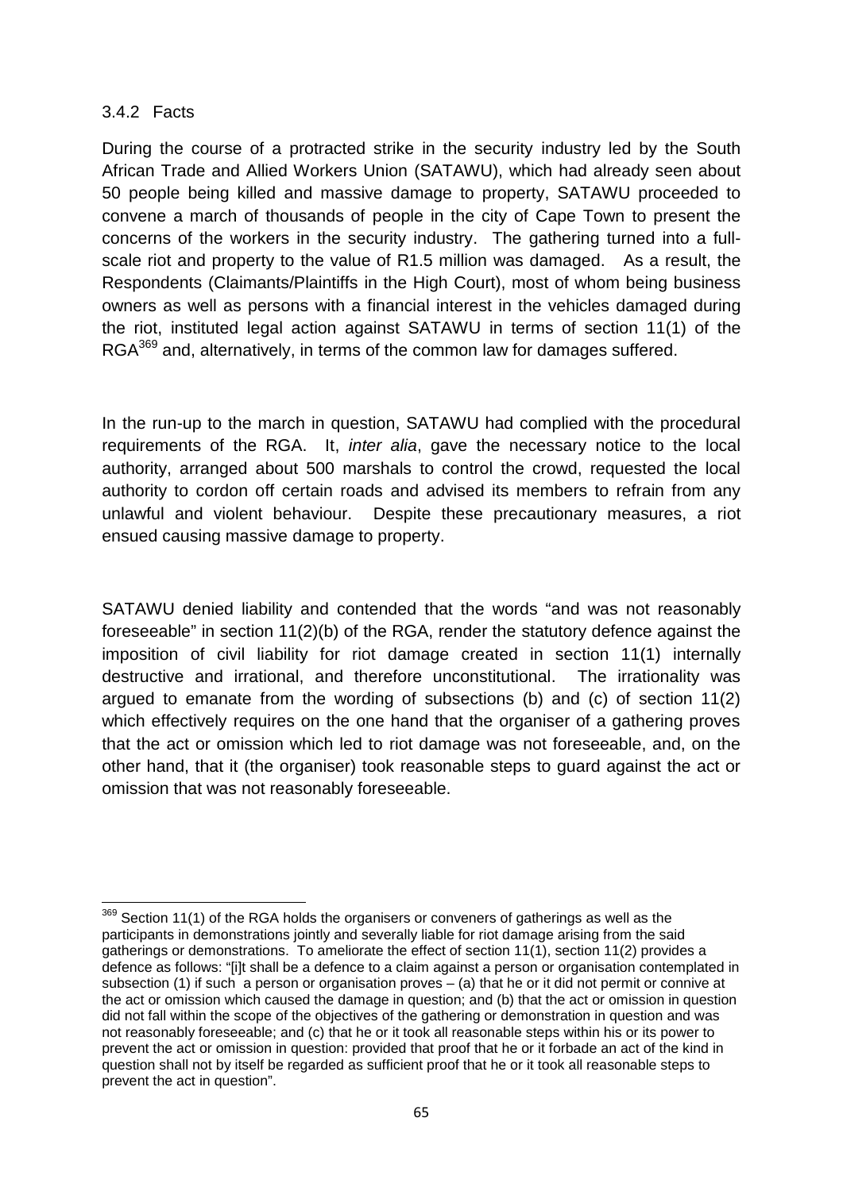### 3.4.2 Facts

During the course of a protracted strike in the security industry led by the South African Trade and Allied Workers Union (SATAWU), which had already seen about 50 people being killed and massive damage to property, SATAWU proceeded to convene a march of thousands of people in the city of Cape Town to present the concerns of the workers in the security industry. The gathering turned into a full-scale riot and property to the value of R1.5 million was damaged. As a result, the Respondents (Claimants/Plaintiffs in the High Court), most of whom being business owners as well as persons with a financial interest in the vehicles damaged during the riot, instituted legal action against SATAWU in terms of section 11(1) of the RGA[369] and, alternatively, in terms of the common law for damages suffered.

In the run-up to the march in question, SATAWU had complied with the procedural requirements of the RGA. It, *inter alia*, gave the necessary notice to the local authority, arranged about 500 marshals to control the crowd, requested the local authority to cordon off certain roads and advised its members to refrain from any unlawful and violent behaviour. Despite these precautionary measures, a riot ensued causing massive damage to property.

SATAWU denied liability and contended that the words "and was not reasonably foreseeable" in section 11(2)(b) of the RGA, render the statutory defence against the imposition of civil liability for riot damage created in section 11(1) internally destructive and irrational, and therefore unconstitutional. The irrationality was argued to emanate from the wording of subsections (b) and (c) of section 11(2) which effectively requires on the one hand that the organiser of a gathering proves that the act or omission which led to riot damage was not foreseeable, and, on the other hand, that it (the organiser) took reasonable steps to guard against the act or omission that was not reasonably foreseeable.

---

[369] Section 11(1) of the RGA holds the organisers or conveners of gatherings as well as the participants in demonstrations jointly and severally liable for riot damage arising from the said gatherings or demonstrations. To ameliorate the effect of section 11(1), section 11(2) provides a defence as follows: "[i]t shall be a defence to a claim against a person or organisation contemplated in subsection (1) if such a person or organisation proves – (a) that he or it did not permit or connive at the act or omission which caused the damage in question; and (b) that the act or omission in question did not fall within the scope of the objectives of the gathering or demonstration in question and was not reasonably foreseeable; and (c) that he or it took all reasonable steps within his or its power to prevent the act or omission in question: provided that proof that he or it forbade an act of the kind in question shall not by itself be regarded as sufficient proof that he or it took all reasonable steps to prevent the act in question".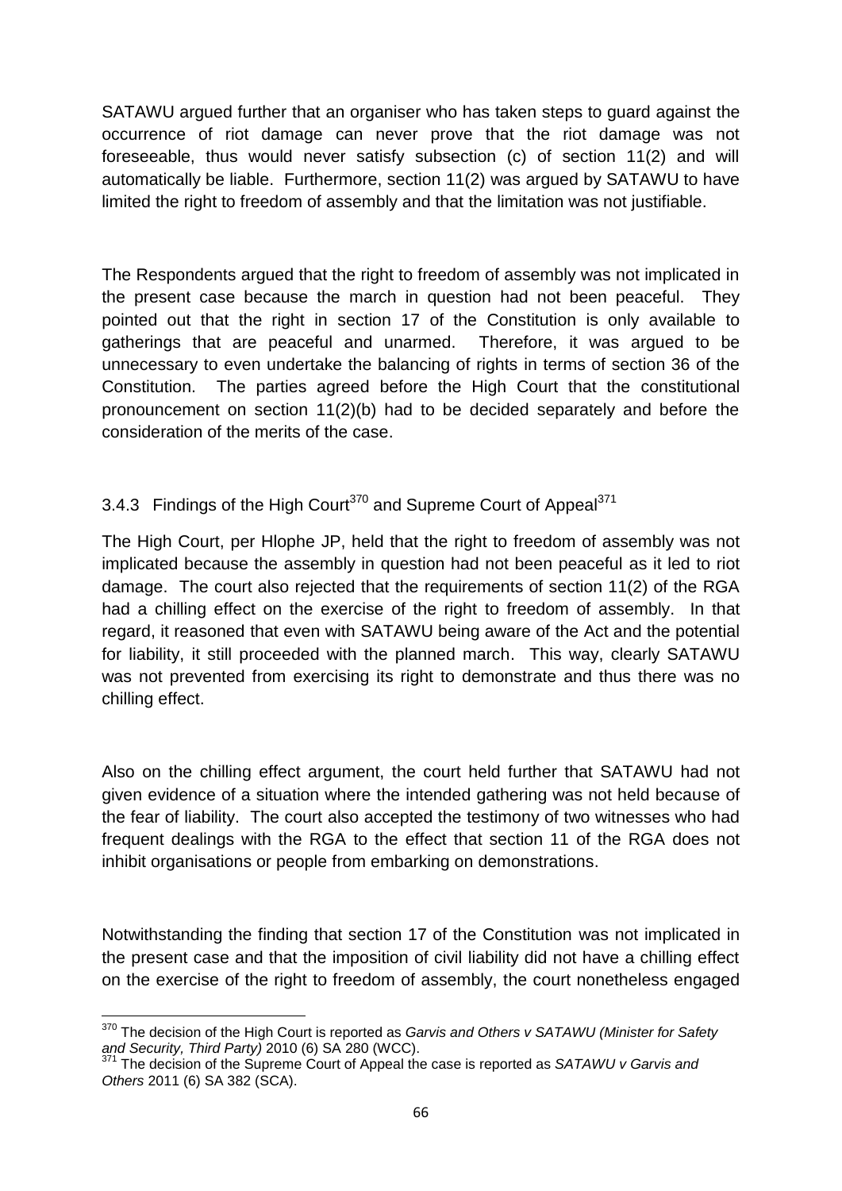SATAWU argued further that an organiser who has taken steps to guard against the occurrence of riot damage can never prove that the riot damage was not foreseeable, thus would never satisfy subsection (c) of section 11(2) and will automatically be liable. Furthermore, section 11(2) was argued by SATAWU to have limited the right to freedom of assembly and that the limitation was not justifiable.

The Respondents argued that the right to freedom of assembly was not implicated in the present case because the march in question had not been peaceful. They pointed out that the right in section 17 of the Constitution is only available to gatherings that are peaceful and unarmed. Therefore, it was argued to be unnecessary to even undertake the balancing of rights in terms of section 36 of the Constitution. The parties agreed before the High Court that the constitutional pronouncement on section 11(2)(b) had to be decided separately and before the consideration of the merits of the case.

### 3.4.3 Findings of the High Court[370] and Supreme Court of Appeal[371]

The High Court, per Hlophe JP, held that the right to freedom of assembly was not implicated because the assembly in question had not been peaceful as it led to riot damage. The court also rejected that the requirements of section 11(2) of the RGA had a chilling effect on the exercise of the right to freedom of assembly. In that regard, it reasoned that even with SATAWU being aware of the Act and the potential for liability, it still proceeded with the planned march. This way, clearly SATAWU was not prevented from exercising its right to demonstrate and thus there was no chilling effect.

Also on the chilling effect argument, the court held further that SATAWU had not given evidence of a situation where the intended gathering was not held because of the fear of liability. The court also accepted the testimony of two witnesses who had frequent dealings with the RGA to the effect that section 11 of the RGA does not inhibit organisations or people from embarking on demonstrations.

Notwithstanding the finding that section 17 of the Constitution was not implicated in the present case and that the imposition of civil liability did not have a chilling effect on the exercise of the right to freedom of assembly, the court nonetheless engaged

---

[370] The decision of the High Court is reported as *Garvis and Others v SATAWU (Minister for Safety and Security, Third Party)* 2010 (6) SA 280 (WCC).

[371] The decision of the Supreme Court of Appeal the case is reported as *SATAWU v Garvis and Others* 2011 (6) SA 382 (SCA).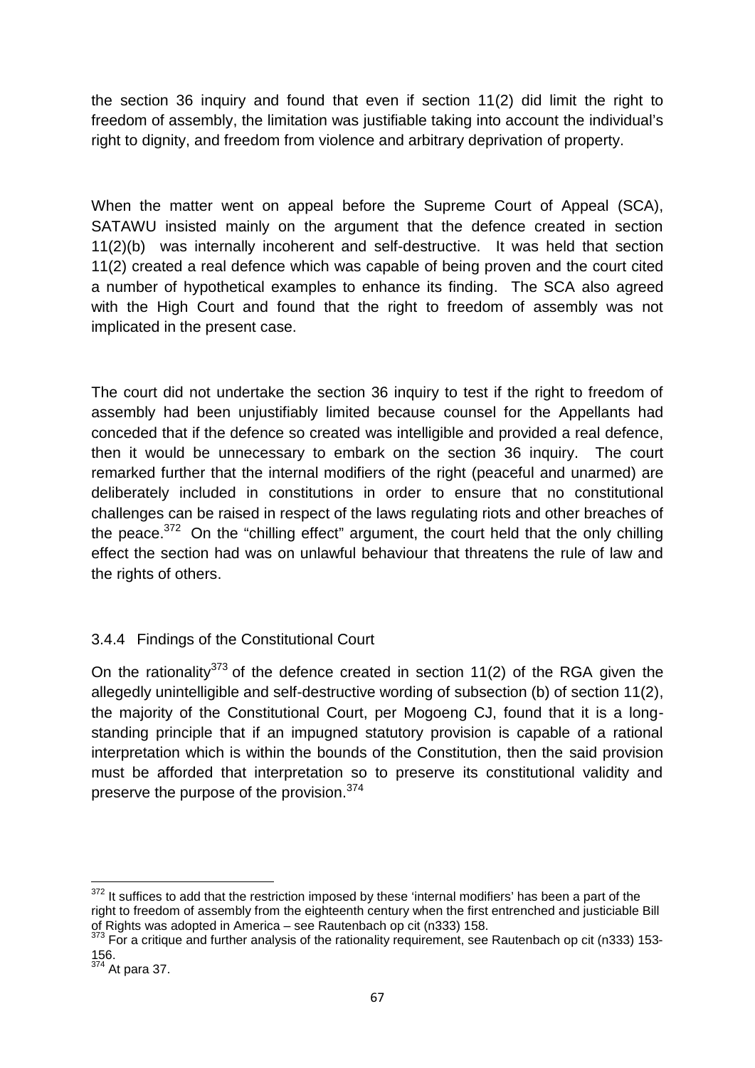the section 36 inquiry and found that even if section 11(2) did limit the right to freedom of assembly, the limitation was justifiable taking into account the individual's right to dignity, and freedom from violence and arbitrary deprivation of property.

When the matter went on appeal before the Supreme Court of Appeal (SCA), SATAWU insisted mainly on the argument that the defence created in section 11(2)(b) was internally incoherent and self-destructive. It was held that section 11(2) created a real defence which was capable of being proven and the court cited a number of hypothetical examples to enhance its finding. The SCA also agreed with the High Court and found that the right to freedom of assembly was not implicated in the present case.

The court did not undertake the section 36 inquiry to test if the right to freedom of assembly had been unjustifiably limited because counsel for the Appellants had conceded that if the defence so created was intelligible and provided a real defence, then it would be unnecessary to embark on the section 36 inquiry. The court remarked further that the internal modifiers of the right (peaceful and unarmed) are deliberately included in constitutions in order to ensure that no constitutional challenges can be raised in respect of the laws regulating riots and other breaches of the peace.[372] On the "chilling effect" argument, the court held that the only chilling effect the section had was on unlawful behaviour that threatens the rule of law and the rights of others.

### 3.4.4 Findings of the Constitutional Court

On the rationality[373] of the defence created in section 11(2) of the RGA given the allegedly unintelligible and self-destructive wording of subsection (b) of section 11(2), the majority of the Constitutional Court, per Mogoeng CJ, found that it is a long-standing principle that if an impugned statutory provision is capable of a rational interpretation which is within the bounds of the Constitution, then the said provision must be afforded that interpretation so to preserve its constitutional validity and preserve the purpose of the provision.[374]

---

[372] It suffices to add that the restriction imposed by these 'internal modifiers' has been a part of the right to freedom of assembly from the eighteenth century when the first entrenched and justiciable Bill of Rights was adopted in America – see Rautenbach op cit (n333) 158.

[373] For a critique and further analysis of the rationality requirement, see Rautenbach op cit (n333) 153-156.

[374] At para 37.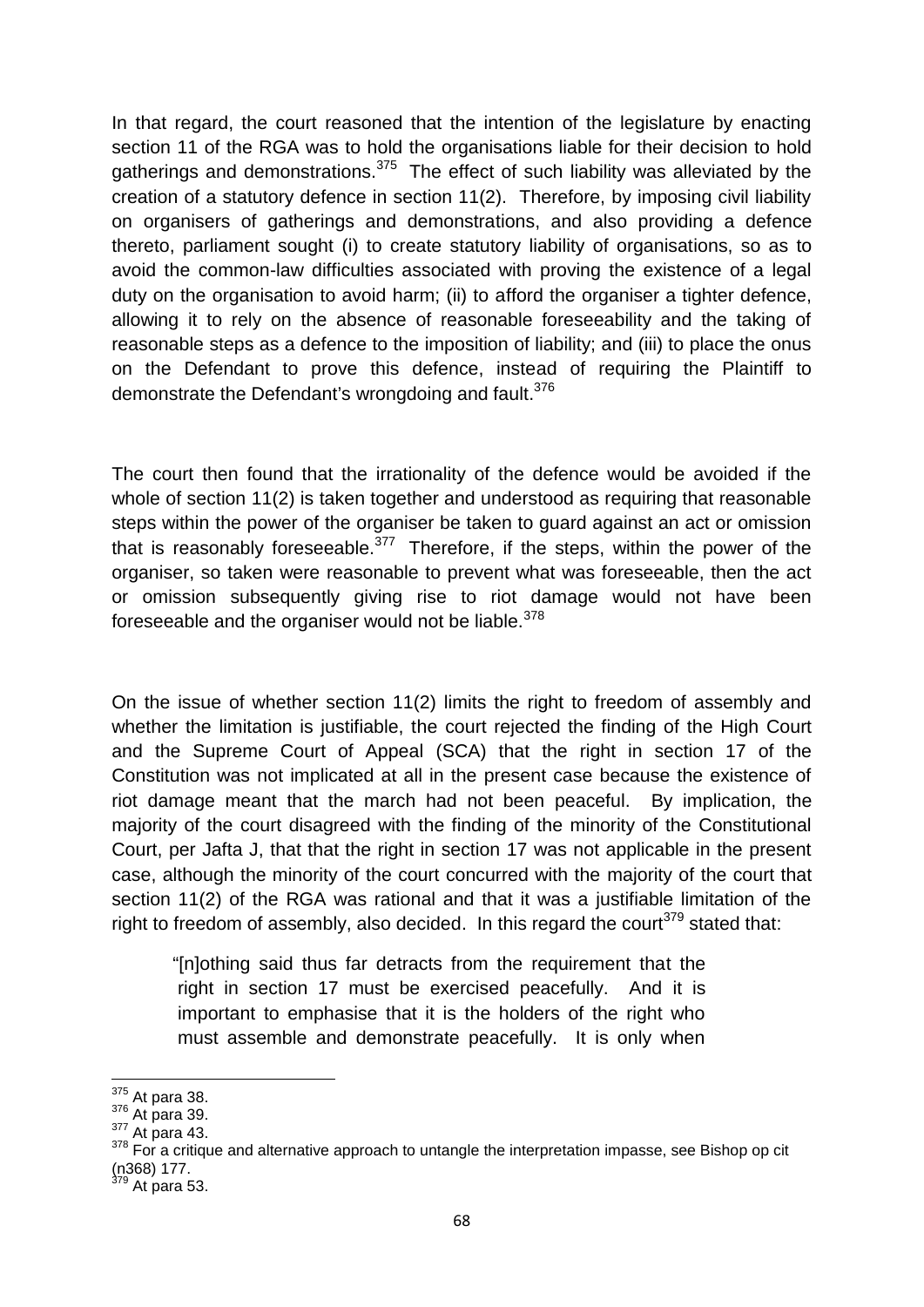In that regard, the court reasoned that the intention of the legislature by enacting section 11 of the RGA was to hold the organisations liable for their decision to hold gatherings and demonstrations.[375] The effect of such liability was alleviated by the creation of a statutory defence in section 11(2). Therefore, by imposing civil liability on organisers of gatherings and demonstrations, and also providing a defence thereto, parliament sought (i) to create statutory liability of organisations, so as to avoid the common-law difficulties associated with proving the existence of a legal duty on the organisation to avoid harm; (ii) to afford the organiser a tighter defence, allowing it to rely on the absence of reasonable foreseeability and the taking of reasonable steps as a defence to the imposition of liability; and (iii) to place the onus on the Defendant to prove this defence, instead of requiring the Plaintiff to demonstrate the Defendant's wrongdoing and fault.[376]

The court then found that the irrationality of the defence would be avoided if the whole of section 11(2) is taken together and understood as requiring that reasonable steps within the power of the organiser be taken to guard against an act or omission that is reasonably foreseeable.[377] Therefore, if the steps, within the power of the organiser, so taken were reasonable to prevent what was foreseeable, then the act or omission subsequently giving rise to riot damage would not have been foreseeable and the organiser would not be liable.[378]

On the issue of whether section 11(2) limits the right to freedom of assembly and whether the limitation is justifiable, the court rejected the finding of the High Court and the Supreme Court of Appeal (SCA) that the right in section 17 of the Constitution was not implicated at all in the present case because the existence of riot damage meant that the march had not been peaceful. By implication, the majority of the court disagreed with the finding of the minority of the Constitutional Court, per Jafta J, that that the right in section 17 was not applicable in the present case, although the minority of the court concurred with the majority of the court that section 11(2) of the RGA was rational and that it was a justifiable limitation of the right to freedom of assembly, also decided. In this regard the court[379] stated that:

> "[n]othing said thus far detracts from the requirement that the right in section 17 must be exercised peacefully. And it is important to emphasise that it is the holders of the right who must assemble and demonstrate peacefully. It is only when

---

[375] At para 38.
[376] At para 39.
[377] At para 43.
[378] For a critique and alternative approach to untangle the interpretation impasse, see Bishop op cit (n368) 177.
[379] At para 53.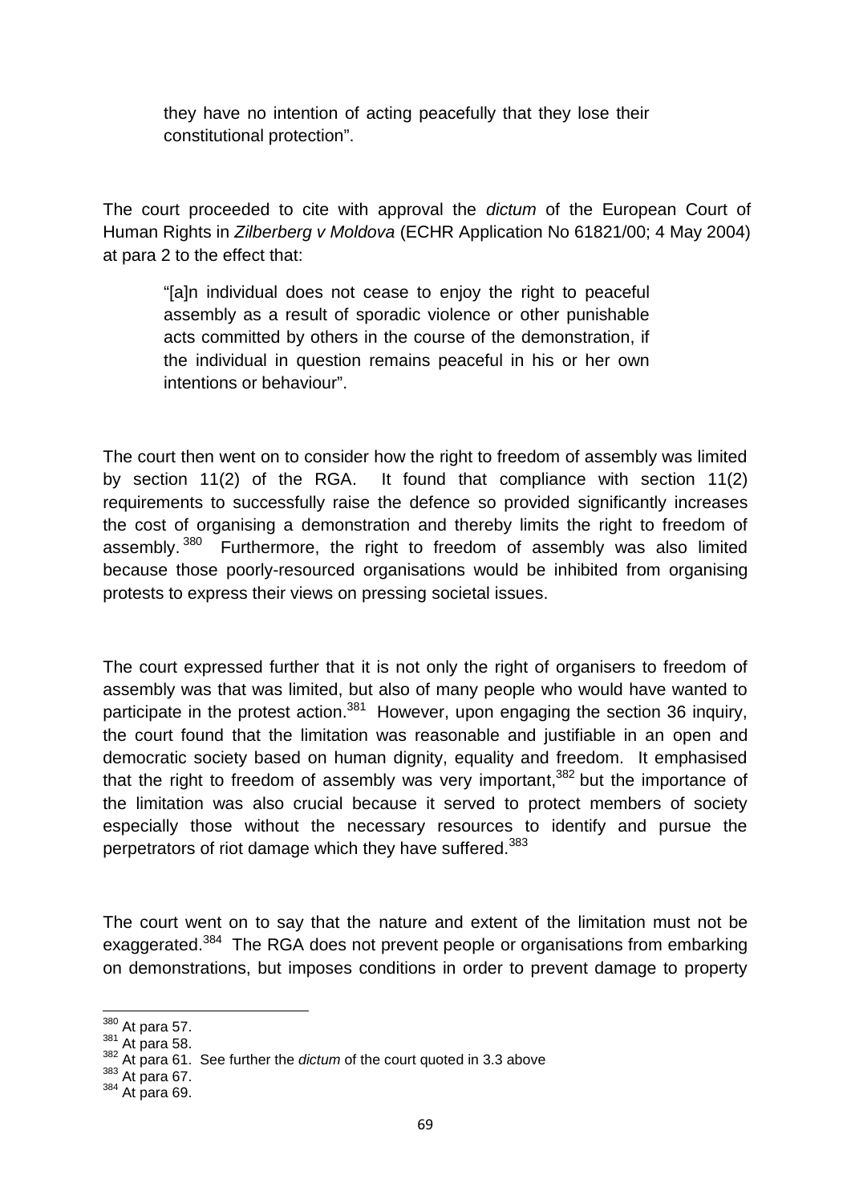> they have no intention of acting peacefully that they lose their constitutional protection".

The court proceeded to cite with approval the *dictum* of the European Court of Human Rights in *Zilberberg v Moldova* (ECHR Application No 61821/00; 4 May 2004) at para 2 to the effect that:

> "[a]n individual does not cease to enjoy the right to peaceful assembly as a result of sporadic violence or other punishable acts committed by others in the course of the demonstration, if the individual in question remains peaceful in his or her own intentions or behaviour".

The court then went on to consider how the right to freedom of assembly was limited by section 11(2) of the RGA. It found that compliance with section 11(2) requirements to successfully raise the defence so provided significantly increases the cost of organising a demonstration and thereby limits the right to freedom of assembly.[380] Furthermore, the right to freedom of assembly was also limited because those poorly-resourced organisations would be inhibited from organising protests to express their views on pressing societal issues.

The court expressed further that it is not only the right of organisers to freedom of assembly was that was limited, but also of many people who would have wanted to participate in the protest action.[381] However, upon engaging the section 36 inquiry, the court found that the limitation was reasonable and justifiable in an open and democratic society based on human dignity, equality and freedom. It emphasised that the right to freedom of assembly was very important,[382] but the importance of the limitation was also crucial because it served to protect members of society especially those without the necessary resources to identify and pursue the perpetrators of riot damage which they have suffered.[383]

The court went on to say that the nature and extent of the limitation must not be exaggerated.[384] The RGA does not prevent people or organisations from embarking on demonstrations, but imposes conditions in order to prevent damage to property

---

[380] At para 57.

[381] At para 58.

[382] At para 61. See further the *dictum* of the court quoted in 3.3 above

[383] At para 67.

[384] At para 69.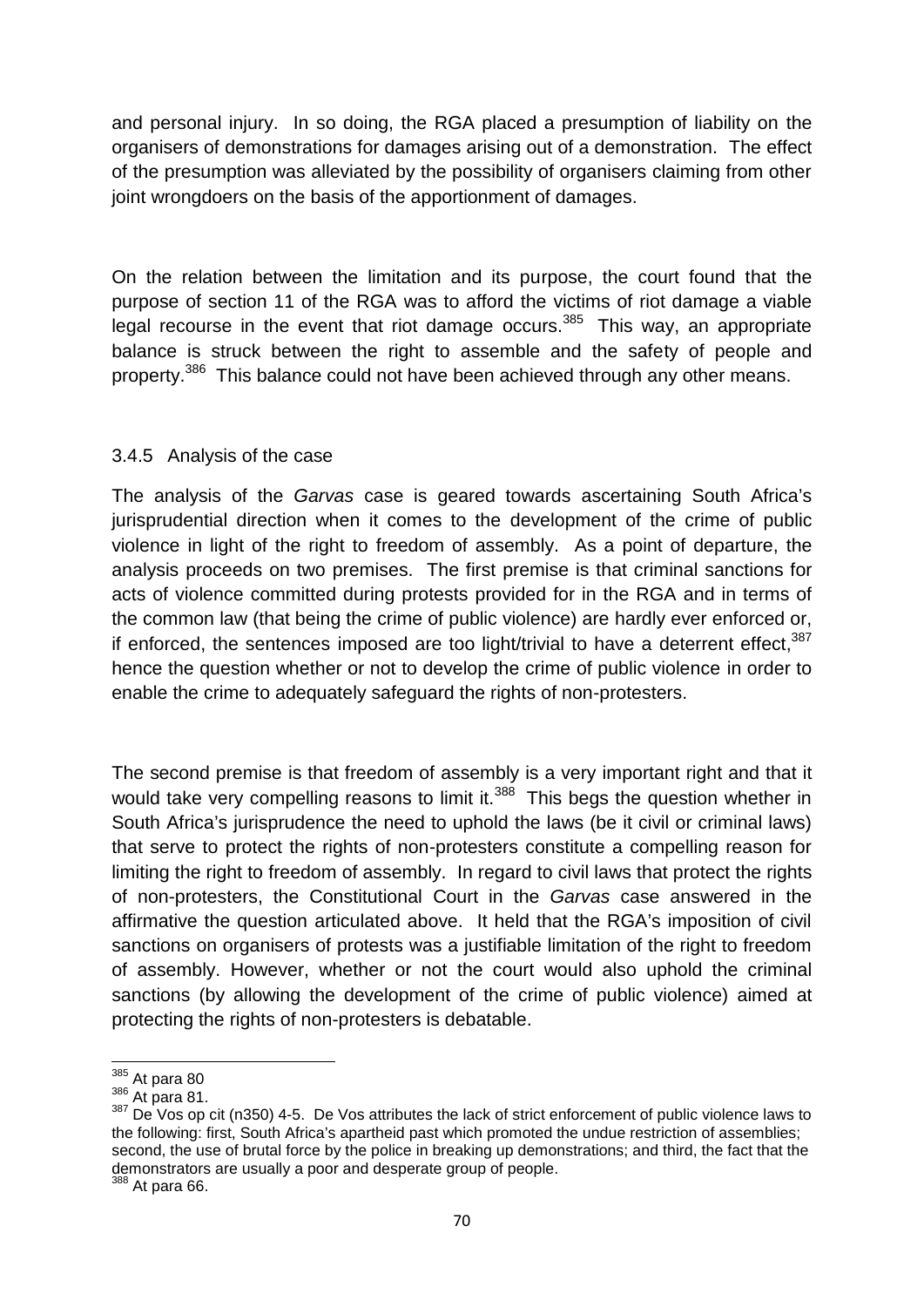and personal injury. In so doing, the RGA placed a presumption of liability on the organisers of demonstrations for damages arising out of a demonstration. The effect of the presumption was alleviated by the possibility of organisers claiming from other joint wrongdoers on the basis of the apportionment of damages.

On the relation between the limitation and its purpose, the court found that the purpose of section 11 of the RGA was to afford the victims of riot damage a viable legal recourse in the event that riot damage occurs.[385] This way, an appropriate balance is struck between the right to assemble and the safety of people and property.[386] This balance could not have been achieved through any other means.

### 3.4.5 Analysis of the case

The analysis of the *Garvas* case is geared towards ascertaining South Africa's jurisprudential direction when it comes to the development of the crime of public violence in light of the right to freedom of assembly. As a point of departure, the analysis proceeds on two premises. The first premise is that criminal sanctions for acts of violence committed during protests provided for in the RGA and in terms of the common law (that being the crime of public violence) are hardly ever enforced or, if enforced, the sentences imposed are too light/trivial to have a deterrent effect,[387] hence the question whether or not to develop the crime of public violence in order to enable the crime to adequately safeguard the rights of non-protesters.

The second premise is that freedom of assembly is a very important right and that it would take very compelling reasons to limit it.[388] This begs the question whether in South Africa's jurisprudence the need to uphold the laws (be it civil or criminal laws) that serve to protect the rights of non-protesters constitute a compelling reason for limiting the right to freedom of assembly. In regard to civil laws that protect the rights of non-protesters, the Constitutional Court in the *Garvas* case answered in the affirmative the question articulated above. It held that the RGA's imposition of civil sanctions on organisers of protests was a justifiable limitation of the right to freedom of assembly. However, whether or not the court would also uphold the criminal sanctions (by allowing the development of the crime of public violence) aimed at protecting the rights of non-protesters is debatable.

---

[385] At para 80

[386] At para 81.

[387] De Vos op cit (n350) 4-5. De Vos attributes the lack of strict enforcement of public violence laws to the following: first, South Africa's apartheid past which promoted the undue restriction of assemblies; second, the use of brutal force by the police in breaking up demonstrations; and third, the fact that the demonstrators are usually a poor and desperate group of people.

[388] At para 66.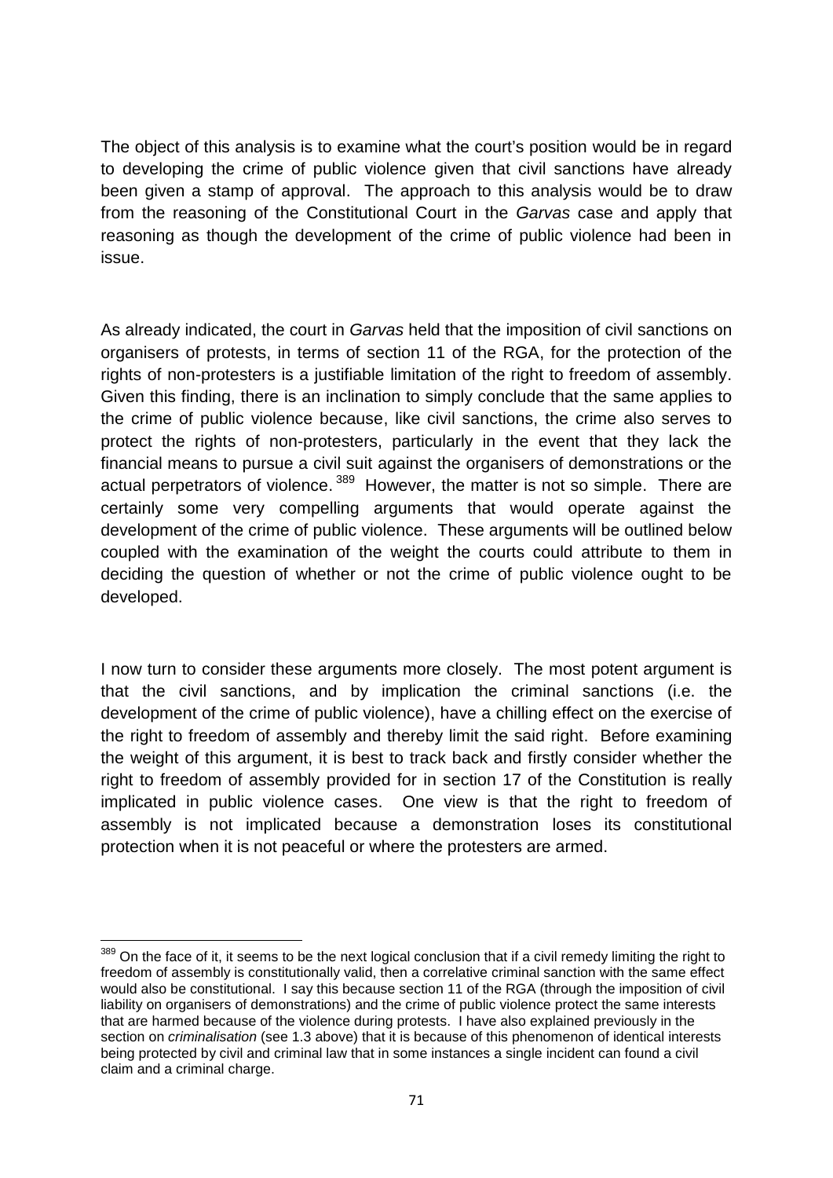The object of this analysis is to examine what the court's position would be in regard to developing the crime of public violence given that civil sanctions have already been given a stamp of approval. The approach to this analysis would be to draw from the reasoning of the Constitutional Court in the *Garvas* case and apply that reasoning as though the development of the crime of public violence had been in issue.

As already indicated, the court in *Garvas* held that the imposition of civil sanctions on organisers of protests, in terms of section 11 of the RGA, for the protection of the rights of non-protesters is a justifiable limitation of the right to freedom of assembly. Given this finding, there is an inclination to simply conclude that the same applies to the crime of public violence because, like civil sanctions, the crime also serves to protect the rights of non-protesters, particularly in the event that they lack the financial means to pursue a civil suit against the organisers of demonstrations or the actual perpetrators of violence.[389] However, the matter is not so simple. There are certainly some very compelling arguments that would operate against the development of the crime of public violence. These arguments will be outlined below coupled with the examination of the weight the courts could attribute to them in deciding the question of whether or not the crime of public violence ought to be developed.

I now turn to consider these arguments more closely. The most potent argument is that the civil sanctions, and by implication the criminal sanctions (i.e. the development of the crime of public violence), have a chilling effect on the exercise of the right to freedom of assembly and thereby limit the said right. Before examining the weight of this argument, it is best to track back and firstly consider whether the right to freedom of assembly provided for in section 17 of the Constitution is really implicated in public violence cases. One view is that the right to freedom of assembly is not implicated because a demonstration loses its constitutional protection when it is not peaceful or where the protesters are armed.

---

[389] On the face of it, it seems to be the next logical conclusion that if a civil remedy limiting the right to freedom of assembly is constitutionally valid, then a correlative criminal sanction with the same effect would also be constitutional. I say this because section 11 of the RGA (through the imposition of civil liability on organisers of demonstrations) and the crime of public violence protect the same interests that are harmed because of the violence during protests. I have also explained previously in the section on *criminalisation* (see 1.3 above) that it is because of this phenomenon of identical interests being protected by civil and criminal law that in some instances a single incident can found a civil claim and a criminal charge.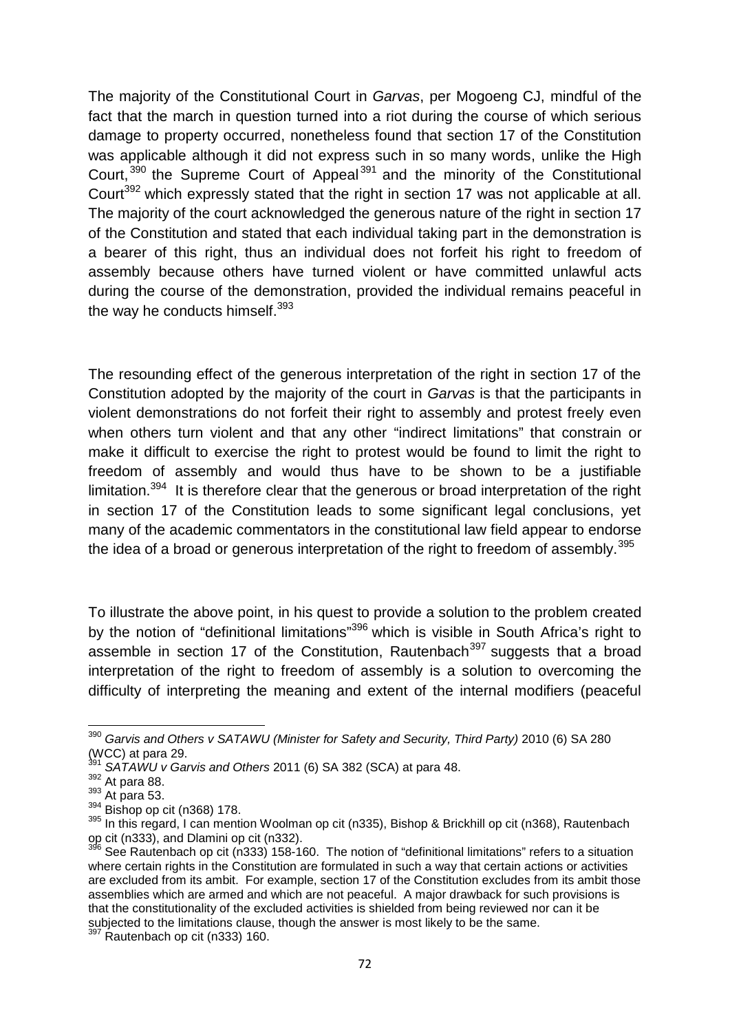The majority of the Constitutional Court in *Garvas*, per Mogoeng CJ, mindful of the fact that the march in question turned into a riot during the course of which serious damage to property occurred, nonetheless found that section 17 of the Constitution was applicable although it did not express such in so many words, unlike the High Court,[390] the Supreme Court of Appeal[391] and the minority of the Constitutional Court[392] which expressly stated that the right in section 17 was not applicable at all. The majority of the court acknowledged the generous nature of the right in section 17 of the Constitution and stated that each individual taking part in the demonstration is a bearer of this right, thus an individual does not forfeit his right to freedom of assembly because others have turned violent or have committed unlawful acts during the course of the demonstration, provided the individual remains peaceful in the way he conducts himself.[393]

The resounding effect of the generous interpretation of the right in section 17 of the Constitution adopted by the majority of the court in *Garvas* is that the participants in violent demonstrations do not forfeit their right to assembly and protest freely even when others turn violent and that any other "indirect limitations" that constrain or make it difficult to exercise the right to protest would be found to limit the right to freedom of assembly and would thus have to be shown to be a justifiable limitation.[394] It is therefore clear that the generous or broad interpretation of the right in section 17 of the Constitution leads to some significant legal conclusions, yet many of the academic commentators in the constitutional law field appear to endorse the idea of a broad or generous interpretation of the right to freedom of assembly.[395]

To illustrate the above point, in his quest to provide a solution to the problem created by the notion of "definitional limitations"[396] which is visible in South Africa's right to assemble in section 17 of the Constitution, Rautenbach[397] suggests that a broad interpretation of the right to freedom of assembly is a solution to overcoming the difficulty of interpreting the meaning and extent of the internal modifiers (peaceful

---

[390] *Garvis and Others v SATAWU (Minister for Safety and Security, Third Party)* 2010 (6) SA 280 (WCC) at para 29.

[391] *SATAWU v Garvis and Others* 2011 (6) SA 382 (SCA) at para 48.

[392] At para 88.

[393] At para 53.

[394] Bishop op cit (n368) 178.

[395] In this regard, I can mention Woolman op cit (n335), Bishop & Brickhill op cit (n368), Rautenbach op cit (n333), and Dlamini op cit (n332).

[396] See Rautenbach op cit (n333) 158-160. The notion of "definitional limitations" refers to a situation where certain rights in the Constitution are formulated in such a way that certain actions or activities are excluded from its ambit. For example, section 17 of the Constitution excludes from its ambit those assemblies which are armed and which are not peaceful. A major drawback for such provisions is that the constitutionality of the excluded activities is shielded from being reviewed nor can it be subjected to the limitations clause, though the answer is most likely to be the same.

[397] Rautenbach op cit (n333) 160.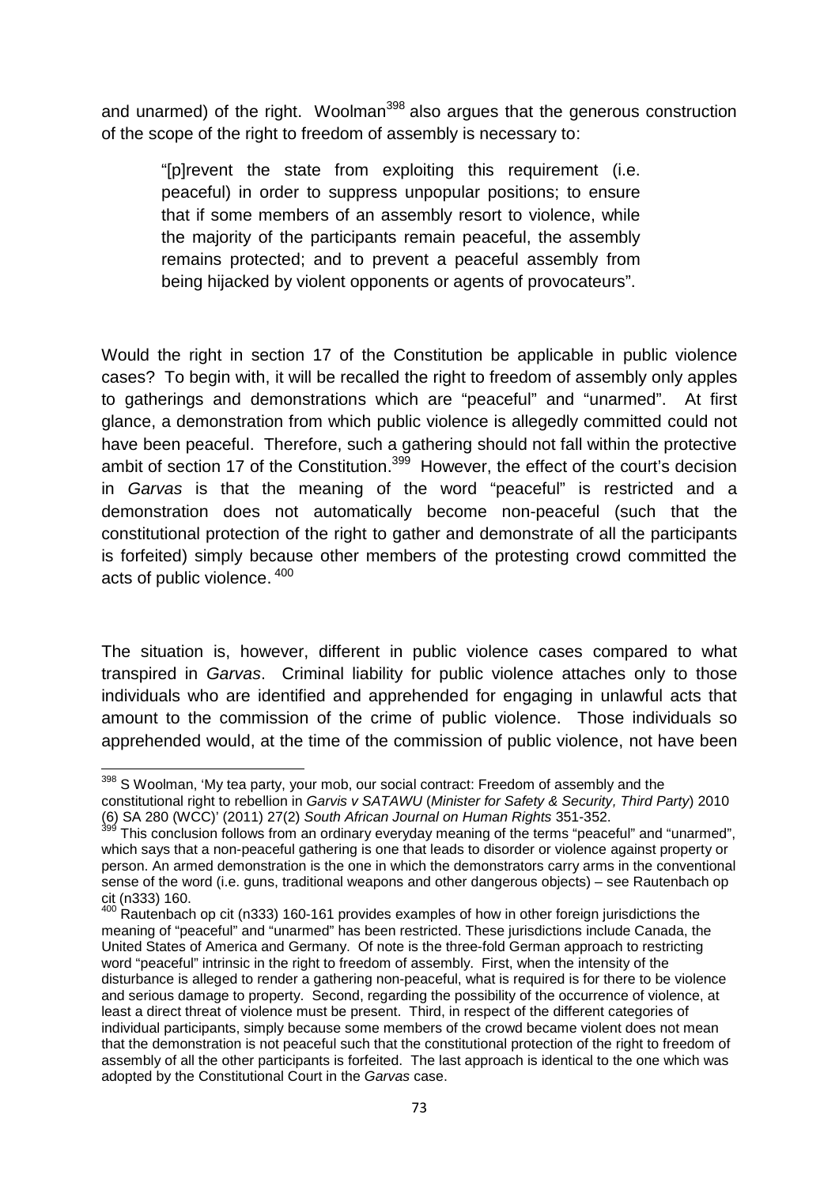and unarmed) of the right. Woolman[398] also argues that the generous construction of the scope of the right to freedom of assembly is necessary to:

> "[p]revent the state from exploiting this requirement (i.e. peaceful) in order to suppress unpopular positions; to ensure that if some members of an assembly resort to violence, while the majority of the participants remain peaceful, the assembly remains protected; and to prevent a peaceful assembly from being hijacked by violent opponents or agents of provocateurs".

Would the right in section 17 of the Constitution be applicable in public violence cases? To begin with, it will be recalled the right to freedom of assembly only apples to gatherings and demonstrations which are "peaceful" and "unarmed". At first glance, a demonstration from which public violence is allegedly committed could not have been peaceful. Therefore, such a gathering should not fall within the protective ambit of section 17 of the Constitution.[399] However, the effect of the court's decision in *Garvas* is that the meaning of the word "peaceful" is restricted and a demonstration does not automatically become non-peaceful (such that the constitutional protection of the right to gather and demonstrate of all the participants is forfeited) simply because other members of the protesting crowd committed the acts of public violence.[400]

The situation is, however, different in public violence cases compared to what transpired in *Garvas*. Criminal liability for public violence attaches only to those individuals who are identified and apprehended for engaging in unlawful acts that amount to the commission of the crime of public violence. Those individuals so apprehended would, at the time of the commission of public violence, not have been

---

[398] S Woolman, 'My tea party, your mob, our social contract: Freedom of assembly and the constitutional right to rebellion in *Garvis v SATAWU* (*Minister for Safety & Security, Third Party*) 2010 (6) SA 280 (WCC)' (2011) 27(2) *South African Journal on Human Rights* 351-352.

[399] This conclusion follows from an ordinary everyday meaning of the terms "peaceful" and "unarmed", which says that a non-peaceful gathering is one that leads to disorder or violence against property or person. An armed demonstration is the one in which the demonstrators carry arms in the conventional sense of the word (i.e. guns, traditional weapons and other dangerous objects) – see Rautenbach op cit (n333) 160.

[400] Rautenbach op cit (n333) 160-161 provides examples of how in other foreign jurisdictions the meaning of "peaceful" and "unarmed" has been restricted. These jurisdictions include Canada, the United States of America and Germany. Of note is the three-fold German approach to restricting word "peaceful" intrinsic in the right to freedom of assembly. First, when the intensity of the disturbance is alleged to render a gathering non-peaceful, what is required is for there to be violence and serious damage to property. Second, regarding the possibility of the occurrence of violence, at least a direct threat of violence must be present. Third, in respect of the different categories of individual participants, simply because some members of the crowd became violent does not mean that the demonstration is not peaceful such that the constitutional protection of the right to freedom of assembly of all the other participants is forfeited. The last approach is identical to the one which was adopted by the Constitutional Court in the *Garvas* case.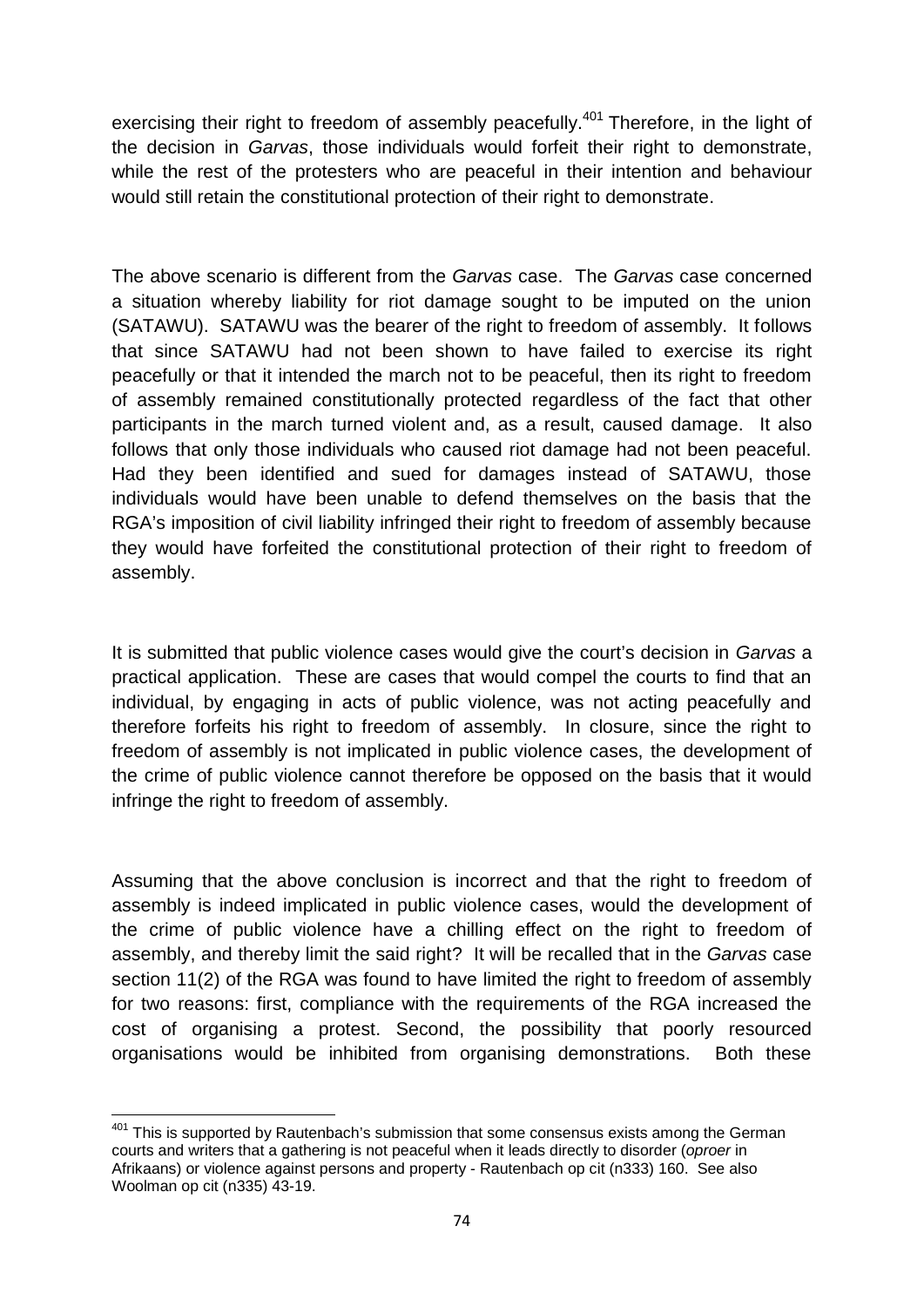exercising their right to freedom of assembly peacefully.[401] Therefore, in the light of the decision in *Garvas*, those individuals would forfeit their right to demonstrate, while the rest of the protesters who are peaceful in their intention and behaviour would still retain the constitutional protection of their right to demonstrate.

The above scenario is different from the *Garvas* case. The *Garvas* case concerned a situation whereby liability for riot damage sought to be imputed on the union (SATAWU). SATAWU was the bearer of the right to freedom of assembly. It follows that since SATAWU had not been shown to have failed to exercise its right peacefully or that it intended the march not to be peaceful, then its right to freedom of assembly remained constitutionally protected regardless of the fact that other participants in the march turned violent and, as a result, caused damage. It also follows that only those individuals who caused riot damage had not been peaceful. Had they been identified and sued for damages instead of SATAWU, those individuals would have been unable to defend themselves on the basis that the RGA's imposition of civil liability infringed their right to freedom of assembly because they would have forfeited the constitutional protection of their right to freedom of assembly.

It is submitted that public violence cases would give the court's decision in *Garvas* a practical application. These are cases that would compel the courts to find that an individual, by engaging in acts of public violence, was not acting peacefully and therefore forfeits his right to freedom of assembly. In closure, since the right to freedom of assembly is not implicated in public violence cases, the development of the crime of public violence cannot therefore be opposed on the basis that it would infringe the right to freedom of assembly.

Assuming that the above conclusion is incorrect and that the right to freedom of assembly is indeed implicated in public violence cases, would the development of the crime of public violence have a chilling effect on the right to freedom of assembly, and thereby limit the said right? It will be recalled that in the *Garvas* case section 11(2) of the RGA was found to have limited the right to freedom of assembly for two reasons: first, compliance with the requirements of the RGA increased the cost of organising a protest. Second, the possibility that poorly resourced organisations would be inhibited from organising demonstrations. Both these

---

[401] This is supported by Rautenbach's submission that some consensus exists among the German courts and writers that a gathering is not peaceful when it leads directly to disorder (*oproer* in Afrikaans) or violence against persons and property - Rautenbach op cit (n333) 160. See also Woolman op cit (n335) 43-19.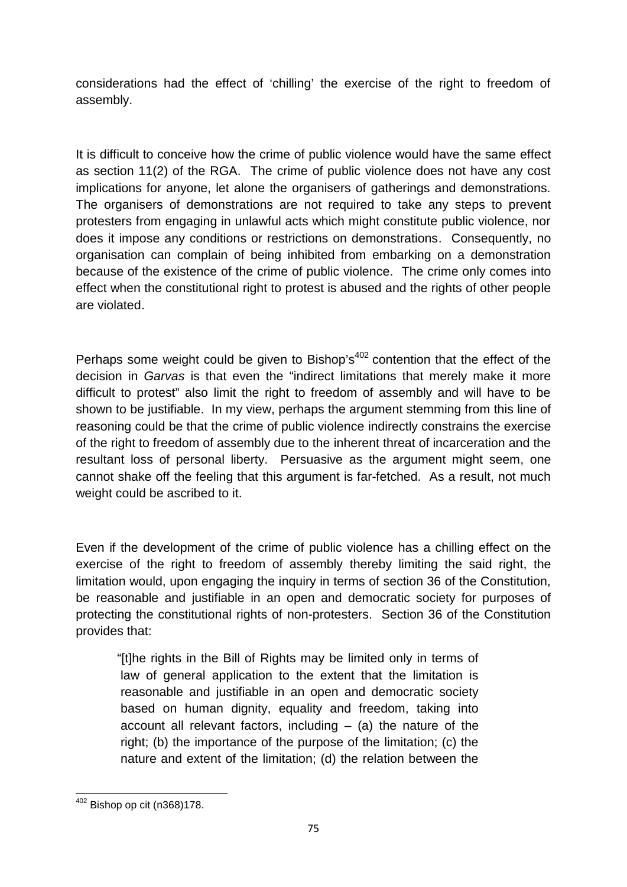considerations had the effect of 'chilling' the exercise of the right to freedom of assembly.

It is difficult to conceive how the crime of public violence would have the same effect as section 11(2) of the RGA. The crime of public violence does not have any cost implications for anyone, let alone the organisers of gatherings and demonstrations. The organisers of demonstrations are not required to take any steps to prevent protesters from engaging in unlawful acts which might constitute public violence, nor does it impose any conditions or restrictions on demonstrations. Consequently, no organisation can complain of being inhibited from embarking on a demonstration because of the existence of the crime of public violence. The crime only comes into effect when the constitutional right to protest is abused and the rights of other people are violated.

Perhaps some weight could be given to Bishop's[402] contention that the effect of the decision in *Garvas* is that even the "indirect limitations that merely make it more difficult to protest" also limit the right to freedom of assembly and will have to be shown to be justifiable. In my view, perhaps the argument stemming from this line of reasoning could be that the crime of public violence indirectly constrains the exercise of the right to freedom of assembly due to the inherent threat of incarceration and the resultant loss of personal liberty. Persuasive as the argument might seem, one cannot shake off the feeling that this argument is far-fetched. As a result, not much weight could be ascribed to it.

Even if the development of the crime of public violence has a chilling effect on the exercise of the right to freedom of assembly thereby limiting the said right, the limitation would, upon engaging the inquiry in terms of section 36 of the Constitution, be reasonable and justifiable in an open and democratic society for purposes of protecting the constitutional rights of non-protesters. Section 36 of the Constitution provides that:

> "[t]he rights in the Bill of Rights may be limited only in terms of law of general application to the extent that the limitation is reasonable and justifiable in an open and democratic society based on human dignity, equality and freedom, taking into account all relevant factors, including – (a) the nature of the right; (b) the importance of the purpose of the limitation; (c) the nature and extent of the limitation; (d) the relation between the

---

[402] Bishop op cit (n368)178.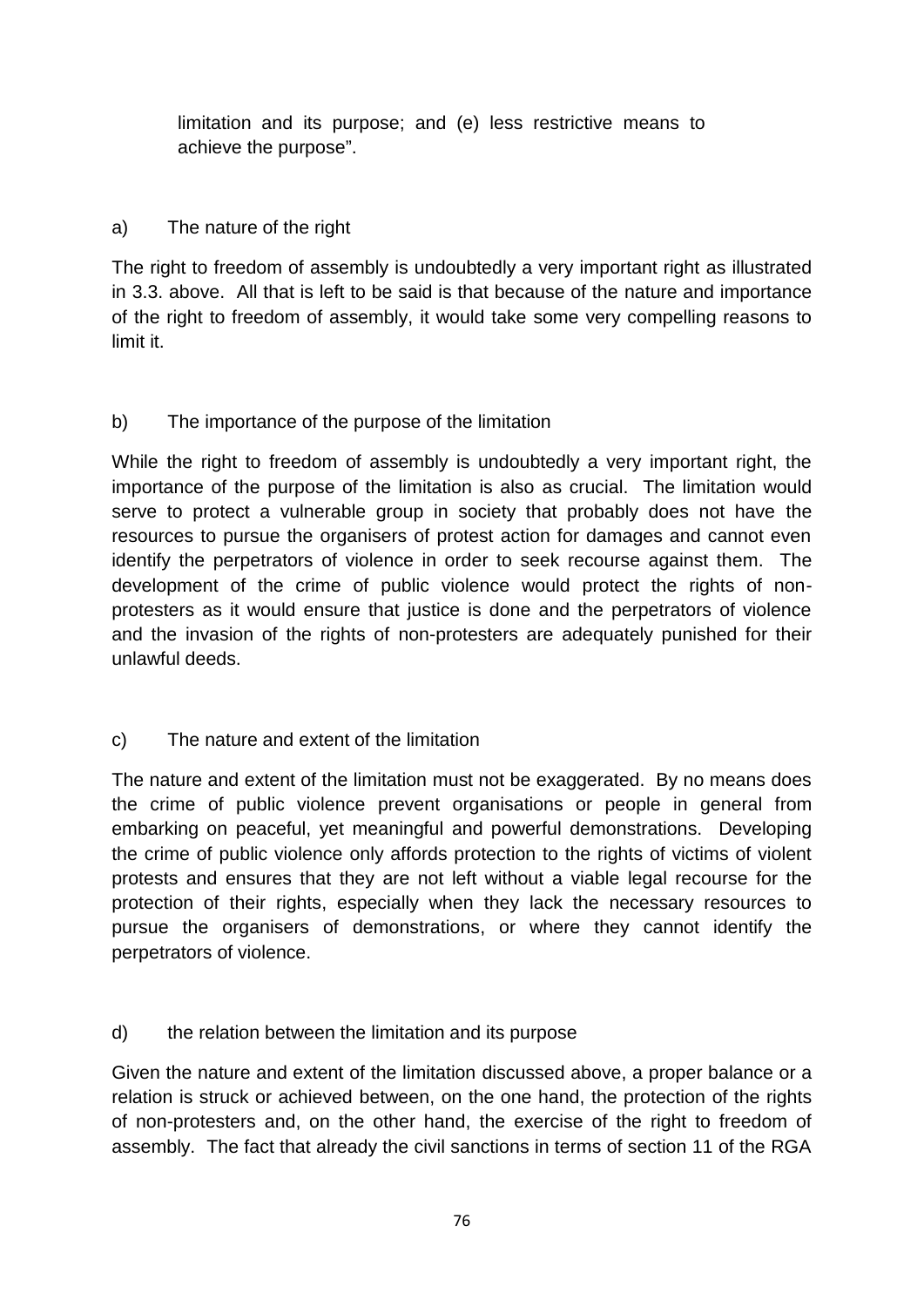limitation and its purpose; and (e) less restrictive means to achieve the purpose".

a) The nature of the right

The right to freedom of assembly is undoubtedly a very important right as illustrated in 3.3. above. All that is left to be said is that because of the nature and importance of the right to freedom of assembly, it would take some very compelling reasons to limit it.

b) The importance of the purpose of the limitation

While the right to freedom of assembly is undoubtedly a very important right, the importance of the purpose of the limitation is also as crucial. The limitation would serve to protect a vulnerable group in society that probably does not have the resources to pursue the organisers of protest action for damages and cannot even identify the perpetrators of violence in order to seek recourse against them. The development of the crime of public violence would protect the rights of non-protesters as it would ensure that justice is done and the perpetrators of violence and the invasion of the rights of non-protesters are adequately punished for their unlawful deeds.

c) The nature and extent of the limitation

The nature and extent of the limitation must not be exaggerated. By no means does the crime of public violence prevent organisations or people in general from embarking on peaceful, yet meaningful and powerful demonstrations. Developing the crime of public violence only affords protection to the rights of victims of violent protests and ensures that they are not left without a viable legal recourse for the protection of their rights, especially when they lack the necessary resources to pursue the organisers of demonstrations, or where they cannot identify the perpetrators of violence.

d) the relation between the limitation and its purpose

Given the nature and extent of the limitation discussed above, a proper balance or a relation is struck or achieved between, on the one hand, the protection of the rights of non-protesters and, on the other hand, the exercise of the right to freedom of assembly. The fact that already the civil sanctions in terms of section 11 of the RGA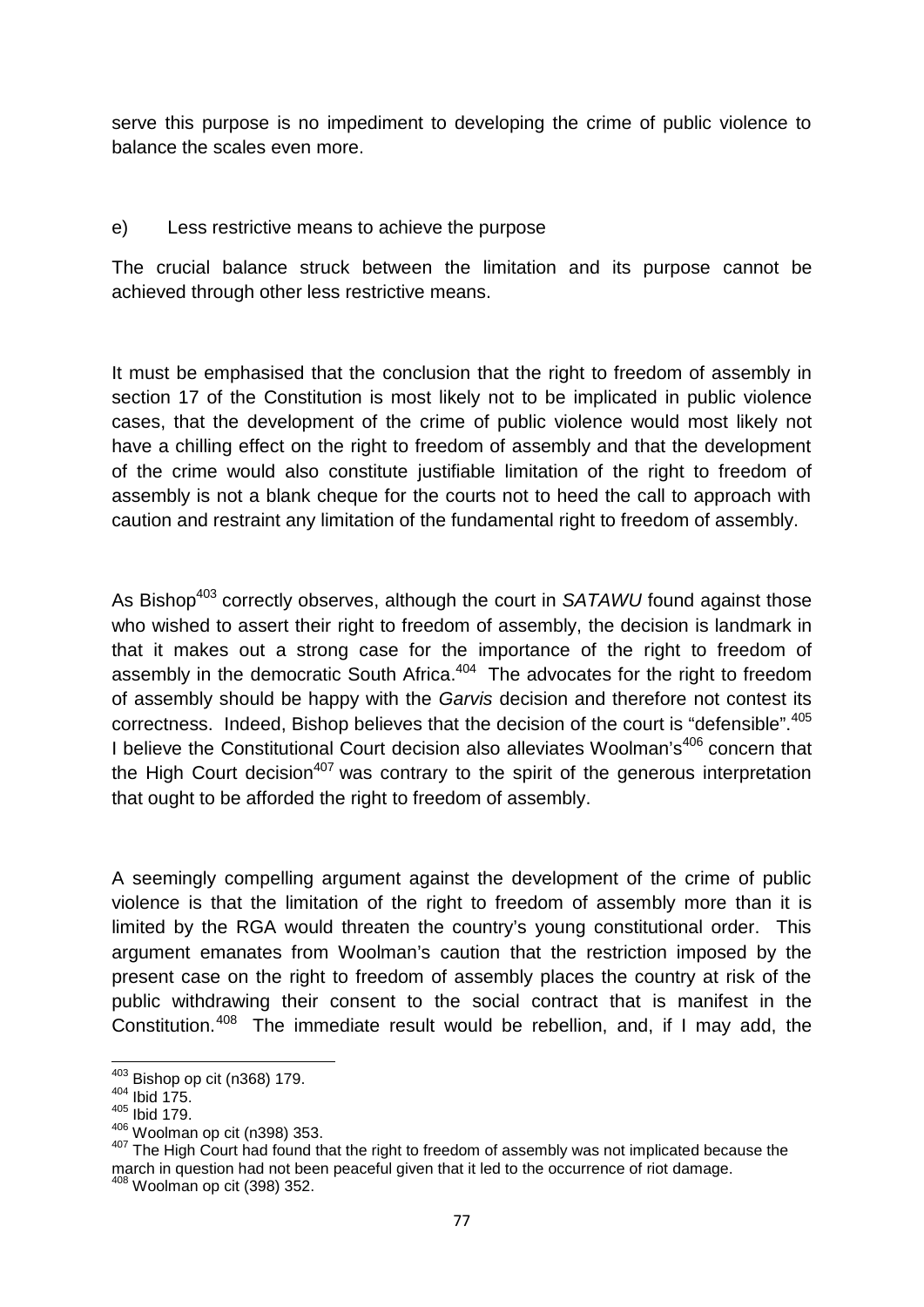serve this purpose is no impediment to developing the crime of public violence to balance the scales even more.

e) Less restrictive means to achieve the purpose

The crucial balance struck between the limitation and its purpose cannot be achieved through other less restrictive means.

It must be emphasised that the conclusion that the right to freedom of assembly in section 17 of the Constitution is most likely not to be implicated in public violence cases, that the development of the crime of public violence would most likely not have a chilling effect on the right to freedom of assembly and that the development of the crime would also constitute justifiable limitation of the right to freedom of assembly is not a blank cheque for the courts not to heed the call to approach with caution and restraint any limitation of the fundamental right to freedom of assembly.

As Bishop[403] correctly observes, although the court in *SATAWU* found against those who wished to assert their right to freedom of assembly, the decision is landmark in that it makes out a strong case for the importance of the right to freedom of assembly in the democratic South Africa.[404] The advocates for the right to freedom of assembly should be happy with the *Garvis* decision and therefore not contest its correctness. Indeed, Bishop believes that the decision of the court is "defensible".[405] I believe the Constitutional Court decision also alleviates Woolman's[406] concern that the High Court decision[407] was contrary to the spirit of the generous interpretation that ought to be afforded the right to freedom of assembly.

A seemingly compelling argument against the development of the crime of public violence is that the limitation of the right to freedom of assembly more than it is limited by the RGA would threaten the country's young constitutional order. This argument emanates from Woolman's caution that the restriction imposed by the present case on the right to freedom of assembly places the country at risk of the public withdrawing their consent to the social contract that is manifest in the Constitution.[408] The immediate result would be rebellion, and, if I may add, the

---

[403] Bishop op cit (n368) 179.
[404] Ibid 175.
[405] Ibid 179.
[406] Woolman op cit (n398) 353.
[407] The High Court had found that the right to freedom of assembly was not implicated because the march in question had not been peaceful given that it led to the occurrence of riot damage.
[408] Woolman op cit (398) 352.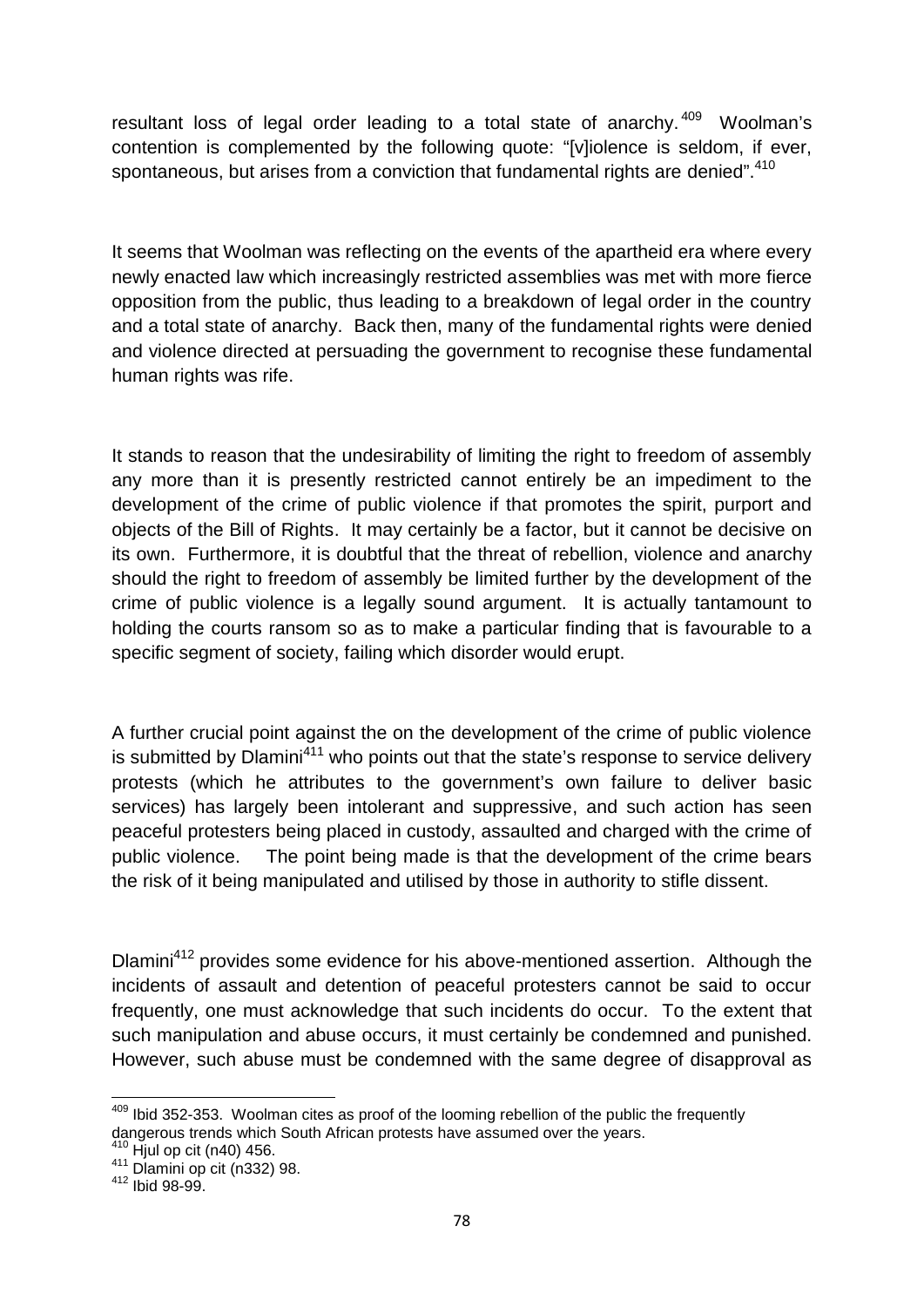resultant loss of legal order leading to a total state of anarchy.[409] Woolman's contention is complemented by the following quote: "[v]iolence is seldom, if ever, spontaneous, but arises from a conviction that fundamental rights are denied".[410]

It seems that Woolman was reflecting on the events of the apartheid era where every newly enacted law which increasingly restricted assemblies was met with more fierce opposition from the public, thus leading to a breakdown of legal order in the country and a total state of anarchy. Back then, many of the fundamental rights were denied and violence directed at persuading the government to recognise these fundamental human rights was rife.

It stands to reason that the undesirability of limiting the right to freedom of assembly any more than it is presently restricted cannot entirely be an impediment to the development of the crime of public violence if that promotes the spirit, purport and objects of the Bill of Rights. It may certainly be a factor, but it cannot be decisive on its own. Furthermore, it is doubtful that the threat of rebellion, violence and anarchy should the right to freedom of assembly be limited further by the development of the crime of public violence is a legally sound argument. It is actually tantamount to holding the courts ransom so as to make a particular finding that is favourable to a specific segment of society, failing which disorder would erupt.

A further crucial point against the on the development of the crime of public violence is submitted by Dlamini[411] who points out that the state's response to service delivery protests (which he attributes to the government's own failure to deliver basic services) has largely been intolerant and suppressive, and such action has seen peaceful protesters being placed in custody, assaulted and charged with the crime of public violence. The point being made is that the development of the crime bears the risk of it being manipulated and utilised by those in authority to stifle dissent.

Dlamini[412] provides some evidence for his above-mentioned assertion. Although the incidents of assault and detention of peaceful protesters cannot be said to occur frequently, one must acknowledge that such incidents do occur. To the extent that such manipulation and abuse occurs, it must certainly be condemned and punished. However, such abuse must be condemned with the same degree of disapproval as

---

[409] Ibid 352-353. Woolman cites as proof of the looming rebellion of the public the frequently dangerous trends which South African protests have assumed over the years.

[410] Hjul op cit (n40) 456.

[411] Dlamini op cit (n332) 98.

[412] Ibid 98-99.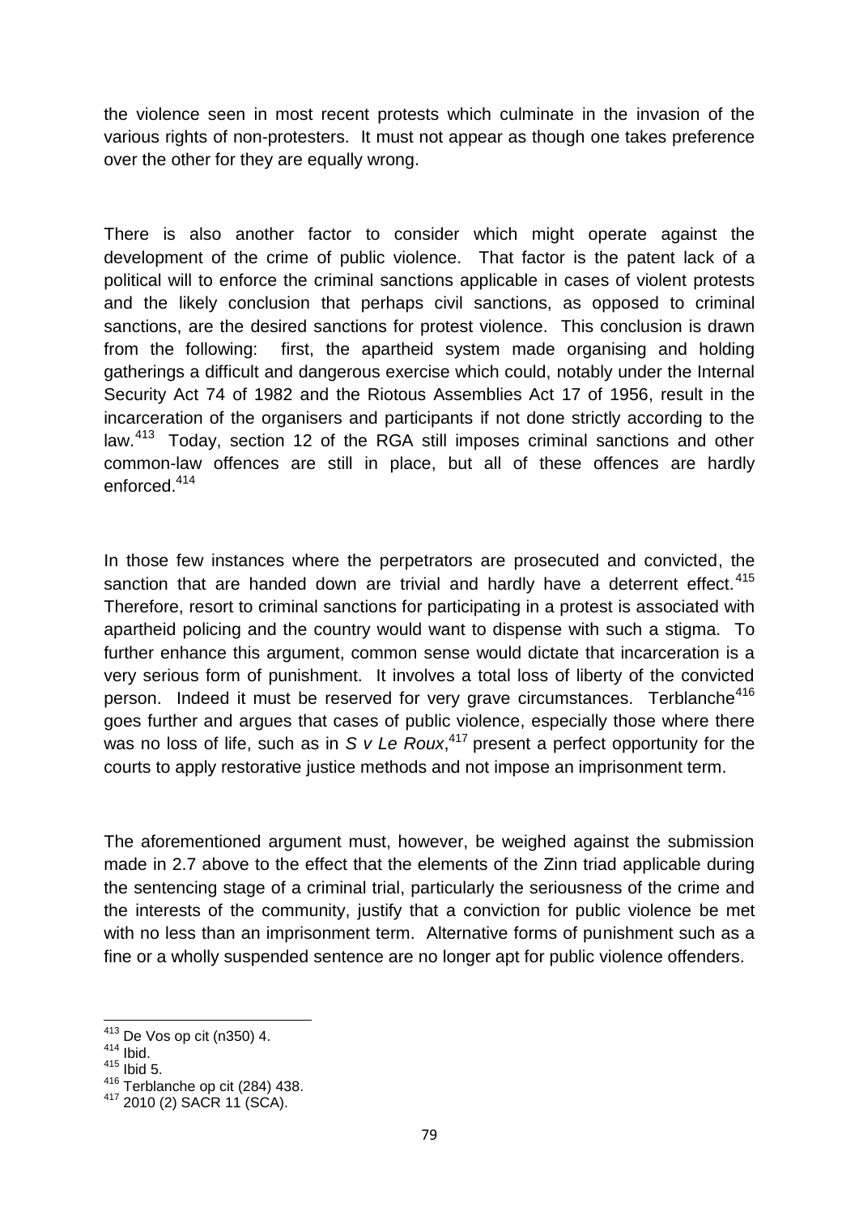the violence seen in most recent protests which culminate in the invasion of the various rights of non-protesters. It must not appear as though one takes preference over the other for they are equally wrong.

There is also another factor to consider which might operate against the development of the crime of public violence. That factor is the patent lack of a political will to enforce the criminal sanctions applicable in cases of violent protests and the likely conclusion that perhaps civil sanctions, as opposed to criminal sanctions, are the desired sanctions for protest violence. This conclusion is drawn from the following: first, the apartheid system made organising and holding gatherings a difficult and dangerous exercise which could, notably under the Internal Security Act 74 of 1982 and the Riotous Assemblies Act 17 of 1956, result in the incarceration of the organisers and participants if not done strictly according to the law.[413] Today, section 12 of the RGA still imposes criminal sanctions and other common-law offences are still in place, but all of these offences are hardly enforced.[414]

In those few instances where the perpetrators are prosecuted and convicted, the sanction that are handed down are trivial and hardly have a deterrent effect.[415] Therefore, resort to criminal sanctions for participating in a protest is associated with apartheid policing and the country would want to dispense with such a stigma. To further enhance this argument, common sense would dictate that incarceration is a very serious form of punishment. It involves a total loss of liberty of the convicted person. Indeed it must be reserved for very grave circumstances. Terblanche[416] goes further and argues that cases of public violence, especially those where there was no loss of life, such as in *S v Le Roux*,[417] present a perfect opportunity for the courts to apply restorative justice methods and not impose an imprisonment term.

The aforementioned argument must, however, be weighed against the submission made in 2.7 above to the effect that the elements of the Zinn triad applicable during the sentencing stage of a criminal trial, particularly the seriousness of the crime and the interests of the community, justify that a conviction for public violence be met with no less than an imprisonment term. Alternative forms of punishment such as a fine or a wholly suspended sentence are no longer apt for public violence offenders.

---

[413] De Vos op cit (n350) 4.

[414] Ibid.

[415] Ibid 5.

[416] Terblanche op cit (284) 438.

[417] 2010 (2) SACR 11 (SCA).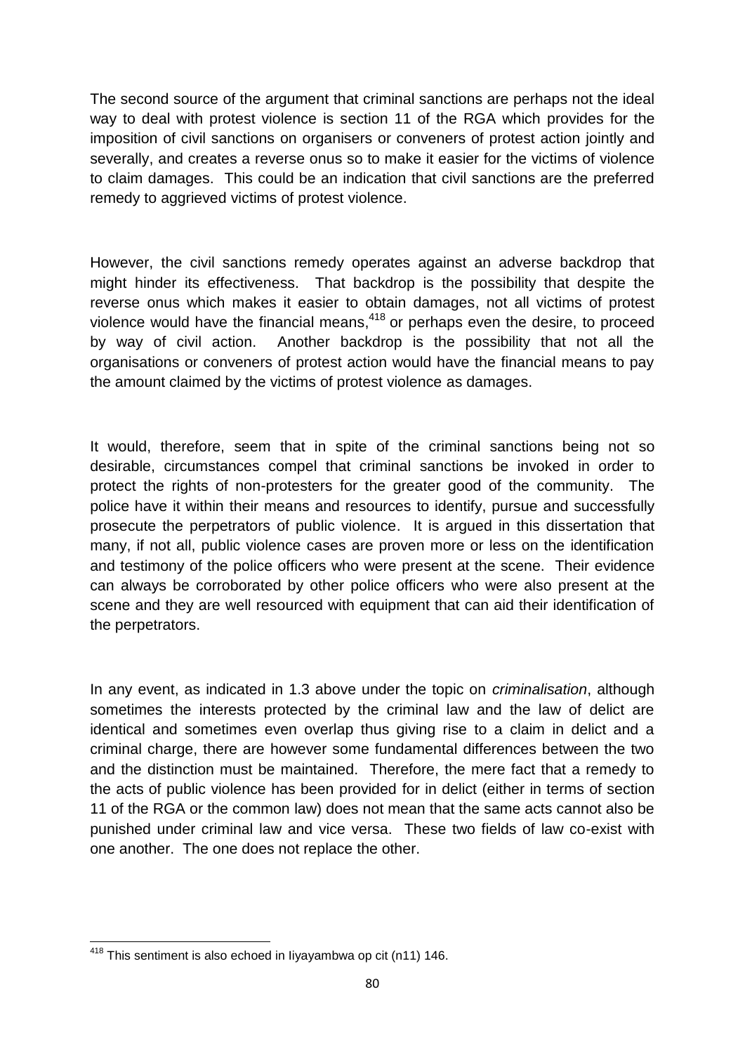The second source of the argument that criminal sanctions are perhaps not the ideal way to deal with protest violence is section 11 of the RGA which provides for the imposition of civil sanctions on organisers or conveners of protest action jointly and severally, and creates a reverse onus so to make it easier for the victims of violence to claim damages. This could be an indication that civil sanctions are the preferred remedy to aggrieved victims of protest violence.

However, the civil sanctions remedy operates against an adverse backdrop that might hinder its effectiveness. That backdrop is the possibility that despite the reverse onus which makes it easier to obtain damages, not all victims of protest violence would have the financial means,[418] or perhaps even the desire, to proceed by way of civil action. Another backdrop is the possibility that not all the organisations or conveners of protest action would have the financial means to pay the amount claimed by the victims of protest violence as damages.

It would, therefore, seem that in spite of the criminal sanctions being not so desirable, circumstances compel that criminal sanctions be invoked in order to protect the rights of non-protesters for the greater good of the community. The police have it within their means and resources to identify, pursue and successfully prosecute the perpetrators of public violence. It is argued in this dissertation that many, if not all, public violence cases are proven more or less on the identification and testimony of the police officers who were present at the scene. Their evidence can always be corroborated by other police officers who were also present at the scene and they are well resourced with equipment that can aid their identification of the perpetrators.

In any event, as indicated in 1.3 above under the topic on *criminalisation*, although sometimes the interests protected by the criminal law and the law of delict are identical and sometimes even overlap thus giving rise to a claim in delict and a criminal charge, there are however some fundamental differences between the two and the distinction must be maintained. Therefore, the mere fact that a remedy to the acts of public violence has been provided for in delict (either in terms of section 11 of the RGA or the common law) does not mean that the same acts cannot also be punished under criminal law and vice versa. These two fields of law co-exist with one another. The one does not replace the other.

---

[418] This sentiment is also echoed in Iiyayambwa op cit (n11) 146.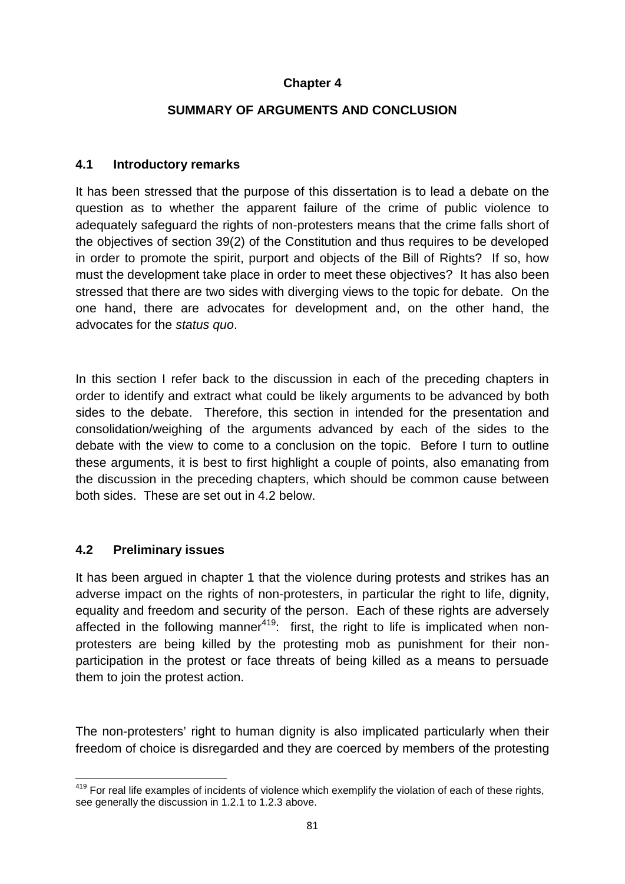# Chapter 4

## SUMMARY OF ARGUMENTS AND CONCLUSION

### 4.1 Introductory remarks

It has been stressed that the purpose of this dissertation is to lead a debate on the question as to whether the apparent failure of the crime of public violence to adequately safeguard the rights of non-protesters means that the crime falls short of the objectives of section 39(2) of the Constitution and thus requires to be developed in order to promote the spirit, purport and objects of the Bill of Rights? If so, how must the development take place in order to meet these objectives? It has also been stressed that there are two sides with diverging views to the topic for debate. On the one hand, there are advocates for development and, on the other hand, the advocates for the *status quo*.

In this section I refer back to the discussion in each of the preceding chapters in order to identify and extract what could be likely arguments to be advanced by both sides to the debate. Therefore, this section in intended for the presentation and consolidation/weighing of the arguments advanced by each of the sides to the debate with the view to come to a conclusion on the topic. Before I turn to outline these arguments, it is best to first highlight a couple of points, also emanating from the discussion in the preceding chapters, which should be common cause between both sides. These are set out in 4.2 below.

### 4.2 Preliminary issues

It has been argued in chapter 1 that the violence during protests and strikes has an adverse impact on the rights of non-protesters, in particular the right to life, dignity, equality and freedom and security of the person. Each of these rights are adversely affected in the following manner[419]: first, the right to life is implicated when non-protesters are being killed by the protesting mob as punishment for their non-participation in the protest or face threats of being killed as a means to persuade them to join the protest action.

The non-protesters' right to human dignity is also implicated particularly when their freedom of choice is disregarded and they are coerced by members of the protesting

---

[419] For real life examples of incidents of violence which exemplify the violation of each of these rights, see generally the discussion in 1.2.1 to 1.2.3 above.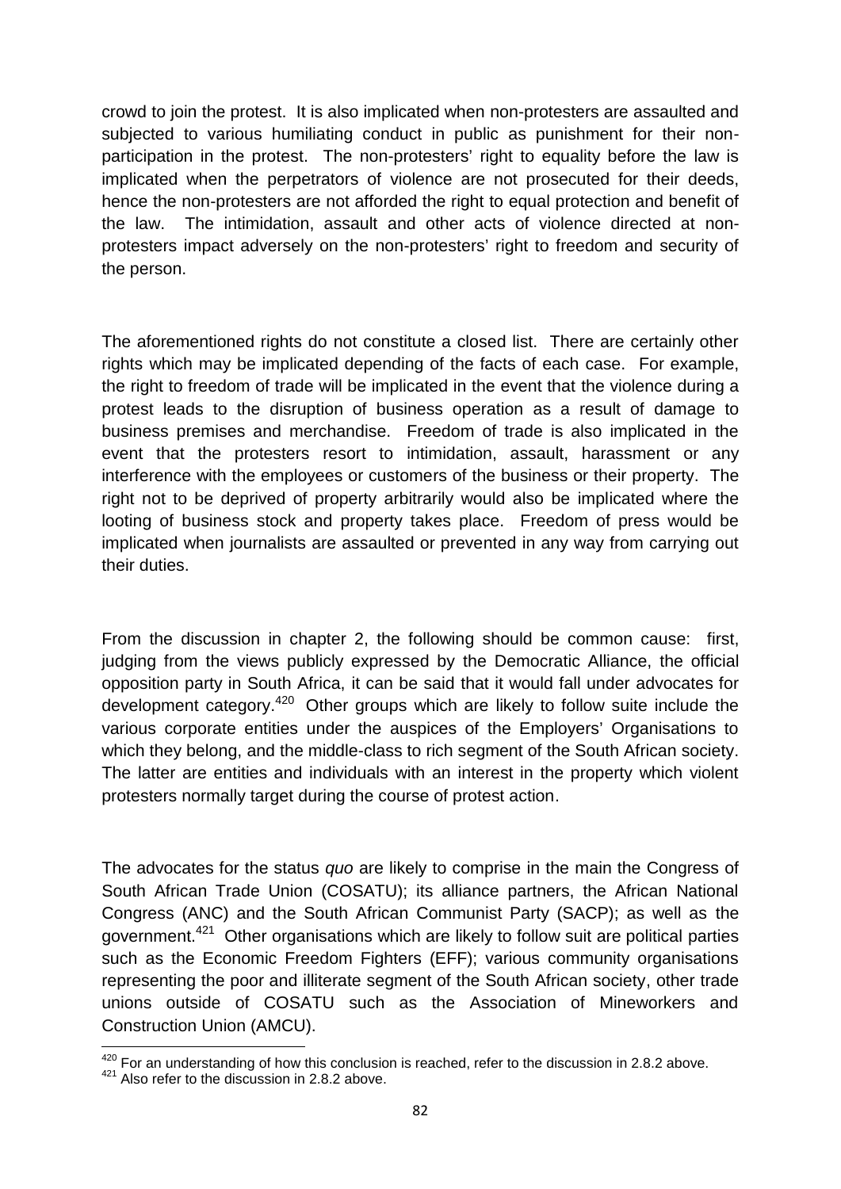crowd to join the protest. It is also implicated when non-protesters are assaulted and subjected to various humiliating conduct in public as punishment for their non-participation in the protest. The non-protesters' right to equality before the law is implicated when the perpetrators of violence are not prosecuted for their deeds, hence the non-protesters are not afforded the right to equal protection and benefit of the law. The intimidation, assault and other acts of violence directed at non-protesters impact adversely on the non-protesters' right to freedom and security of the person.

The aforementioned rights do not constitute a closed list. There are certainly other rights which may be implicated depending of the facts of each case. For example, the right to freedom of trade will be implicated in the event that the violence during a protest leads to the disruption of business operation as a result of damage to business premises and merchandise. Freedom of trade is also implicated in the event that the protesters resort to intimidation, assault, harassment or any interference with the employees or customers of the business or their property. The right not to be deprived of property arbitrarily would also be implicated where the looting of business stock and property takes place. Freedom of press would be implicated when journalists are assaulted or prevented in any way from carrying out their duties.

From the discussion in chapter 2, the following should be common cause: first, judging from the views publicly expressed by the Democratic Alliance, the official opposition party in South Africa, it can be said that it would fall under advocates for development category.[420] Other groups which are likely to follow suite include the various corporate entities under the auspices of the Employers' Organisations to which they belong, and the middle-class to rich segment of the South African society. The latter are entities and individuals with an interest in the property which violent protesters normally target during the course of protest action.

The advocates for the status *quo* are likely to comprise in the main the Congress of South African Trade Union (COSATU); its alliance partners, the African National Congress (ANC) and the South African Communist Party (SACP); as well as the government.[421] Other organisations which are likely to follow suit are political parties such as the Economic Freedom Fighters (EFF); various community organisations representing the poor and illiterate segment of the South African society, other trade unions outside of COSATU such as the Association of Mineworkers and Construction Union (AMCU).

[420] For an understanding of how this conclusion is reached, refer to the discussion in 2.8.2 above.
[421] Also refer to the discussion in 2.8.2 above.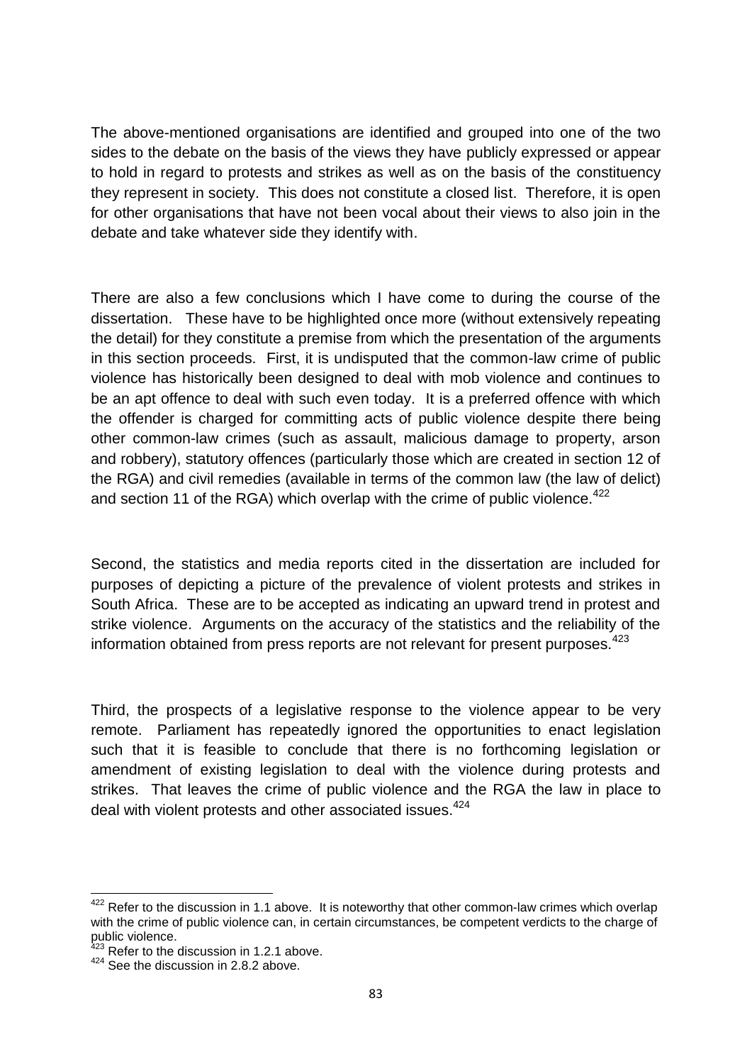The above-mentioned organisations are identified and grouped into one of the two sides to the debate on the basis of the views they have publicly expressed or appear to hold in regard to protests and strikes as well as on the basis of the constituency they represent in society. This does not constitute a closed list. Therefore, it is open for other organisations that have not been vocal about their views to also join in the debate and take whatever side they identify with.

There are also a few conclusions which I have come to during the course of the dissertation. These have to be highlighted once more (without extensively repeating the detail) for they constitute a premise from which the presentation of the arguments in this section proceeds. First, it is undisputed that the common-law crime of public violence has historically been designed to deal with mob violence and continues to be an apt offence to deal with such even today. It is a preferred offence with which the offender is charged for committing acts of public violence despite there being other common-law crimes (such as assault, malicious damage to property, arson and robbery), statutory offences (particularly those which are created in section 12 of the RGA) and civil remedies (available in terms of the common law (the law of delict) and section 11 of the RGA) which overlap with the crime of public violence.[422]

Second, the statistics and media reports cited in the dissertation are included for purposes of depicting a picture of the prevalence of violent protests and strikes in South Africa. These are to be accepted as indicating an upward trend in protest and strike violence. Arguments on the accuracy of the statistics and the reliability of the information obtained from press reports are not relevant for present purposes.[423]

Third, the prospects of a legislative response to the violence appear to be very remote. Parliament has repeatedly ignored the opportunities to enact legislation such that it is feasible to conclude that there is no forthcoming legislation or amendment of existing legislation to deal with the violence during protests and strikes. That leaves the crime of public violence and the RGA the law in place to deal with violent protests and other associated issues.[424]

---

[422] Refer to the discussion in 1.1 above. It is noteworthy that other common-law crimes which overlap with the crime of public violence can, in certain circumstances, be competent verdicts to the charge of public violence.

[423] Refer to the discussion in 1.2.1 above.

[424] See the discussion in 2.8.2 above.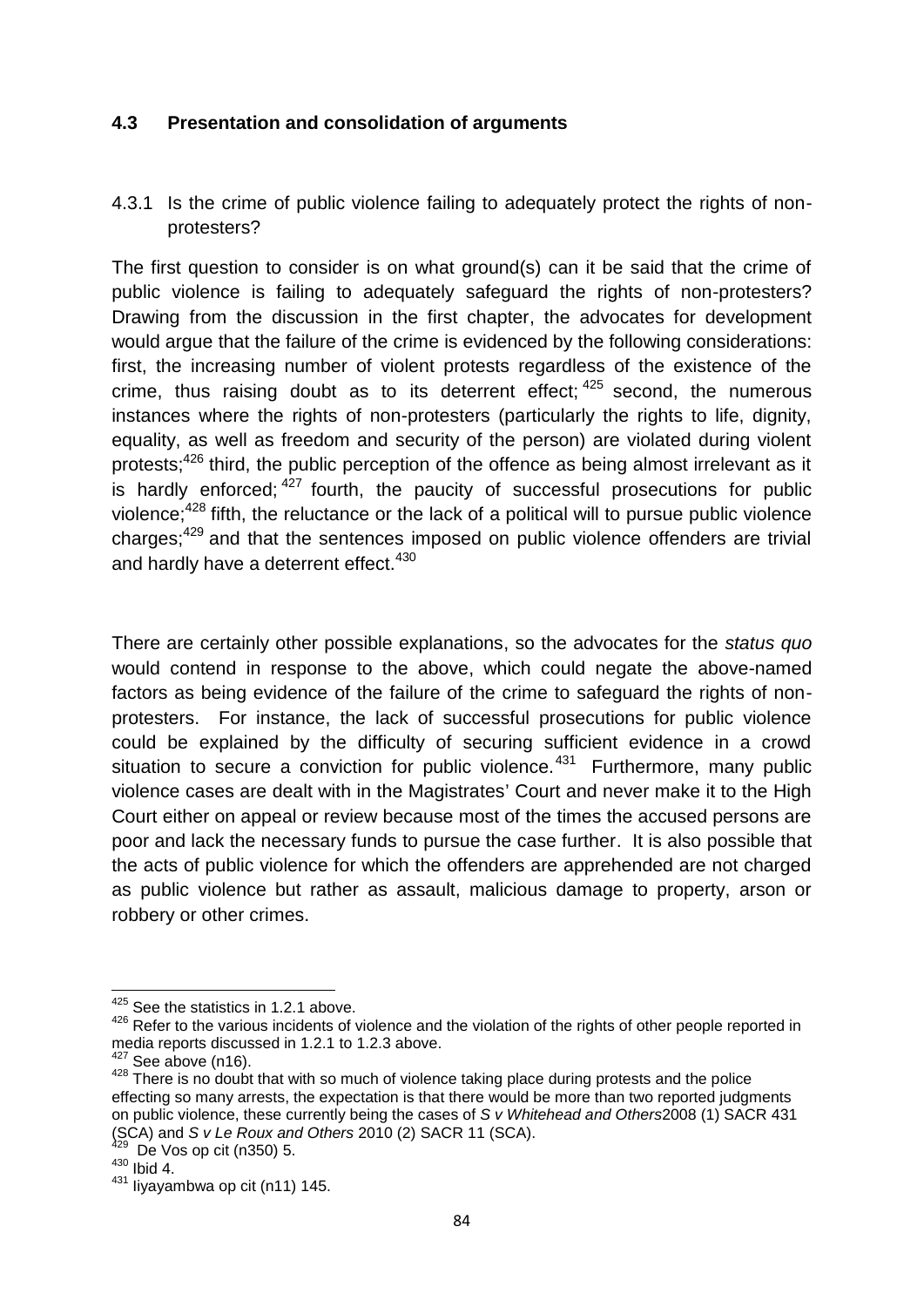### 4.3 Presentation and consolidation of arguments

#### 4.3.1 Is the crime of public violence failing to adequately protect the rights of non-protesters?

The first question to consider is on what ground(s) can it be said that the crime of public violence is failing to adequately safeguard the rights of non-protesters? Drawing from the discussion in the first chapter, the advocates for development would argue that the failure of the crime is evidenced by the following considerations: first, the increasing number of violent protests regardless of the existence of the crime, thus raising doubt as to its deterrent effect;[425] second, the numerous instances where the rights of non-protesters (particularly the rights to life, dignity, equality, as well as freedom and security of the person) are violated during violent protests;[426] third, the public perception of the offence as being almost irrelevant as it is hardly enforced;[427] fourth, the paucity of successful prosecutions for public violence;[428] fifth, the reluctance or the lack of a political will to pursue public violence charges;[429] and that the sentences imposed on public violence offenders are trivial and hardly have a deterrent effect.[430]

There are certainly other possible explanations, so the advocates for the *status quo* would contend in response to the above, which could negate the above-named factors as being evidence of the failure of the crime to safeguard the rights of non-protesters. For instance, the lack of successful prosecutions for public violence could be explained by the difficulty of securing sufficient evidence in a crowd situation to secure a conviction for public violence.[431] Furthermore, many public violence cases are dealt with in the Magistrates' Court and never make it to the High Court either on appeal or review because most of the times the accused persons are poor and lack the necessary funds to pursue the case further. It is also possible that the acts of public violence for which the offenders are apprehended are not charged as public violence but rather as assault, malicious damage to property, arson or robbery or other crimes.

---

[425] See the statistics in 1.2.1 above.

[426] Refer to the various incidents of violence and the violation of the rights of other people reported in media reports discussed in 1.2.1 to 1.2.3 above.

[427] See above (n16).

[428] There is no doubt that with so much of violence taking place during protests and the police effecting so many arrests, the expectation is that there would be more than two reported judgments on public violence, these currently being the cases of *S v Whitehead and Others*2008 (1) SACR 431 (SCA) and *S v Le Roux and Others* 2010 (2) SACR 11 (SCA).

[429] De Vos op cit (n350) 5.

[430] Ibid 4.

[431] Iiyayambwa op cit (n11) 145.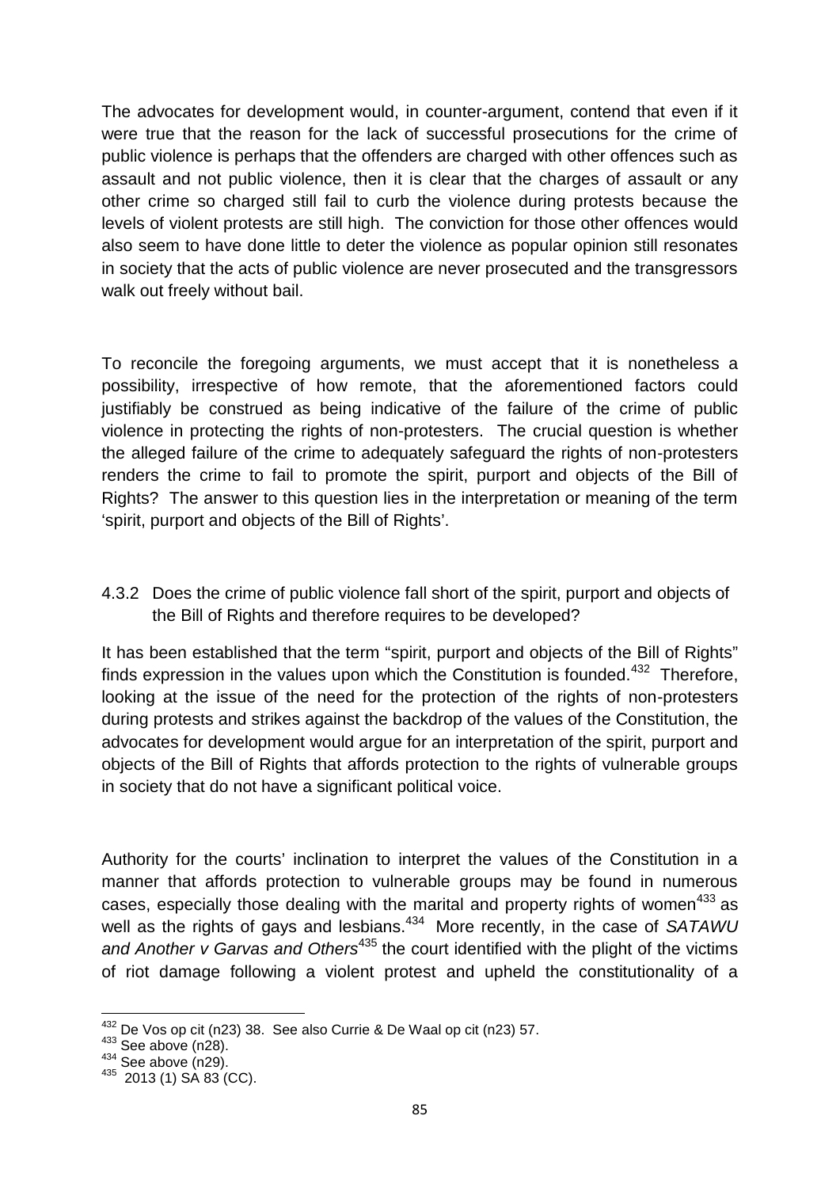The advocates for development would, in counter-argument, contend that even if it were true that the reason for the lack of successful prosecutions for the crime of public violence is perhaps that the offenders are charged with other offences such as assault and not public violence, then it is clear that the charges of assault or any other crime so charged still fail to curb the violence during protests because the levels of violent protests are still high. The conviction for those other offences would also seem to have done little to deter the violence as popular opinion still resonates in society that the acts of public violence are never prosecuted and the transgressors walk out freely without bail.

To reconcile the foregoing arguments, we must accept that it is nonetheless a possibility, irrespective of how remote, that the aforementioned factors could justifiably be construed as being indicative of the failure of the crime of public violence in protecting the rights of non-protesters. The crucial question is whether the alleged failure of the crime to adequately safeguard the rights of non-protesters renders the crime to fail to promote the spirit, purport and objects of the Bill of Rights? The answer to this question lies in the interpretation or meaning of the term 'spirit, purport and objects of the Bill of Rights'.

### 4.3.2 Does the crime of public violence fall short of the spirit, purport and objects of the Bill of Rights and therefore requires to be developed?

It has been established that the term "spirit, purport and objects of the Bill of Rights" finds expression in the values upon which the Constitution is founded.[432] Therefore, looking at the issue of the need for the protection of the rights of non-protesters during protests and strikes against the backdrop of the values of the Constitution, the advocates for development would argue for an interpretation of the spirit, purport and objects of the Bill of Rights that affords protection to the rights of vulnerable groups in society that do not have a significant political voice.

Authority for the courts' inclination to interpret the values of the Constitution in a manner that affords protection to vulnerable groups may be found in numerous cases, especially those dealing with the marital and property rights of women[433] as well as the rights of gays and lesbians.[434] More recently, in the case of *SATAWU and Another v Garvas and Others*[435] the court identified with the plight of the victims of riot damage following a violent protest and upheld the constitutionality of a

---

[432] De Vos op cit (n23) 38. See also Currie & De Waal op cit (n23) 57.
[433] See above (n28).
[434] See above (n29).
[435] 2013 (1) SA 83 (CC).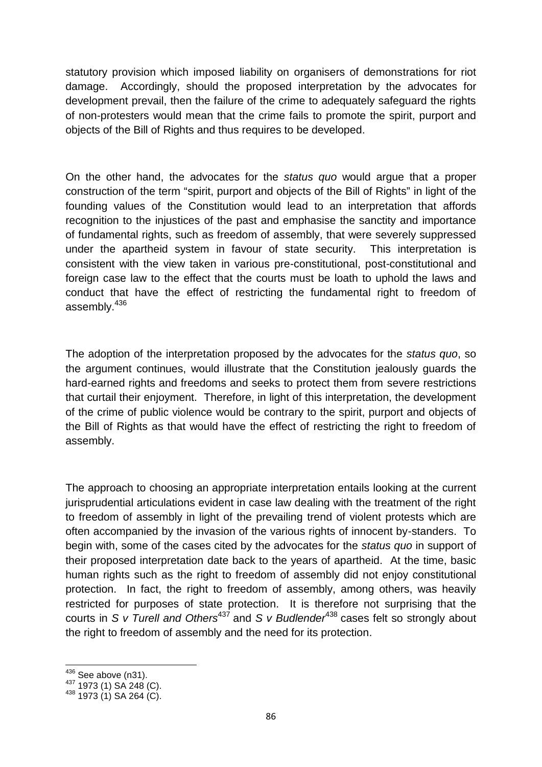statutory provision which imposed liability on organisers of demonstrations for riot damage. Accordingly, should the proposed interpretation by the advocates for development prevail, then the failure of the crime to adequately safeguard the rights of non-protesters would mean that the crime fails to promote the spirit, purport and objects of the Bill of Rights and thus requires to be developed.

On the other hand, the advocates for the *status quo* would argue that a proper construction of the term "spirit, purport and objects of the Bill of Rights" in light of the founding values of the Constitution would lead to an interpretation that affords recognition to the injustices of the past and emphasise the sanctity and importance of fundamental rights, such as freedom of assembly, that were severely suppressed under the apartheid system in favour of state security. This interpretation is consistent with the view taken in various pre-constitutional, post-constitutional and foreign case law to the effect that the courts must be loath to uphold the laws and conduct that have the effect of restricting the fundamental right to freedom of assembly.[436]

The adoption of the interpretation proposed by the advocates for the *status quo*, so the argument continues, would illustrate that the Constitution jealously guards the hard-earned rights and freedoms and seeks to protect them from severe restrictions that curtail their enjoyment. Therefore, in light of this interpretation, the development of the crime of public violence would be contrary to the spirit, purport and objects of the Bill of Rights as that would have the effect of restricting the right to freedom of assembly.

The approach to choosing an appropriate interpretation entails looking at the current jurisprudential articulations evident in case law dealing with the treatment of the right to freedom of assembly in light of the prevailing trend of violent protests which are often accompanied by the invasion of the various rights of innocent by-standers. To begin with, some of the cases cited by the advocates for the *status quo* in support of their proposed interpretation date back to the years of apartheid. At the time, basic human rights such as the right to freedom of assembly did not enjoy constitutional protection. In fact, the right to freedom of assembly, among others, was heavily restricted for purposes of state protection. It is therefore not surprising that the courts in *S v Turell and Others*[437] and *S v Budlender*[438] cases felt so strongly about the right to freedom of assembly and the need for its protection.

---

[436] See above (n31).

[437] 1973 (1) SA 248 (C).

[438] 1973 (1) SA 264 (C).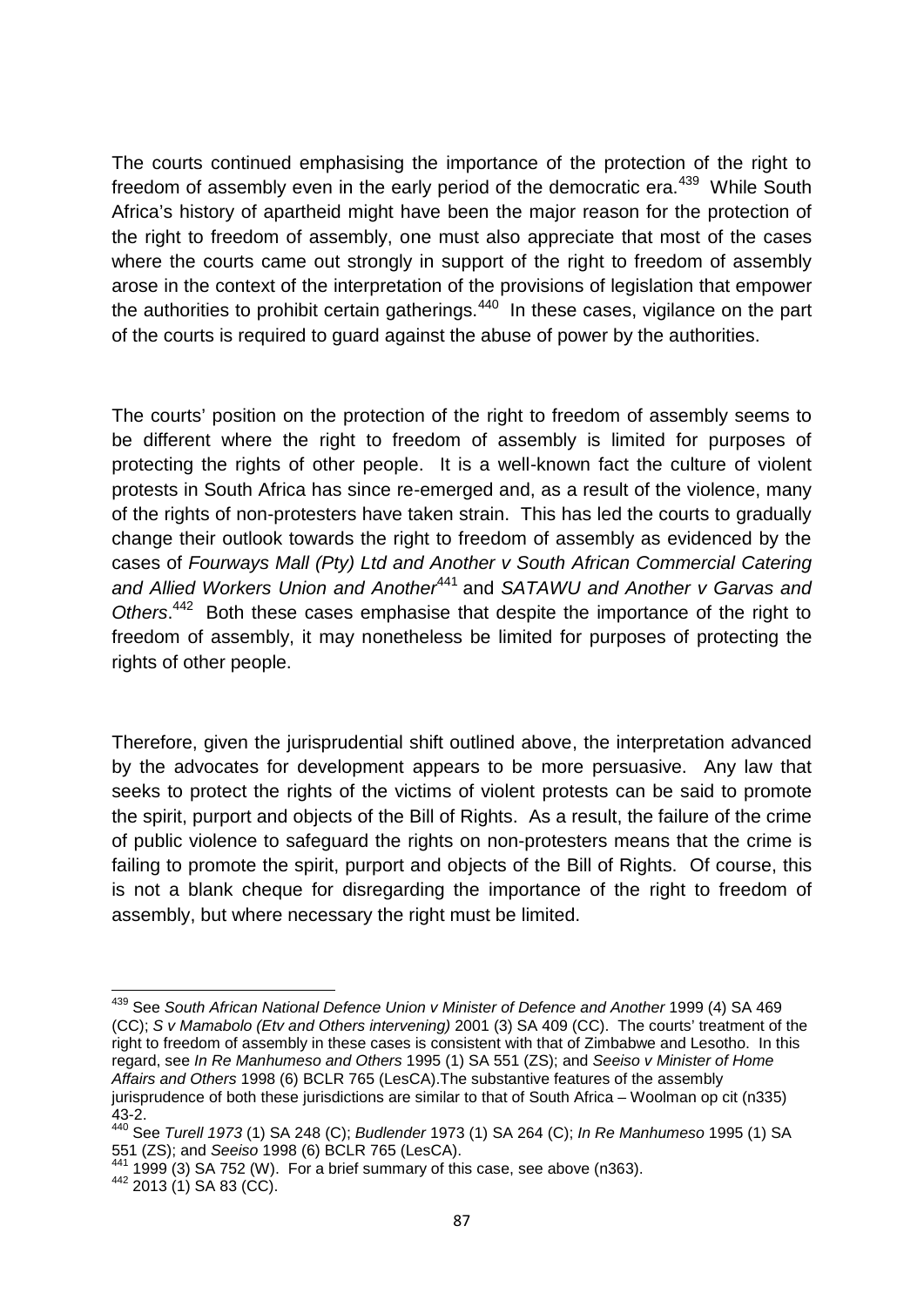The courts continued emphasising the importance of the protection of the right to freedom of assembly even in the early period of the democratic era.[439] While South Africa's history of apartheid might have been the major reason for the protection of the right to freedom of assembly, one must also appreciate that most of the cases where the courts came out strongly in support of the right to freedom of assembly arose in the context of the interpretation of the provisions of legislation that empower the authorities to prohibit certain gatherings.[440] In these cases, vigilance on the part of the courts is required to guard against the abuse of power by the authorities.

The courts' position on the protection of the right to freedom of assembly seems to be different where the right to freedom of assembly is limited for purposes of protecting the rights of other people. It is a well-known fact the culture of violent protests in South Africa has since re-emerged and, as a result of the violence, many of the rights of non-protesters have taken strain. This has led the courts to gradually change their outlook towards the right to freedom of assembly as evidenced by the cases of *Fourways Mall (Pty) Ltd and Another v South African Commercial Catering and Allied Workers Union and Another*[441] and *SATAWU and Another v Garvas and Others*.[442] Both these cases emphasise that despite the importance of the right to freedom of assembly, it may nonetheless be limited for purposes of protecting the rights of other people.

Therefore, given the jurisprudential shift outlined above, the interpretation advanced by the advocates for development appears to be more persuasive. Any law that seeks to protect the rights of the victims of violent protests can be said to promote the spirit, purport and objects of the Bill of Rights. As a result, the failure of the crime of public violence to safeguard the rights on non-protesters means that the crime is failing to promote the spirit, purport and objects of the Bill of Rights. Of course, this is not a blank cheque for disregarding the importance of the right to freedom of assembly, but where necessary the right must be limited.

---

[439] See *South African National Defence Union v Minister of Defence and Another* 1999 (4) SA 469 (CC); *S v Mamabolo (Etv and Others intervening)* 2001 (3) SA 409 (CC). The courts' treatment of the right to freedom of assembly in these cases is consistent with that of Zimbabwe and Lesotho. In this regard, see *In Re Manhumeso and Others* 1995 (1) SA 551 (ZS); and *Seeiso v Minister of Home Affairs and Others* 1998 (6) BCLR 765 (LesCA).The substantive features of the assembly jurisprudence of both these jurisdictions are similar to that of South Africa – Woolman op cit (n335) 43-2.

[440] See *Turell 1973* (1) SA 248 (C); *Budlender* 1973 (1) SA 264 (C); *In Re Manhumeso* 1995 (1) SA 551 (ZS); and *Seeiso* 1998 (6) BCLR 765 (LesCA).

[441] 1999 (3) SA 752 (W). For a brief summary of this case, see above (n363).

[442] 2013 (1) SA 83 (CC).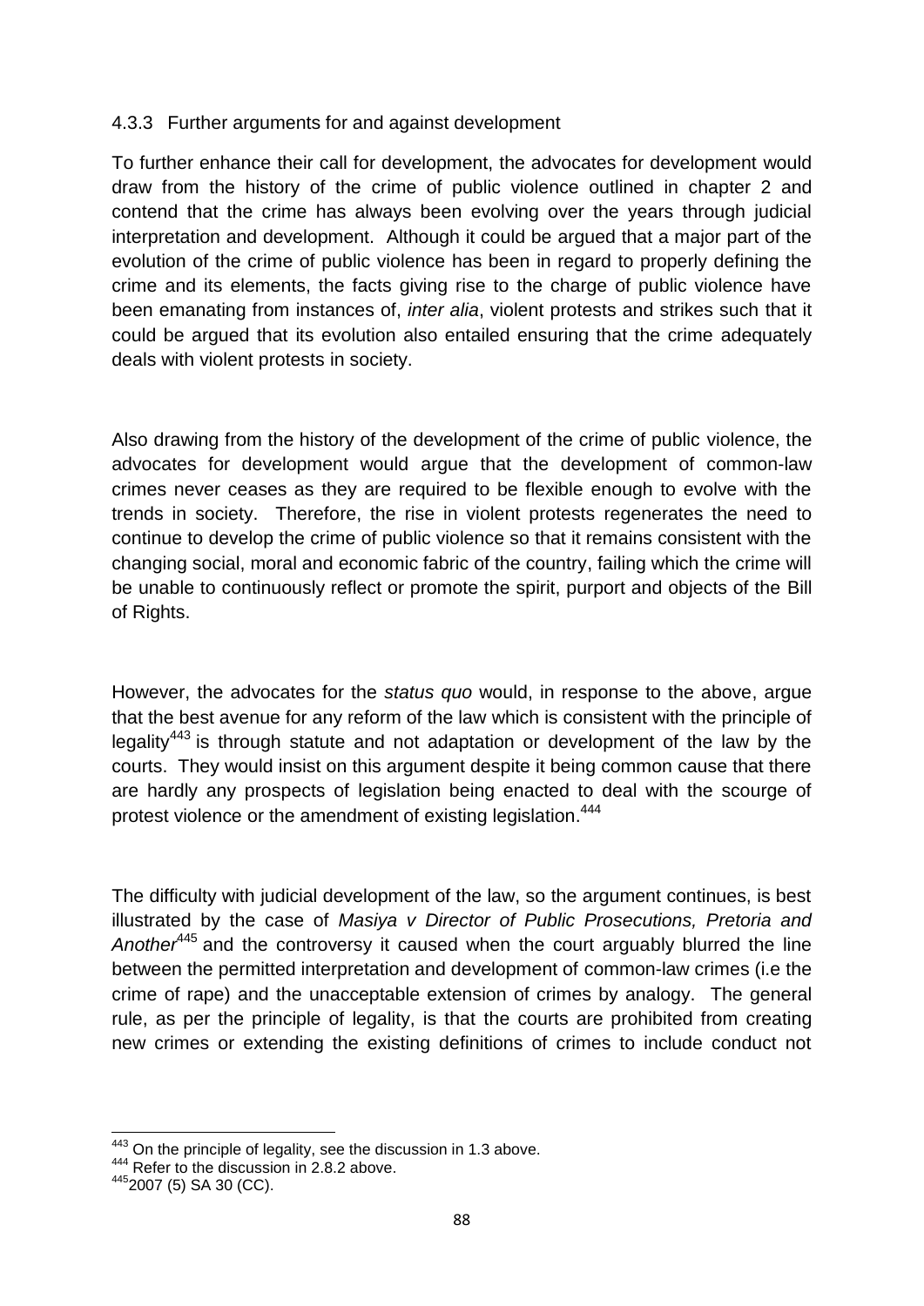### 4.3.3 Further arguments for and against development

To further enhance their call for development, the advocates for development would draw from the history of the crime of public violence outlined in chapter 2 and contend that the crime has always been evolving over the years through judicial interpretation and development. Although it could be argued that a major part of the evolution of the crime of public violence has been in regard to properly defining the crime and its elements, the facts giving rise to the charge of public violence have been emanating from instances of, *inter alia*, violent protests and strikes such that it could be argued that its evolution also entailed ensuring that the crime adequately deals with violent protests in society.

Also drawing from the history of the development of the crime of public violence, the advocates for development would argue that the development of common-law crimes never ceases as they are required to be flexible enough to evolve with the trends in society. Therefore, the rise in violent protests regenerates the need to continue to develop the crime of public violence so that it remains consistent with the changing social, moral and economic fabric of the country, failing which the crime will be unable to continuously reflect or promote the spirit, purport and objects of the Bill of Rights.

However, the advocates for the *status quo* would, in response to the above, argue that the best avenue for any reform of the law which is consistent with the principle of legality[443] is through statute and not adaptation or development of the law by the courts. They would insist on this argument despite it being common cause that there are hardly any prospects of legislation being enacted to deal with the scourge of protest violence or the amendment of existing legislation.[444]

The difficulty with judicial development of the law, so the argument continues, is best illustrated by the case of *Masiya v Director of Public Prosecutions, Pretoria and Another*[445] and the controversy it caused when the court arguably blurred the line between the permitted interpretation and development of common-law crimes (i.e the crime of rape) and the unacceptable extension of crimes by analogy. The general rule, as per the principle of legality, is that the courts are prohibited from creating new crimes or extending the existing definitions of crimes to include conduct not

---

[443] On the principle of legality, see the discussion in 1.3 above.
[444] Refer to the discussion in 2.8.2 above.
[445] 2007 (5) SA 30 (CC).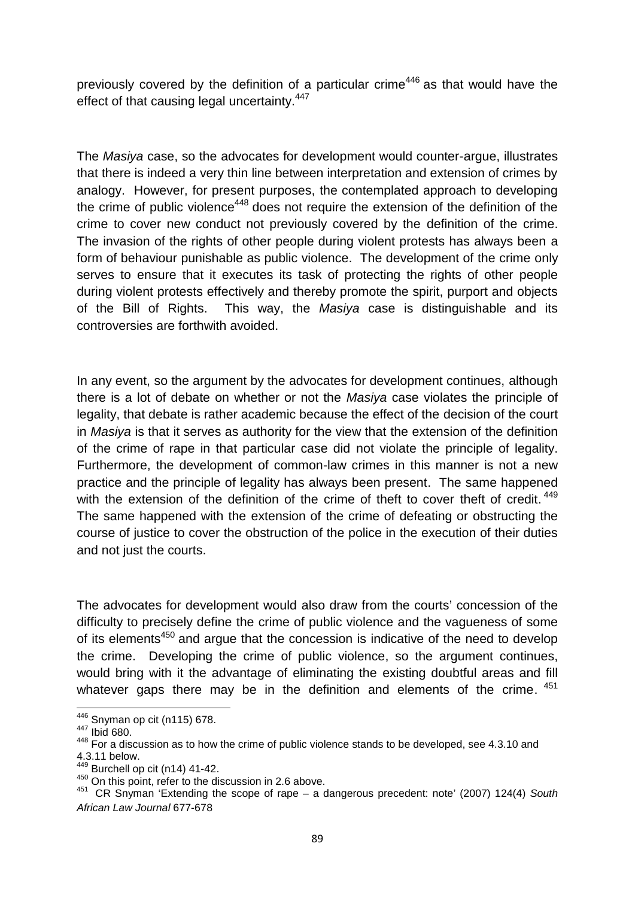previously covered by the definition of a particular crime[446] as that would have the effect of that causing legal uncertainty.[447]

The *Masiya* case, so the advocates for development would counter-argue, illustrates that there is indeed a very thin line between interpretation and extension of crimes by analogy. However, for present purposes, the contemplated approach to developing the crime of public violence[448] does not require the extension of the definition of the crime to cover new conduct not previously covered by the definition of the crime. The invasion of the rights of other people during violent protests has always been a form of behaviour punishable as public violence. The development of the crime only serves to ensure that it executes its task of protecting the rights of other people during violent protests effectively and thereby promote the spirit, purport and objects of the Bill of Rights. This way, the *Masiya* case is distinguishable and its controversies are forthwith avoided.

In any event, so the argument by the advocates for development continues, although there is a lot of debate on whether or not the *Masiya* case violates the principle of legality, that debate is rather academic because the effect of the decision of the court in *Masiya* is that it serves as authority for the view that the extension of the definition of the crime of rape in that particular case did not violate the principle of legality. Furthermore, the development of common-law crimes in this manner is not a new practice and the principle of legality has always been present. The same happened with the extension of the definition of the crime of theft to cover theft of credit.[449] The same happened with the extension of the crime of defeating or obstructing the course of justice to cover the obstruction of the police in the execution of their duties and not just the courts.

The advocates for development would also draw from the courts' concession of the difficulty to precisely define the crime of public violence and the vagueness of some of its elements[450] and argue that the concession is indicative of the need to develop the crime. Developing the crime of public violence, so the argument continues, would bring with it the advantage of eliminating the existing doubtful areas and fill whatever gaps there may be in the definition and elements of the crime.[451]

---

[446] Snyman op cit (n115) 678.

[447] Ibid 680.

[448] For a discussion as to how the crime of public violence stands to be developed, see 4.3.10 and 4.3.11 below.

[449] Burchell op cit (n14) 41-42.

[450] On this point, refer to the discussion in 2.6 above.

[451] CR Snyman 'Extending the scope of rape – a dangerous precedent: note' (2007) 124(4) *South African Law Journal* 677-678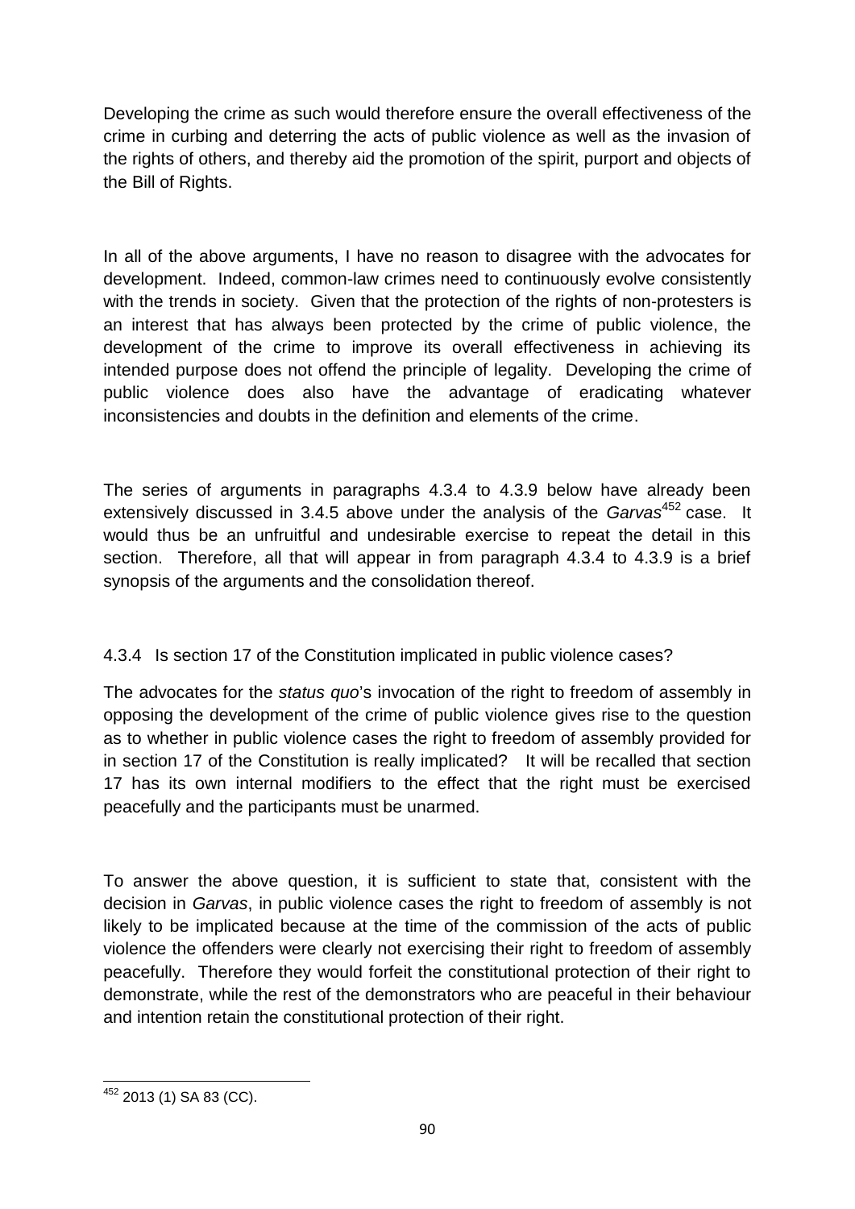Developing the crime as such would therefore ensure the overall effectiveness of the crime in curbing and deterring the acts of public violence as well as the invasion of the rights of others, and thereby aid the promotion of the spirit, purport and objects of the Bill of Rights.

In all of the above arguments, I have no reason to disagree with the advocates for development. Indeed, common-law crimes need to continuously evolve consistently with the trends in society. Given that the protection of the rights of non-protesters is an interest that has always been protected by the crime of public violence, the development of the crime to improve its overall effectiveness in achieving its intended purpose does not offend the principle of legality. Developing the crime of public violence does also have the advantage of eradicating whatever inconsistencies and doubts in the definition and elements of the crime.

The series of arguments in paragraphs 4.3.4 to 4.3.9 below have already been extensively discussed in 3.4.5 above under the analysis of the *Garvas*[452] case. It would thus be an unfruitful and undesirable exercise to repeat the detail in this section. Therefore, all that will appear in from paragraph 4.3.4 to 4.3.9 is a brief synopsis of the arguments and the consolidation thereof.

#### 4.3.4 Is section 17 of the Constitution implicated in public violence cases?

The advocates for the *status quo*'s invocation of the right to freedom of assembly in opposing the development of the crime of public violence gives rise to the question as to whether in public violence cases the right to freedom of assembly provided for in section 17 of the Constitution is really implicated? It will be recalled that section 17 has its own internal modifiers to the effect that the right must be exercised peacefully and the participants must be unarmed.

To answer the above question, it is sufficient to state that, consistent with the decision in *Garvas*, in public violence cases the right to freedom of assembly is not likely to be implicated because at the time of the commission of the acts of public violence the offenders were clearly not exercising their right to freedom of assembly peacefully. Therefore they would forfeit the constitutional protection of their right to demonstrate, while the rest of the demonstrators who are peaceful in their behaviour and intention retain the constitutional protection of their right.

[452] 2013 (1) SA 83 (CC).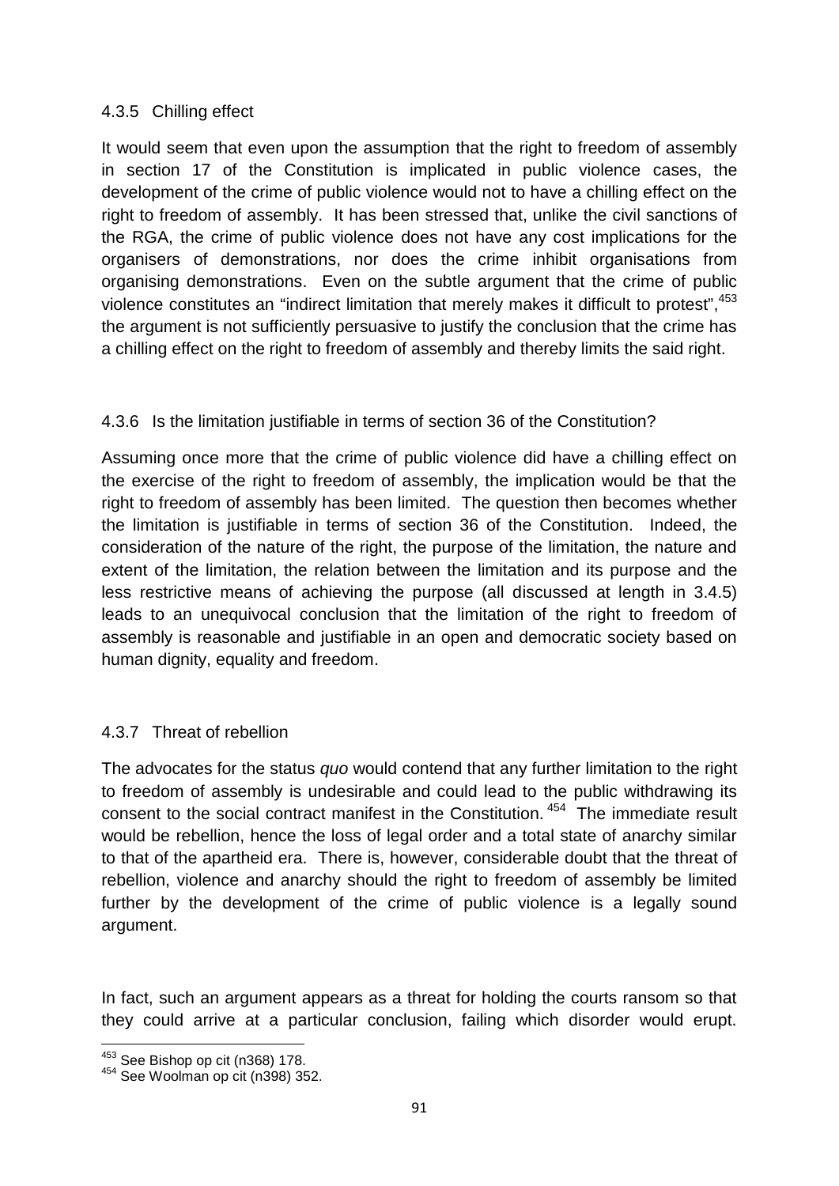### 4.3.5 Chilling effect

It would seem that even upon the assumption that the right to freedom of assembly in section 17 of the Constitution is implicated in public violence cases, the development of the crime of public violence would not to have a chilling effect on the right to freedom of assembly. It has been stressed that, unlike the civil sanctions of the RGA, the crime of public violence does not have any cost implications for the organisers of demonstrations, nor does the crime inhibit organisations from organising demonstrations. Even on the subtle argument that the crime of public violence constitutes an "indirect limitation that merely makes it difficult to protest",[453] the argument is not sufficiently persuasive to justify the conclusion that the crime has a chilling effect on the right to freedom of assembly and thereby limits the said right.

### 4.3.6 Is the limitation justifiable in terms of section 36 of the Constitution?

Assuming once more that the crime of public violence did have a chilling effect on the exercise of the right to freedom of assembly, the implication would be that the right to freedom of assembly has been limited. The question then becomes whether the limitation is justifiable in terms of section 36 of the Constitution. Indeed, the consideration of the nature of the right, the purpose of the limitation, the nature and extent of the limitation, the relation between the limitation and its purpose and the less restrictive means of achieving the purpose (all discussed at length in 3.4.5) leads to an unequivocal conclusion that the limitation of the right to freedom of assembly is reasonable and justifiable in an open and democratic society based on human dignity, equality and freedom.

### 4.3.7 Threat of rebellion

The advocates for the status *quo* would contend that any further limitation to the right to freedom of assembly is undesirable and could lead to the public withdrawing its consent to the social contract manifest in the Constitution.[454] The immediate result would be rebellion, hence the loss of legal order and a total state of anarchy similar to that of the apartheid era. There is, however, considerable doubt that the threat of rebellion, violence and anarchy should the right to freedom of assembly be limited further by the development of the crime of public violence is a legally sound argument.

In fact, such an argument appears as a threat for holding the courts ransom so that they could arrive at a particular conclusion, failing which disorder would erupt.

---

[453] See Bishop op cit (n368) 178.

[454] See Woolman op cit (n398) 352.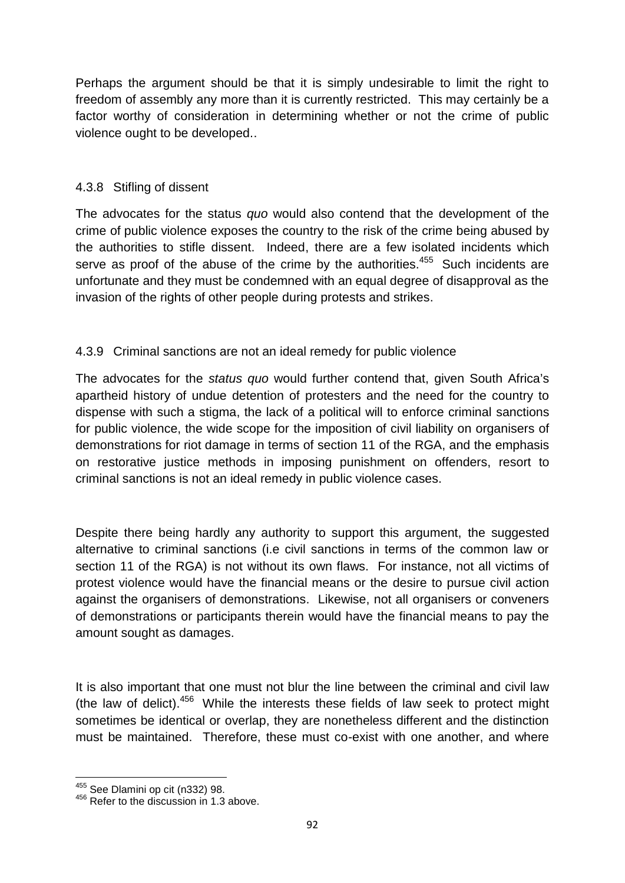Perhaps the argument should be that it is simply undesirable to limit the right to freedom of assembly any more than it is currently restricted. This may certainly be a factor worthy of consideration in determining whether or not the crime of public violence ought to be developed..

#### 4.3.8 Stifling of dissent

The advocates for the status *quo* would also contend that the development of the crime of public violence exposes the country to the risk of the crime being abused by the authorities to stifle dissent. Indeed, there are a few isolated incidents which serve as proof of the abuse of the crime by the authorities.[455] Such incidents are unfortunate and they must be condemned with an equal degree of disapproval as the invasion of the rights of other people during protests and strikes.

#### 4.3.9 Criminal sanctions are not an ideal remedy for public violence

The advocates for the *status quo* would further contend that, given South Africa's apartheid history of undue detention of protesters and the need for the country to dispense with such a stigma, the lack of a political will to enforce criminal sanctions for public violence, the wide scope for the imposition of civil liability on organisers of demonstrations for riot damage in terms of section 11 of the RGA, and the emphasis on restorative justice methods in imposing punishment on offenders, resort to criminal sanctions is not an ideal remedy in public violence cases.

Despite there being hardly any authority to support this argument, the suggested alternative to criminal sanctions (i.e civil sanctions in terms of the common law or section 11 of the RGA) is not without its own flaws. For instance, not all victims of protest violence would have the financial means or the desire to pursue civil action against the organisers of demonstrations. Likewise, not all organisers or conveners of demonstrations or participants therein would have the financial means to pay the amount sought as damages.

It is also important that one must not blur the line between the criminal and civil law (the law of delict).[456] While the interests these fields of law seek to protect might sometimes be identical or overlap, they are nonetheless different and the distinction must be maintained. Therefore, these must co-exist with one another, and where

---

[455] See Dlamini op cit (n332) 98.

[456] Refer to the discussion in 1.3 above.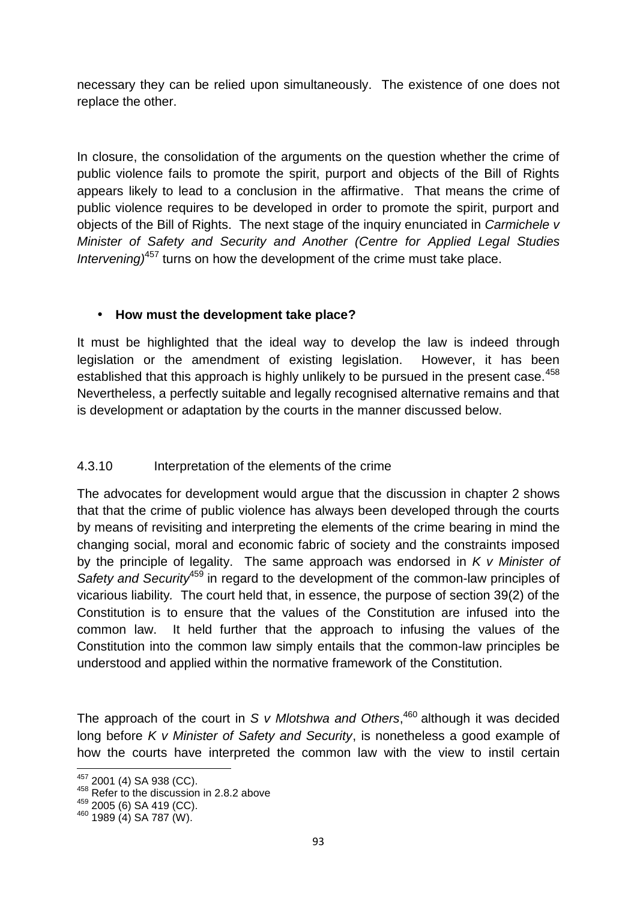necessary they can be relied upon simultaneously. The existence of one does not replace the other.

In closure, the consolidation of the arguments on the question whether the crime of public violence fails to promote the spirit, purport and objects of the Bill of Rights appears likely to lead to a conclusion in the affirmative. That means the crime of public violence requires to be developed in order to promote the spirit, purport and objects of the Bill of Rights. The next stage of the inquiry enunciated in *Carmichele v Minister of Safety and Security and Another (Centre for Applied Legal Studies Intervening)*[457] turns on how the development of the crime must take place.

- **How must the development take place?**

It must be highlighted that the ideal way to develop the law is indeed through legislation or the amendment of existing legislation. However, it has been established that this approach is highly unlikely to be pursued in the present case.[458] Nevertheless, a perfectly suitable and legally recognised alternative remains and that is development or adaptation by the courts in the manner discussed below.

4.3.10 Interpretation of the elements of the crime

The advocates for development would argue that the discussion in chapter 2 shows that that the crime of public violence has always been developed through the courts by means of revisiting and interpreting the elements of the crime bearing in mind the changing social, moral and economic fabric of society and the constraints imposed by the principle of legality. The same approach was endorsed in *K v Minister of Safety and Security*[459] in regard to the development of the common-law principles of vicarious liability. The court held that, in essence, the purpose of section 39(2) of the Constitution is to ensure that the values of the Constitution are infused into the common law. It held further that the approach to infusing the values of the Constitution into the common law simply entails that the common-law principles be understood and applied within the normative framework of the Constitution.

The approach of the court in *S v Mlotshwa and Others*,[460] although it was decided long before *K v Minister of Safety and Security*, is nonetheless a good example of how the courts have interpreted the common law with the view to instil certain

[457] 2001 (4) SA 938 (CC).
[458] Refer to the discussion in 2.8.2 above
[459] 2005 (6) SA 419 (CC).
[460] 1989 (4) SA 787 (W).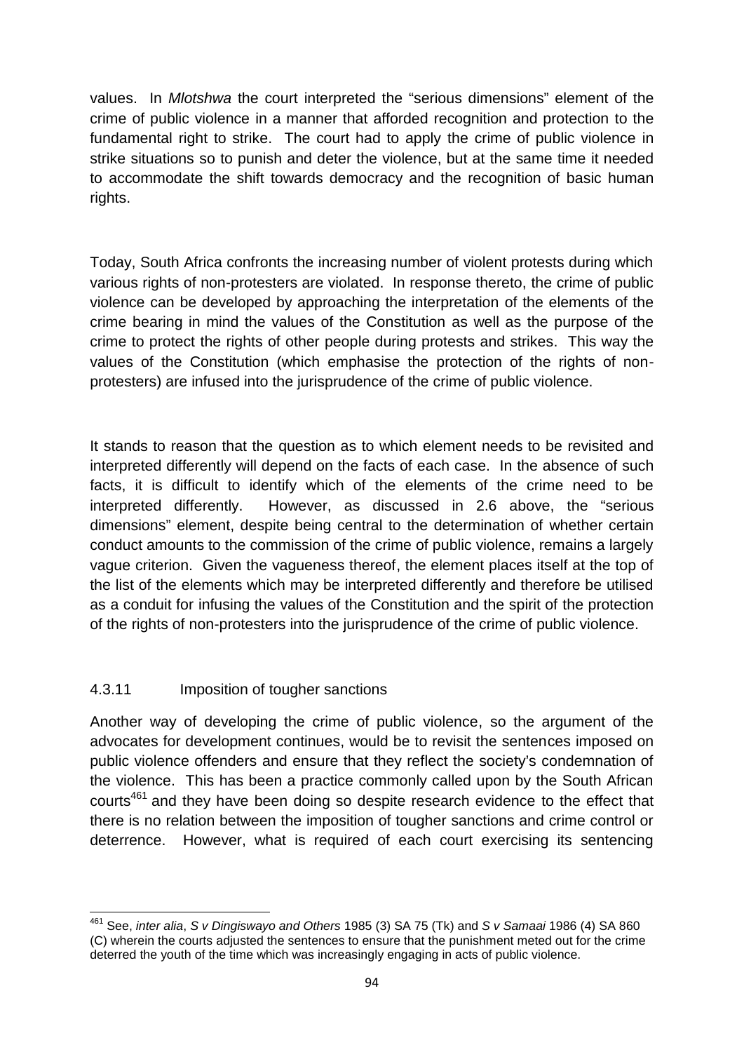values. In *Mlotshwa* the court interpreted the "serious dimensions" element of the crime of public violence in a manner that afforded recognition and protection to the fundamental right to strike. The court had to apply the crime of public violence in strike situations so to punish and deter the violence, but at the same time it needed to accommodate the shift towards democracy and the recognition of basic human rights.

Today, South Africa confronts the increasing number of violent protests during which various rights of non-protesters are violated. In response thereto, the crime of public violence can be developed by approaching the interpretation of the elements of the crime bearing in mind the values of the Constitution as well as the purpose of the crime to protect the rights of other people during protests and strikes. This way the values of the Constitution (which emphasise the protection of the rights of non-protesters) are infused into the jurisprudence of the crime of public violence.

It stands to reason that the question as to which element needs to be revisited and interpreted differently will depend on the facts of each case. In the absence of such facts, it is difficult to identify which of the elements of the crime need to be interpreted differently. However, as discussed in 2.6 above, the "serious dimensions" element, despite being central to the determination of whether certain conduct amounts to the commission of the crime of public violence, remains a largely vague criterion. Given the vagueness thereof, the element places itself at the top of the list of the elements which may be interpreted differently and therefore be utilised as a conduit for infusing the values of the Constitution and the spirit of the protection of the rights of non-protesters into the jurisprudence of the crime of public violence.

#### 4.3.11 Imposition of tougher sanctions

Another way of developing the crime of public violence, so the argument of the advocates for development continues, would be to revisit the sentences imposed on public violence offenders and ensure that they reflect the society's condemnation of the violence. This has been a practice commonly called upon by the South African courts[461] and they have been doing so despite research evidence to the effect that there is no relation between the imposition of tougher sanctions and crime control or deterrence. However, what is required of each court exercising its sentencing

---

[461] See, *inter alia*, *S v Dingiswayo and Others* 1985 (3) SA 75 (Tk) and *S v Samaai* 1986 (4) SA 860 (C) wherein the courts adjusted the sentences to ensure that the punishment meted out for the crime deterred the youth of the time which was increasingly engaging in acts of public violence.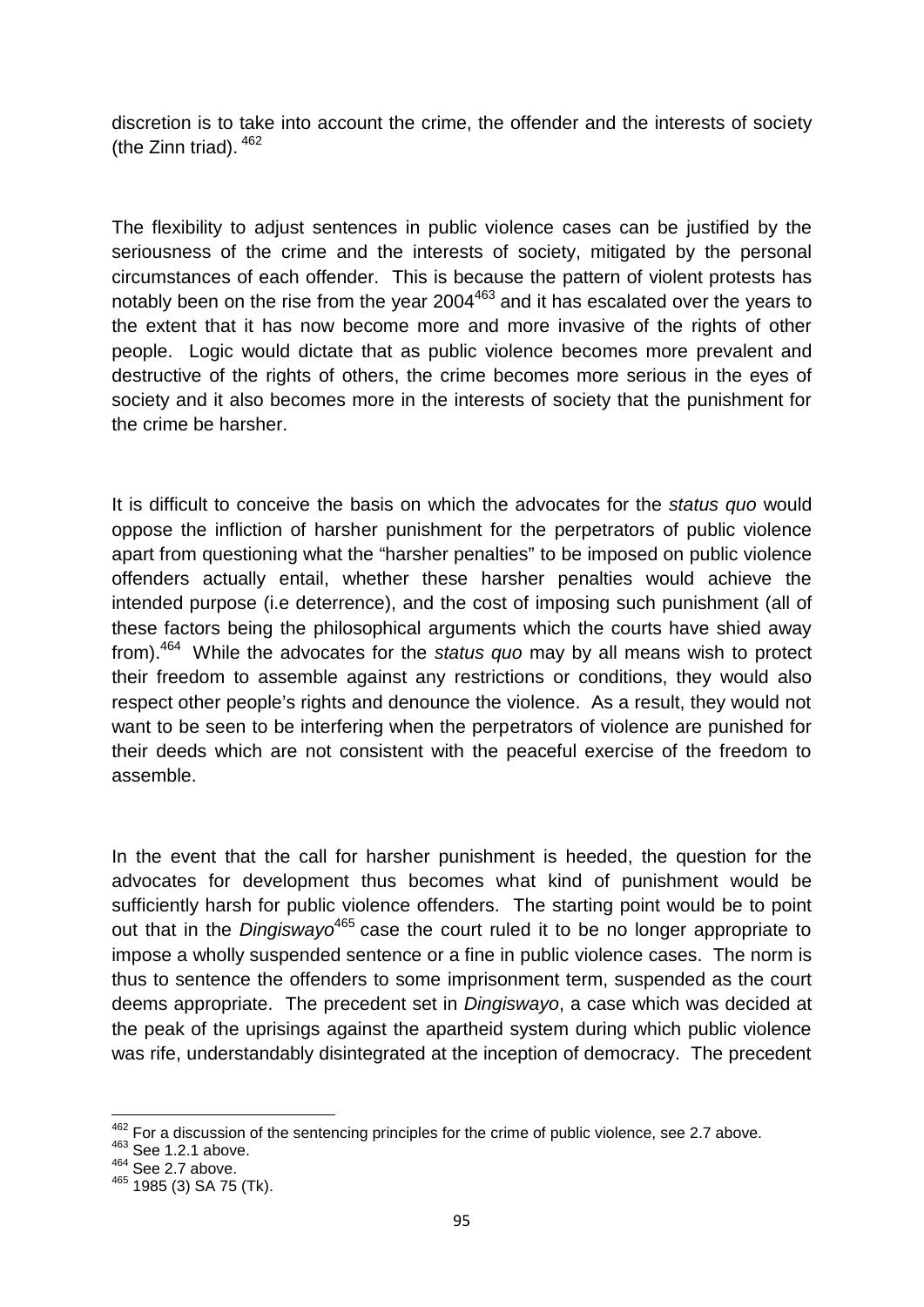discretion is to take into account the crime, the offender and the interests of society (the Zinn triad). [462]

The flexibility to adjust sentences in public violence cases can be justified by the seriousness of the crime and the interests of society, mitigated by the personal circumstances of each offender. This is because the pattern of violent protests has notably been on the rise from the year 2004[463] and it has escalated over the years to the extent that it has now become more and more invasive of the rights of other people. Logic would dictate that as public violence becomes more prevalent and destructive of the rights of others, the crime becomes more serious in the eyes of society and it also becomes more in the interests of society that the punishment for the crime be harsher.

It is difficult to conceive the basis on which the advocates for the *status quo* would oppose the infliction of harsher punishment for the perpetrators of public violence apart from questioning what the "harsher penalties" to be imposed on public violence offenders actually entail, whether these harsher penalties would achieve the intended purpose (i.e deterrence), and the cost of imposing such punishment (all of these factors being the philosophical arguments which the courts have shied away from).[464] While the advocates for the *status quo* may by all means wish to protect their freedom to assemble against any restrictions or conditions, they would also respect other people's rights and denounce the violence. As a result, they would not want to be seen to be interfering when the perpetrators of violence are punished for their deeds which are not consistent with the peaceful exercise of the freedom to assemble.

In the event that the call for harsher punishment is heeded, the question for the advocates for development thus becomes what kind of punishment would be sufficiently harsh for public violence offenders. The starting point would be to point out that in the *Dingiswayo*[465] case the court ruled it to be no longer appropriate to impose a wholly suspended sentence or a fine in public violence cases. The norm is thus to sentence the offenders to some imprisonment term, suspended as the court deems appropriate. The precedent set in *Dingiswayo*, a case which was decided at the peak of the uprisings against the apartheid system during which public violence was rife, understandably disintegrated at the inception of democracy. The precedent

---

[462] For a discussion of the sentencing principles for the crime of public violence, see 2.7 above.
[463] See 1.2.1 above.
[464] See 2.7 above.
[465] 1985 (3) SA 75 (Tk).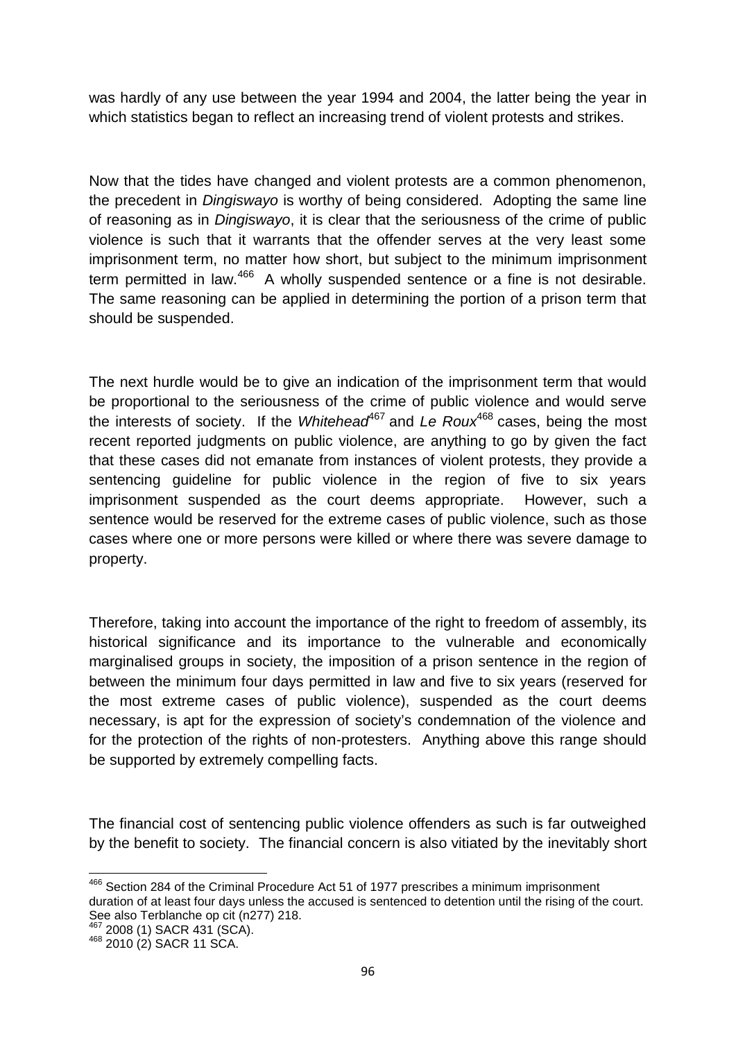was hardly of any use between the year 1994 and 2004, the latter being the year in which statistics began to reflect an increasing trend of violent protests and strikes.

Now that the tides have changed and violent protests are a common phenomenon, the precedent in *Dingiswayo* is worthy of being considered. Adopting the same line of reasoning as in *Dingiswayo*, it is clear that the seriousness of the crime of public violence is such that it warrants that the offender serves at the very least some imprisonment term, no matter how short, but subject to the minimum imprisonment term permitted in law.[466] A wholly suspended sentence or a fine is not desirable. The same reasoning can be applied in determining the portion of a prison term that should be suspended.

The next hurdle would be to give an indication of the imprisonment term that would be proportional to the seriousness of the crime of public violence and would serve the interests of society. If the *Whitehead*[467] and *Le Roux*[468] cases, being the most recent reported judgments on public violence, are anything to go by given the fact that these cases did not emanate from instances of violent protests, they provide a sentencing guideline for public violence in the region of five to six years imprisonment suspended as the court deems appropriate. However, such a sentence would be reserved for the extreme cases of public violence, such as those cases where one or more persons were killed or where there was severe damage to property.

Therefore, taking into account the importance of the right to freedom of assembly, its historical significance and its importance to the vulnerable and economically marginalised groups in society, the imposition of a prison sentence in the region of between the minimum four days permitted in law and five to six years (reserved for the most extreme cases of public violence), suspended as the court deems necessary, is apt for the expression of society's condemnation of the violence and for the protection of the rights of non-protesters. Anything above this range should be supported by extremely compelling facts.

The financial cost of sentencing public violence offenders as such is far outweighed by the benefit to society. The financial concern is also vitiated by the inevitably short

---

[466] Section 284 of the Criminal Procedure Act 51 of 1977 prescribes a minimum imprisonment duration of at least four days unless the accused is sentenced to detention until the rising of the court. See also Terblanche op cit (n277) 218.

[467] 2008 (1) SACR 431 (SCA).

[468] 2010 (2) SACR 11 SCA.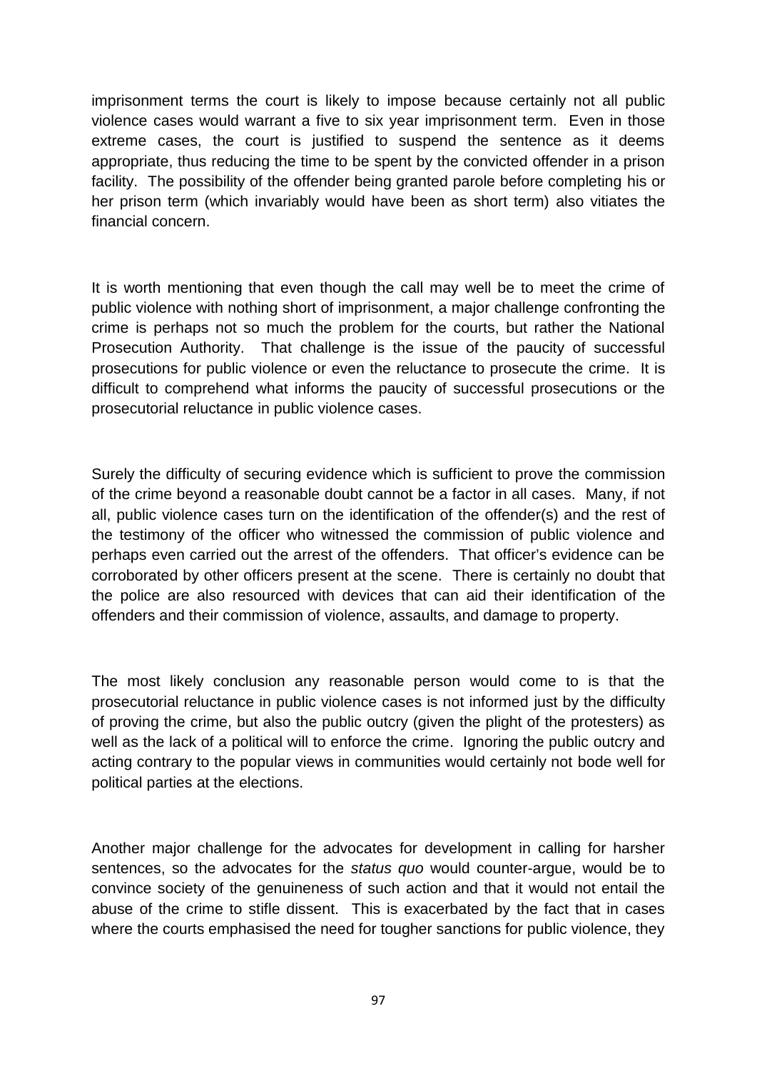imprisonment terms the court is likely to impose because certainly not all public violence cases would warrant a five to six year imprisonment term. Even in those extreme cases, the court is justified to suspend the sentence as it deems appropriate, thus reducing the time to be spent by the convicted offender in a prison facility. The possibility of the offender being granted parole before completing his or her prison term (which invariably would have been as short term) also vitiates the financial concern.

It is worth mentioning that even though the call may well be to meet the crime of public violence with nothing short of imprisonment, a major challenge confronting the crime is perhaps not so much the problem for the courts, but rather the National Prosecution Authority. That challenge is the issue of the paucity of successful prosecutions for public violence or even the reluctance to prosecute the crime. It is difficult to comprehend what informs the paucity of successful prosecutions or the prosecutorial reluctance in public violence cases.

Surely the difficulty of securing evidence which is sufficient to prove the commission of the crime beyond a reasonable doubt cannot be a factor in all cases. Many, if not all, public violence cases turn on the identification of the offender(s) and the rest of the testimony of the officer who witnessed the commission of public violence and perhaps even carried out the arrest of the offenders. That officer's evidence can be corroborated by other officers present at the scene. There is certainly no doubt that the police are also resourced with devices that can aid their identification of the offenders and their commission of violence, assaults, and damage to property.

The most likely conclusion any reasonable person would come to is that the prosecutorial reluctance in public violence cases is not informed just by the difficulty of proving the crime, but also the public outcry (given the plight of the protesters) as well as the lack of a political will to enforce the crime. Ignoring the public outcry and acting contrary to the popular views in communities would certainly not bode well for political parties at the elections.

Another major challenge for the advocates for development in calling for harsher sentences, so the advocates for the *status quo* would counter-argue, would be to convince society of the genuineness of such action and that it would not entail the abuse of the crime to stifle dissent. This is exacerbated by the fact that in cases where the courts emphasised the need for tougher sanctions for public violence, they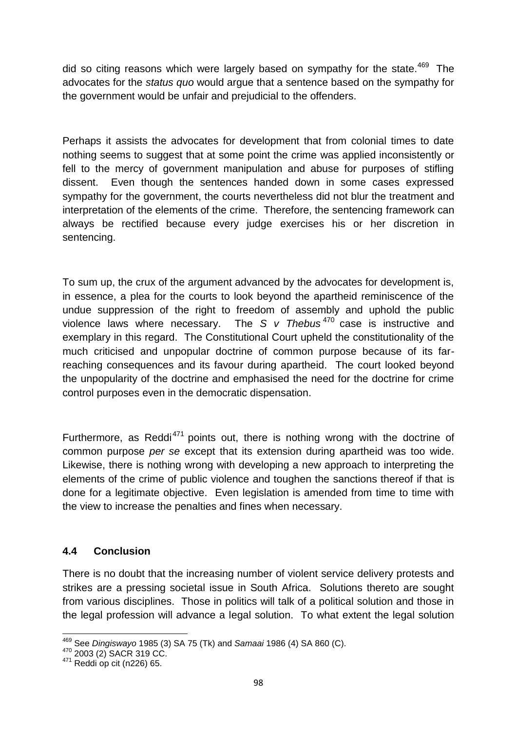did so citing reasons which were largely based on sympathy for the state.[469] The advocates for the *status quo* would argue that a sentence based on the sympathy for the government would be unfair and prejudicial to the offenders.

Perhaps it assists the advocates for development that from colonial times to date nothing seems to suggest that at some point the crime was applied inconsistently or fell to the mercy of government manipulation and abuse for purposes of stifling dissent. Even though the sentences handed down in some cases expressed sympathy for the government, the courts nevertheless did not blur the treatment and interpretation of the elements of the crime. Therefore, the sentencing framework can always be rectified because every judge exercises his or her discretion in sentencing.

To sum up, the crux of the argument advanced by the advocates for development is, in essence, a plea for the courts to look beyond the apartheid reminiscence of the undue suppression of the right to freedom of assembly and uphold the public violence laws where necessary. The *S v Thebus*[470] case is instructive and exemplary in this regard. The Constitutional Court upheld the constitutionality of the much criticised and unpopular doctrine of common purpose because of its far-reaching consequences and its favour during apartheid. The court looked beyond the unpopularity of the doctrine and emphasised the need for the doctrine for crime control purposes even in the democratic dispensation.

Furthermore, as Reddi[471] points out, there is nothing wrong with the doctrine of common purpose *per se* except that its extension during apartheid was too wide. Likewise, there is nothing wrong with developing a new approach to interpreting the elements of the crime of public violence and toughen the sanctions thereof if that is done for a legitimate objective. Even legislation is amended from time to time with the view to increase the penalties and fines when necessary.

## 4.4 Conclusion

There is no doubt that the increasing number of violent service delivery protests and strikes are a pressing societal issue in South Africa. Solutions thereto are sought from various disciplines. Those in politics will talk of a political solution and those in the legal profession will advance a legal solution. To what extent the legal solution

---

[469] See *Dingiswayo* 1985 (3) SA 75 (Tk) and *Samaai* 1986 (4) SA 860 (C).

[470] 2003 (2) SACR 319 CC.

[471] Reddi op cit (n226) 65.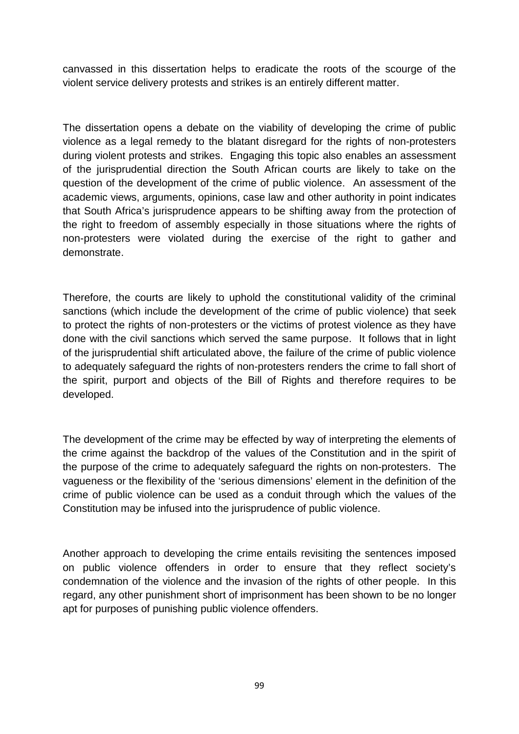canvassed in this dissertation helps to eradicate the roots of the scourge of the violent service delivery protests and strikes is an entirely different matter.

The dissertation opens a debate on the viability of developing the crime of public violence as a legal remedy to the blatant disregard for the rights of non-protesters during violent protests and strikes. Engaging this topic also enables an assessment of the jurisprudential direction the South African courts are likely to take on the question of the development of the crime of public violence. An assessment of the academic views, arguments, opinions, case law and other authority in point indicates that South Africa's jurisprudence appears to be shifting away from the protection of the right to freedom of assembly especially in those situations where the rights of non-protesters were violated during the exercise of the right to gather and demonstrate.

Therefore, the courts are likely to uphold the constitutional validity of the criminal sanctions (which include the development of the crime of public violence) that seek to protect the rights of non-protesters or the victims of protest violence as they have done with the civil sanctions which served the same purpose. It follows that in light of the jurisprudential shift articulated above, the failure of the crime of public violence to adequately safeguard the rights of non-protesters renders the crime to fall short of the spirit, purport and objects of the Bill of Rights and therefore requires to be developed.

The development of the crime may be effected by way of interpreting the elements of the crime against the backdrop of the values of the Constitution and in the spirit of the purpose of the crime to adequately safeguard the rights on non-protesters. The vagueness or the flexibility of the 'serious dimensions' element in the definition of the crime of public violence can be used as a conduit through which the values of the Constitution may be infused into the jurisprudence of public violence.

Another approach to developing the crime entails revisiting the sentences imposed on public violence offenders in order to ensure that they reflect society's condemnation of the violence and the invasion of the rights of other people. In this regard, any other punishment short of imprisonment has been shown to be no longer apt for purposes of punishing public violence offenders.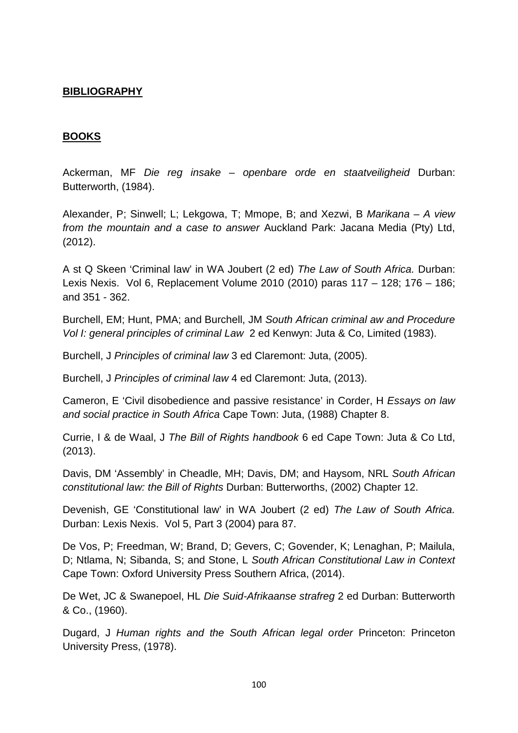**BIBLIOGRAPHY**

**BOOKS**

Ackerman, MF *Die reg insake – openbare orde en staatveiligheid* Durban: Butterworth, (1984).

Alexander, P; Sinwell; L; Lekgowa, T; Mmope, B; and Xezwi, B *Marikana – A view from the mountain and a case to answer* Auckland Park: Jacana Media (Pty) Ltd, (2012).

A st Q Skeen 'Criminal law' in WA Joubert (2 ed) *The Law of South Africa.* Durban: Lexis Nexis. Vol 6, Replacement Volume 2010 (2010) paras 117 – 128; 176 – 186; and 351 - 362.

Burchell, EM; Hunt, PMA; and Burchell, JM *South African criminal aw and Procedure Vol I: general principles of criminal Law* 2 ed Kenwyn: Juta & Co, Limited (1983).

Burchell, J *Principles of criminal law* 3 ed Claremont: Juta, (2005).

Burchell, J *Principles of criminal law* 4 ed Claremont: Juta, (2013).

Cameron, E 'Civil disobedience and passive resistance' in Corder, H *Essays on law and social practice in South Africa* Cape Town: Juta, (1988) Chapter 8.

Currie, I & de Waal, J *The Bill of Rights handbook* 6 ed Cape Town: Juta & Co Ltd, (2013).

Davis, DM 'Assembly' in Cheadle, MH; Davis, DM; and Haysom, NRL *South African constitutional law: the Bill of Rights* Durban: Butterworths, (2002) Chapter 12.

Devenish, GE 'Constitutional law' in WA Joubert (2 ed) *The Law of South Africa.* Durban: Lexis Nexis. Vol 5, Part 3 (2004) para 87.

De Vos, P; Freedman, W; Brand, D; Gevers, C; Govender, K; Lenaghan, P; Mailula, D; Ntlama, N; Sibanda, S; and Stone, L *South African Constitutional Law in Context* Cape Town: Oxford University Press Southern Africa, (2014).

De Wet, JC & Swanepoel, HL *Die Suid-Afrikaanse strafreg* 2 ed Durban: Butterworth & Co., (1960).

Dugard, J *Human rights and the South African legal order* Princeton: Princeton University Press, (1978).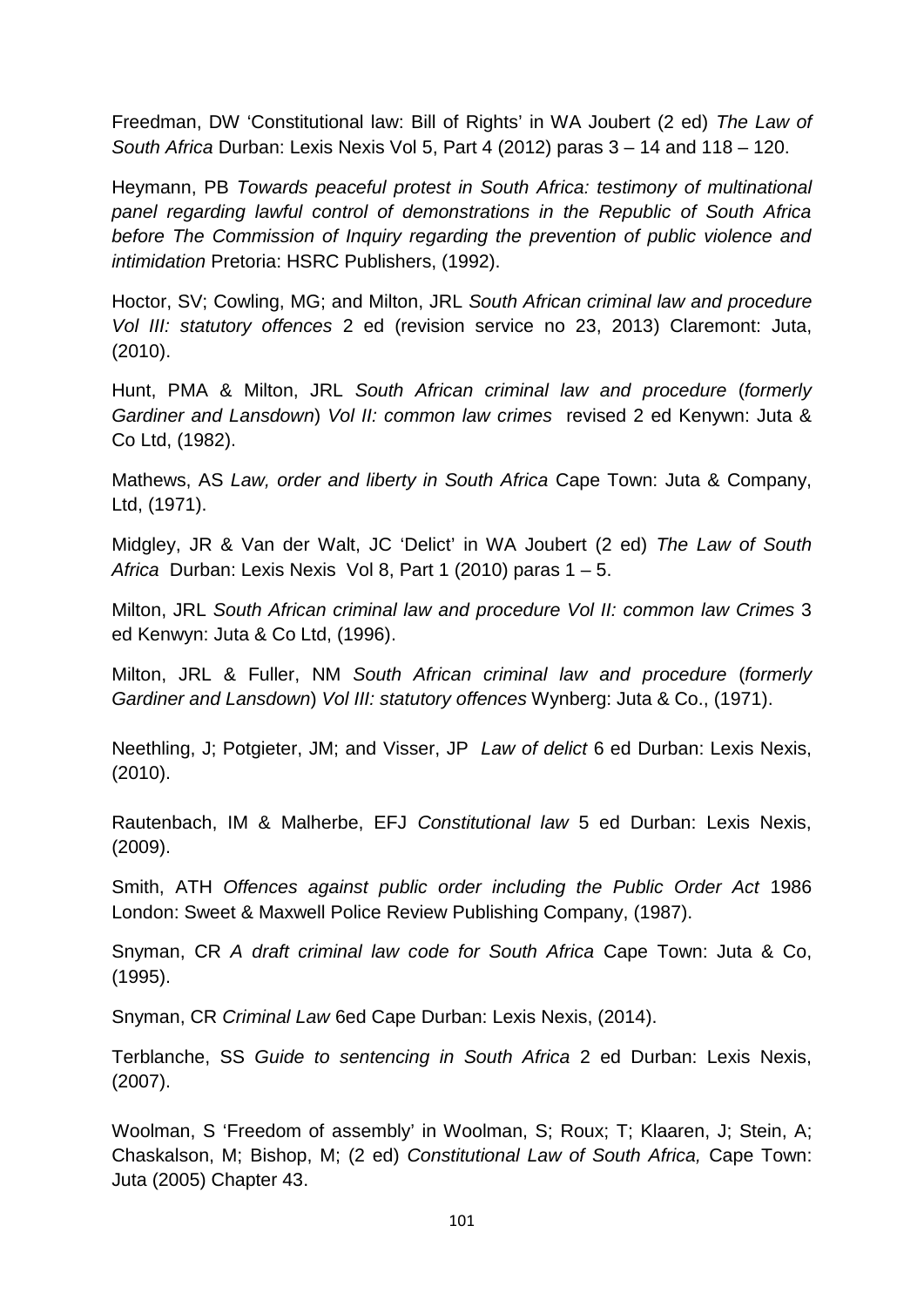Freedman, DW 'Constitutional law: Bill of Rights' in WA Joubert (2 ed) *The Law of South Africa* Durban: Lexis Nexis Vol 5, Part 4 (2012) paras 3 – 14 and 118 – 120.

Heymann, PB *Towards peaceful protest in South Africa: testimony of multinational panel regarding lawful control of demonstrations in the Republic of South Africa before The Commission of Inquiry regarding the prevention of public violence and intimidation* Pretoria: HSRC Publishers, (1992).

Hoctor, SV; Cowling, MG; and Milton, JRL *South African criminal law and procedure Vol III: statutory offences* 2 ed (revision service no 23, 2013) Claremont: Juta, (2010).

Hunt, PMA & Milton, JRL *South African criminal law and procedure* (*formerly Gardiner and Lansdown*) *Vol II: common law crimes* revised 2 ed Kenywn: Juta & Co Ltd, (1982).

Mathews, AS *Law, order and liberty in South Africa* Cape Town: Juta & Company, Ltd, (1971).

Midgley, JR & Van der Walt, JC 'Delict' in WA Joubert (2 ed) *The Law of South Africa* Durban: Lexis Nexis Vol 8, Part 1 (2010) paras 1 – 5.

Milton, JRL *South African criminal law and procedure Vol II: common law Crimes* 3 ed Kenwyn: Juta & Co Ltd, (1996).

Milton, JRL & Fuller, NM *South African criminal law and procedure* (*formerly Gardiner and Lansdown*) *Vol III: statutory offences* Wynberg: Juta & Co., (1971).

Neethling, J; Potgieter, JM; and Visser, JP *Law of delict* 6 ed Durban: Lexis Nexis, (2010).

Rautenbach, IM & Malherbe, EFJ *Constitutional law* 5 ed Durban: Lexis Nexis, (2009).

Smith, ATH *Offences against public order including the Public Order Act* 1986 London: Sweet & Maxwell Police Review Publishing Company, (1987).

Snyman, CR *A draft criminal law code for South Africa* Cape Town: Juta & Co, (1995).

Snyman, CR *Criminal Law* 6ed Cape Durban: Lexis Nexis, (2014).

Terblanche, SS *Guide to sentencing in South Africa* 2 ed Durban: Lexis Nexis, (2007).

Woolman, S 'Freedom of assembly' in Woolman, S; Roux; T; Klaaren, J; Stein, A; Chaskalson, M; Bishop, M; (2 ed) *Constitutional Law of South Africa,* Cape Town: Juta (2005) Chapter 43.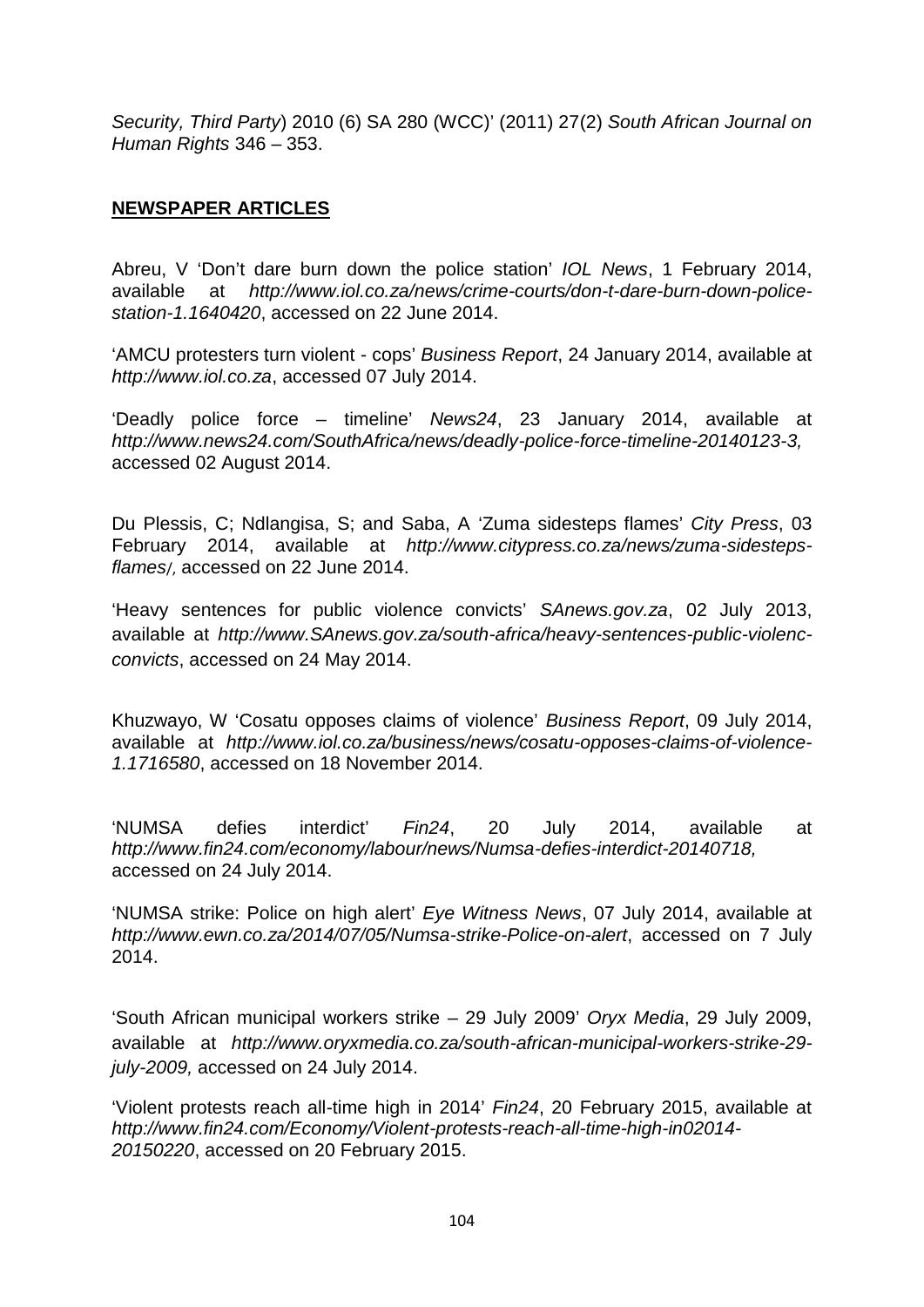*Security, Third Party*) 2010 (6) SA 280 (WCC)' (2011) 27(2) *South African Journal on Human Rights* 346 – 353.

## NEWSPAPER ARTICLES

Abreu, V 'Don't dare burn down the police station' *IOL News*, 1 February 2014, available at *http://www.iol.co.za/news/crime-courts/don-t-dare-burn-down-police-station-1.1640420*, accessed on 22 June 2014.

'AMCU protesters turn violent - cops' *Business Report*, 24 January 2014, available at *http://www.iol.co.za*, accessed 07 July 2014.

'Deadly police force – timeline' *News24*, 23 January 2014, available at *http://www.news24.com/SouthAfrica/news/deadly-police-force-timeline-20140123-3,* accessed 02 August 2014.

Du Plessis, C; Ndlangisa, S; and Saba, A 'Zuma sidesteps flames' *City Press*, 03 February 2014, available at *http://www.citypress.co.za/news/zuma-sidesteps-flames/,* accessed on 22 June 2014.

'Heavy sentences for public violence convicts' *SAnews.gov.za*, 02 July 2013, available at *http://www.SAnews.gov.za/south-africa/heavy-sentences-public-violenc-convicts*, accessed on 24 May 2014.

Khuzwayo, W 'Cosatu opposes claims of violence' *Business Report*, 09 July 2014, available at *http://www.iol.co.za/business/news/cosatu-opposes-claims-of-violence-1.1716580*, accessed on 18 November 2014.

'NUMSA defies interdict' *Fin24*, 20 July 2014, available at *http://www.fin24.com/economy/labour/news/Numsa-defies-interdict-20140718,* accessed on 24 July 2014.

'NUMSA strike: Police on high alert' *Eye Witness News*, 07 July 2014, available at *http://www.ewn.co.za/2014/07/05/Numsa-strike-Police-on-alert*, accessed on 7 July 2014.

'South African municipal workers strike – 29 July 2009' *Oryx Media*, 29 July 2009, available at *http://www.oryxmedia.co.za/south-african-municipal-workers-strike-29-july-2009,* accessed on 24 July 2014.

'Violent protests reach all-time high in 2014' *Fin24*, 20 February 2015, available at *http://www.fin24.com/Economy/Violent-protests-reach-all-time-high-in02014-20150220*, accessed on 20 February 2015.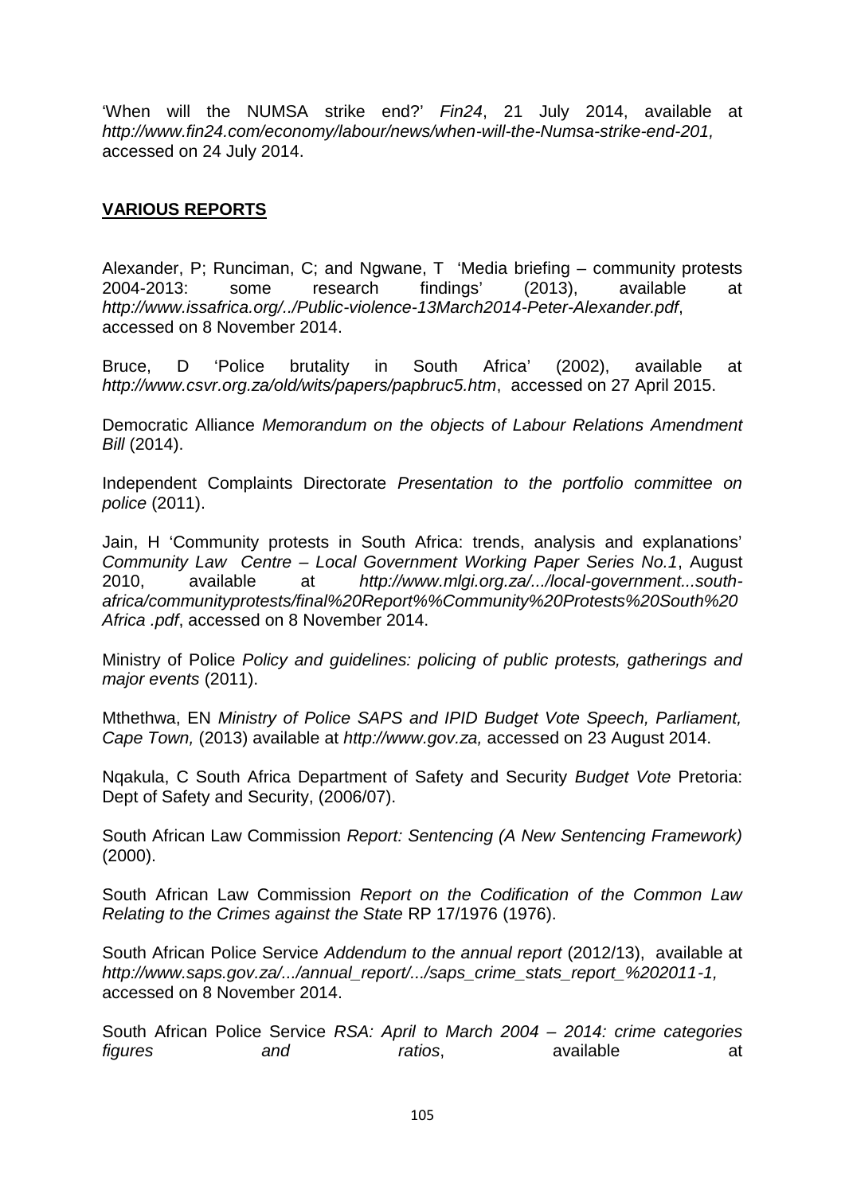'When will the NUMSA strike end?' *Fin24*, 21 July 2014, available at *http://www.fin24.com/economy/labour/news/when-will-the-Numsa-strike-end-201,* accessed on 24 July 2014.

## **VARIOUS REPORTS**

Alexander, P; Runciman, C; and Ngwane, T 'Media briefing – community protests 2004-2013: some research findings' (2013), available at *http://www.issafrica.org/../Public-violence-13March2014-Peter-Alexander.pdf*, accessed on 8 November 2014.

Bruce, D 'Police brutality in South Africa' (2002), available at *http://www.csvr.org.za/old/wits/papers/papbruc5.htm*, accessed on 27 April 2015.

Democratic Alliance *Memorandum on the objects of Labour Relations Amendment Bill* (2014).

Independent Complaints Directorate *Presentation to the portfolio committee on police* (2011).

Jain, H 'Community protests in South Africa: trends, analysis and explanations' *Community Law Centre – Local Government Working Paper Series No.1*, August 2010, available at *http://www.mlgi.org.za/.../local-government...south-africa/communityprotests/final%20Report%%Community%20Protests%20South%20 Africa .pdf*, accessed on 8 November 2014.

Ministry of Police *Policy and guidelines: policing of public protests, gatherings and major events* (2011).

Mthethwa, EN *Ministry of Police SAPS and IPID Budget Vote Speech, Parliament, Cape Town,* (2013) available at *http://www.gov.za,* accessed on 23 August 2014.

Nqakula, C South Africa Department of Safety and Security *Budget Vote* Pretoria: Dept of Safety and Security, (2006/07).

South African Law Commission *Report: Sentencing (A New Sentencing Framework)* (2000).

South African Law Commission *Report on the Codification of the Common Law Relating to the Crimes against the State* RP 17/1976 (1976).

South African Police Service *Addendum to the annual report* (2012/13), available at *http://www.saps.gov.za/.../annual_report/.../saps_crime_stats_report_%202011-1,* accessed on 8 November 2014.

South African Police Service *RSA: April to March 2004 – 2014: crime categories figures and ratios*, available at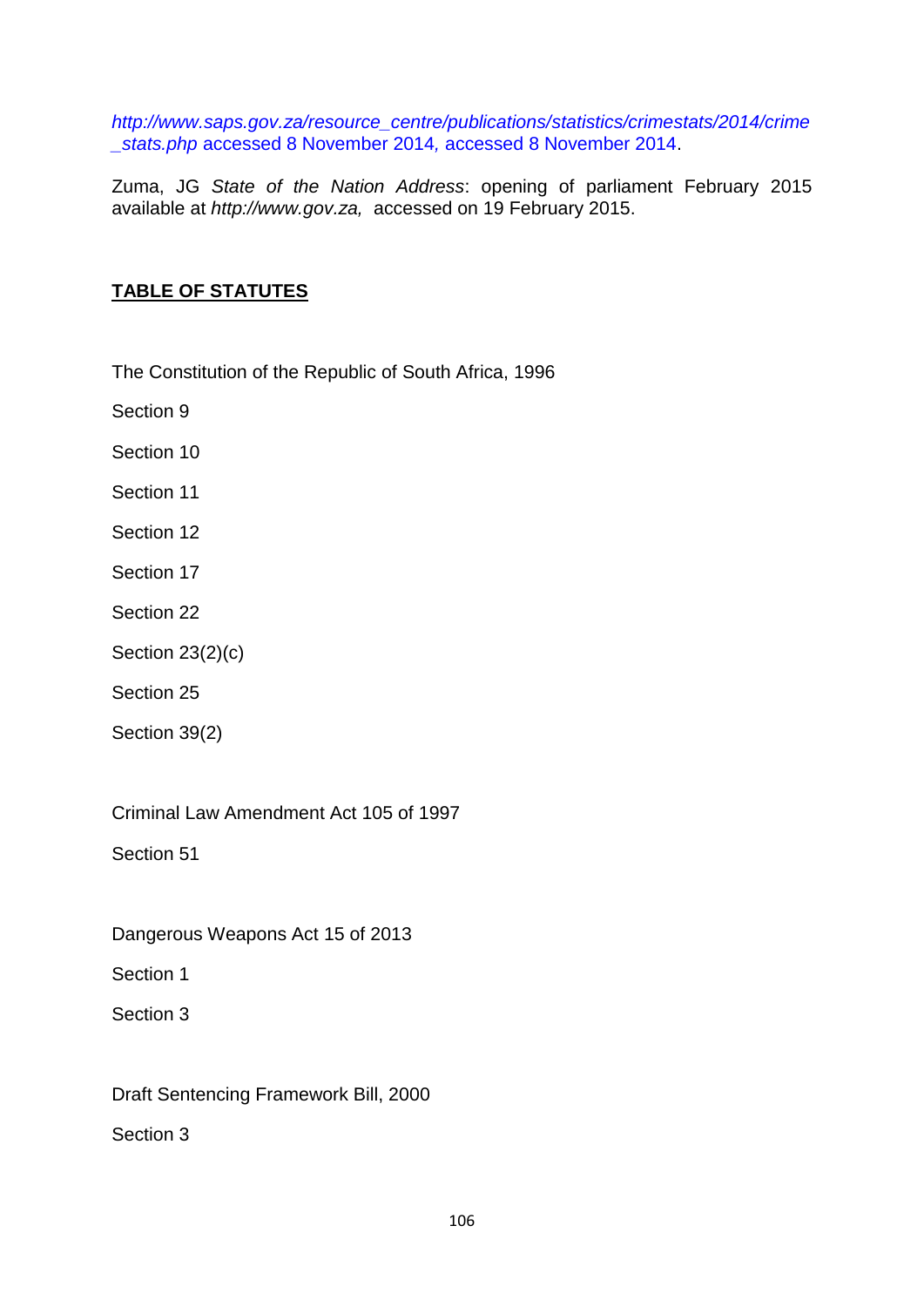*http://www.saps.gov.za/resource_centre/publications/statistics/crimestats/2014/crime_stats.php* accessed 8 November 2014, accessed 8 November 2014.

Zuma, JG *State of the Nation Address*: opening of parliament February 2015 available at *http://www.gov.za,* accessed on 19 February 2015.

## TABLE OF STATUTES

The Constitution of the Republic of South Africa, 1996

Section 9

Section 10

Section 11

Section 12

Section 17

Section 22

Section 23(2)(c)

Section 25

Section 39(2)

Criminal Law Amendment Act 105 of 1997

Section 51

Dangerous Weapons Act 15 of 2013

Section 1

Section 3

Draft Sentencing Framework Bill, 2000

Section 3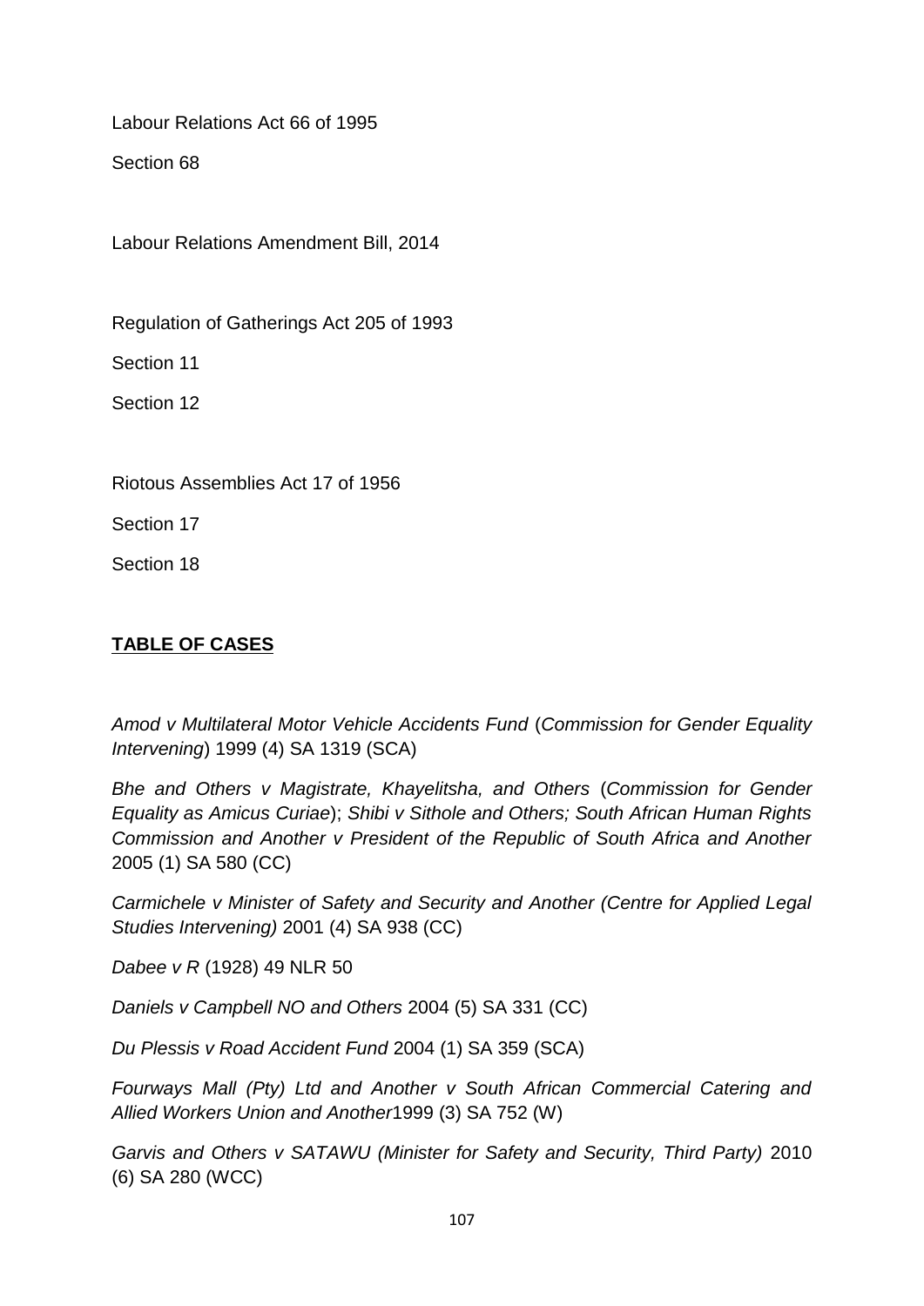Labour Relations Act 66 of 1995

Section 68

Labour Relations Amendment Bill, 2014

Regulation of Gatherings Act 205 of 1993

Section 11

Section 12

Riotous Assemblies Act 17 of 1956

Section 17

Section 18

## TABLE OF CASES

*Amod v Multilateral Motor Vehicle Accidents Fund* (*Commission for Gender Equality Intervening*) 1999 (4) SA 1319 (SCA)

*Bhe and Others v Magistrate, Khayelitsha, and Others* (*Commission for Gender Equality as Amicus Curiae*); *Shibi v Sithole and Others; South African Human Rights Commission and Another v President of the Republic of South Africa and Another* 2005 (1) SA 580 (CC)

*Carmichele v Minister of Safety and Security and Another (Centre for Applied Legal Studies Intervening)* 2001 (4) SA 938 (CC)

*Dabee v R* (1928) 49 NLR 50

*Daniels v Campbell NO and Others* 2004 (5) SA 331 (CC)

*Du Plessis v Road Accident Fund* 2004 (1) SA 359 (SCA)

*Fourways Mall (Pty) Ltd and Another v South African Commercial Catering and Allied Workers Union and Another*1999 (3) SA 752 (W)

*Garvis and Others v SATAWU (Minister for Safety and Security, Third Party)* 2010 (6) SA 280 (WCC)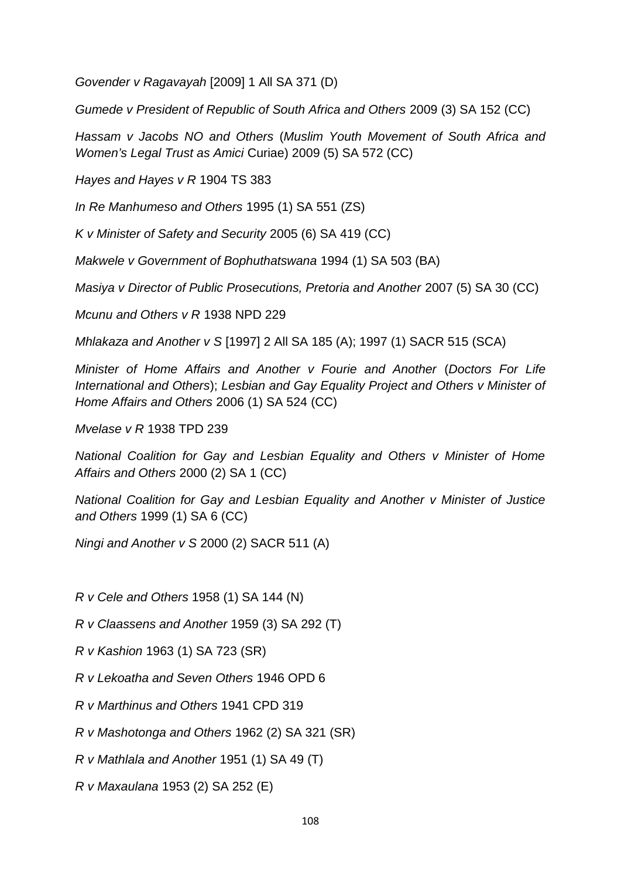*Govender v Ragavayah* [2009] 1 All SA 371 (D)

*Gumede v President of Republic of South Africa and Others* 2009 (3) SA 152 (CC)

*Hassam v Jacobs NO and Others* (*Muslim Youth Movement of South Africa and Women's Legal Trust as Amici* Curiae) 2009 (5) SA 572 (CC)

*Hayes and Hayes v R* 1904 TS 383

*In Re Manhumeso and Others* 1995 (1) SA 551 (ZS)

*K v Minister of Safety and Security* 2005 (6) SA 419 (CC)

*Makwele v Government of Bophuthatswana* 1994 (1) SA 503 (BA)

*Masiya v Director of Public Prosecutions, Pretoria and Another* 2007 (5) SA 30 (CC)

*Mcunu and Others v R* 1938 NPD 229

*Mhlakaza and Another v S* [1997] 2 All SA 185 (A); 1997 (1) SACR 515 (SCA)

*Minister of Home Affairs and Another v Fourie and Another* (*Doctors For Life International and Others*); *Lesbian and Gay Equality Project and Others v Minister of Home Affairs and Others* 2006 (1) SA 524 (CC)

*Mvelase v R* 1938 TPD 239

*National Coalition for Gay and Lesbian Equality and Others v Minister of Home Affairs and Others* 2000 (2) SA 1 (CC)

*National Coalition for Gay and Lesbian Equality and Another v Minister of Justice and Others* 1999 (1) SA 6 (CC)

*Ningi and Another v S* 2000 (2) SACR 511 (A)

*R v Cele and Others* 1958 (1) SA 144 (N)

*R v Claassens and Another* 1959 (3) SA 292 (T)

*R v Kashion* 1963 (1) SA 723 (SR)

*R v Lekoatha and Seven Others* 1946 OPD 6

*R v Marthinus and Others* 1941 CPD 319

*R v Mashotonga and Others* 1962 (2) SA 321 (SR)

*R v Mathlala and Another* 1951 (1) SA 49 (T)

*R v Maxaulana* 1953 (2) SA 252 (E)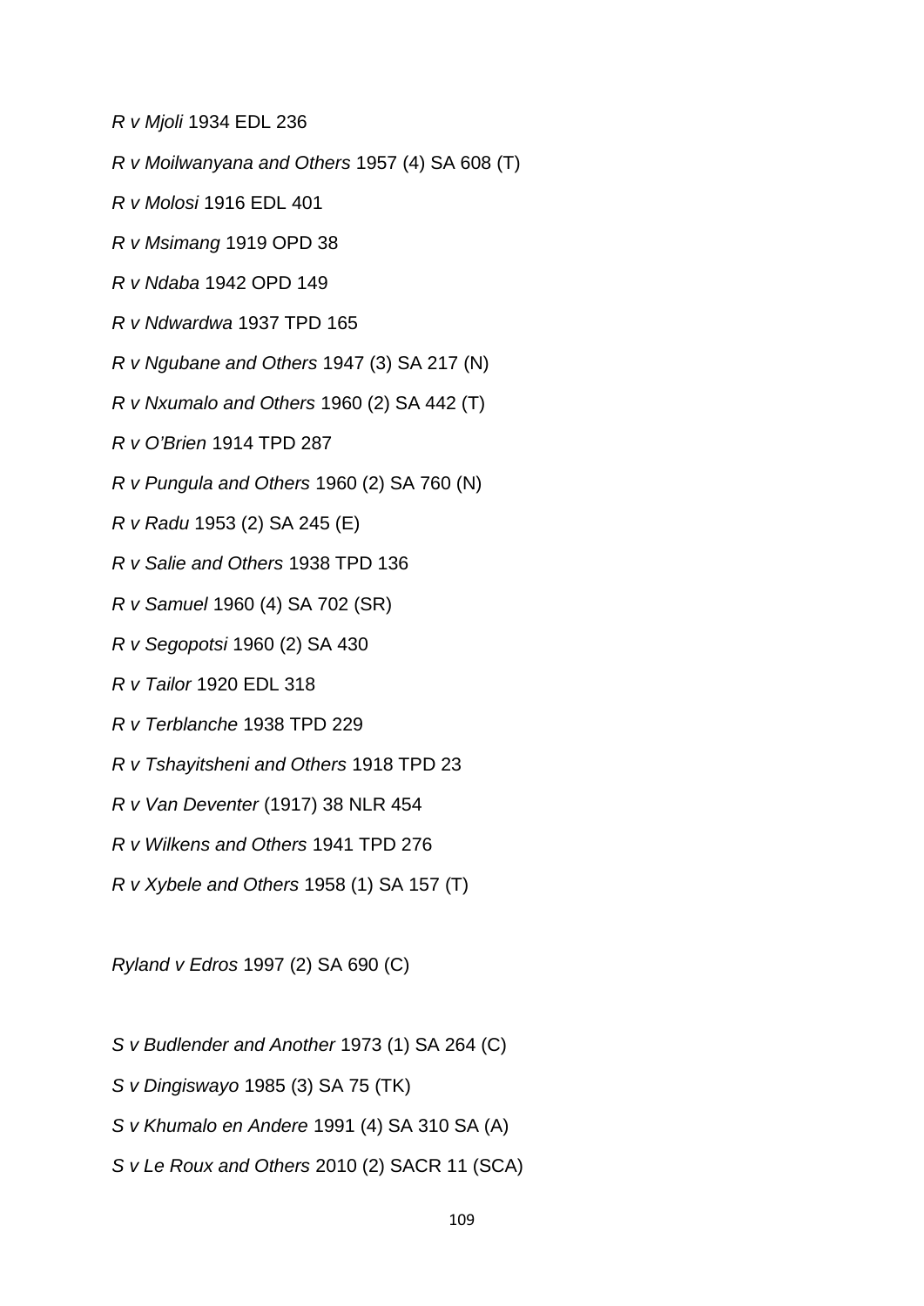*R v Mjoli* 1934 EDL 236

*R v Moilwanyana and Others* 1957 (4) SA 608 (T)

*R v Molosi* 1916 EDL 401

*R v Msimang* 1919 OPD 38

*R v Ndaba* 1942 OPD 149

*R v Ndwardwa* 1937 TPD 165

*R v Ngubane and Others* 1947 (3) SA 217 (N)

*R v Nxumalo and Others* 1960 (2) SA 442 (T)

*R v O'Brien* 1914 TPD 287

*R v Pungula and Others* 1960 (2) SA 760 (N)

*R v Radu* 1953 (2) SA 245 (E)

*R v Salie and Others* 1938 TPD 136

*R v Samuel* 1960 (4) SA 702 (SR)

*R v Segopotsi* 1960 (2) SA 430

*R v Tailor* 1920 EDL 318

*R v Terblanche* 1938 TPD 229

*R v Tshayitsheni and Others* 1918 TPD 23

*R v Van Deventer* (1917) 38 NLR 454

*R v Wilkens and Others* 1941 TPD 276

*R v Xybele and Others* 1958 (1) SA 157 (T)

*Ryland v Edros* 1997 (2) SA 690 (C)

*S v Budlender and Another* 1973 (1) SA 264 (C)

*S v Dingiswayo* 1985 (3) SA 75 (TK)

*S v Khumalo en Andere* 1991 (4) SA 310 SA (A)

*S v Le Roux and Others* 2010 (2) SACR 11 (SCA)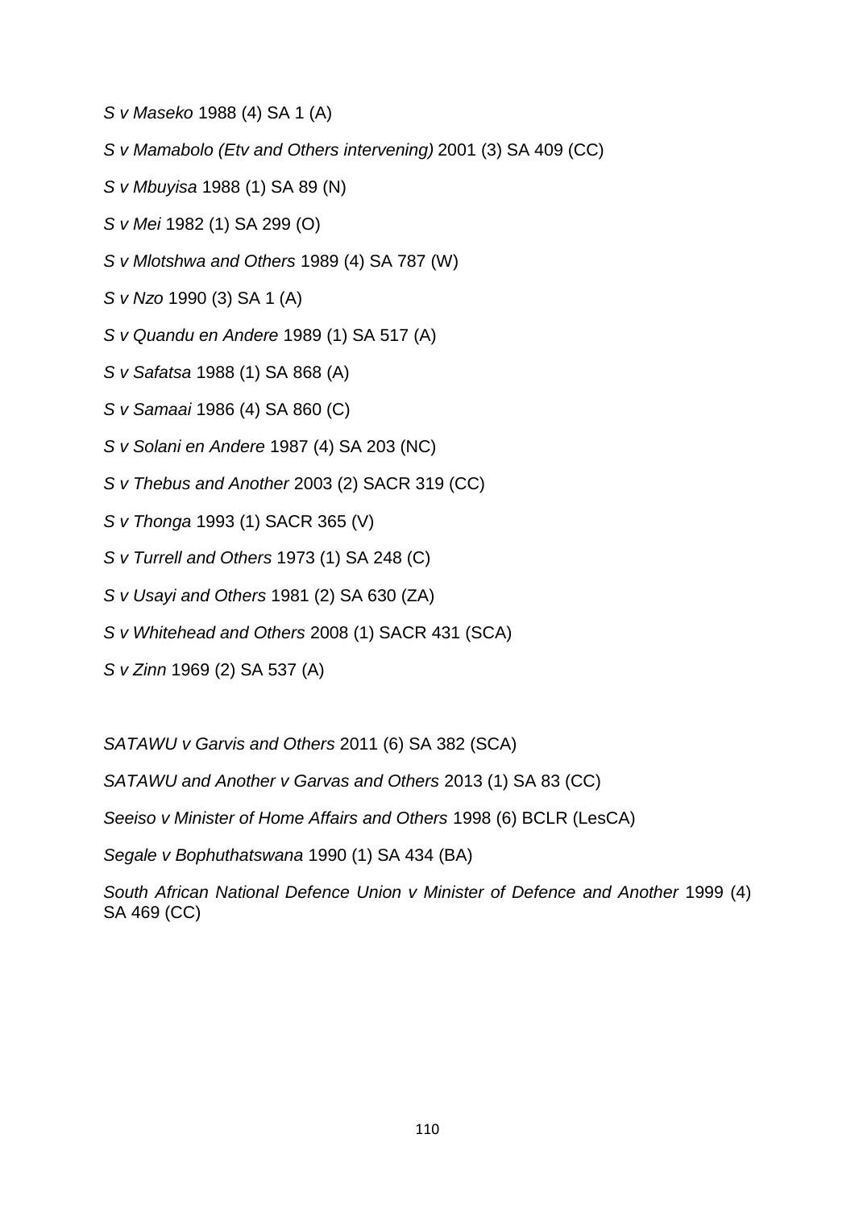*S v Maseko* 1988 (4) SA 1 (A)

*S v Mamabolo (Etv and Others intervening)* 2001 (3) SA 409 (CC)

*S v Mbuyisa* 1988 (1) SA 89 (N)

*S v Mei* 1982 (1) SA 299 (O)

*S v Mlotshwa and Others* 1989 (4) SA 787 (W)

*S v Nzo* 1990 (3) SA 1 (A)

*S v Quandu en Andere* 1989 (1) SA 517 (A)

*S v Safatsa* 1988 (1) SA 868 (A)

*S v Samaai* 1986 (4) SA 860 (C)

*S v Solani en Andere* 1987 (4) SA 203 (NC)

*S v Thebus and Another* 2003 (2) SACR 319 (CC)

*S v Thonga* 1993 (1) SACR 365 (V)

*S v Turrell and Others* 1973 (1) SA 248 (C)

*S v Usayi and Others* 1981 (2) SA 630 (ZA)

*S v Whitehead and Others* 2008 (1) SACR 431 (SCA)

*S v Zinn* 1969 (2) SA 537 (A)

*SATAWU v Garvis and Others* 2011 (6) SA 382 (SCA)

*SATAWU and Another v Garvas and Others* 2013 (1) SA 83 (CC)

*Seeiso v Minister of Home Affairs and Others* 1998 (6) BCLR (LesCA)

*Segale v Bophuthatswana* 1990 (1) SA 434 (BA)

*South African National Defence Union v Minister of Defence and Another* 1999 (4) SA 469 (CC)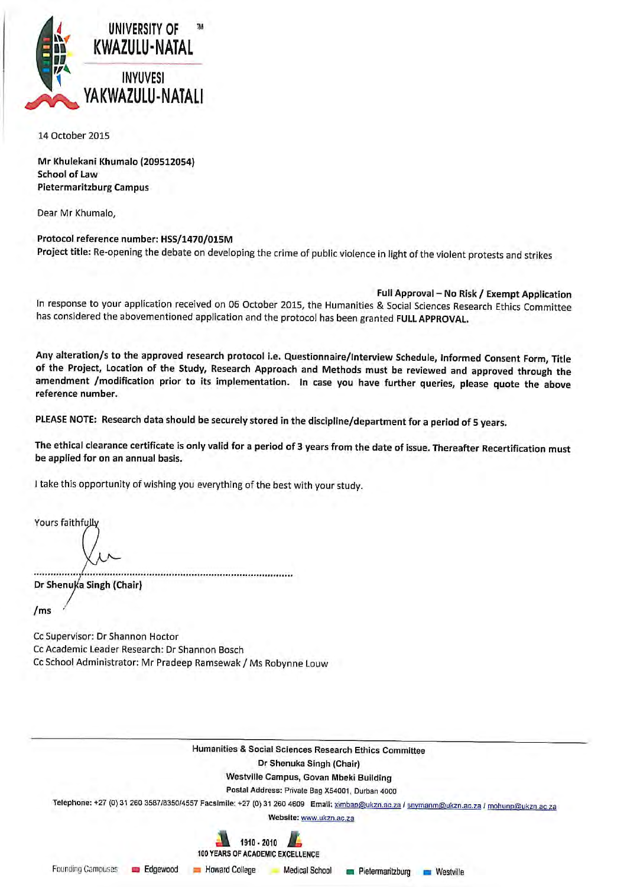UNIVERSITY OF KWAZULU-NATAL

INYUVESI YAKWAZULU-NATALI

14 October 2015

**Mr Khulekani Khumalo (209512054)**
**School of Law**
**Pietermaritzburg Campus**

Dear Mr Khumalo,

**Protocol reference number: HSS/1470/015M**
**Project title:** Re-opening the debate on developing the crime of public violence in light of the violent protests and strikes

**Full Approval – No Risk / Exempt Application**

In response to your application received on 06 October 2015, the Humanities & Social Sciences Research Ethics Committee has considered the abovementioned application and the protocol has been granted **FULL APPROVAL.**

**Any alteration/s to the approved research protocol i.e. Questionnaire/Interview Schedule, Informed Consent Form, Title of the Project, Location of the Study, Research Approach and Methods must be reviewed and approved through the amendment /modification prior to its implementation. In case you have further queries, please quote the above reference number.**

**PLEASE NOTE: Research data should be securely stored in the discipline/department for a period of 5 years.**

**The ethical clearance certificate is only valid for a period of 3 years from the date of issue. Thereafter Recertification must be applied for on an annual basis.**

I take this opportunity of wishing you everything of the best with your study.

Yours faithfully

..........................................................................................

**Dr Shenuka Singh (Chair)**

**/ms**

Cc Supervisor: Dr Shannon Hoctor
Cc Academic Leader Research: Dr Shannon Bosch
Cc School Administrator: Mr Pradeep Ramsewak / Ms Robynne Louw

---

**Humanities & Social Sciences Research Ethics Committee**
**Dr Shenuka Singh (Chair)**
**Westville Campus, Govan Mbeki Building**
**Postal Address:** Private Bag X54001, Durban 4000
**Telephone:** +27 (0) 31 260 3587/8350/4557 **Facsimile:** +27 (0) 31 260 4609 **Email:** ximbap@ukzn.ac.za / snymanm@ukzn.ac.za / mohunp@ukzn.ac.za
**Website:** www.ukzn.ac.za

1910 - 2010
100 YEARS OF ACADEMIC EXCELLENCE

Founding Campuses: Edgewood | Howard College | Medical School | Pietermaritzburg | Westville